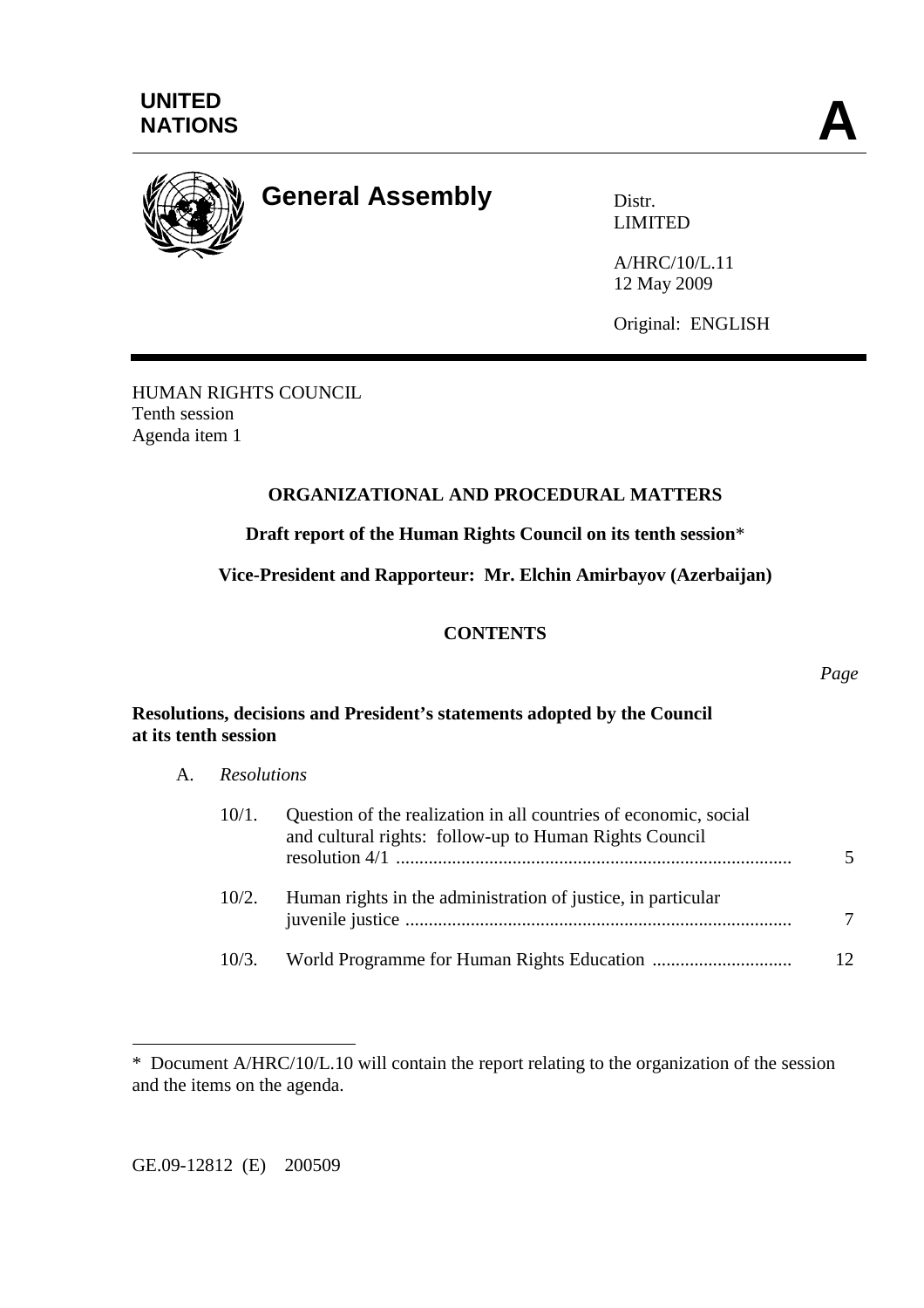UNITED NATIONS

**A**

# General Assembly

Distr.
LIMITED

A/HRC/10/L.11
12 May 2009

Original: ENGLISH

HUMAN RIGHTS COUNCIL
Tenth session
Agenda item 1

## ORGANIZATIONAL AND PROCEDURAL MATTERS

**Draft report of the Human Rights Council on its tenth session***

**Vice-President and Rapporteur: Mr. Elchin Amirbayov (Azerbaijan)**

## CONTENTS

| | | *Page* |
|---|---|---|
| **Resolutions, decisions and President's statements adopted by the Council at its tenth session** | | |
| A. *Resolutions* | | |
| 10/1. | Question of the realization in all countries of economic, social and cultural rights: follow-up to Human Rights Council resolution 4/1 | 5 |
| 10/2. | Human rights in the administration of justice, in particular juvenile justice | 7 |
| 10/3. | World Programme for Human Rights Education | 12 |

---

* Document A/HRC/10/L.10 will contain the report relating to the organization of the session and the items on the agenda.

GE.09-12812 (E) 200509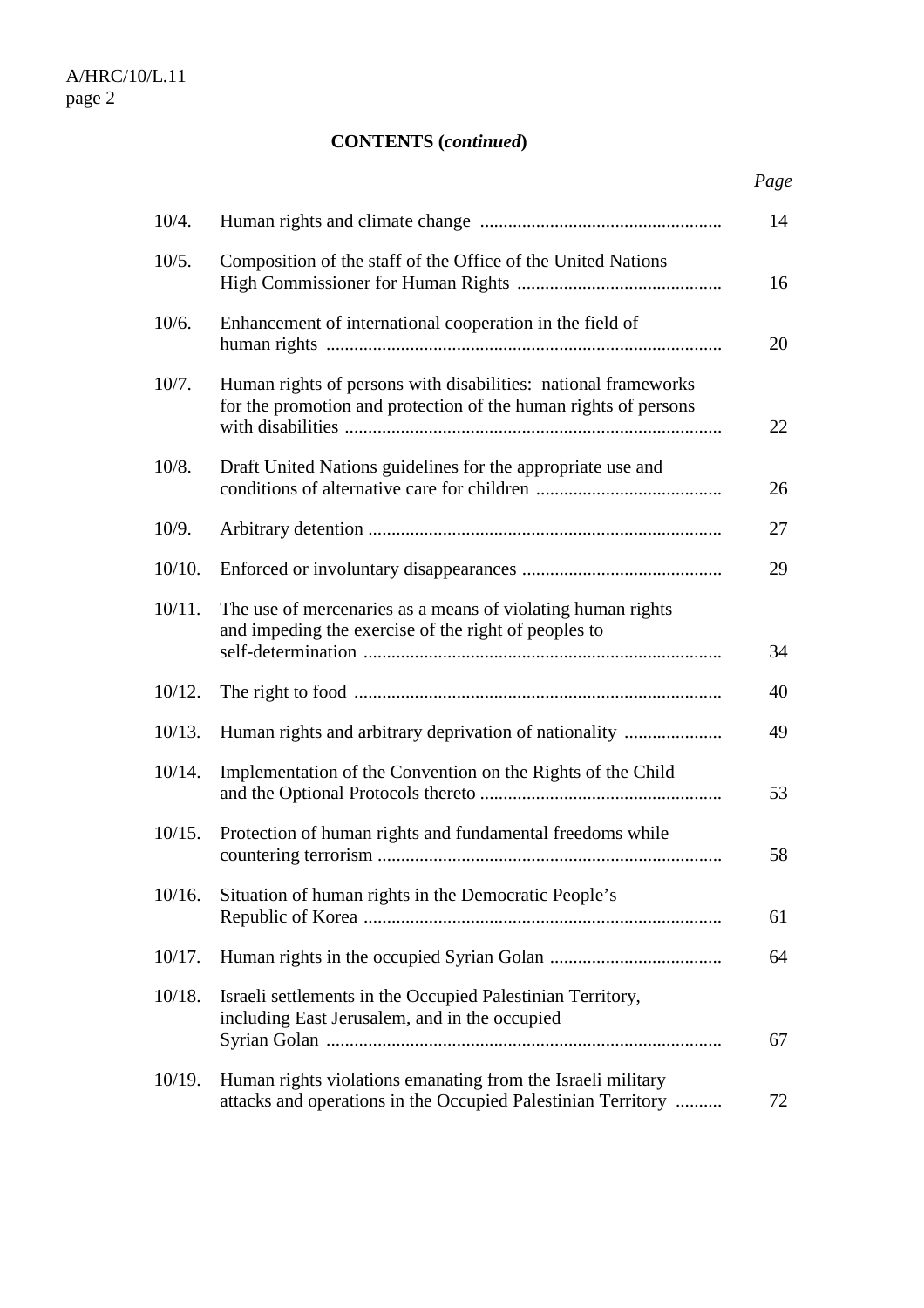**CONTENTS (*continued*)**

| | | *Page* |
|---|---|---|
| 10/4. | Human rights and climate change | 14 |
| 10/5. | Composition of the staff of the Office of the United Nations High Commissioner for Human Rights | 16 |
| 10/6. | Enhancement of international cooperation in the field of human rights | 20 |
| 10/7. | Human rights of persons with disabilities: national frameworks for the promotion and protection of the human rights of persons with disabilities | 22 |
| 10/8. | Draft United Nations guidelines for the appropriate use and conditions of alternative care for children | 26 |
| 10/9. | Arbitrary detention | 27 |
| 10/10. | Enforced or involuntary disappearances | 29 |
| 10/11. | The use of mercenaries as a means of violating human rights and impeding the exercise of the right of peoples to self-determination | 34 |
| 10/12. | The right to food | 40 |
| 10/13. | Human rights and arbitrary deprivation of nationality | 49 |
| 10/14. | Implementation of the Convention on the Rights of the Child and the Optional Protocols thereto | 53 |
| 10/15. | Protection of human rights and fundamental freedoms while countering terrorism | 58 |
| 10/16. | Situation of human rights in the Democratic People's Republic of Korea | 61 |
| 10/17. | Human rights in the occupied Syrian Golan | 64 |
| 10/18. | Israeli settlements in the Occupied Palestinian Territory, including East Jerusalem, and in the occupied Syrian Golan | 67 |
| 10/19. | Human rights violations emanating from the Israeli military attacks and operations in the Occupied Palestinian Territory | 72 |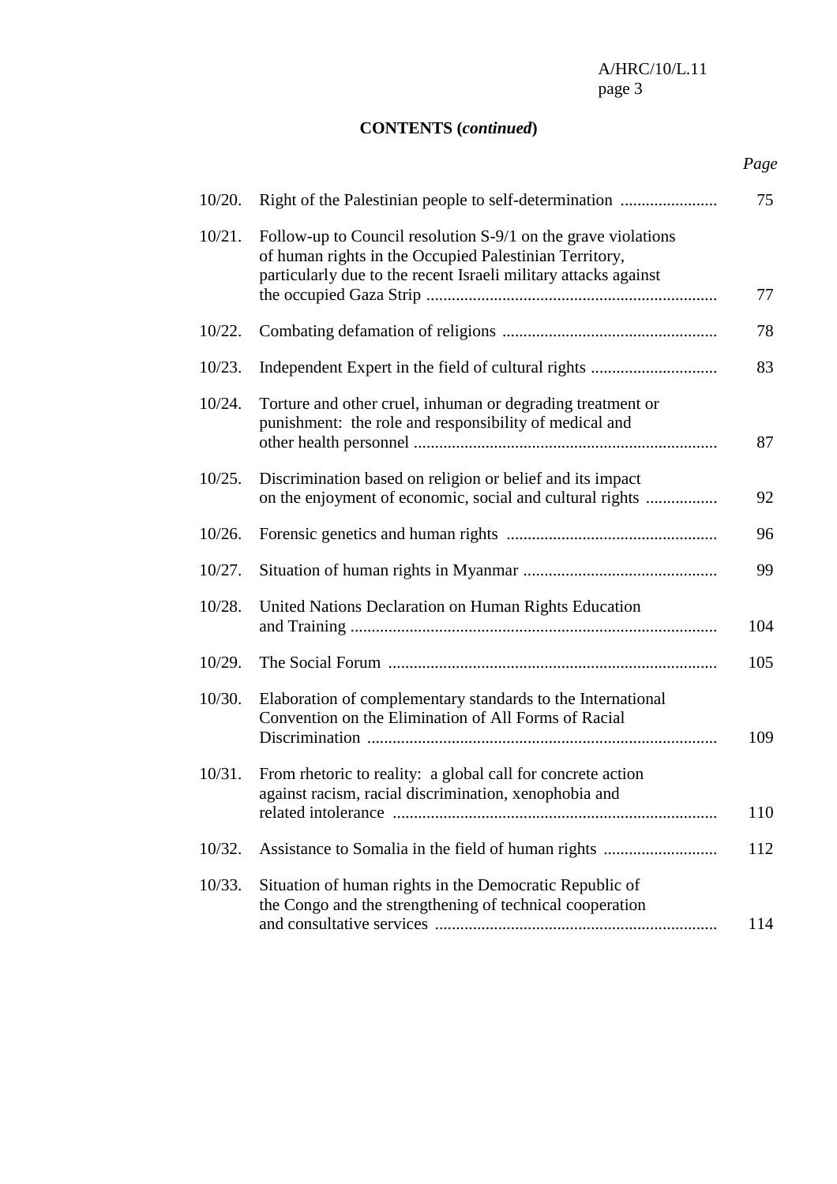**CONTENTS (*continued*)**

| | | *Page* |
|---|---|---|
| 10/20. | Right of the Palestinian people to self-determination | 75 |
| 10/21. | Follow-up to Council resolution S-9/1 on the grave violations of human rights in the Occupied Palestinian Territory, particularly due to the recent Israeli military attacks against the occupied Gaza Strip | 77 |
| 10/22. | Combating defamation of religions | 78 |
| 10/23. | Independent Expert in the field of cultural rights | 83 |
| 10/24. | Torture and other cruel, inhuman or degrading treatment or punishment: the role and responsibility of medical and other health personnel | 87 |
| 10/25. | Discrimination based on religion or belief and its impact on the enjoyment of economic, social and cultural rights | 92 |
| 10/26. | Forensic genetics and human rights | 96 |
| 10/27. | Situation of human rights in Myanmar | 99 |
| 10/28. | United Nations Declaration on Human Rights Education and Training | 104 |
| 10/29. | The Social Forum | 105 |
| 10/30. | Elaboration of complementary standards to the International Convention on the Elimination of All Forms of Racial Discrimination | 109 |
| 10/31. | From rhetoric to reality: a global call for concrete action against racism, racial discrimination, xenophobia and related intolerance | 110 |
| 10/32. | Assistance to Somalia in the field of human rights | 112 |
| 10/33. | Situation of human rights in the Democratic Republic of the Congo and the strengthening of technical cooperation and consultative services | 114 |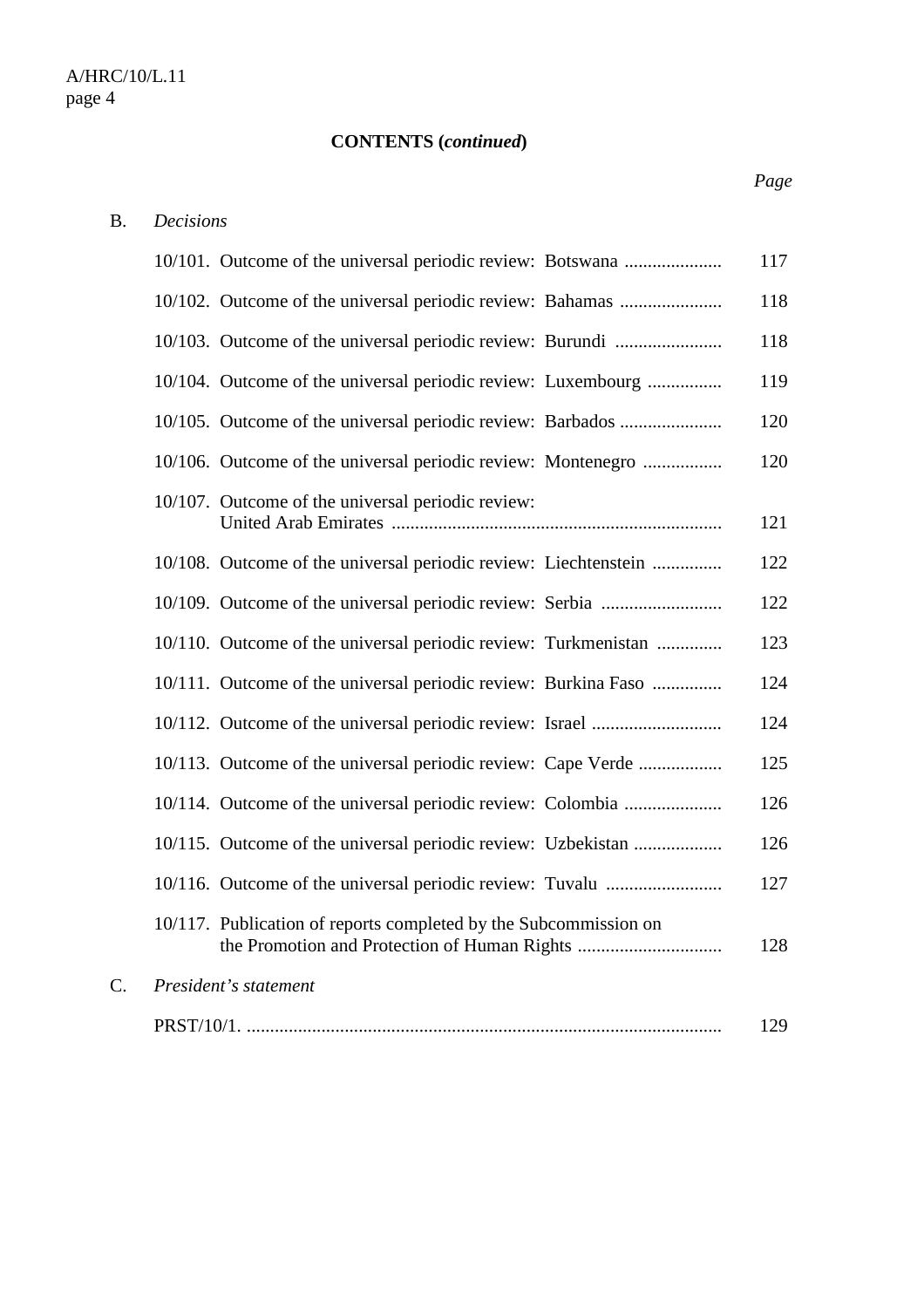**CONTENTS (*continued*)**

| | | *Page* |
|---|---|---|
| B. | *Decisions* | |
| | 10/101. Outcome of the universal periodic review: Botswana | 117 |
| | 10/102. Outcome of the universal periodic review: Bahamas | 118 |
| | 10/103. Outcome of the universal periodic review: Burundi | 118 |
| | 10/104. Outcome of the universal periodic review: Luxembourg | 119 |
| | 10/105. Outcome of the universal periodic review: Barbados | 120 |
| | 10/106. Outcome of the universal periodic review: Montenegro | 120 |
| | 10/107. Outcome of the universal periodic review: United Arab Emirates | 121 |
| | 10/108. Outcome of the universal periodic review: Liechtenstein | 122 |
| | 10/109. Outcome of the universal periodic review: Serbia | 122 |
| | 10/110. Outcome of the universal periodic review: Turkmenistan | 123 |
| | 10/111. Outcome of the universal periodic review: Burkina Faso | 124 |
| | 10/112. Outcome of the universal periodic review: Israel | 124 |
| | 10/113. Outcome of the universal periodic review: Cape Verde | 125 |
| | 10/114. Outcome of the universal periodic review: Colombia | 126 |
| | 10/115. Outcome of the universal periodic review: Uzbekistan | 126 |
| | 10/116. Outcome of the universal periodic review: Tuvalu | 127 |
| | 10/117. Publication of reports completed by the Subcommission on the Promotion and Protection of Human Rights | 128 |
| C. | *President's statement* | |
| | PRST/10/1. | 129 |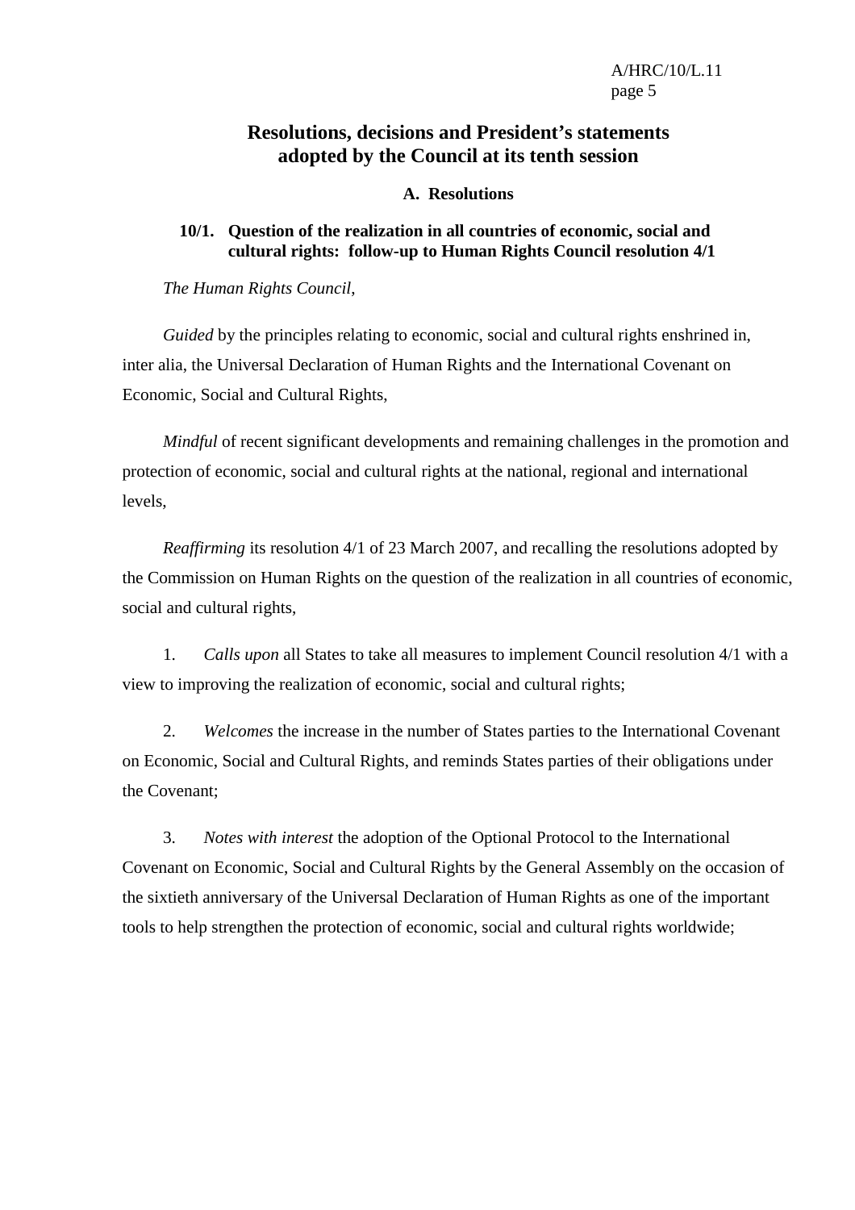# Resolutions, decisions and President's statements adopted by the Council at its tenth session

## A. Resolutions

### 10/1. Question of the realization in all countries of economic, social and cultural rights: follow-up to Human Rights Council resolution 4/1

*The Human Rights Council*,

*Guided* by the principles relating to economic, social and cultural rights enshrined in, inter alia, the Universal Declaration of Human Rights and the International Covenant on Economic, Social and Cultural Rights,

*Mindful* of recent significant developments and remaining challenges in the promotion and protection of economic, social and cultural rights at the national, regional and international levels,

*Reaffirming* its resolution 4/1 of 23 March 2007, and recalling the resolutions adopted by the Commission on Human Rights on the question of the realization in all countries of economic, social and cultural rights,

1. *Calls upon* all States to take all measures to implement Council resolution 4/1 with a view to improving the realization of economic, social and cultural rights;

2. *Welcomes* the increase in the number of States parties to the International Covenant on Economic, Social and Cultural Rights, and reminds States parties of their obligations under the Covenant;

3. *Notes with interest* the adoption of the Optional Protocol to the International Covenant on Economic, Social and Cultural Rights by the General Assembly on the occasion of the sixtieth anniversary of the Universal Declaration of Human Rights as one of the important tools to help strengthen the protection of economic, social and cultural rights worldwide;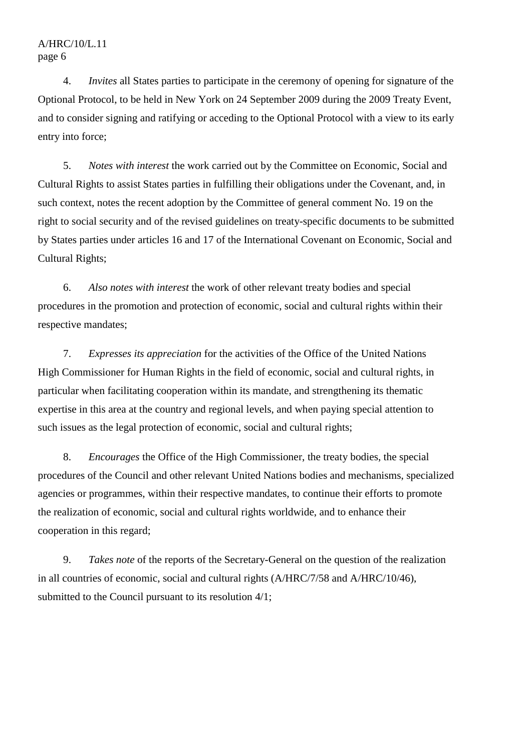4. *Invites* all States parties to participate in the ceremony of opening for signature of the Optional Protocol, to be held in New York on 24 September 2009 during the 2009 Treaty Event, and to consider signing and ratifying or acceding to the Optional Protocol with a view to its early entry into force;

5. *Notes with interest* the work carried out by the Committee on Economic, Social and Cultural Rights to assist States parties in fulfilling their obligations under the Covenant, and, in such context, notes the recent adoption by the Committee of general comment No. 19 on the right to social security and of the revised guidelines on treaty-specific documents to be submitted by States parties under articles 16 and 17 of the International Covenant on Economic, Social and Cultural Rights;

6. *Also notes with interest* the work of other relevant treaty bodies and special procedures in the promotion and protection of economic, social and cultural rights within their respective mandates;

7. *Expresses its appreciation* for the activities of the Office of the United Nations High Commissioner for Human Rights in the field of economic, social and cultural rights, in particular when facilitating cooperation within its mandate, and strengthening its thematic expertise in this area at the country and regional levels, and when paying special attention to such issues as the legal protection of economic, social and cultural rights;

8. *Encourages* the Office of the High Commissioner, the treaty bodies, the special procedures of the Council and other relevant United Nations bodies and mechanisms, specialized agencies or programmes, within their respective mandates, to continue their efforts to promote the realization of economic, social and cultural rights worldwide, and to enhance their cooperation in this regard;

9. *Takes note* of the reports of the Secretary-General on the question of the realization in all countries of economic, social and cultural rights (A/HRC/7/58 and A/HRC/10/46), submitted to the Council pursuant to its resolution 4/1;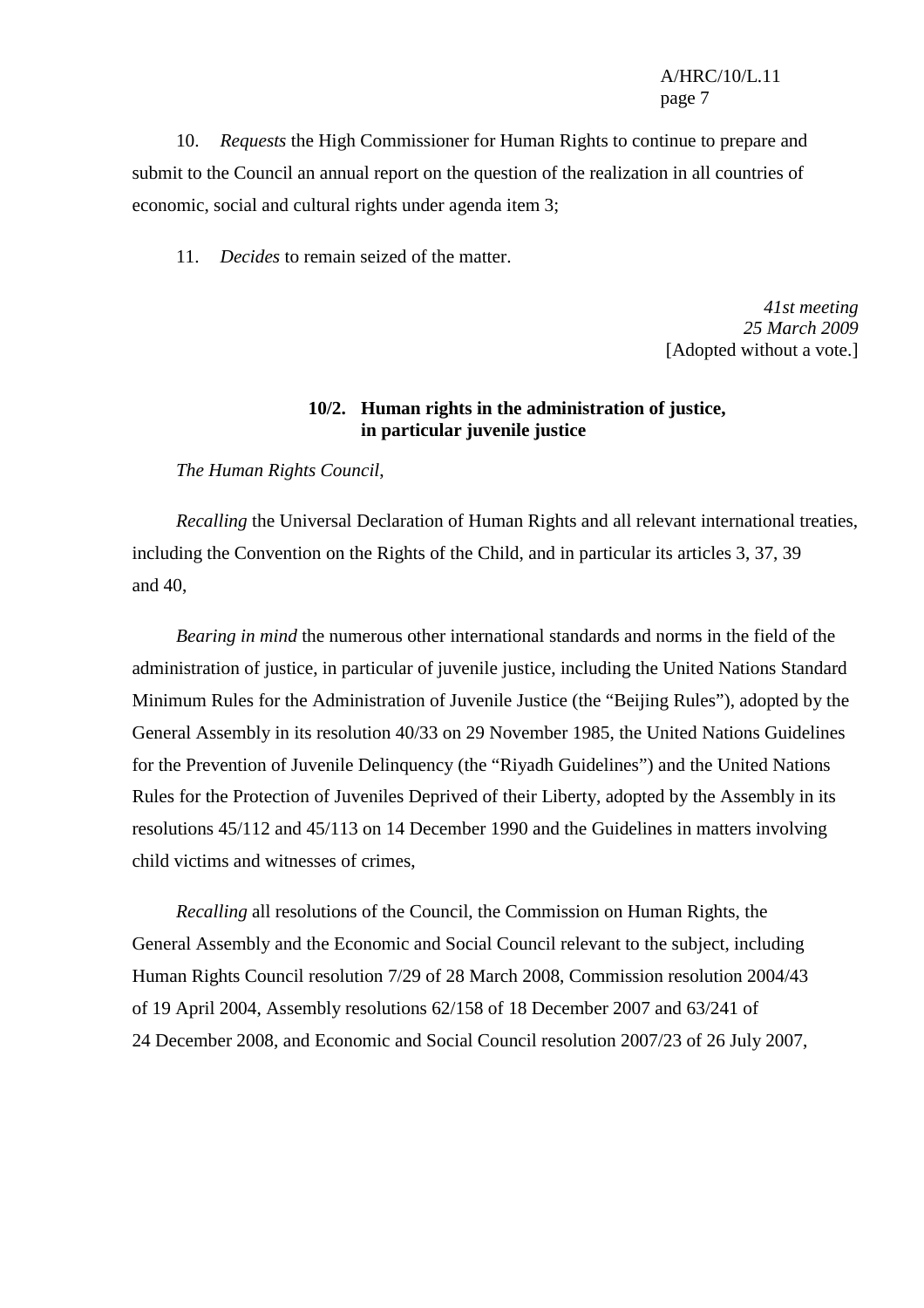10. *Requests* the High Commissioner for Human Rights to continue to prepare and submit to the Council an annual report on the question of the realization in all countries of economic, social and cultural rights under agenda item 3;

11. *Decides* to remain seized of the matter.

*41st meeting*
*25 March 2009*
[Adopted without a vote.]

### 10/2. Human rights in the administration of justice, in particular juvenile justice

*The Human Rights Council*,

*Recalling* the Universal Declaration of Human Rights and all relevant international treaties, including the Convention on the Rights of the Child, and in particular its articles 3, 37, 39 and 40,

*Bearing in mind* the numerous other international standards and norms in the field of the administration of justice, in particular of juvenile justice, including the United Nations Standard Minimum Rules for the Administration of Juvenile Justice (the "Beijing Rules"), adopted by the General Assembly in its resolution 40/33 on 29 November 1985, the United Nations Guidelines for the Prevention of Juvenile Delinquency (the "Riyadh Guidelines") and the United Nations Rules for the Protection of Juveniles Deprived of their Liberty, adopted by the Assembly in its resolutions 45/112 and 45/113 on 14 December 1990 and the Guidelines in matters involving child victims and witnesses of crimes,

*Recalling* all resolutions of the Council, the Commission on Human Rights, the General Assembly and the Economic and Social Council relevant to the subject, including Human Rights Council resolution 7/29 of 28 March 2008, Commission resolution 2004/43 of 19 April 2004, Assembly resolutions 62/158 of 18 December 2007 and 63/241 of 24 December 2008, and Economic and Social Council resolution 2007/23 of 26 July 2007,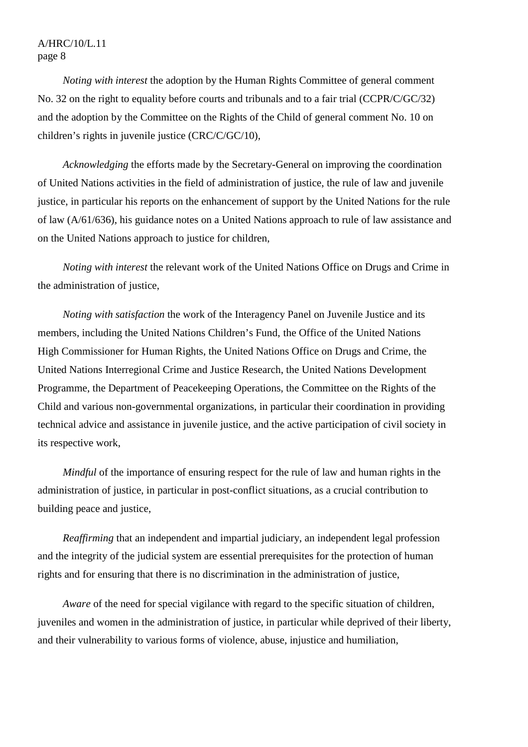*Noting with interest* the adoption by the Human Rights Committee of general comment No. 32 on the right to equality before courts and tribunals and to a fair trial (CCPR/C/GC/32) and the adoption by the Committee on the Rights of the Child of general comment No. 10 on children's rights in juvenile justice (CRC/C/GC/10),

*Acknowledging* the efforts made by the Secretary-General on improving the coordination of United Nations activities in the field of administration of justice, the rule of law and juvenile justice, in particular his reports on the enhancement of support by the United Nations for the rule of law (A/61/636), his guidance notes on a United Nations approach to rule of law assistance and on the United Nations approach to justice for children,

*Noting with interest* the relevant work of the United Nations Office on Drugs and Crime in the administration of justice,

*Noting with satisfaction* the work of the Interagency Panel on Juvenile Justice and its members, including the United Nations Children's Fund, the Office of the United Nations High Commissioner for Human Rights, the United Nations Office on Drugs and Crime, the United Nations Interregional Crime and Justice Research, the United Nations Development Programme, the Department of Peacekeeping Operations, the Committee on the Rights of the Child and various non-governmental organizations, in particular their coordination in providing technical advice and assistance in juvenile justice, and the active participation of civil society in its respective work,

*Mindful* of the importance of ensuring respect for the rule of law and human rights in the administration of justice, in particular in post-conflict situations, as a crucial contribution to building peace and justice,

*Reaffirming* that an independent and impartial judiciary, an independent legal profession and the integrity of the judicial system are essential prerequisites for the protection of human rights and for ensuring that there is no discrimination in the administration of justice,

*Aware* of the need for special vigilance with regard to the specific situation of children, juveniles and women in the administration of justice, in particular while deprived of their liberty, and their vulnerability to various forms of violence, abuse, injustice and humiliation,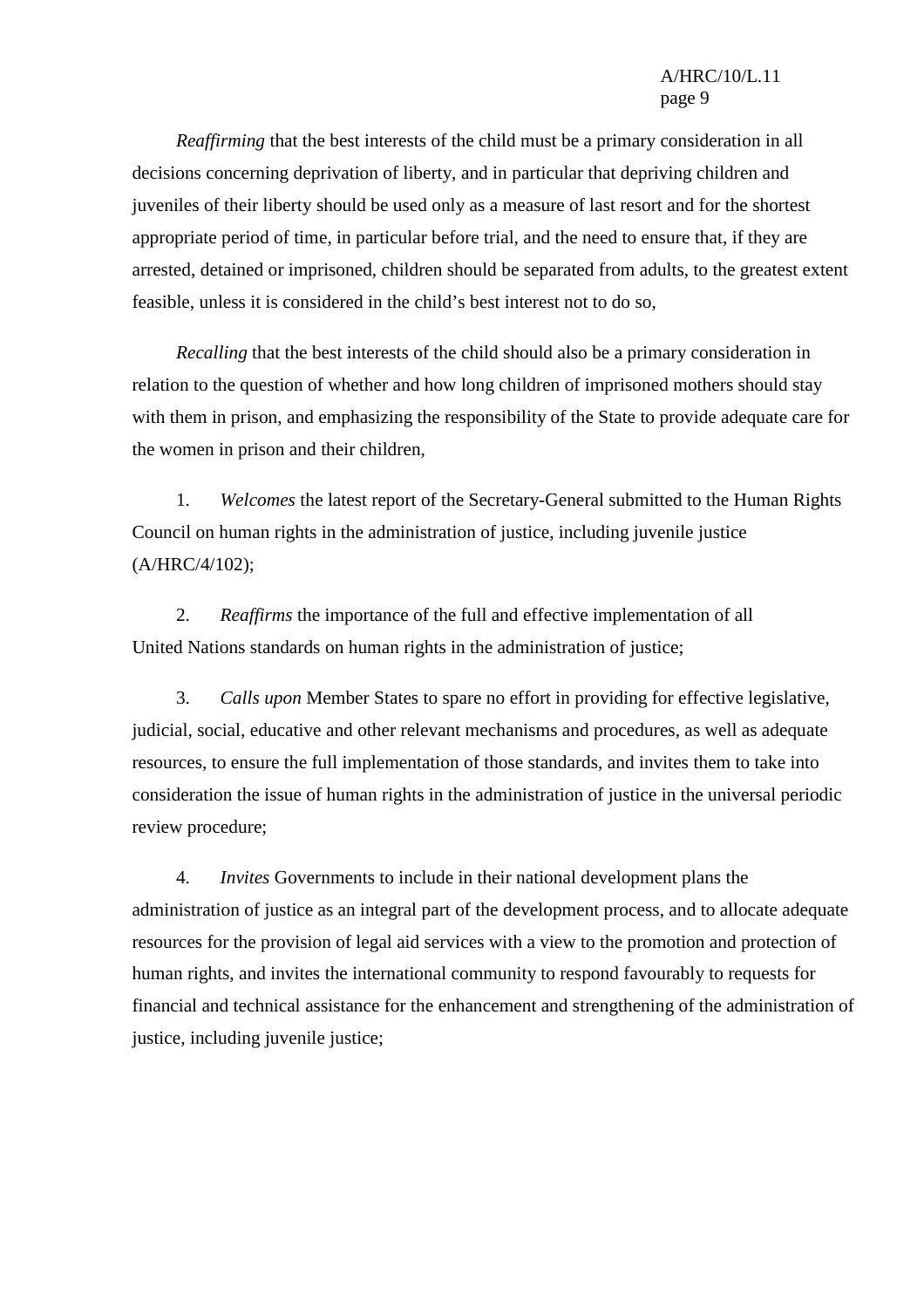*Reaffirming* that the best interests of the child must be a primary consideration in all decisions concerning deprivation of liberty, and in particular that depriving children and juveniles of their liberty should be used only as a measure of last resort and for the shortest appropriate period of time, in particular before trial, and the need to ensure that, if they are arrested, detained or imprisoned, children should be separated from adults, to the greatest extent feasible, unless it is considered in the child's best interest not to do so,

*Recalling* that the best interests of the child should also be a primary consideration in relation to the question of whether and how long children of imprisoned mothers should stay with them in prison, and emphasizing the responsibility of the State to provide adequate care for the women in prison and their children,

1. *Welcomes* the latest report of the Secretary-General submitted to the Human Rights Council on human rights in the administration of justice, including juvenile justice (A/HRC/4/102);

2. *Reaffirms* the importance of the full and effective implementation of all United Nations standards on human rights in the administration of justice;

3. *Calls upon* Member States to spare no effort in providing for effective legislative, judicial, social, educative and other relevant mechanisms and procedures, as well as adequate resources, to ensure the full implementation of those standards, and invites them to take into consideration the issue of human rights in the administration of justice in the universal periodic review procedure;

4. *Invites* Governments to include in their national development plans the administration of justice as an integral part of the development process, and to allocate adequate resources for the provision of legal aid services with a view to the promotion and protection of human rights, and invites the international community to respond favourably to requests for financial and technical assistance for the enhancement and strengthening of the administration of justice, including juvenile justice;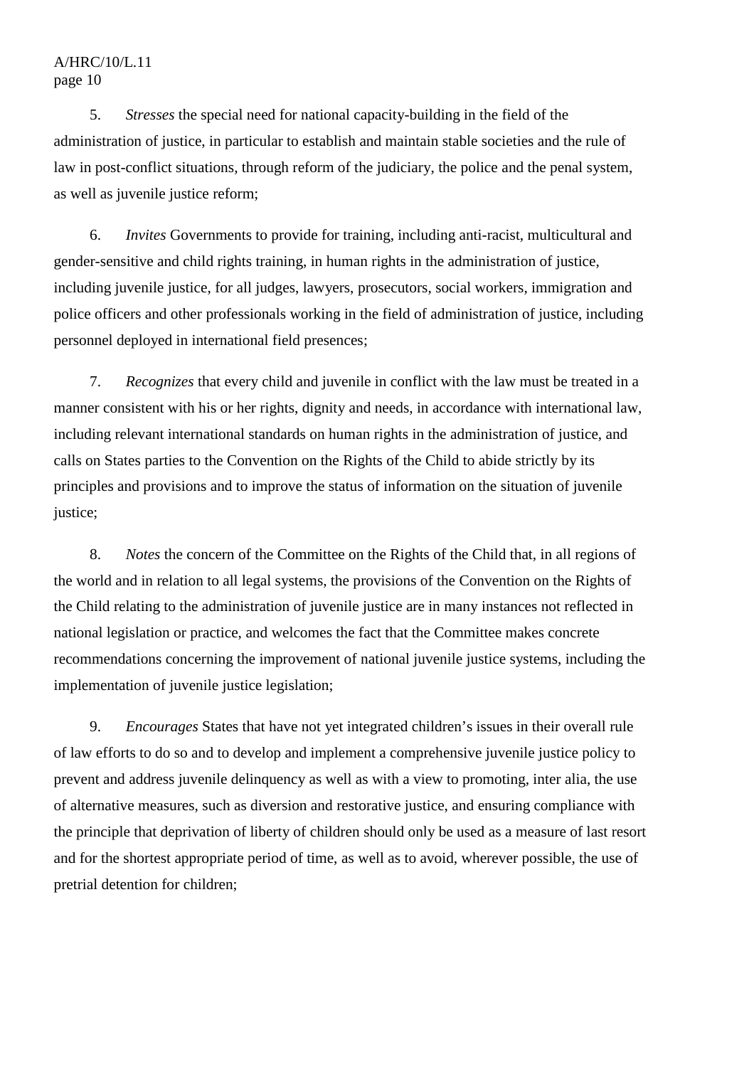5. *Stresses* the special need for national capacity-building in the field of the administration of justice, in particular to establish and maintain stable societies and the rule of law in post-conflict situations, through reform of the judiciary, the police and the penal system, as well as juvenile justice reform;

6. *Invites* Governments to provide for training, including anti-racist, multicultural and gender-sensitive and child rights training, in human rights in the administration of justice, including juvenile justice, for all judges, lawyers, prosecutors, social workers, immigration and police officers and other professionals working in the field of administration of justice, including personnel deployed in international field presences;

7. *Recognizes* that every child and juvenile in conflict with the law must be treated in a manner consistent with his or her rights, dignity and needs, in accordance with international law, including relevant international standards on human rights in the administration of justice, and calls on States parties to the Convention on the Rights of the Child to abide strictly by its principles and provisions and to improve the status of information on the situation of juvenile justice;

8. *Notes* the concern of the Committee on the Rights of the Child that, in all regions of the world and in relation to all legal systems, the provisions of the Convention on the Rights of the Child relating to the administration of juvenile justice are in many instances not reflected in national legislation or practice, and welcomes the fact that the Committee makes concrete recommendations concerning the improvement of national juvenile justice systems, including the implementation of juvenile justice legislation;

9. *Encourages* States that have not yet integrated children's issues in their overall rule of law efforts to do so and to develop and implement a comprehensive juvenile justice policy to prevent and address juvenile delinquency as well as with a view to promoting, inter alia, the use of alternative measures, such as diversion and restorative justice, and ensuring compliance with the principle that deprivation of liberty of children should only be used as a measure of last resort and for the shortest appropriate period of time, as well as to avoid, wherever possible, the use of pretrial detention for children;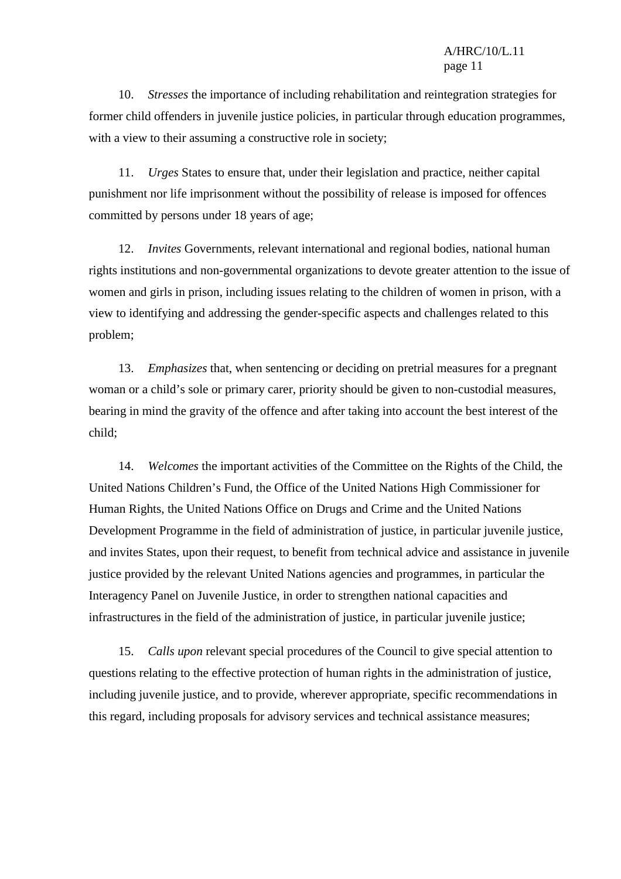10. *Stresses* the importance of including rehabilitation and reintegration strategies for former child offenders in juvenile justice policies, in particular through education programmes, with a view to their assuming a constructive role in society;

11. *Urges* States to ensure that, under their legislation and practice, neither capital punishment nor life imprisonment without the possibility of release is imposed for offences committed by persons under 18 years of age;

12. *Invites* Governments, relevant international and regional bodies, national human rights institutions and non-governmental organizations to devote greater attention to the issue of women and girls in prison, including issues relating to the children of women in prison, with a view to identifying and addressing the gender-specific aspects and challenges related to this problem;

13. *Emphasizes* that, when sentencing or deciding on pretrial measures for a pregnant woman or a child's sole or primary carer, priority should be given to non-custodial measures, bearing in mind the gravity of the offence and after taking into account the best interest of the child;

14. *Welcomes* the important activities of the Committee on the Rights of the Child, the United Nations Children's Fund, the Office of the United Nations High Commissioner for Human Rights, the United Nations Office on Drugs and Crime and the United Nations Development Programme in the field of administration of justice, in particular juvenile justice, and invites States, upon their request, to benefit from technical advice and assistance in juvenile justice provided by the relevant United Nations agencies and programmes, in particular the Interagency Panel on Juvenile Justice, in order to strengthen national capacities and infrastructures in the field of the administration of justice, in particular juvenile justice;

15. *Calls upon* relevant special procedures of the Council to give special attention to questions relating to the effective protection of human rights in the administration of justice, including juvenile justice, and to provide, wherever appropriate, specific recommendations in this regard, including proposals for advisory services and technical assistance measures;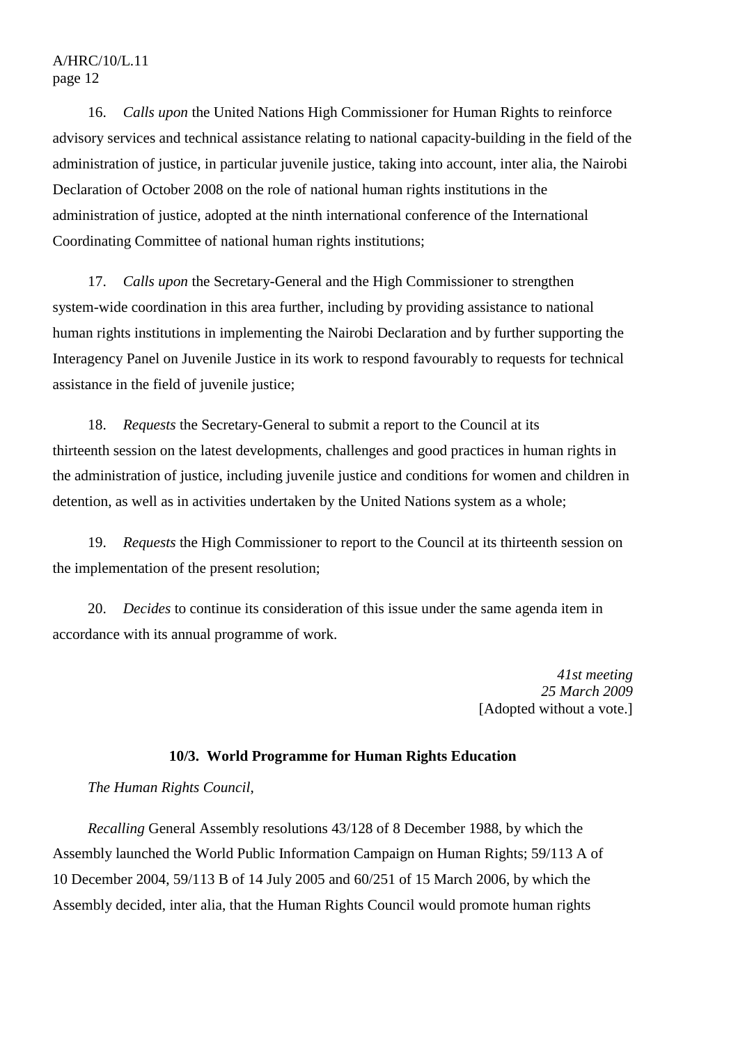16. *Calls upon* the United Nations High Commissioner for Human Rights to reinforce advisory services and technical assistance relating to national capacity-building in the field of the administration of justice, in particular juvenile justice, taking into account, inter alia, the Nairobi Declaration of October 2008 on the role of national human rights institutions in the administration of justice, adopted at the ninth international conference of the International Coordinating Committee of national human rights institutions;

17. *Calls upon* the Secretary-General and the High Commissioner to strengthen system-wide coordination in this area further, including by providing assistance to national human rights institutions in implementing the Nairobi Declaration and by further supporting the Interagency Panel on Juvenile Justice in its work to respond favourably to requests for technical assistance in the field of juvenile justice;

18. *Requests* the Secretary-General to submit a report to the Council at its thirteenth session on the latest developments, challenges and good practices in human rights in the administration of justice, including juvenile justice and conditions for women and children in detention, as well as in activities undertaken by the United Nations system as a whole;

19. *Requests* the High Commissioner to report to the Council at its thirteenth session on the implementation of the present resolution;

20. *Decides* to continue its consideration of this issue under the same agenda item in accordance with its annual programme of work.

*41st meeting*
*25 March 2009*
[Adopted without a vote.]

### 10/3. World Programme for Human Rights Education

*The Human Rights Council*,

*Recalling* General Assembly resolutions 43/128 of 8 December 1988, by which the Assembly launched the World Public Information Campaign on Human Rights; 59/113 A of 10 December 2004, 59/113 B of 14 July 2005 and 60/251 of 15 March 2006, by which the Assembly decided, inter alia, that the Human Rights Council would promote human rights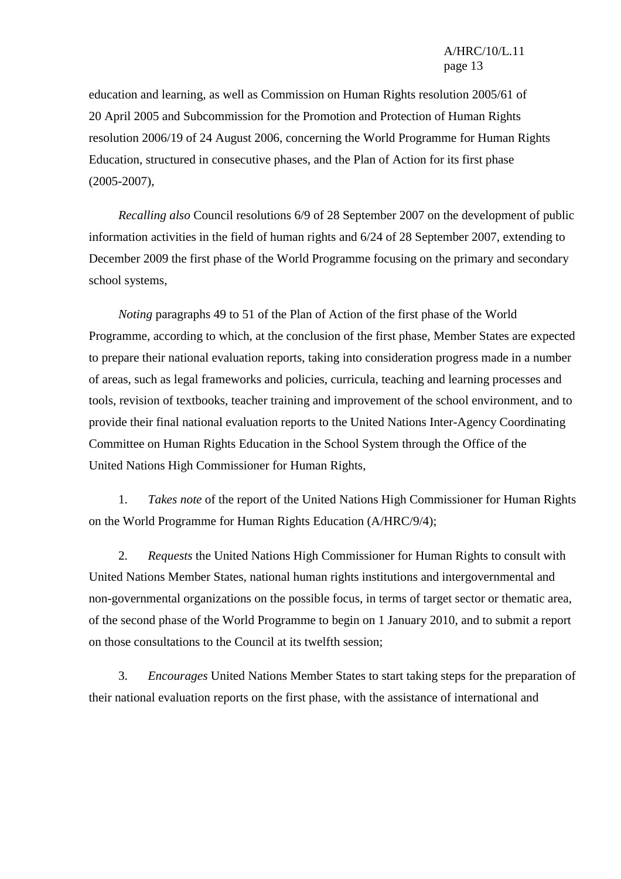education and learning, as well as Commission on Human Rights resolution 2005/61 of 20 April 2005 and Subcommission for the Promotion and Protection of Human Rights resolution 2006/19 of 24 August 2006, concerning the World Programme for Human Rights Education, structured in consecutive phases, and the Plan of Action for its first phase (2005-2007),

*Recalling also* Council resolutions 6/9 of 28 September 2007 on the development of public information activities in the field of human rights and 6/24 of 28 September 2007, extending to December 2009 the first phase of the World Programme focusing on the primary and secondary school systems,

*Noting* paragraphs 49 to 51 of the Plan of Action of the first phase of the World Programme, according to which, at the conclusion of the first phase, Member States are expected to prepare their national evaluation reports, taking into consideration progress made in a number of areas, such as legal frameworks and policies, curricula, teaching and learning processes and tools, revision of textbooks, teacher training and improvement of the school environment, and to provide their final national evaluation reports to the United Nations Inter-Agency Coordinating Committee on Human Rights Education in the School System through the Office of the United Nations High Commissioner for Human Rights,

1. *Takes note* of the report of the United Nations High Commissioner for Human Rights on the World Programme for Human Rights Education (A/HRC/9/4);

2. *Requests* the United Nations High Commissioner for Human Rights to consult with United Nations Member States, national human rights institutions and intergovernmental and non-governmental organizations on the possible focus, in terms of target sector or thematic area, of the second phase of the World Programme to begin on 1 January 2010, and to submit a report on those consultations to the Council at its twelfth session;

3. *Encourages* United Nations Member States to start taking steps for the preparation of their national evaluation reports on the first phase, with the assistance of international and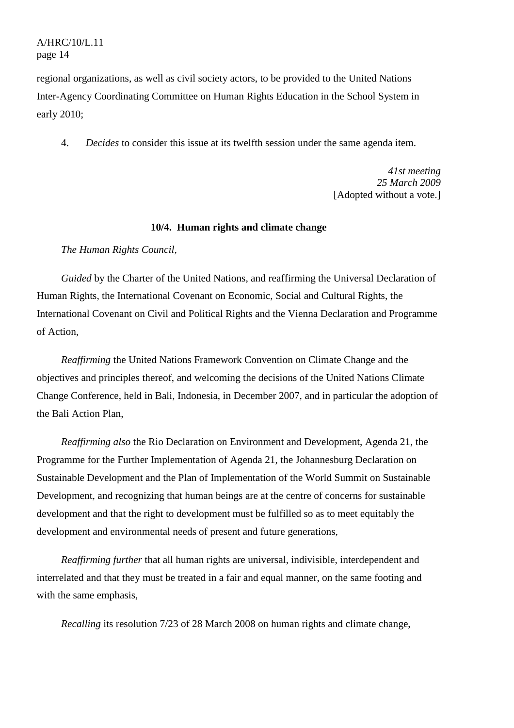regional organizations, as well as civil society actors, to be provided to the United Nations Inter-Agency Coordinating Committee on Human Rights Education in the School System in early 2010;

4. *Decides* to consider this issue at its twelfth session under the same agenda item.

*41st meeting*
*25 March 2009*
[Adopted without a vote.]

**10/4. Human rights and climate change**

*The Human Rights Council*,

*Guided* by the Charter of the United Nations, and reaffirming the Universal Declaration of Human Rights, the International Covenant on Economic, Social and Cultural Rights, the International Covenant on Civil and Political Rights and the Vienna Declaration and Programme of Action,

*Reaffirming* the United Nations Framework Convention on Climate Change and the objectives and principles thereof, and welcoming the decisions of the United Nations Climate Change Conference, held in Bali, Indonesia, in December 2007, and in particular the adoption of the Bali Action Plan,

*Reaffirming also* the Rio Declaration on Environment and Development, Agenda 21, the Programme for the Further Implementation of Agenda 21, the Johannesburg Declaration on Sustainable Development and the Plan of Implementation of the World Summit on Sustainable Development, and recognizing that human beings are at the centre of concerns for sustainable development and that the right to development must be fulfilled so as to meet equitably the development and environmental needs of present and future generations,

*Reaffirming further* that all human rights are universal, indivisible, interdependent and interrelated and that they must be treated in a fair and equal manner, on the same footing and with the same emphasis,

*Recalling* its resolution 7/23 of 28 March 2008 on human rights and climate change,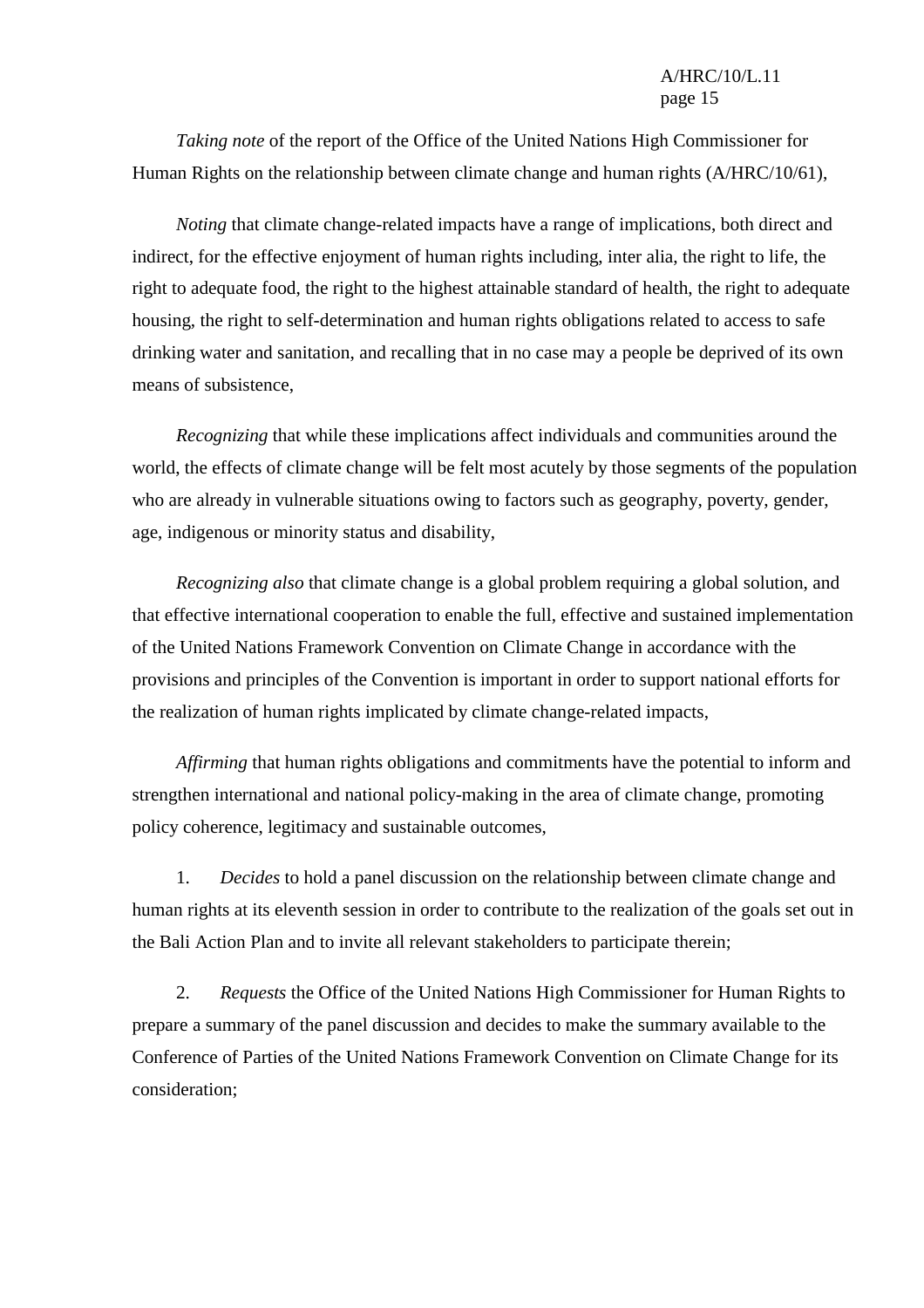*Taking note* of the report of the Office of the United Nations High Commissioner for Human Rights on the relationship between climate change and human rights (A/HRC/10/61),

*Noting* that climate change-related impacts have a range of implications, both direct and indirect, for the effective enjoyment of human rights including, inter alia, the right to life, the right to adequate food, the right to the highest attainable standard of health, the right to adequate housing, the right to self-determination and human rights obligations related to access to safe drinking water and sanitation, and recalling that in no case may a people be deprived of its own means of subsistence,

*Recognizing* that while these implications affect individuals and communities around the world, the effects of climate change will be felt most acutely by those segments of the population who are already in vulnerable situations owing to factors such as geography, poverty, gender, age, indigenous or minority status and disability,

*Recognizing also* that climate change is a global problem requiring a global solution, and that effective international cooperation to enable the full, effective and sustained implementation of the United Nations Framework Convention on Climate Change in accordance with the provisions and principles of the Convention is important in order to support national efforts for the realization of human rights implicated by climate change-related impacts,

*Affirming* that human rights obligations and commitments have the potential to inform and strengthen international and national policy-making in the area of climate change, promoting policy coherence, legitimacy and sustainable outcomes,

1. *Decides* to hold a panel discussion on the relationship between climate change and human rights at its eleventh session in order to contribute to the realization of the goals set out in the Bali Action Plan and to invite all relevant stakeholders to participate therein;

2. *Requests* the Office of the United Nations High Commissioner for Human Rights to prepare a summary of the panel discussion and decides to make the summary available to the Conference of Parties of the United Nations Framework Convention on Climate Change for its consideration;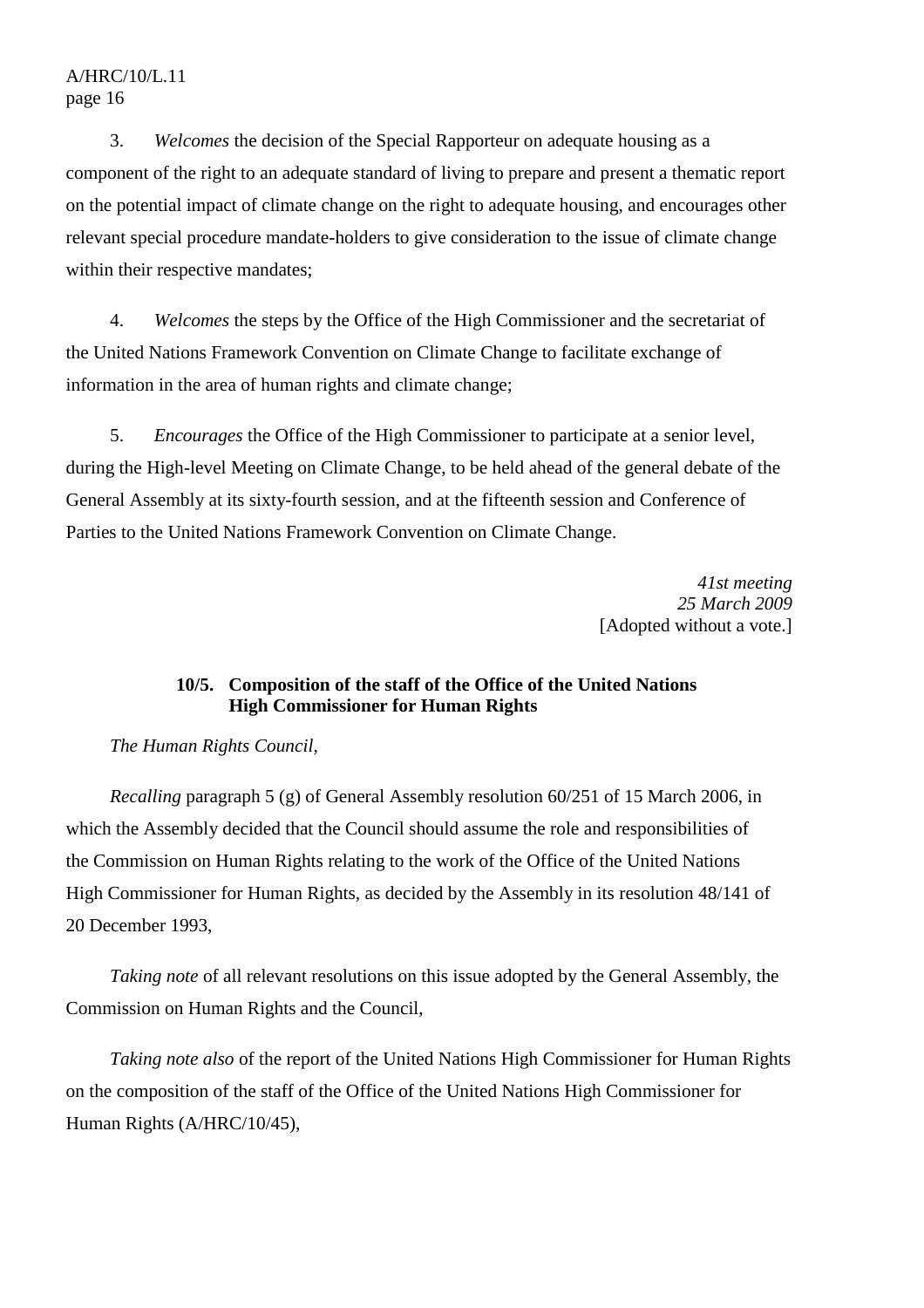3. *Welcomes* the decision of the Special Rapporteur on adequate housing as a component of the right to an adequate standard of living to prepare and present a thematic report on the potential impact of climate change on the right to adequate housing, and encourages other relevant special procedure mandate-holders to give consideration to the issue of climate change within their respective mandates;

4. *Welcomes* the steps by the Office of the High Commissioner and the secretariat of the United Nations Framework Convention on Climate Change to facilitate exchange of information in the area of human rights and climate change;

5. *Encourages* the Office of the High Commissioner to participate at a senior level, during the High-level Meeting on Climate Change, to be held ahead of the general debate of the General Assembly at its sixty-fourth session, and at the fifteenth session and Conference of Parties to the United Nations Framework Convention on Climate Change.

*41st meeting*
*25 March 2009*
[Adopted without a vote.]

### 10/5. Composition of the staff of the Office of the United Nations High Commissioner for Human Rights

*The Human Rights Council*,

*Recalling* paragraph 5 (g) of General Assembly resolution 60/251 of 15 March 2006, in which the Assembly decided that the Council should assume the role and responsibilities of the Commission on Human Rights relating to the work of the Office of the United Nations High Commissioner for Human Rights, as decided by the Assembly in its resolution 48/141 of 20 December 1993,

*Taking note* of all relevant resolutions on this issue adopted by the General Assembly, the Commission on Human Rights and the Council,

*Taking note also* of the report of the United Nations High Commissioner for Human Rights on the composition of the staff of the Office of the United Nations High Commissioner for Human Rights (A/HRC/10/45),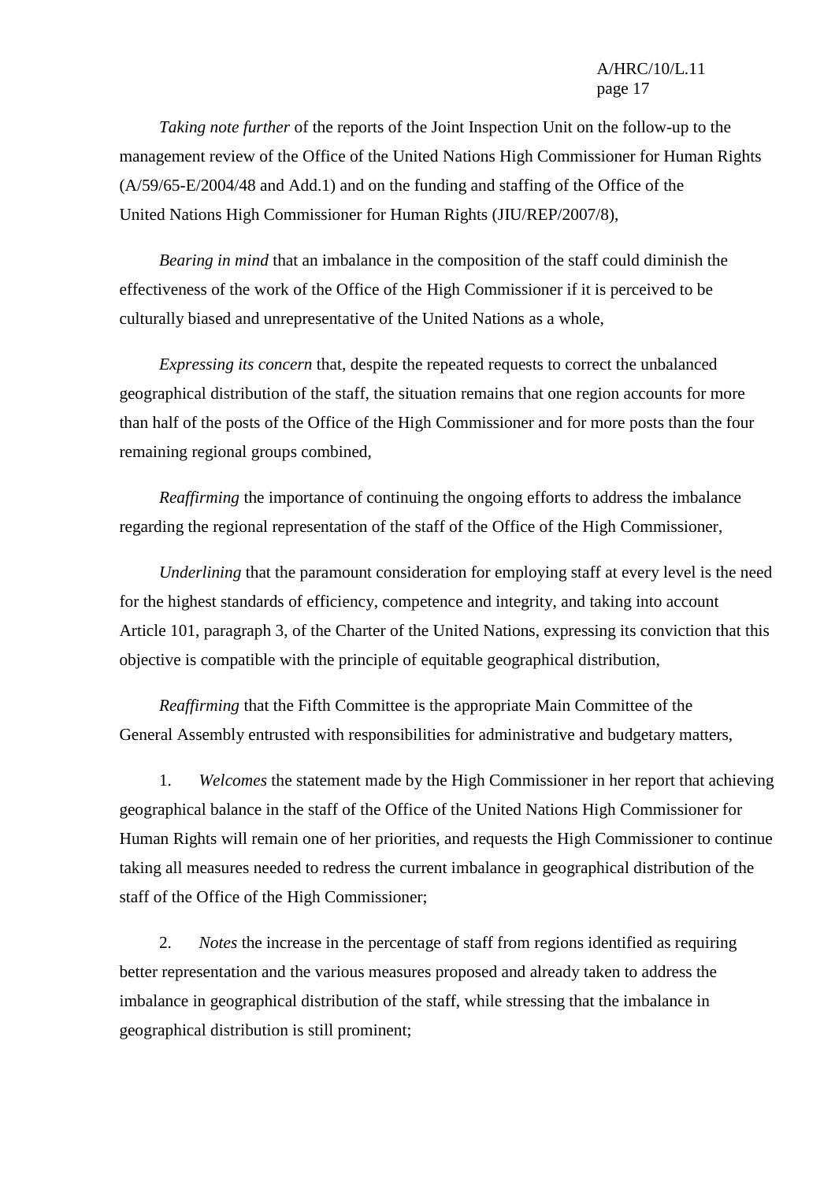*Taking note further* of the reports of the Joint Inspection Unit on the follow-up to the management review of the Office of the United Nations High Commissioner for Human Rights (A/59/65-E/2004/48 and Add.1) and on the funding and staffing of the Office of the United Nations High Commissioner for Human Rights (JIU/REP/2007/8),

*Bearing in mind* that an imbalance in the composition of the staff could diminish the effectiveness of the work of the Office of the High Commissioner if it is perceived to be culturally biased and unrepresentative of the United Nations as a whole,

*Expressing its concern* that, despite the repeated requests to correct the unbalanced geographical distribution of the staff, the situation remains that one region accounts for more than half of the posts of the Office of the High Commissioner and for more posts than the four remaining regional groups combined,

*Reaffirming* the importance of continuing the ongoing efforts to address the imbalance regarding the regional representation of the staff of the Office of the High Commissioner,

*Underlining* that the paramount consideration for employing staff at every level is the need for the highest standards of efficiency, competence and integrity, and taking into account Article 101, paragraph 3, of the Charter of the United Nations, expressing its conviction that this objective is compatible with the principle of equitable geographical distribution,

*Reaffirming* that the Fifth Committee is the appropriate Main Committee of the General Assembly entrusted with responsibilities for administrative and budgetary matters,

1. *Welcomes* the statement made by the High Commissioner in her report that achieving geographical balance in the staff of the Office of the United Nations High Commissioner for Human Rights will remain one of her priorities, and requests the High Commissioner to continue taking all measures needed to redress the current imbalance in geographical distribution of the staff of the Office of the High Commissioner;

2. *Notes* the increase in the percentage of staff from regions identified as requiring better representation and the various measures proposed and already taken to address the imbalance in geographical distribution of the staff, while stressing that the imbalance in geographical distribution is still prominent;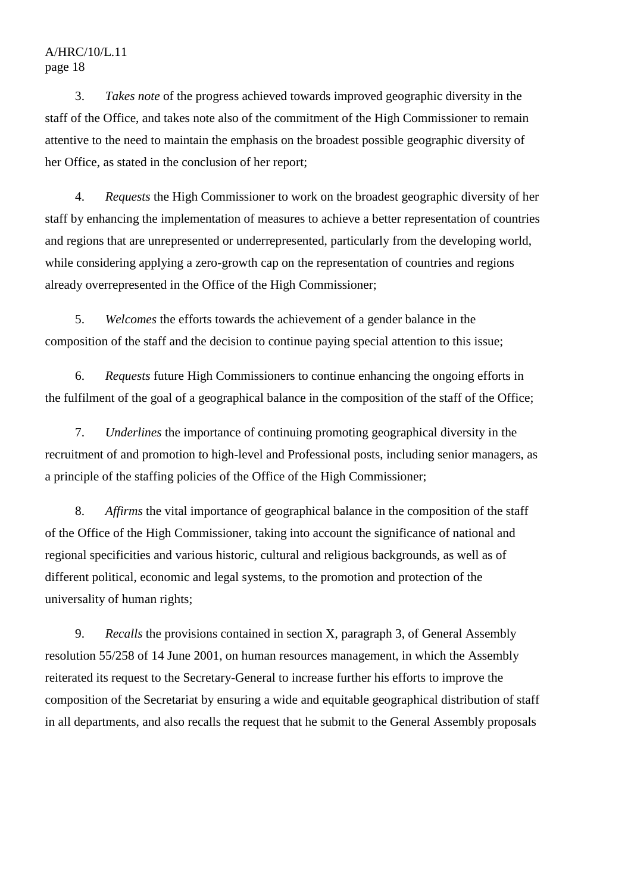3. *Takes note* of the progress achieved towards improved geographic diversity in the staff of the Office, and takes note also of the commitment of the High Commissioner to remain attentive to the need to maintain the emphasis on the broadest possible geographic diversity of her Office, as stated in the conclusion of her report;

4. *Requests* the High Commissioner to work on the broadest geographic diversity of her staff by enhancing the implementation of measures to achieve a better representation of countries and regions that are unrepresented or underrepresented, particularly from the developing world, while considering applying a zero-growth cap on the representation of countries and regions already overrepresented in the Office of the High Commissioner;

5. *Welcomes* the efforts towards the achievement of a gender balance in the composition of the staff and the decision to continue paying special attention to this issue;

6. *Requests* future High Commissioners to continue enhancing the ongoing efforts in the fulfilment of the goal of a geographical balance in the composition of the staff of the Office;

7. *Underlines* the importance of continuing promoting geographical diversity in the recruitment of and promotion to high-level and Professional posts, including senior managers, as a principle of the staffing policies of the Office of the High Commissioner;

8. *Affirms* the vital importance of geographical balance in the composition of the staff of the Office of the High Commissioner, taking into account the significance of national and regional specificities and various historic, cultural and religious backgrounds, as well as of different political, economic and legal systems, to the promotion and protection of the universality of human rights;

9. *Recalls* the provisions contained in section X, paragraph 3, of General Assembly resolution 55/258 of 14 June 2001, on human resources management, in which the Assembly reiterated its request to the Secretary-General to increase further his efforts to improve the composition of the Secretariat by ensuring a wide and equitable geographical distribution of staff in all departments, and also recalls the request that he submit to the General Assembly proposals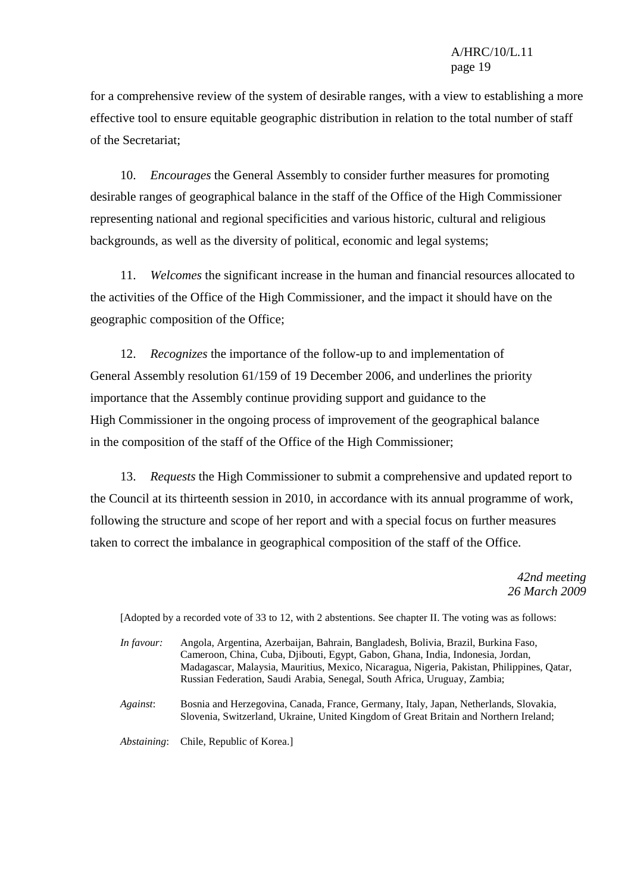for a comprehensive review of the system of desirable ranges, with a view to establishing a more effective tool to ensure equitable geographic distribution in relation to the total number of staff of the Secretariat;

10. *Encourages* the General Assembly to consider further measures for promoting desirable ranges of geographical balance in the staff of the Office of the High Commissioner representing national and regional specificities and various historic, cultural and religious backgrounds, as well as the diversity of political, economic and legal systems;

11. *Welcomes* the significant increase in the human and financial resources allocated to the activities of the Office of the High Commissioner, and the impact it should have on the geographic composition of the Office;

12. *Recognizes* the importance of the follow-up to and implementation of General Assembly resolution 61/159 of 19 December 2006, and underlines the priority importance that the Assembly continue providing support and guidance to the High Commissioner in the ongoing process of improvement of the geographical balance in the composition of the staff of the Office of the High Commissioner;

13. *Requests* the High Commissioner to submit a comprehensive and updated report to the Council at its thirteenth session in 2010, in accordance with its annual programme of work, following the structure and scope of her report and with a special focus on further measures taken to correct the imbalance in geographical composition of the staff of the Office.

*42nd meeting*
*26 March 2009*

[Adopted by a recorded vote of 33 to 12, with 2 abstentions. See chapter II. The voting was as follows:

*In favour:* Angola, Argentina, Azerbaijan, Bahrain, Bangladesh, Bolivia, Brazil, Burkina Faso, Cameroon, China, Cuba, Djibouti, Egypt, Gabon, Ghana, India, Indonesia, Jordan, Madagascar, Malaysia, Mauritius, Mexico, Nicaragua, Nigeria, Pakistan, Philippines, Qatar, Russian Federation, Saudi Arabia, Senegal, South Africa, Uruguay, Zambia;

*Against*: Bosnia and Herzegovina, Canada, France, Germany, Italy, Japan, Netherlands, Slovakia, Slovenia, Switzerland, Ukraine, United Kingdom of Great Britain and Northern Ireland;

*Abstaining*: Chile, Republic of Korea.]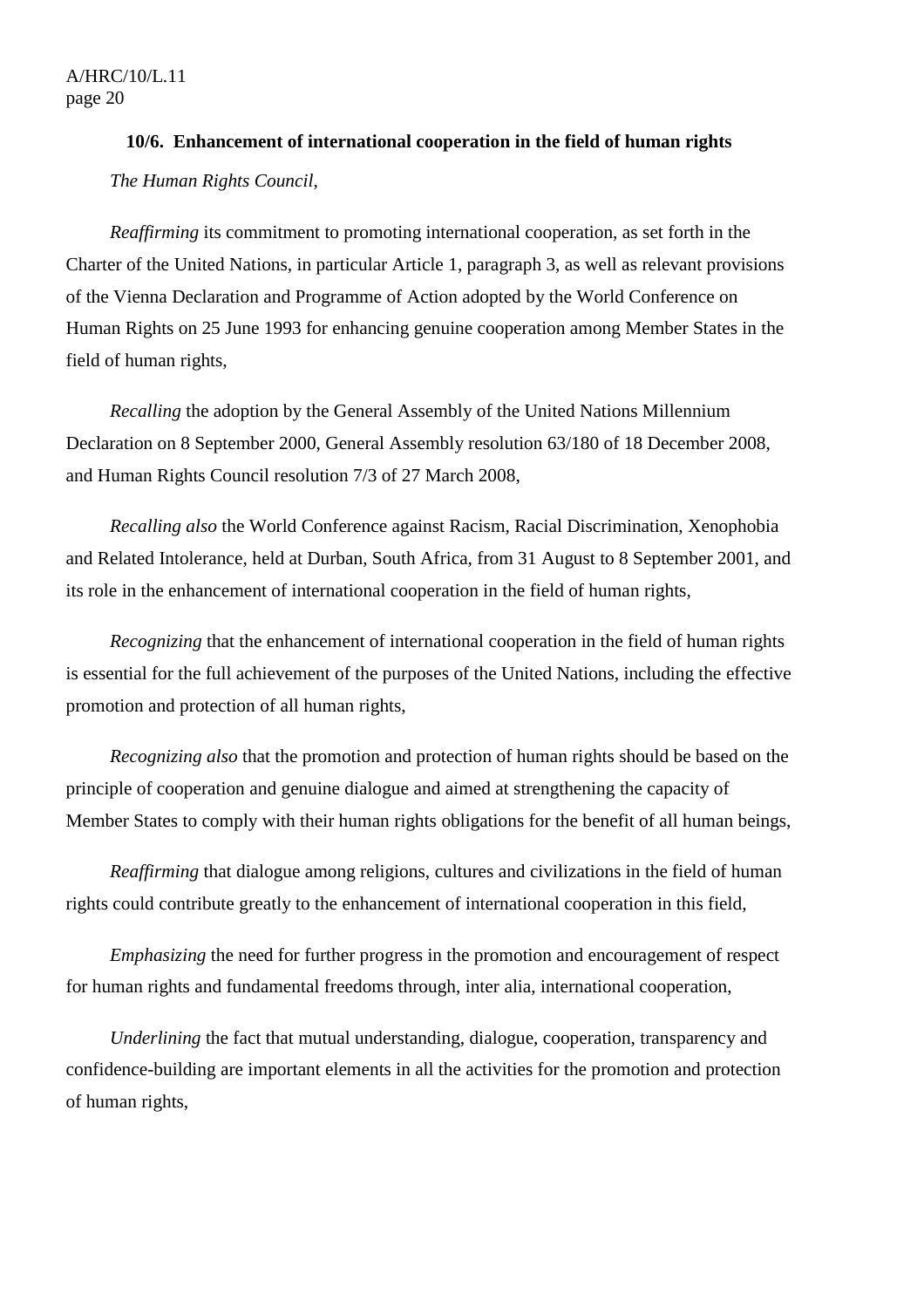**10/6. Enhancement of international cooperation in the field of human rights**

*The Human Rights Council*,

*Reaffirming* its commitment to promoting international cooperation, as set forth in the Charter of the United Nations, in particular Article 1, paragraph 3, as well as relevant provisions of the Vienna Declaration and Programme of Action adopted by the World Conference on Human Rights on 25 June 1993 for enhancing genuine cooperation among Member States in the field of human rights,

*Recalling* the adoption by the General Assembly of the United Nations Millennium Declaration on 8 September 2000, General Assembly resolution 63/180 of 18 December 2008, and Human Rights Council resolution 7/3 of 27 March 2008,

*Recalling also* the World Conference against Racism, Racial Discrimination, Xenophobia and Related Intolerance, held at Durban, South Africa, from 31 August to 8 September 2001, and its role in the enhancement of international cooperation in the field of human rights,

*Recognizing* that the enhancement of international cooperation in the field of human rights is essential for the full achievement of the purposes of the United Nations, including the effective promotion and protection of all human rights,

*Recognizing also* that the promotion and protection of human rights should be based on the principle of cooperation and genuine dialogue and aimed at strengthening the capacity of Member States to comply with their human rights obligations for the benefit of all human beings,

*Reaffirming* that dialogue among religions, cultures and civilizations in the field of human rights could contribute greatly to the enhancement of international cooperation in this field,

*Emphasizing* the need for further progress in the promotion and encouragement of respect for human rights and fundamental freedoms through, inter alia, international cooperation,

*Underlining* the fact that mutual understanding, dialogue, cooperation, transparency and confidence-building are important elements in all the activities for the promotion and protection of human rights,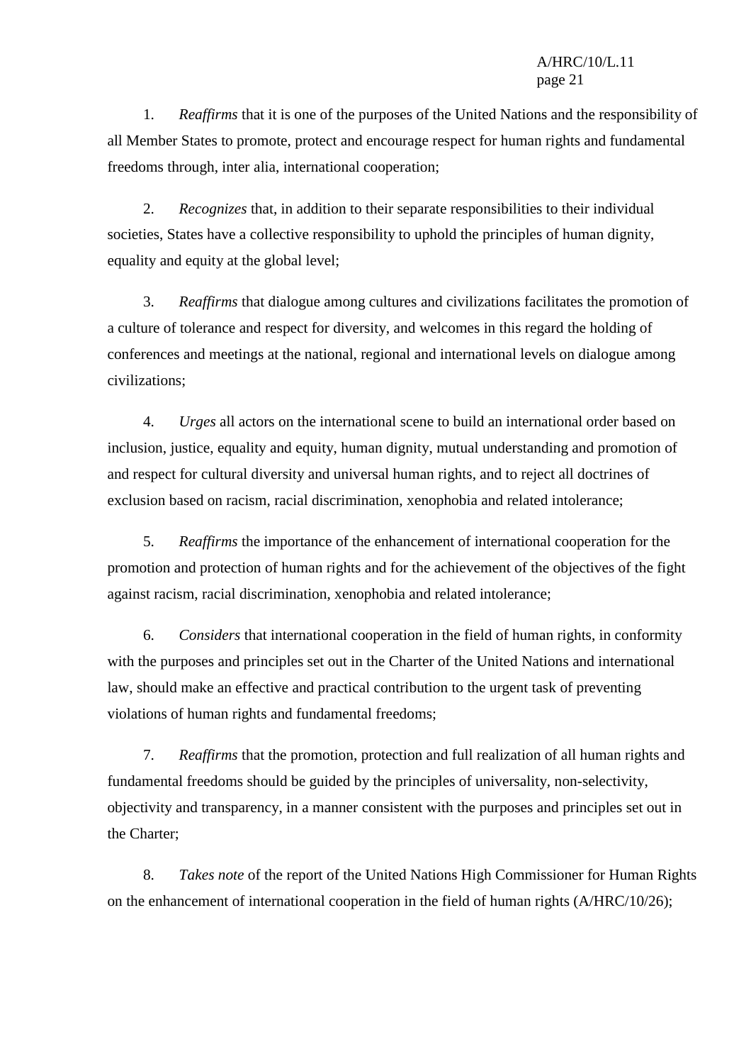1. *Reaffirms* that it is one of the purposes of the United Nations and the responsibility of all Member States to promote, protect and encourage respect for human rights and fundamental freedoms through, inter alia, international cooperation;

2. *Recognizes* that, in addition to their separate responsibilities to their individual societies, States have a collective responsibility to uphold the principles of human dignity, equality and equity at the global level;

3. *Reaffirms* that dialogue among cultures and civilizations facilitates the promotion of a culture of tolerance and respect for diversity, and welcomes in this regard the holding of conferences and meetings at the national, regional and international levels on dialogue among civilizations;

4. *Urges* all actors on the international scene to build an international order based on inclusion, justice, equality and equity, human dignity, mutual understanding and promotion of and respect for cultural diversity and universal human rights, and to reject all doctrines of exclusion based on racism, racial discrimination, xenophobia and related intolerance;

5. *Reaffirms* the importance of the enhancement of international cooperation for the promotion and protection of human rights and for the achievement of the objectives of the fight against racism, racial discrimination, xenophobia and related intolerance;

6. *Considers* that international cooperation in the field of human rights, in conformity with the purposes and principles set out in the Charter of the United Nations and international law, should make an effective and practical contribution to the urgent task of preventing violations of human rights and fundamental freedoms;

7. *Reaffirms* that the promotion, protection and full realization of all human rights and fundamental freedoms should be guided by the principles of universality, non-selectivity, objectivity and transparency, in a manner consistent with the purposes and principles set out in the Charter;

8. *Takes note* of the report of the United Nations High Commissioner for Human Rights on the enhancement of international cooperation in the field of human rights (A/HRC/10/26);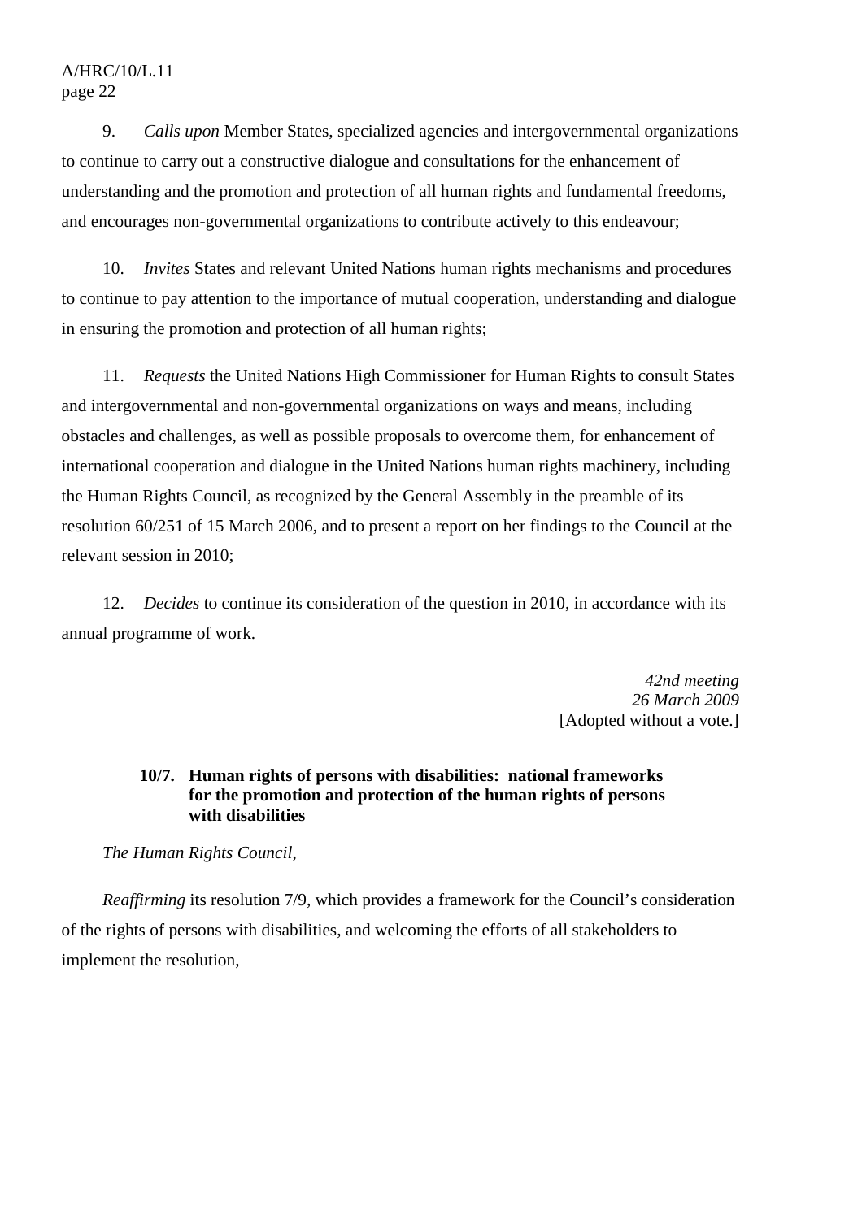9. *Calls upon* Member States, specialized agencies and intergovernmental organizations to continue to carry out a constructive dialogue and consultations for the enhancement of understanding and the promotion and protection of all human rights and fundamental freedoms, and encourages non-governmental organizations to contribute actively to this endeavour;

10. *Invites* States and relevant United Nations human rights mechanisms and procedures to continue to pay attention to the importance of mutual cooperation, understanding and dialogue in ensuring the promotion and protection of all human rights;

11. *Requests* the United Nations High Commissioner for Human Rights to consult States and intergovernmental and non-governmental organizations on ways and means, including obstacles and challenges, as well as possible proposals to overcome them, for enhancement of international cooperation and dialogue in the United Nations human rights machinery, including the Human Rights Council, as recognized by the General Assembly in the preamble of its resolution 60/251 of 15 March 2006, and to present a report on her findings to the Council at the relevant session in 2010;

12. *Decides* to continue its consideration of the question in 2010, in accordance with its annual programme of work.

*42nd meeting*
*26 March 2009*
[Adopted without a vote.]

### 10/7. Human rights of persons with disabilities: national frameworks for the promotion and protection of the human rights of persons with disabilities

*The Human Rights Council*,

*Reaffirming* its resolution 7/9, which provides a framework for the Council's consideration of the rights of persons with disabilities, and welcoming the efforts of all stakeholders to implement the resolution,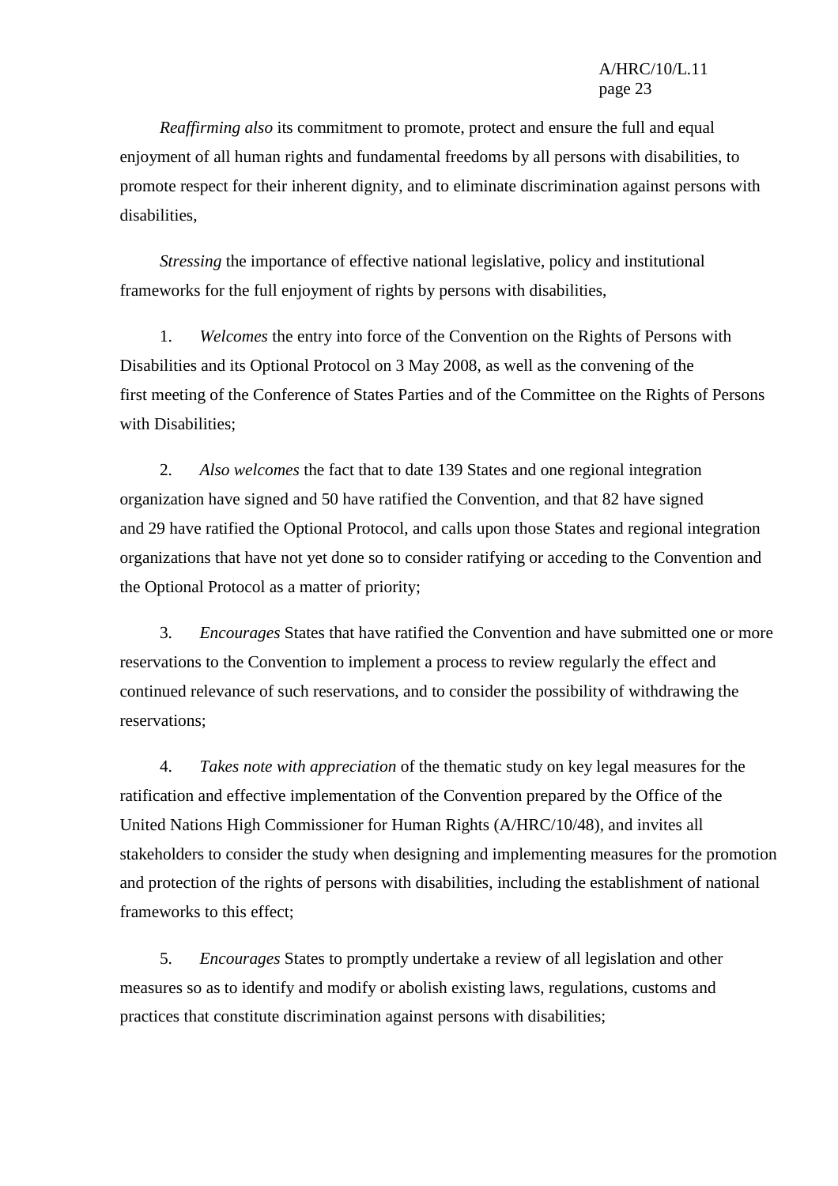*Reaffirming also* its commitment to promote, protect and ensure the full and equal enjoyment of all human rights and fundamental freedoms by all persons with disabilities, to promote respect for their inherent dignity, and to eliminate discrimination against persons with disabilities,

*Stressing* the importance of effective national legislative, policy and institutional frameworks for the full enjoyment of rights by persons with disabilities,

1. *Welcomes* the entry into force of the Convention on the Rights of Persons with Disabilities and its Optional Protocol on 3 May 2008, as well as the convening of the first meeting of the Conference of States Parties and of the Committee on the Rights of Persons with Disabilities;

2. *Also welcomes* the fact that to date 139 States and one regional integration organization have signed and 50 have ratified the Convention, and that 82 have signed and 29 have ratified the Optional Protocol, and calls upon those States and regional integration organizations that have not yet done so to consider ratifying or acceding to the Convention and the Optional Protocol as a matter of priority;

3. *Encourages* States that have ratified the Convention and have submitted one or more reservations to the Convention to implement a process to review regularly the effect and continued relevance of such reservations, and to consider the possibility of withdrawing the reservations;

4. *Takes note with appreciation* of the thematic study on key legal measures for the ratification and effective implementation of the Convention prepared by the Office of the United Nations High Commissioner for Human Rights (A/HRC/10/48), and invites all stakeholders to consider the study when designing and implementing measures for the promotion and protection of the rights of persons with disabilities, including the establishment of national frameworks to this effect;

5. *Encourages* States to promptly undertake a review of all legislation and other measures so as to identify and modify or abolish existing laws, regulations, customs and practices that constitute discrimination against persons with disabilities;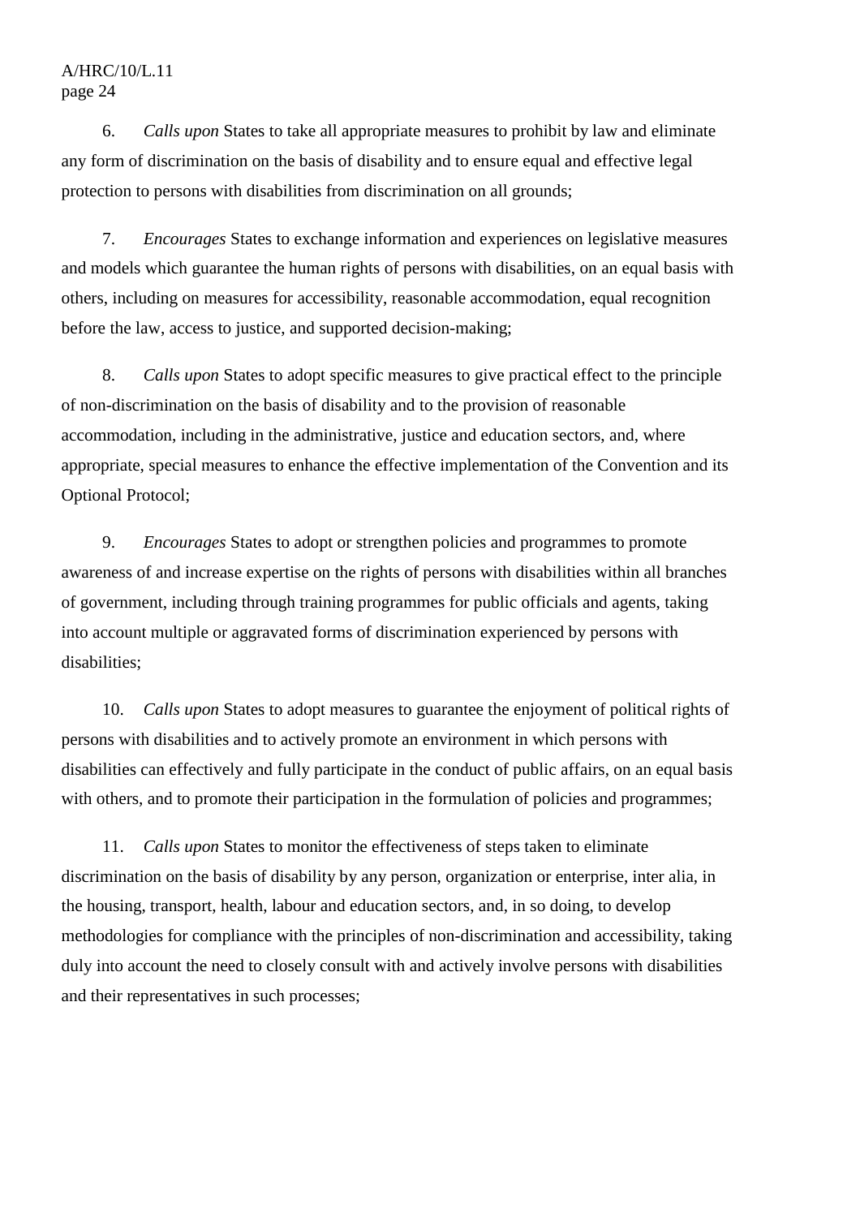6. *Calls upon* States to take all appropriate measures to prohibit by law and eliminate any form of discrimination on the basis of disability and to ensure equal and effective legal protection to persons with disabilities from discrimination on all grounds;

7. *Encourages* States to exchange information and experiences on legislative measures and models which guarantee the human rights of persons with disabilities, on an equal basis with others, including on measures for accessibility, reasonable accommodation, equal recognition before the law, access to justice, and supported decision-making;

8. *Calls upon* States to adopt specific measures to give practical effect to the principle of non-discrimination on the basis of disability and to the provision of reasonable accommodation, including in the administrative, justice and education sectors, and, where appropriate, special measures to enhance the effective implementation of the Convention and its Optional Protocol;

9. *Encourages* States to adopt or strengthen policies and programmes to promote awareness of and increase expertise on the rights of persons with disabilities within all branches of government, including through training programmes for public officials and agents, taking into account multiple or aggravated forms of discrimination experienced by persons with disabilities;

10. *Calls upon* States to adopt measures to guarantee the enjoyment of political rights of persons with disabilities and to actively promote an environment in which persons with disabilities can effectively and fully participate in the conduct of public affairs, on an equal basis with others, and to promote their participation in the formulation of policies and programmes;

11. *Calls upon* States to monitor the effectiveness of steps taken to eliminate discrimination on the basis of disability by any person, organization or enterprise, inter alia, in the housing, transport, health, labour and education sectors, and, in so doing, to develop methodologies for compliance with the principles of non-discrimination and accessibility, taking duly into account the need to closely consult with and actively involve persons with disabilities and their representatives in such processes;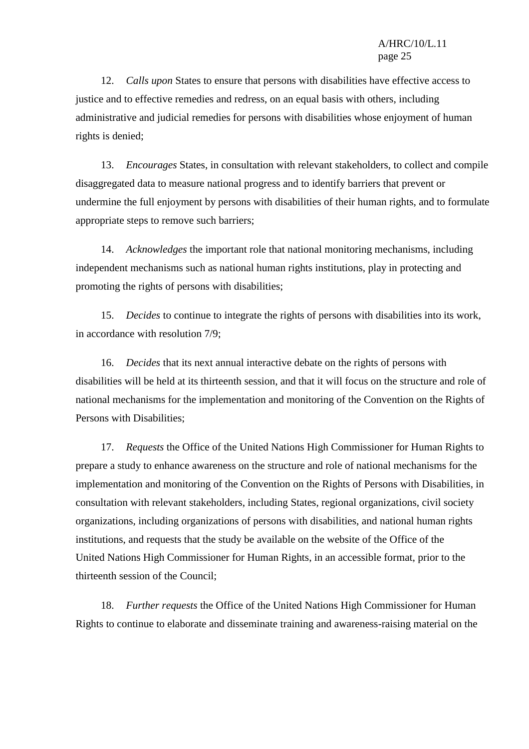12. *Calls upon* States to ensure that persons with disabilities have effective access to justice and to effective remedies and redress, on an equal basis with others, including administrative and judicial remedies for persons with disabilities whose enjoyment of human rights is denied;

13. *Encourages* States, in consultation with relevant stakeholders, to collect and compile disaggregated data to measure national progress and to identify barriers that prevent or undermine the full enjoyment by persons with disabilities of their human rights, and to formulate appropriate steps to remove such barriers;

14. *Acknowledges* the important role that national monitoring mechanisms, including independent mechanisms such as national human rights institutions, play in protecting and promoting the rights of persons with disabilities;

15. *Decides* to continue to integrate the rights of persons with disabilities into its work, in accordance with resolution 7/9;

16. *Decides* that its next annual interactive debate on the rights of persons with disabilities will be held at its thirteenth session, and that it will focus on the structure and role of national mechanisms for the implementation and monitoring of the Convention on the Rights of Persons with Disabilities;

17. *Requests* the Office of the United Nations High Commissioner for Human Rights to prepare a study to enhance awareness on the structure and role of national mechanisms for the implementation and monitoring of the Convention on the Rights of Persons with Disabilities, in consultation with relevant stakeholders, including States, regional organizations, civil society organizations, including organizations of persons with disabilities, and national human rights institutions, and requests that the study be available on the website of the Office of the United Nations High Commissioner for Human Rights, in an accessible format, prior to the thirteenth session of the Council;

18. *Further requests* the Office of the United Nations High Commissioner for Human Rights to continue to elaborate and disseminate training and awareness-raising material on the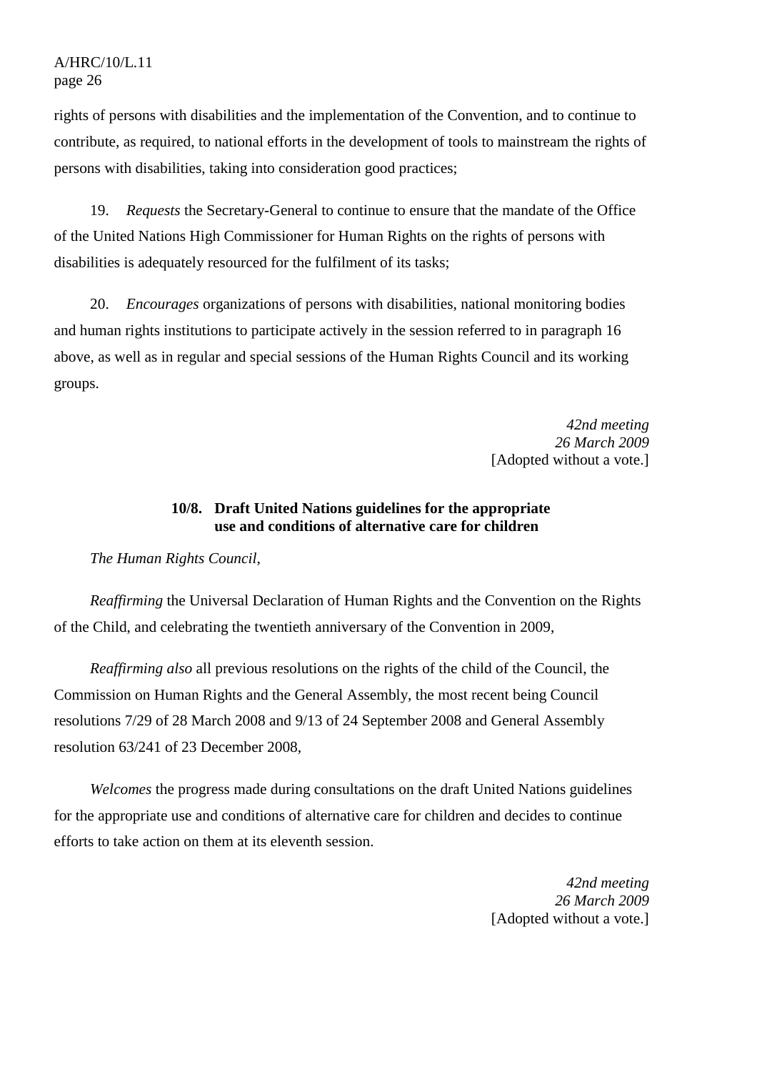rights of persons with disabilities and the implementation of the Convention, and to continue to contribute, as required, to national efforts in the development of tools to mainstream the rights of persons with disabilities, taking into consideration good practices;

19. *Requests* the Secretary-General to continue to ensure that the mandate of the Office of the United Nations High Commissioner for Human Rights on the rights of persons with disabilities is adequately resourced for the fulfilment of its tasks;

20. *Encourages* organizations of persons with disabilities, national monitoring bodies and human rights institutions to participate actively in the session referred to in paragraph 16 above, as well as in regular and special sessions of the Human Rights Council and its working groups.

*42nd meeting*
*26 March 2009*
[Adopted without a vote.]

### 10/8. Draft United Nations guidelines for the appropriate use and conditions of alternative care for children

*The Human Rights Council*,

*Reaffirming* the Universal Declaration of Human Rights and the Convention on the Rights of the Child, and celebrating the twentieth anniversary of the Convention in 2009,

*Reaffirming also* all previous resolutions on the rights of the child of the Council, the Commission on Human Rights and the General Assembly, the most recent being Council resolutions 7/29 of 28 March 2008 and 9/13 of 24 September 2008 and General Assembly resolution 63/241 of 23 December 2008,

*Welcomes* the progress made during consultations on the draft United Nations guidelines for the appropriate use and conditions of alternative care for children and decides to continue efforts to take action on them at its eleventh session.

*42nd meeting*
*26 March 2009*
[Adopted without a vote.]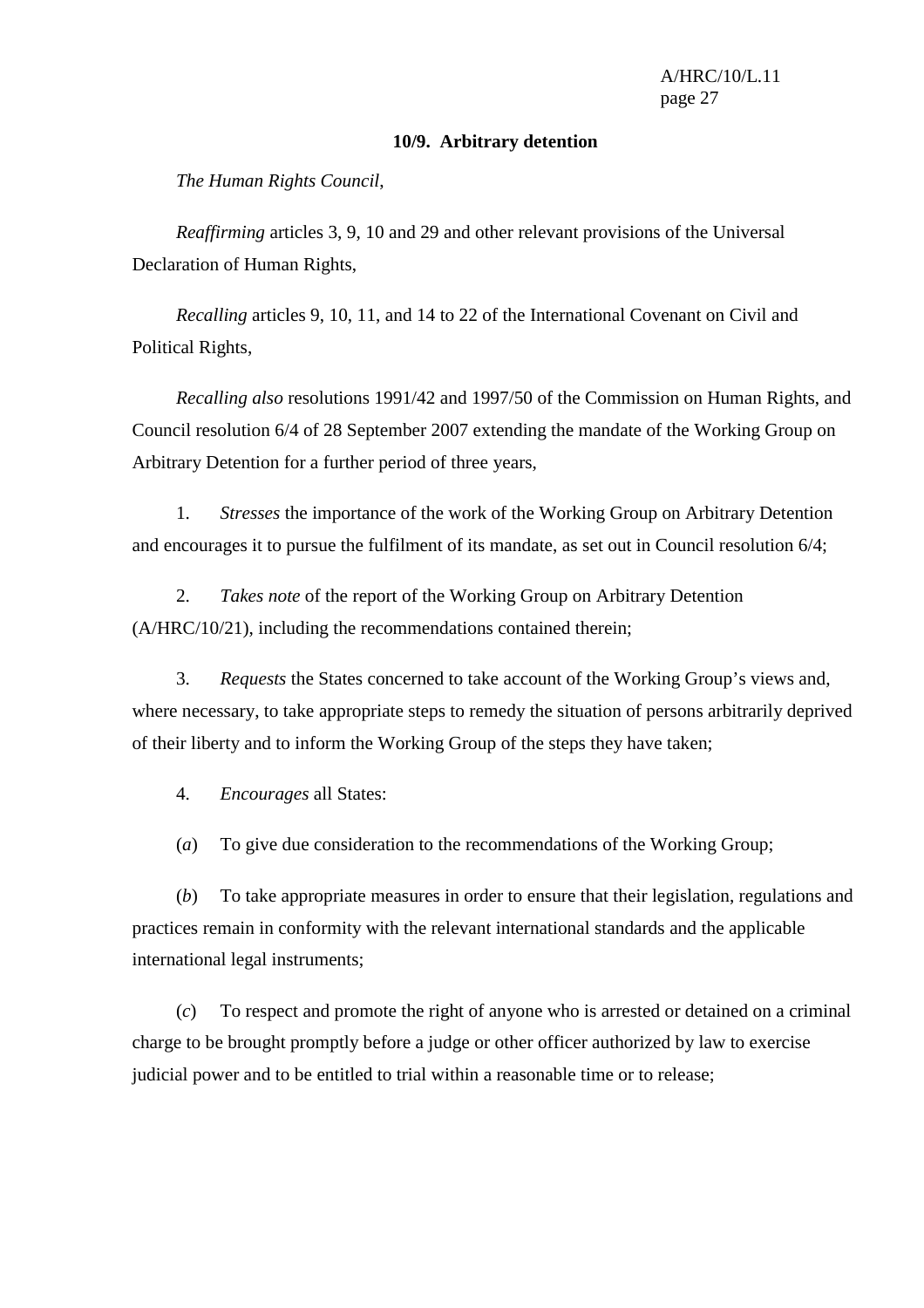## 10/9. Arbitrary detention

*The Human Rights Council*,

*Reaffirming* articles 3, 9, 10 and 29 and other relevant provisions of the Universal Declaration of Human Rights,

*Recalling* articles 9, 10, 11, and 14 to 22 of the International Covenant on Civil and Political Rights,

*Recalling also* resolutions 1991/42 and 1997/50 of the Commission on Human Rights, and Council resolution 6/4 of 28 September 2007 extending the mandate of the Working Group on Arbitrary Detention for a further period of three years,

1. *Stresses* the importance of the work of the Working Group on Arbitrary Detention and encourages it to pursue the fulfilment of its mandate, as set out in Council resolution 6/4;

2. *Takes note* of the report of the Working Group on Arbitrary Detention (A/HRC/10/21), including the recommendations contained therein;

3. *Requests* the States concerned to take account of the Working Group's views and, where necessary, to take appropriate steps to remedy the situation of persons arbitrarily deprived of their liberty and to inform the Working Group of the steps they have taken;

4. *Encourages* all States:

(*a*) To give due consideration to the recommendations of the Working Group;

(*b*) To take appropriate measures in order to ensure that their legislation, regulations and practices remain in conformity with the relevant international standards and the applicable international legal instruments;

(*c*) To respect and promote the right of anyone who is arrested or detained on a criminal charge to be brought promptly before a judge or other officer authorized by law to exercise judicial power and to be entitled to trial within a reasonable time or to release;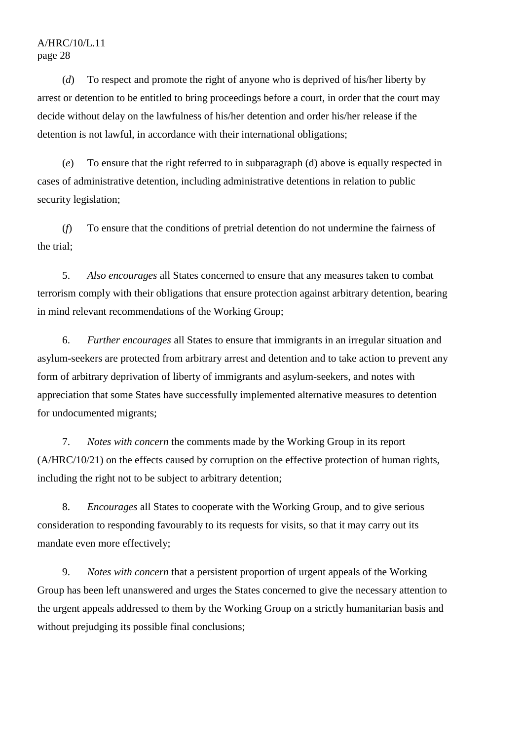(*d*) To respect and promote the right of anyone who is deprived of his/her liberty by arrest or detention to be entitled to bring proceedings before a court, in order that the court may decide without delay on the lawfulness of his/her detention and order his/her release if the detention is not lawful, in accordance with their international obligations;

(*e*) To ensure that the right referred to in subparagraph (d) above is equally respected in cases of administrative detention, including administrative detentions in relation to public security legislation;

(*f*) To ensure that the conditions of pretrial detention do not undermine the fairness of the trial;

5. *Also encourages* all States concerned to ensure that any measures taken to combat terrorism comply with their obligations that ensure protection against arbitrary detention, bearing in mind relevant recommendations of the Working Group;

6. *Further encourages* all States to ensure that immigrants in an irregular situation and asylum-seekers are protected from arbitrary arrest and detention and to take action to prevent any form of arbitrary deprivation of liberty of immigrants and asylum-seekers, and notes with appreciation that some States have successfully implemented alternative measures to detention for undocumented migrants;

7. *Notes with concern* the comments made by the Working Group in its report (A/HRC/10/21) on the effects caused by corruption on the effective protection of human rights, including the right not to be subject to arbitrary detention;

8. *Encourages* all States to cooperate with the Working Group, and to give serious consideration to responding favourably to its requests for visits, so that it may carry out its mandate even more effectively;

9. *Notes with concern* that a persistent proportion of urgent appeals of the Working Group has been left unanswered and urges the States concerned to give the necessary attention to the urgent appeals addressed to them by the Working Group on a strictly humanitarian basis and without prejudging its possible final conclusions;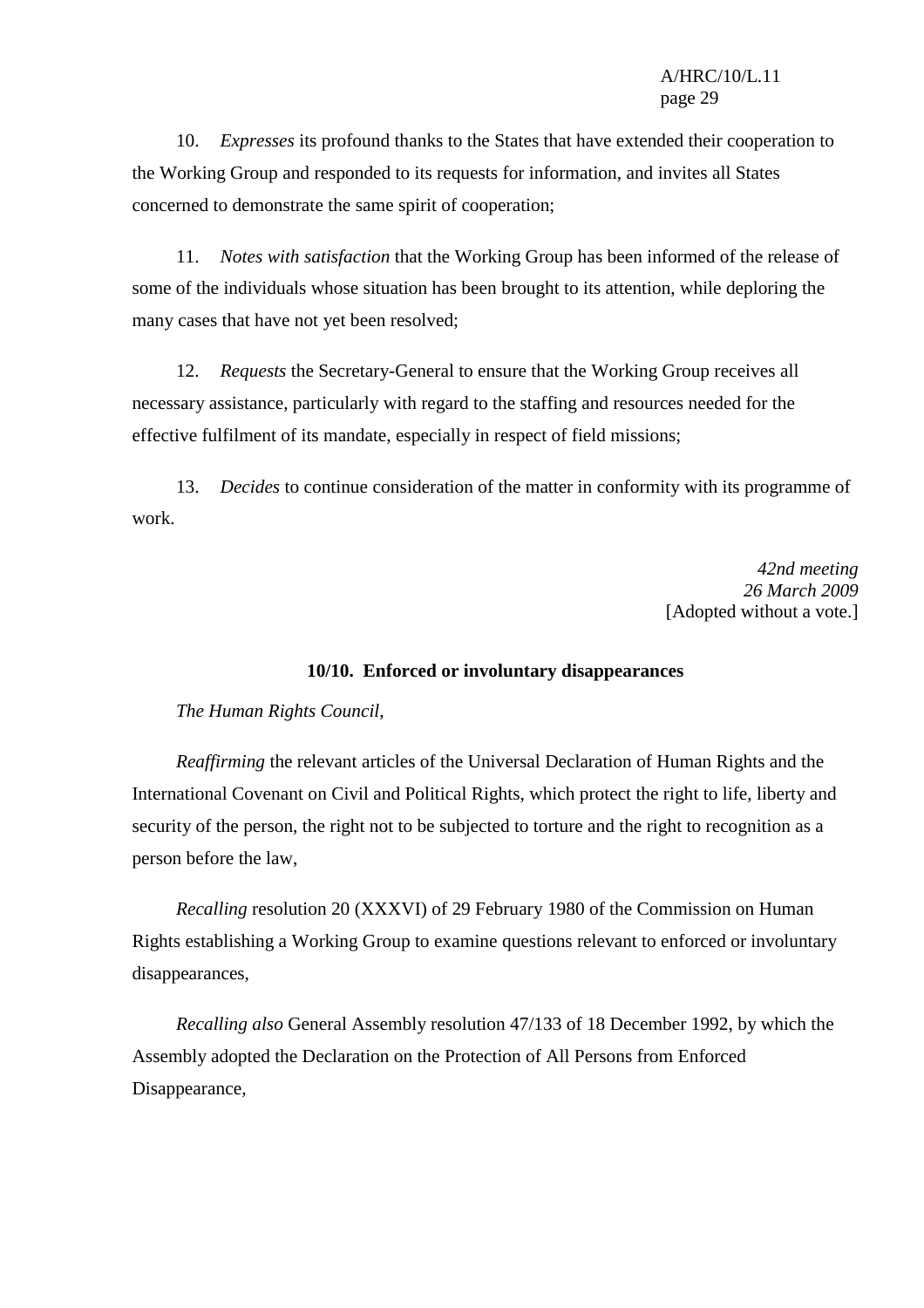10. *Expresses* its profound thanks to the States that have extended their cooperation to the Working Group and responded to its requests for information, and invites all States concerned to demonstrate the same spirit of cooperation;

11. *Notes with satisfaction* that the Working Group has been informed of the release of some of the individuals whose situation has been brought to its attention, while deploring the many cases that have not yet been resolved;

12. *Requests* the Secretary-General to ensure that the Working Group receives all necessary assistance, particularly with regard to the staffing and resources needed for the effective fulfilment of its mandate, especially in respect of field missions;

13. *Decides* to continue consideration of the matter in conformity with its programme of work.

*42nd meeting*
*26 March 2009*
[Adopted without a vote.]

## 10/10. Enforced or involuntary disappearances

*The Human Rights Council*,

*Reaffirming* the relevant articles of the Universal Declaration of Human Rights and the International Covenant on Civil and Political Rights, which protect the right to life, liberty and security of the person, the right not to be subjected to torture and the right to recognition as a person before the law,

*Recalling* resolution 20 (XXXVI) of 29 February 1980 of the Commission on Human Rights establishing a Working Group to examine questions relevant to enforced or involuntary disappearances,

*Recalling also* General Assembly resolution 47/133 of 18 December 1992, by which the Assembly adopted the Declaration on the Protection of All Persons from Enforced Disappearance,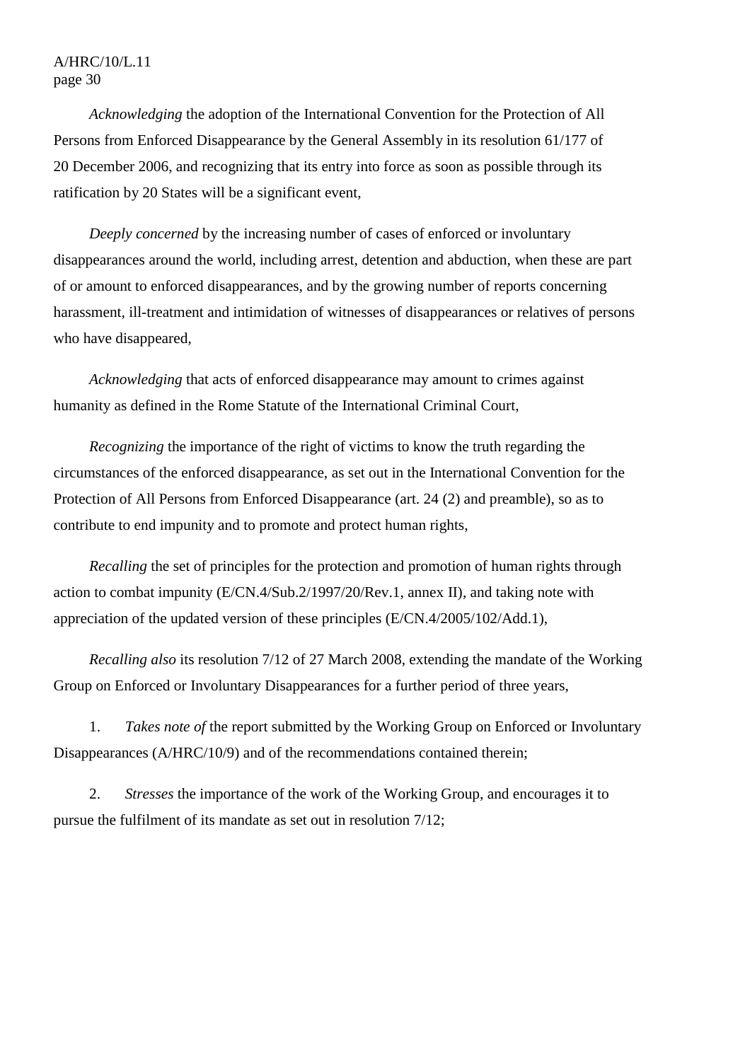*Acknowledging* the adoption of the International Convention for the Protection of All Persons from Enforced Disappearance by the General Assembly in its resolution 61/177 of 20 December 2006, and recognizing that its entry into force as soon as possible through its ratification by 20 States will be a significant event,

*Deeply concerned* by the increasing number of cases of enforced or involuntary disappearances around the world, including arrest, detention and abduction, when these are part of or amount to enforced disappearances, and by the growing number of reports concerning harassment, ill-treatment and intimidation of witnesses of disappearances or relatives of persons who have disappeared,

*Acknowledging* that acts of enforced disappearance may amount to crimes against humanity as defined in the Rome Statute of the International Criminal Court,

*Recognizing* the importance of the right of victims to know the truth regarding the circumstances of the enforced disappearance, as set out in the International Convention for the Protection of All Persons from Enforced Disappearance (art. 24 (2) and preamble), so as to contribute to end impunity and to promote and protect human rights,

*Recalling* the set of principles for the protection and promotion of human rights through action to combat impunity (E/CN.4/Sub.2/1997/20/Rev.1, annex II), and taking note with appreciation of the updated version of these principles (E/CN.4/2005/102/Add.1),

*Recalling also* its resolution 7/12 of 27 March 2008, extending the mandate of the Working Group on Enforced or Involuntary Disappearances for a further period of three years,

1. *Takes note of* the report submitted by the Working Group on Enforced or Involuntary Disappearances (A/HRC/10/9) and of the recommendations contained therein;

2. *Stresses* the importance of the work of the Working Group, and encourages it to pursue the fulfilment of its mandate as set out in resolution 7/12;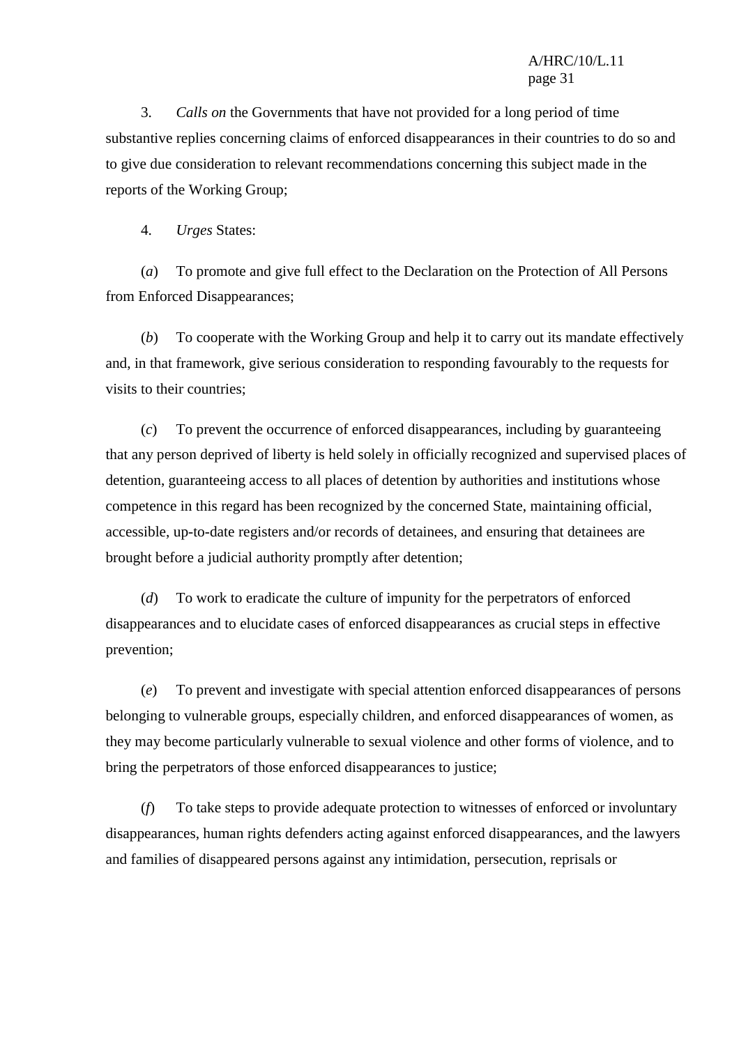3. *Calls on* the Governments that have not provided for a long period of time substantive replies concerning claims of enforced disappearances in their countries to do so and to give due consideration to relevant recommendations concerning this subject made in the reports of the Working Group;

4. *Urges* States:

(*a*) To promote and give full effect to the Declaration on the Protection of All Persons from Enforced Disappearances;

(*b*) To cooperate with the Working Group and help it to carry out its mandate effectively and, in that framework, give serious consideration to responding favourably to the requests for visits to their countries;

(*c*) To prevent the occurrence of enforced disappearances, including by guaranteeing that any person deprived of liberty is held solely in officially recognized and supervised places of detention, guaranteeing access to all places of detention by authorities and institutions whose competence in this regard has been recognized by the concerned State, maintaining official, accessible, up-to-date registers and/or records of detainees, and ensuring that detainees are brought before a judicial authority promptly after detention;

(*d*) To work to eradicate the culture of impunity for the perpetrators of enforced disappearances and to elucidate cases of enforced disappearances as crucial steps in effective prevention;

(*e*) To prevent and investigate with special attention enforced disappearances of persons belonging to vulnerable groups, especially children, and enforced disappearances of women, as they may become particularly vulnerable to sexual violence and other forms of violence, and to bring the perpetrators of those enforced disappearances to justice;

(*f*) To take steps to provide adequate protection to witnesses of enforced or involuntary disappearances, human rights defenders acting against enforced disappearances, and the lawyers and families of disappeared persons against any intimidation, persecution, reprisals or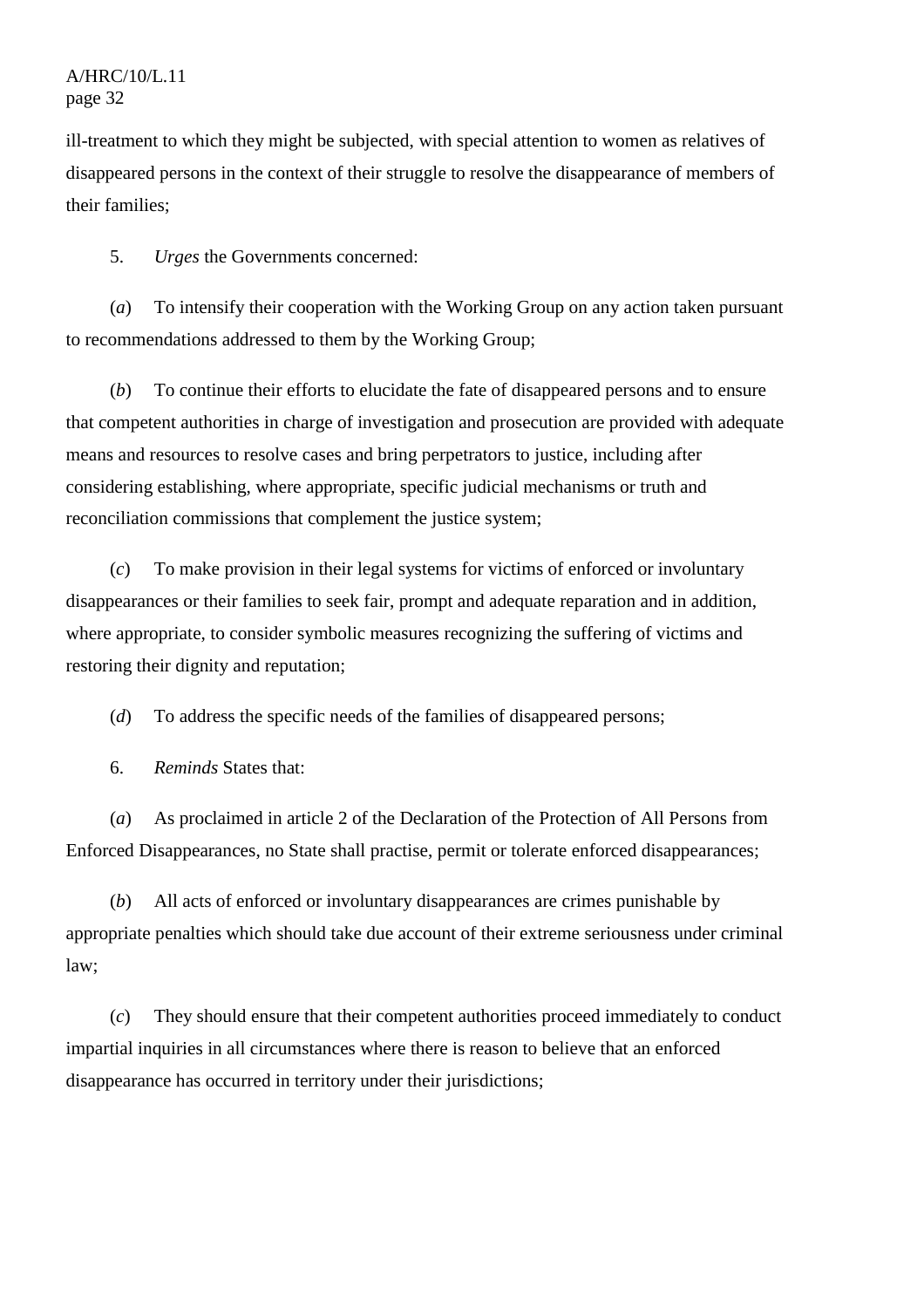ill-treatment to which they might be subjected, with special attention to women as relatives of disappeared persons in the context of their struggle to resolve the disappearance of members of their families;

5. *Urges* the Governments concerned:

(*a*) To intensify their cooperation with the Working Group on any action taken pursuant to recommendations addressed to them by the Working Group;

(*b*) To continue their efforts to elucidate the fate of disappeared persons and to ensure that competent authorities in charge of investigation and prosecution are provided with adequate means and resources to resolve cases and bring perpetrators to justice, including after considering establishing, where appropriate, specific judicial mechanisms or truth and reconciliation commissions that complement the justice system;

(*c*) To make provision in their legal systems for victims of enforced or involuntary disappearances or their families to seek fair, prompt and adequate reparation and in addition, where appropriate, to consider symbolic measures recognizing the suffering of victims and restoring their dignity and reputation;

(*d*) To address the specific needs of the families of disappeared persons;

6. *Reminds* States that:

(*a*) As proclaimed in article 2 of the Declaration of the Protection of All Persons from Enforced Disappearances, no State shall practise, permit or tolerate enforced disappearances;

(*b*) All acts of enforced or involuntary disappearances are crimes punishable by appropriate penalties which should take due account of their extreme seriousness under criminal law;

(*c*) They should ensure that their competent authorities proceed immediately to conduct impartial inquiries in all circumstances where there is reason to believe that an enforced disappearance has occurred in territory under their jurisdictions;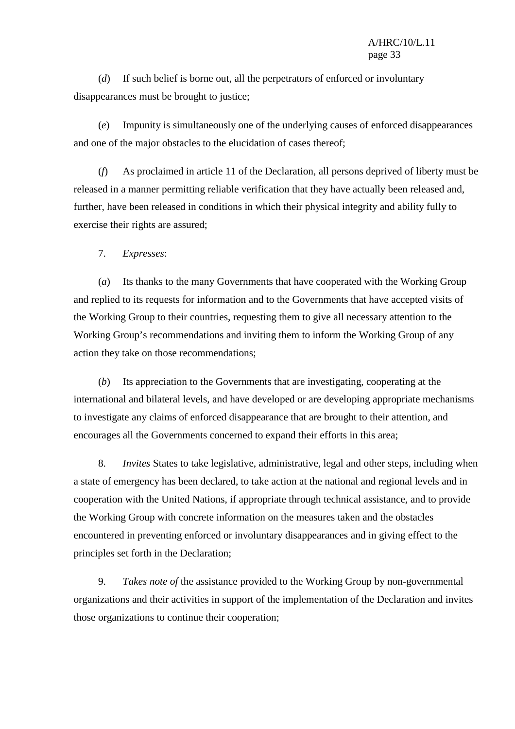(*d*) If such belief is borne out, all the perpetrators of enforced or involuntary disappearances must be brought to justice;

(*e*) Impunity is simultaneously one of the underlying causes of enforced disappearances and one of the major obstacles to the elucidation of cases thereof;

(*f*) As proclaimed in article 11 of the Declaration, all persons deprived of liberty must be released in a manner permitting reliable verification that they have actually been released and, further, have been released in conditions in which their physical integrity and ability fully to exercise their rights are assured;

7. *Expresses*:

(*a*) Its thanks to the many Governments that have cooperated with the Working Group and replied to its requests for information and to the Governments that have accepted visits of the Working Group to their countries, requesting them to give all necessary attention to the Working Group's recommendations and inviting them to inform the Working Group of any action they take on those recommendations;

(*b*) Its appreciation to the Governments that are investigating, cooperating at the international and bilateral levels, and have developed or are developing appropriate mechanisms to investigate any claims of enforced disappearance that are brought to their attention, and encourages all the Governments concerned to expand their efforts in this area;

8. *Invites* States to take legislative, administrative, legal and other steps, including when a state of emergency has been declared, to take action at the national and regional levels and in cooperation with the United Nations, if appropriate through technical assistance, and to provide the Working Group with concrete information on the measures taken and the obstacles encountered in preventing enforced or involuntary disappearances and in giving effect to the principles set forth in the Declaration;

9. *Takes note of* the assistance provided to the Working Group by non-governmental organizations and their activities in support of the implementation of the Declaration and invites those organizations to continue their cooperation;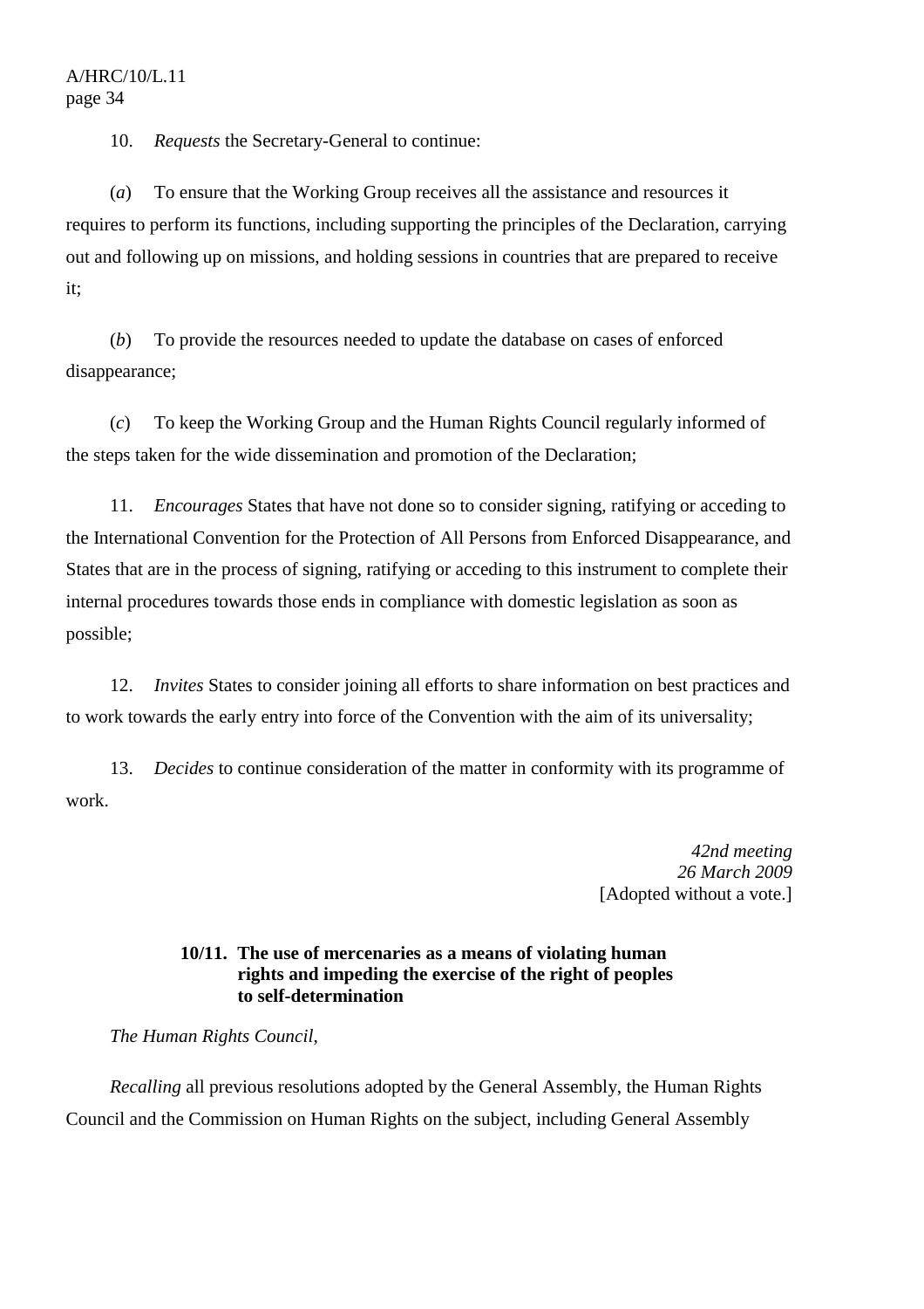10. *Requests* the Secretary-General to continue:

(*a*) To ensure that the Working Group receives all the assistance and resources it requires to perform its functions, including supporting the principles of the Declaration, carrying out and following up on missions, and holding sessions in countries that are prepared to receive it;

(*b*) To provide the resources needed to update the database on cases of enforced disappearance;

(*c*) To keep the Working Group and the Human Rights Council regularly informed of the steps taken for the wide dissemination and promotion of the Declaration;

11. *Encourages* States that have not done so to consider signing, ratifying or acceding to the International Convention for the Protection of All Persons from Enforced Disappearance, and States that are in the process of signing, ratifying or acceding to this instrument to complete their internal procedures towards those ends in compliance with domestic legislation as soon as possible;

12. *Invites* States to consider joining all efforts to share information on best practices and to work towards the early entry into force of the Convention with the aim of its universality;

13. *Decides* to continue consideration of the matter in conformity with its programme of work.

*42nd meeting*
*26 March 2009*
[Adopted without a vote.]

### 10/11. The use of mercenaries as a means of violating human rights and impeding the exercise of the right of peoples to self-determination

*The Human Rights Council*,

*Recalling* all previous resolutions adopted by the General Assembly, the Human Rights Council and the Commission on Human Rights on the subject, including General Assembly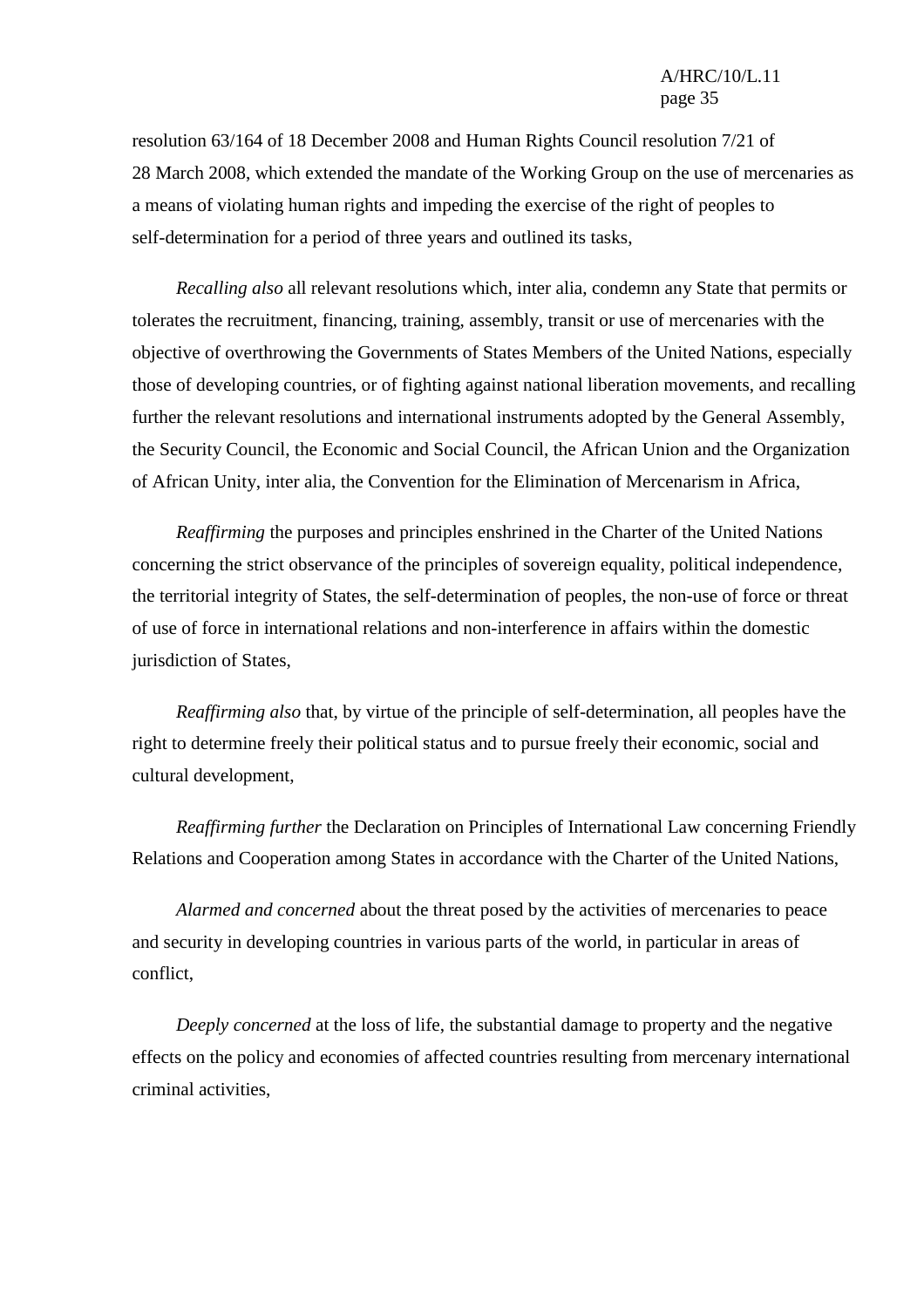resolution 63/164 of 18 December 2008 and Human Rights Council resolution 7/21 of 28 March 2008, which extended the mandate of the Working Group on the use of mercenaries as a means of violating human rights and impeding the exercise of the right of peoples to self-determination for a period of three years and outlined its tasks,

*Recalling also* all relevant resolutions which, inter alia, condemn any State that permits or tolerates the recruitment, financing, training, assembly, transit or use of mercenaries with the objective of overthrowing the Governments of States Members of the United Nations, especially those of developing countries, or of fighting against national liberation movements, and recalling further the relevant resolutions and international instruments adopted by the General Assembly, the Security Council, the Economic and Social Council, the African Union and the Organization of African Unity, inter alia, the Convention for the Elimination of Mercenarism in Africa,

*Reaffirming* the purposes and principles enshrined in the Charter of the United Nations concerning the strict observance of the principles of sovereign equality, political independence, the territorial integrity of States, the self-determination of peoples, the non-use of force or threat of use of force in international relations and non-interference in affairs within the domestic jurisdiction of States,

*Reaffirming also* that, by virtue of the principle of self-determination, all peoples have the right to determine freely their political status and to pursue freely their economic, social and cultural development,

*Reaffirming further* the Declaration on Principles of International Law concerning Friendly Relations and Cooperation among States in accordance with the Charter of the United Nations,

*Alarmed and concerned* about the threat posed by the activities of mercenaries to peace and security in developing countries in various parts of the world, in particular in areas of conflict,

*Deeply concerned* at the loss of life, the substantial damage to property and the negative effects on the policy and economies of affected countries resulting from mercenary international criminal activities,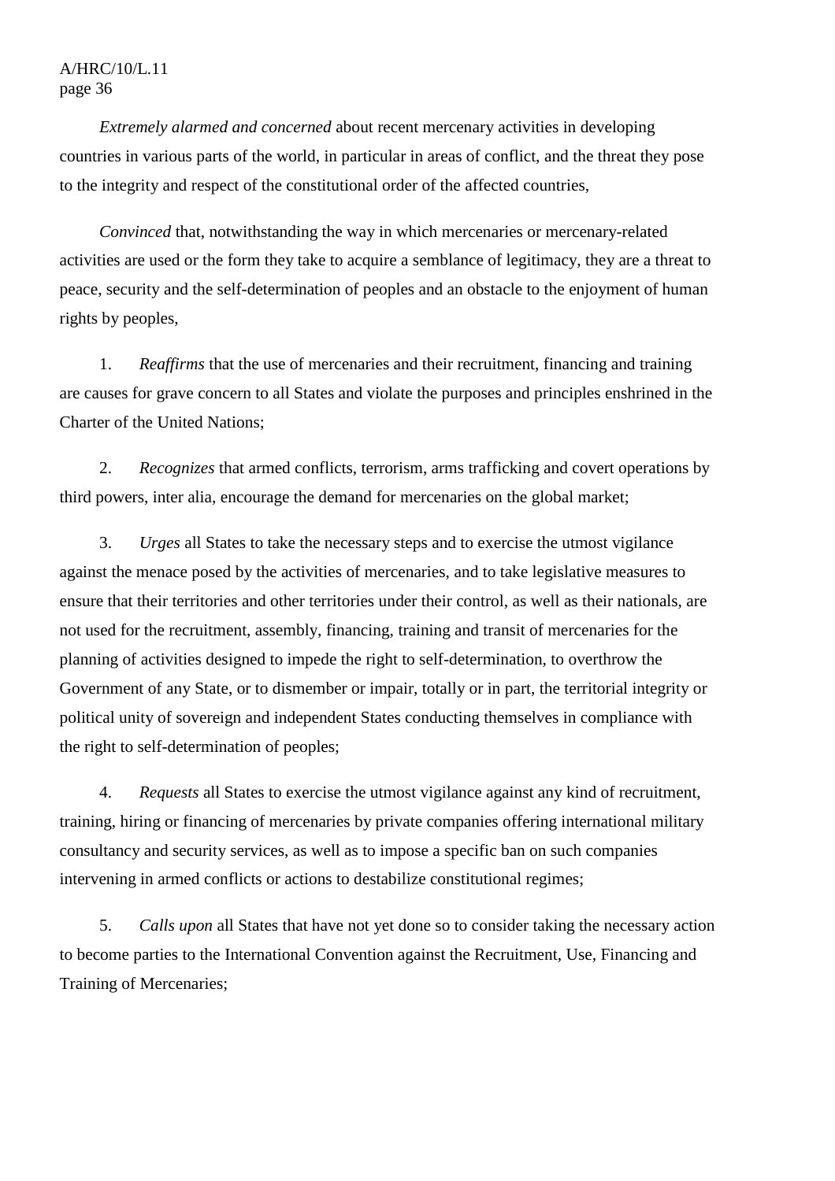*Extremely alarmed and concerned* about recent mercenary activities in developing countries in various parts of the world, in particular in areas of conflict, and the threat they pose to the integrity and respect of the constitutional order of the affected countries,

*Convinced* that, notwithstanding the way in which mercenaries or mercenary-related activities are used or the form they take to acquire a semblance of legitimacy, they are a threat to peace, security and the self-determination of peoples and an obstacle to the enjoyment of human rights by peoples,

1. *Reaffirms* that the use of mercenaries and their recruitment, financing and training are causes for grave concern to all States and violate the purposes and principles enshrined in the Charter of the United Nations;

2. *Recognizes* that armed conflicts, terrorism, arms trafficking and covert operations by third powers, inter alia, encourage the demand for mercenaries on the global market;

3. *Urges* all States to take the necessary steps and to exercise the utmost vigilance against the menace posed by the activities of mercenaries, and to take legislative measures to ensure that their territories and other territories under their control, as well as their nationals, are not used for the recruitment, assembly, financing, training and transit of mercenaries for the planning of activities designed to impede the right to self-determination, to overthrow the Government of any State, or to dismember or impair, totally or in part, the territorial integrity or political unity of sovereign and independent States conducting themselves in compliance with the right to self-determination of peoples;

4. *Requests* all States to exercise the utmost vigilance against any kind of recruitment, training, hiring or financing of mercenaries by private companies offering international military consultancy and security services, as well as to impose a specific ban on such companies intervening in armed conflicts or actions to destabilize constitutional regimes;

5. *Calls upon* all States that have not yet done so to consider taking the necessary action to become parties to the International Convention against the Recruitment, Use, Financing and Training of Mercenaries;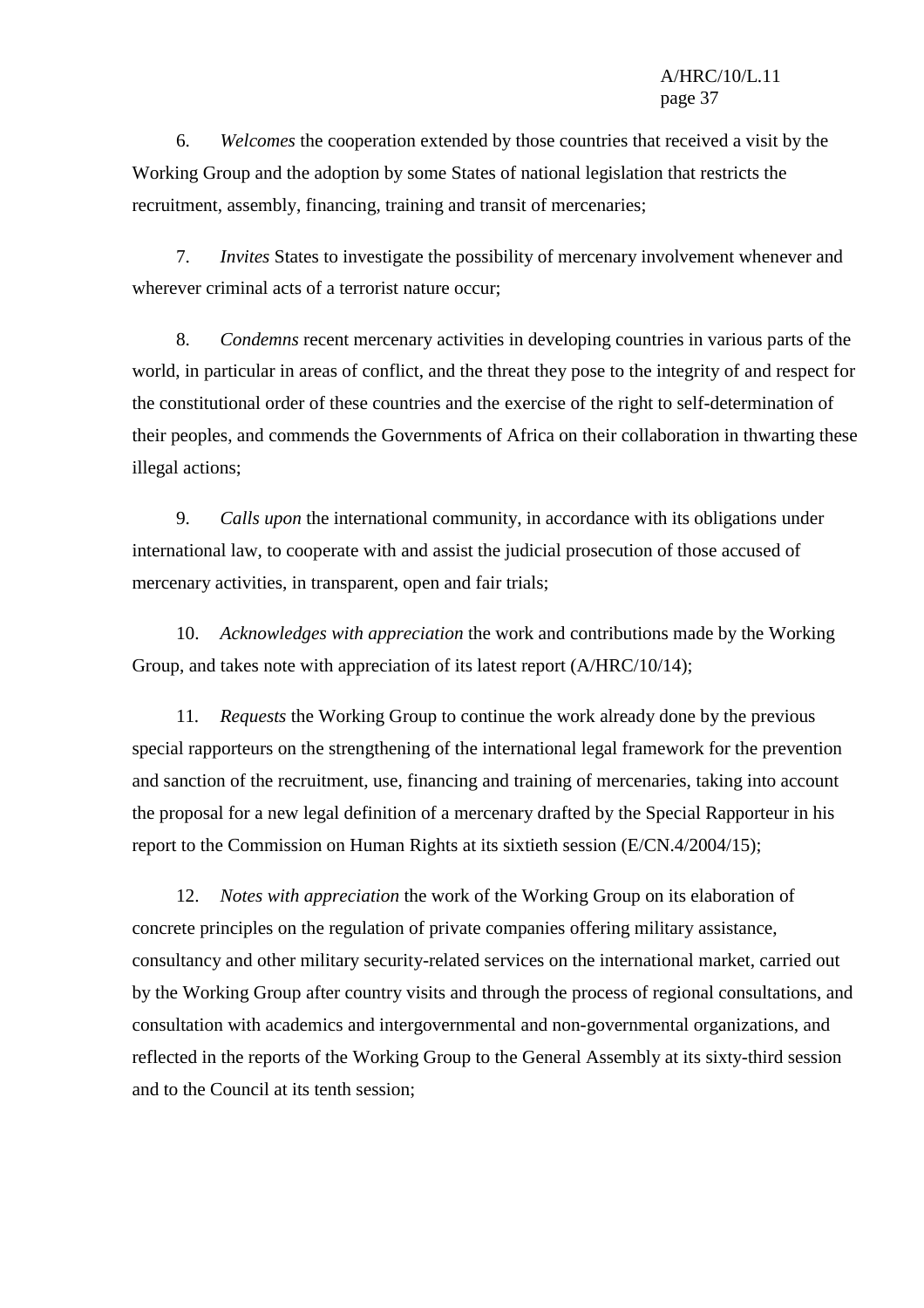6. *Welcomes* the cooperation extended by those countries that received a visit by the Working Group and the adoption by some States of national legislation that restricts the recruitment, assembly, financing, training and transit of mercenaries;

7. *Invites* States to investigate the possibility of mercenary involvement whenever and wherever criminal acts of a terrorist nature occur;

8. *Condemns* recent mercenary activities in developing countries in various parts of the world, in particular in areas of conflict, and the threat they pose to the integrity of and respect for the constitutional order of these countries and the exercise of the right to self-determination of their peoples, and commends the Governments of Africa on their collaboration in thwarting these illegal actions;

9. *Calls upon* the international community, in accordance with its obligations under international law, to cooperate with and assist the judicial prosecution of those accused of mercenary activities, in transparent, open and fair trials;

10. *Acknowledges with appreciation* the work and contributions made by the Working Group, and takes note with appreciation of its latest report (A/HRC/10/14);

11. *Requests* the Working Group to continue the work already done by the previous special rapporteurs on the strengthening of the international legal framework for the prevention and sanction of the recruitment, use, financing and training of mercenaries, taking into account the proposal for a new legal definition of a mercenary drafted by the Special Rapporteur in his report to the Commission on Human Rights at its sixtieth session (E/CN.4/2004/15);

12. *Notes with appreciation* the work of the Working Group on its elaboration of concrete principles on the regulation of private companies offering military assistance, consultancy and other military security-related services on the international market, carried out by the Working Group after country visits and through the process of regional consultations, and consultation with academics and intergovernmental and non-governmental organizations, and reflected in the reports of the Working Group to the General Assembly at its sixty-third session and to the Council at its tenth session;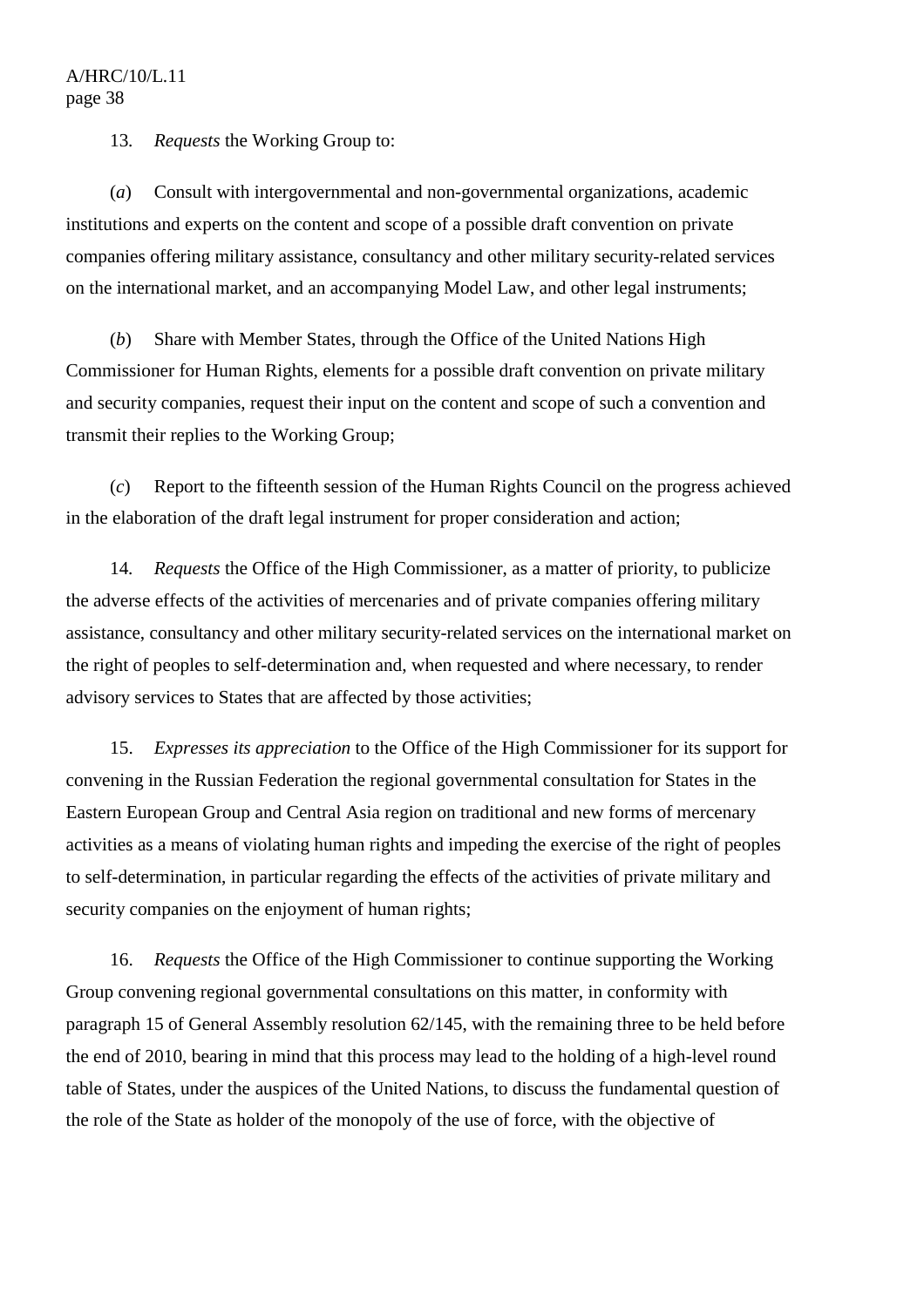13. *Requests* the Working Group to:

(*a*) Consult with intergovernmental and non-governmental organizations, academic institutions and experts on the content and scope of a possible draft convention on private companies offering military assistance, consultancy and other military security-related services on the international market, and an accompanying Model Law, and other legal instruments;

(*b*) Share with Member States, through the Office of the United Nations High Commissioner for Human Rights, elements for a possible draft convention on private military and security companies, request their input on the content and scope of such a convention and transmit their replies to the Working Group;

(*c*) Report to the fifteenth session of the Human Rights Council on the progress achieved in the elaboration of the draft legal instrument for proper consideration and action;

14. *Requests* the Office of the High Commissioner, as a matter of priority, to publicize the adverse effects of the activities of mercenaries and of private companies offering military assistance, consultancy and other military security-related services on the international market on the right of peoples to self-determination and, when requested and where necessary, to render advisory services to States that are affected by those activities;

15. *Expresses its appreciation* to the Office of the High Commissioner for its support for convening in the Russian Federation the regional governmental consultation for States in the Eastern European Group and Central Asia region on traditional and new forms of mercenary activities as a means of violating human rights and impeding the exercise of the right of peoples to self-determination, in particular regarding the effects of the activities of private military and security companies on the enjoyment of human rights;

16. *Requests* the Office of the High Commissioner to continue supporting the Working Group convening regional governmental consultations on this matter, in conformity with paragraph 15 of General Assembly resolution 62/145, with the remaining three to be held before the end of 2010, bearing in mind that this process may lead to the holding of a high-level round table of States, under the auspices of the United Nations, to discuss the fundamental question of the role of the State as holder of the monopoly of the use of force, with the objective of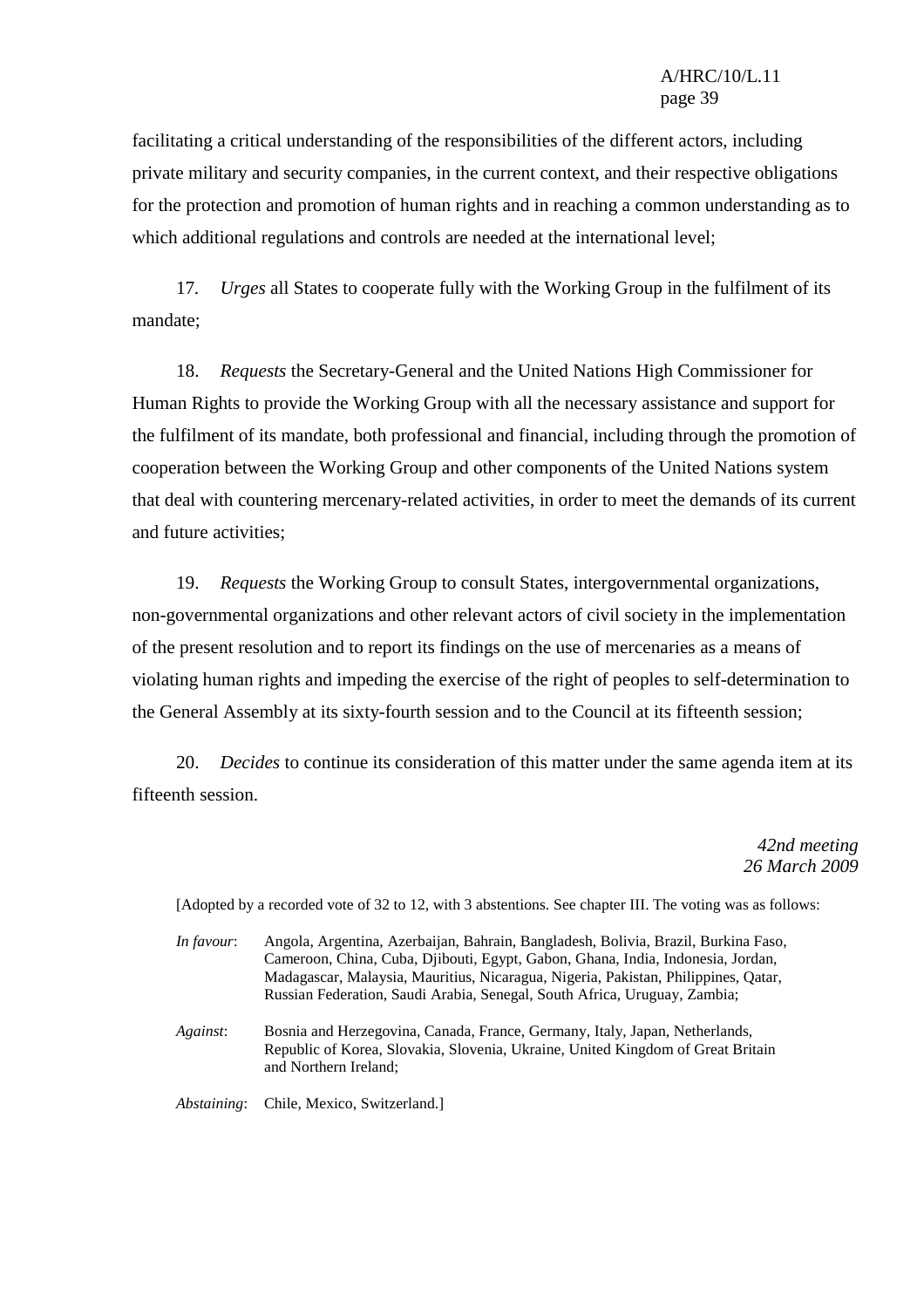facilitating a critical understanding of the responsibilities of the different actors, including private military and security companies, in the current context, and their respective obligations for the protection and promotion of human rights and in reaching a common understanding as to which additional regulations and controls are needed at the international level;

17. *Urges* all States to cooperate fully with the Working Group in the fulfilment of its mandate;

18. *Requests* the Secretary-General and the United Nations High Commissioner for Human Rights to provide the Working Group with all the necessary assistance and support for the fulfilment of its mandate, both professional and financial, including through the promotion of cooperation between the Working Group and other components of the United Nations system that deal with countering mercenary-related activities, in order to meet the demands of its current and future activities;

19. *Requests* the Working Group to consult States, intergovernmental organizations, non-governmental organizations and other relevant actors of civil society in the implementation of the present resolution and to report its findings on the use of mercenaries as a means of violating human rights and impeding the exercise of the right of peoples to self-determination to the General Assembly at its sixty-fourth session and to the Council at its fifteenth session;

20. *Decides* to continue its consideration of this matter under the same agenda item at its fifteenth session.

*42nd meeting*
*26 March 2009*

[Adopted by a recorded vote of 32 to 12, with 3 abstentions. See chapter III. The voting was as follows:

*In favour*: Angola, Argentina, Azerbaijan, Bahrain, Bangladesh, Bolivia, Brazil, Burkina Faso, Cameroon, China, Cuba, Djibouti, Egypt, Gabon, Ghana, India, Indonesia, Jordan, Madagascar, Malaysia, Mauritius, Nicaragua, Nigeria, Pakistan, Philippines, Qatar, Russian Federation, Saudi Arabia, Senegal, South Africa, Uruguay, Zambia;

*Against*: Bosnia and Herzegovina, Canada, France, Germany, Italy, Japan, Netherlands, Republic of Korea, Slovakia, Slovenia, Ukraine, United Kingdom of Great Britain and Northern Ireland;

*Abstaining*: Chile, Mexico, Switzerland.]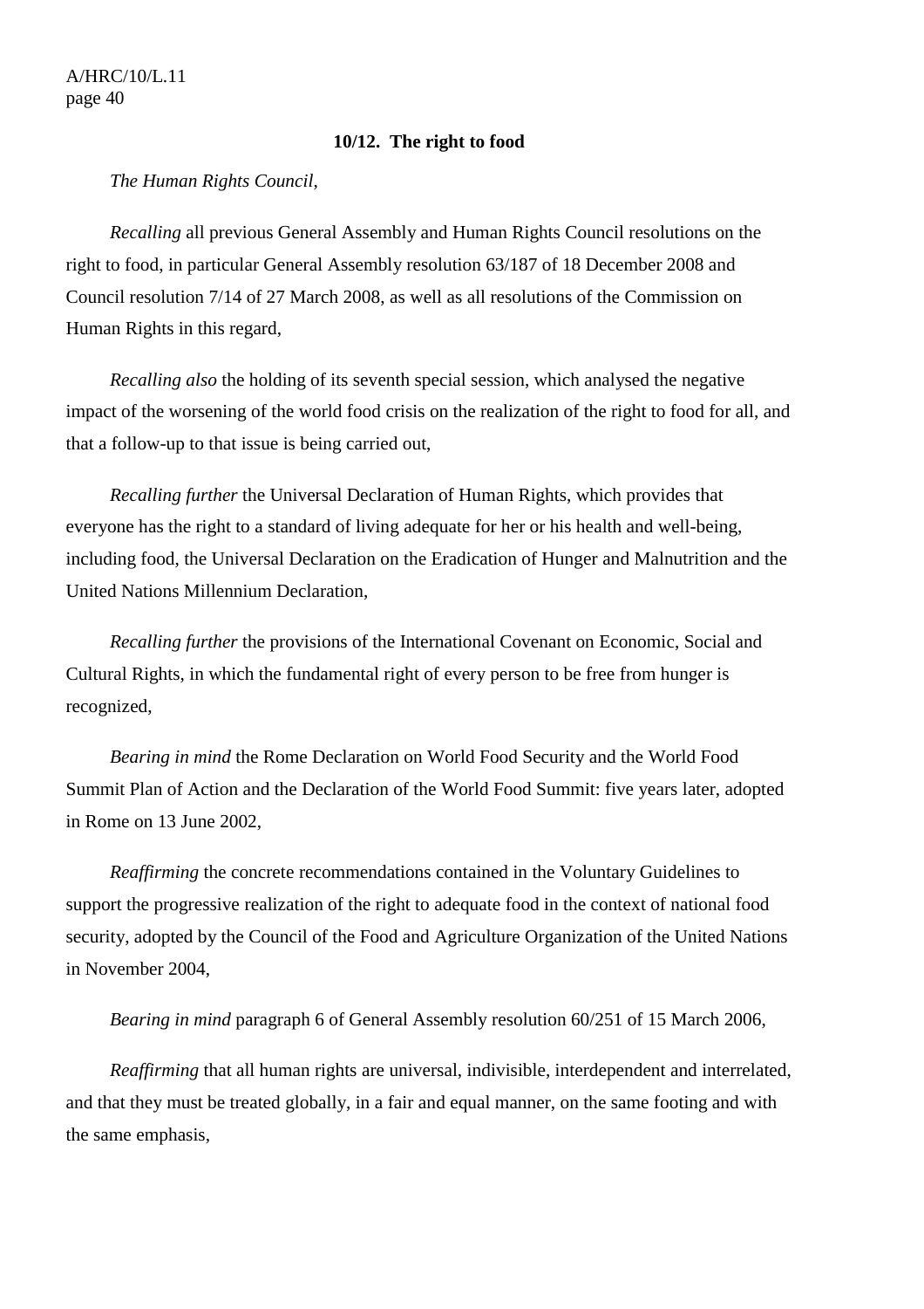**10/12. The right to food**

*The Human Rights Council*,

*Recalling* all previous General Assembly and Human Rights Council resolutions on the right to food, in particular General Assembly resolution 63/187 of 18 December 2008 and Council resolution 7/14 of 27 March 2008, as well as all resolutions of the Commission on Human Rights in this regard,

*Recalling also* the holding of its seventh special session, which analysed the negative impact of the worsening of the world food crisis on the realization of the right to food for all, and that a follow-up to that issue is being carried out,

*Recalling further* the Universal Declaration of Human Rights, which provides that everyone has the right to a standard of living adequate for her or his health and well-being, including food, the Universal Declaration on the Eradication of Hunger and Malnutrition and the United Nations Millennium Declaration,

*Recalling further* the provisions of the International Covenant on Economic, Social and Cultural Rights, in which the fundamental right of every person to be free from hunger is recognized,

*Bearing in mind* the Rome Declaration on World Food Security and the World Food Summit Plan of Action and the Declaration of the World Food Summit: five years later, adopted in Rome on 13 June 2002,

*Reaffirming* the concrete recommendations contained in the Voluntary Guidelines to support the progressive realization of the right to adequate food in the context of national food security, adopted by the Council of the Food and Agriculture Organization of the United Nations in November 2004,

*Bearing in mind* paragraph 6 of General Assembly resolution 60/251 of 15 March 2006,

*Reaffirming* that all human rights are universal, indivisible, interdependent and interrelated, and that they must be treated globally, in a fair and equal manner, on the same footing and with the same emphasis,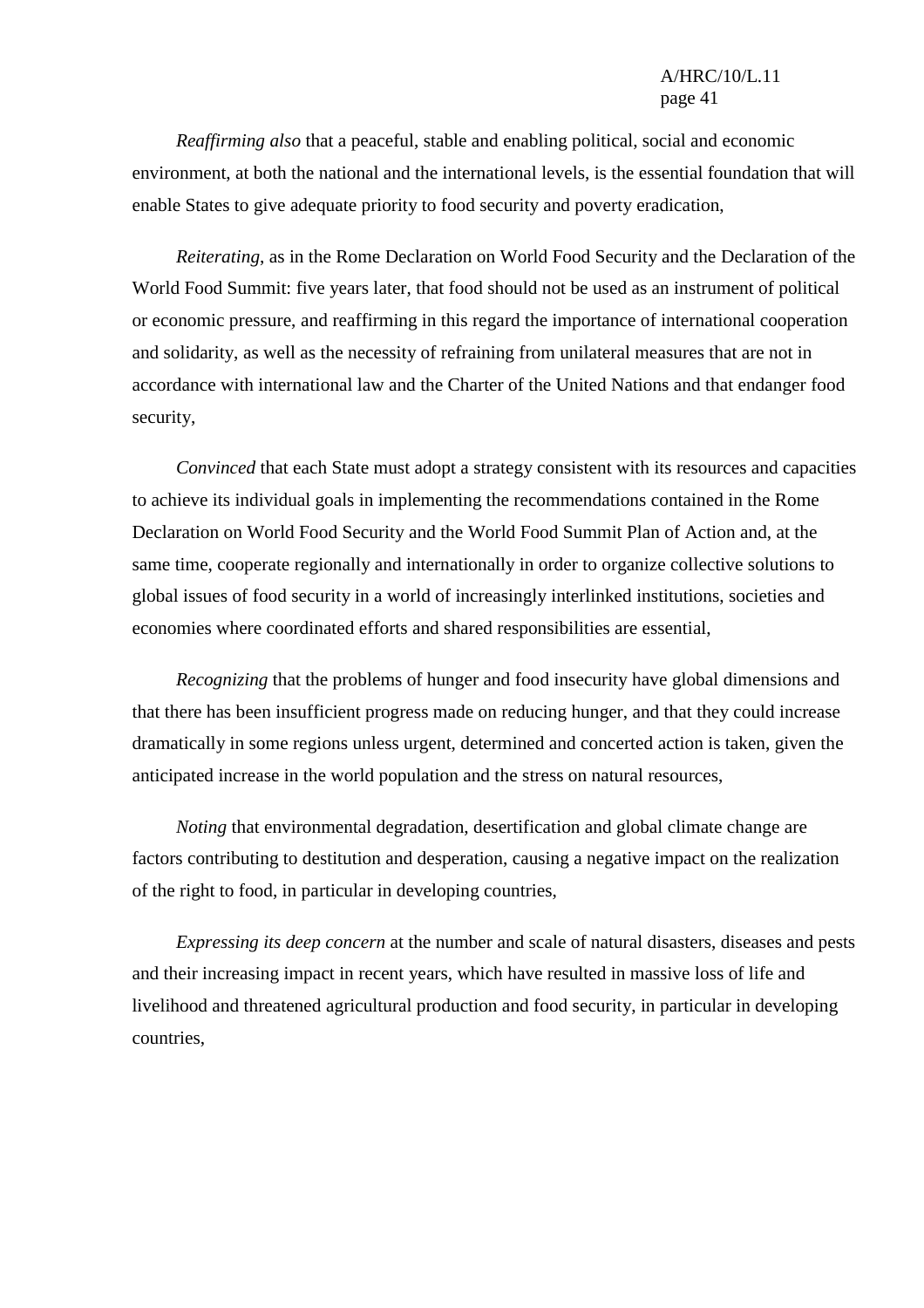*Reaffirming also* that a peaceful, stable and enabling political, social and economic environment, at both the national and the international levels, is the essential foundation that will enable States to give adequate priority to food security and poverty eradication,

*Reiterating*, as in the Rome Declaration on World Food Security and the Declaration of the World Food Summit: five years later, that food should not be used as an instrument of political or economic pressure, and reaffirming in this regard the importance of international cooperation and solidarity, as well as the necessity of refraining from unilateral measures that are not in accordance with international law and the Charter of the United Nations and that endanger food security,

*Convinced* that each State must adopt a strategy consistent with its resources and capacities to achieve its individual goals in implementing the recommendations contained in the Rome Declaration on World Food Security and the World Food Summit Plan of Action and, at the same time, cooperate regionally and internationally in order to organize collective solutions to global issues of food security in a world of increasingly interlinked institutions, societies and economies where coordinated efforts and shared responsibilities are essential,

*Recognizing* that the problems of hunger and food insecurity have global dimensions and that there has been insufficient progress made on reducing hunger, and that they could increase dramatically in some regions unless urgent, determined and concerted action is taken, given the anticipated increase in the world population and the stress on natural resources,

*Noting* that environmental degradation, desertification and global climate change are factors contributing to destitution and desperation, causing a negative impact on the realization of the right to food, in particular in developing countries,

*Expressing its deep concern* at the number and scale of natural disasters, diseases and pests and their increasing impact in recent years, which have resulted in massive loss of life and livelihood and threatened agricultural production and food security, in particular in developing countries,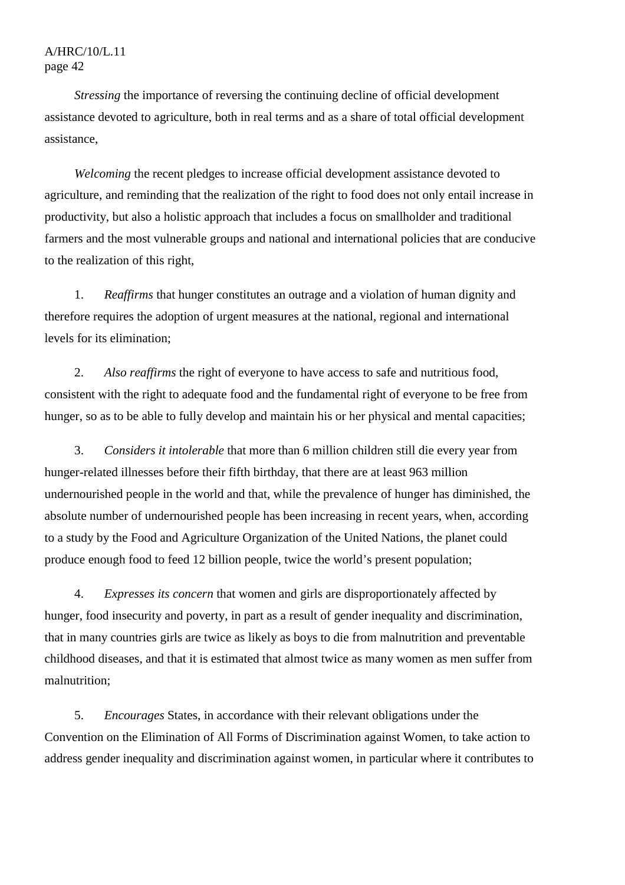*Stressing* the importance of reversing the continuing decline of official development assistance devoted to agriculture, both in real terms and as a share of total official development assistance,

*Welcoming* the recent pledges to increase official development assistance devoted to agriculture, and reminding that the realization of the right to food does not only entail increase in productivity, but also a holistic approach that includes a focus on smallholder and traditional farmers and the most vulnerable groups and national and international policies that are conducive to the realization of this right,

1. *Reaffirms* that hunger constitutes an outrage and a violation of human dignity and therefore requires the adoption of urgent measures at the national, regional and international levels for its elimination;

2. *Also reaffirms* the right of everyone to have access to safe and nutritious food, consistent with the right to adequate food and the fundamental right of everyone to be free from hunger, so as to be able to fully develop and maintain his or her physical and mental capacities;

3. *Considers it intolerable* that more than 6 million children still die every year from hunger-related illnesses before their fifth birthday, that there are at least 963 million undernourished people in the world and that, while the prevalence of hunger has diminished, the absolute number of undernourished people has been increasing in recent years, when, according to a study by the Food and Agriculture Organization of the United Nations, the planet could produce enough food to feed 12 billion people, twice the world's present population;

4. *Expresses its concern* that women and girls are disproportionately affected by hunger, food insecurity and poverty, in part as a result of gender inequality and discrimination, that in many countries girls are twice as likely as boys to die from malnutrition and preventable childhood diseases, and that it is estimated that almost twice as many women as men suffer from malnutrition;

5. *Encourages* States, in accordance with their relevant obligations under the Convention on the Elimination of All Forms of Discrimination against Women, to take action to address gender inequality and discrimination against women, in particular where it contributes to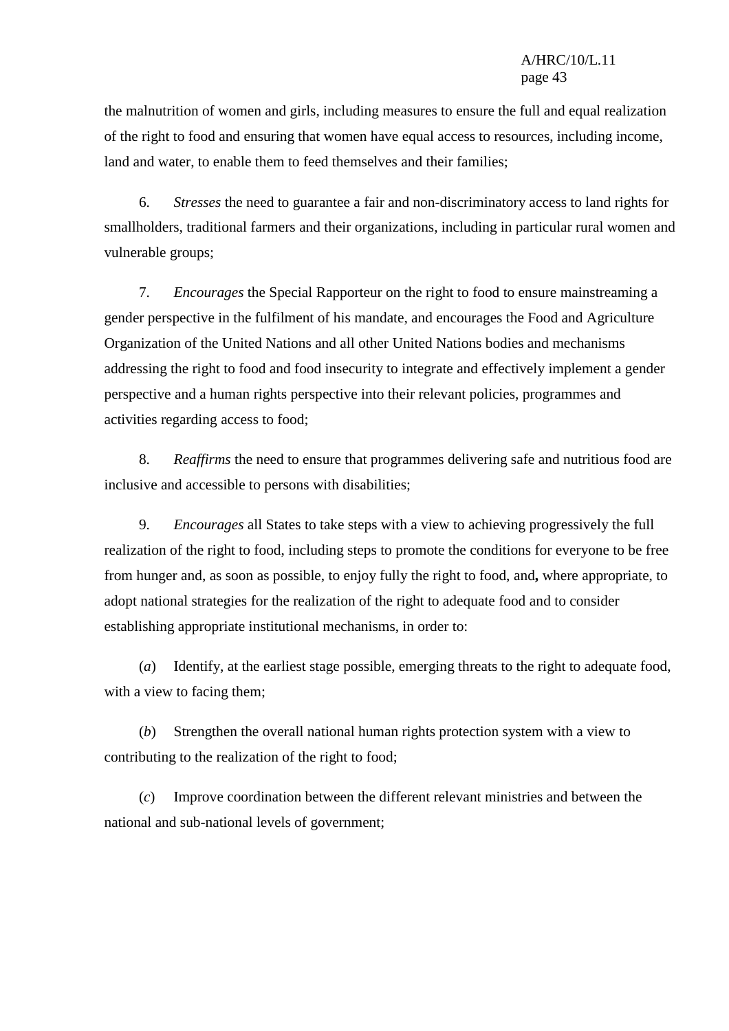the malnutrition of women and girls, including measures to ensure the full and equal realization of the right to food and ensuring that women have equal access to resources, including income, land and water, to enable them to feed themselves and their families;

6. *Stresses* the need to guarantee a fair and non-discriminatory access to land rights for smallholders, traditional farmers and their organizations, including in particular rural women and vulnerable groups;

7. *Encourages* the Special Rapporteur on the right to food to ensure mainstreaming a gender perspective in the fulfilment of his mandate, and encourages the Food and Agriculture Organization of the United Nations and all other United Nations bodies and mechanisms addressing the right to food and food insecurity to integrate and effectively implement a gender perspective and a human rights perspective into their relevant policies, programmes and activities regarding access to food;

8. *Reaffirms* the need to ensure that programmes delivering safe and nutritious food are inclusive and accessible to persons with disabilities;

9. *Encourages* all States to take steps with a view to achieving progressively the full realization of the right to food, including steps to promote the conditions for everyone to be free from hunger and, as soon as possible, to enjoy fully the right to food, and**,** where appropriate, to adopt national strategies for the realization of the right to adequate food and to consider establishing appropriate institutional mechanisms, in order to:

(*a*) Identify, at the earliest stage possible, emerging threats to the right to adequate food, with a view to facing them;

(*b*) Strengthen the overall national human rights protection system with a view to contributing to the realization of the right to food;

(*c*) Improve coordination between the different relevant ministries and between the national and sub-national levels of government;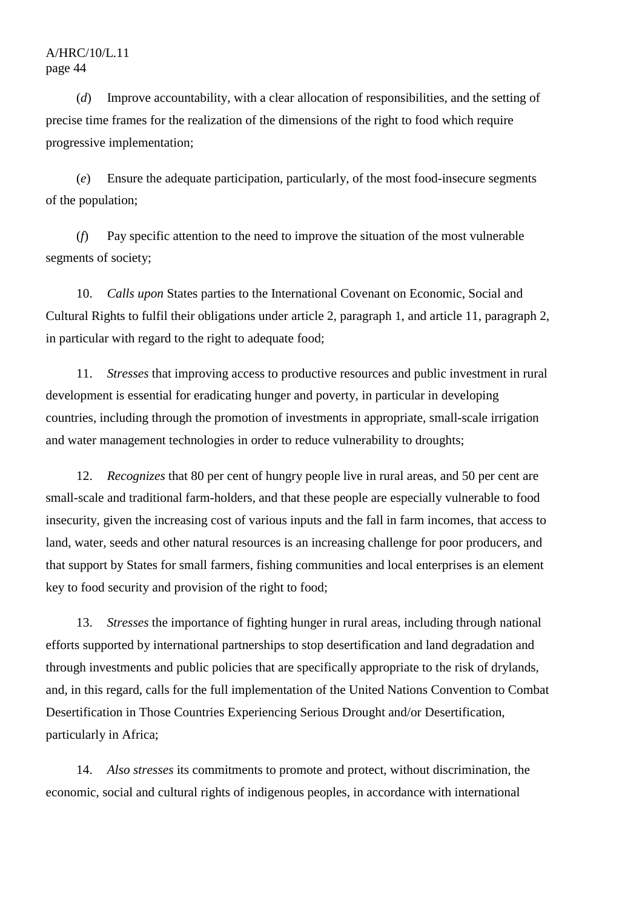(*d*) Improve accountability, with a clear allocation of responsibilities, and the setting of precise time frames for the realization of the dimensions of the right to food which require progressive implementation;

(*e*) Ensure the adequate participation, particularly, of the most food-insecure segments of the population;

(*f*) Pay specific attention to the need to improve the situation of the most vulnerable segments of society;

10. *Calls upon* States parties to the International Covenant on Economic, Social and Cultural Rights to fulfil their obligations under article 2, paragraph 1, and article 11, paragraph 2, in particular with regard to the right to adequate food;

11. *Stresses* that improving access to productive resources and public investment in rural development is essential for eradicating hunger and poverty, in particular in developing countries, including through the promotion of investments in appropriate, small-scale irrigation and water management technologies in order to reduce vulnerability to droughts;

12. *Recognizes* that 80 per cent of hungry people live in rural areas, and 50 per cent are small-scale and traditional farm-holders, and that these people are especially vulnerable to food insecurity, given the increasing cost of various inputs and the fall in farm incomes, that access to land, water, seeds and other natural resources is an increasing challenge for poor producers, and that support by States for small farmers, fishing communities and local enterprises is an element key to food security and provision of the right to food;

13. *Stresses* the importance of fighting hunger in rural areas, including through national efforts supported by international partnerships to stop desertification and land degradation and through investments and public policies that are specifically appropriate to the risk of drylands, and, in this regard, calls for the full implementation of the United Nations Convention to Combat Desertification in Those Countries Experiencing Serious Drought and/or Desertification, particularly in Africa;

14. *Also stresses* its commitments to promote and protect, without discrimination, the economic, social and cultural rights of indigenous peoples, in accordance with international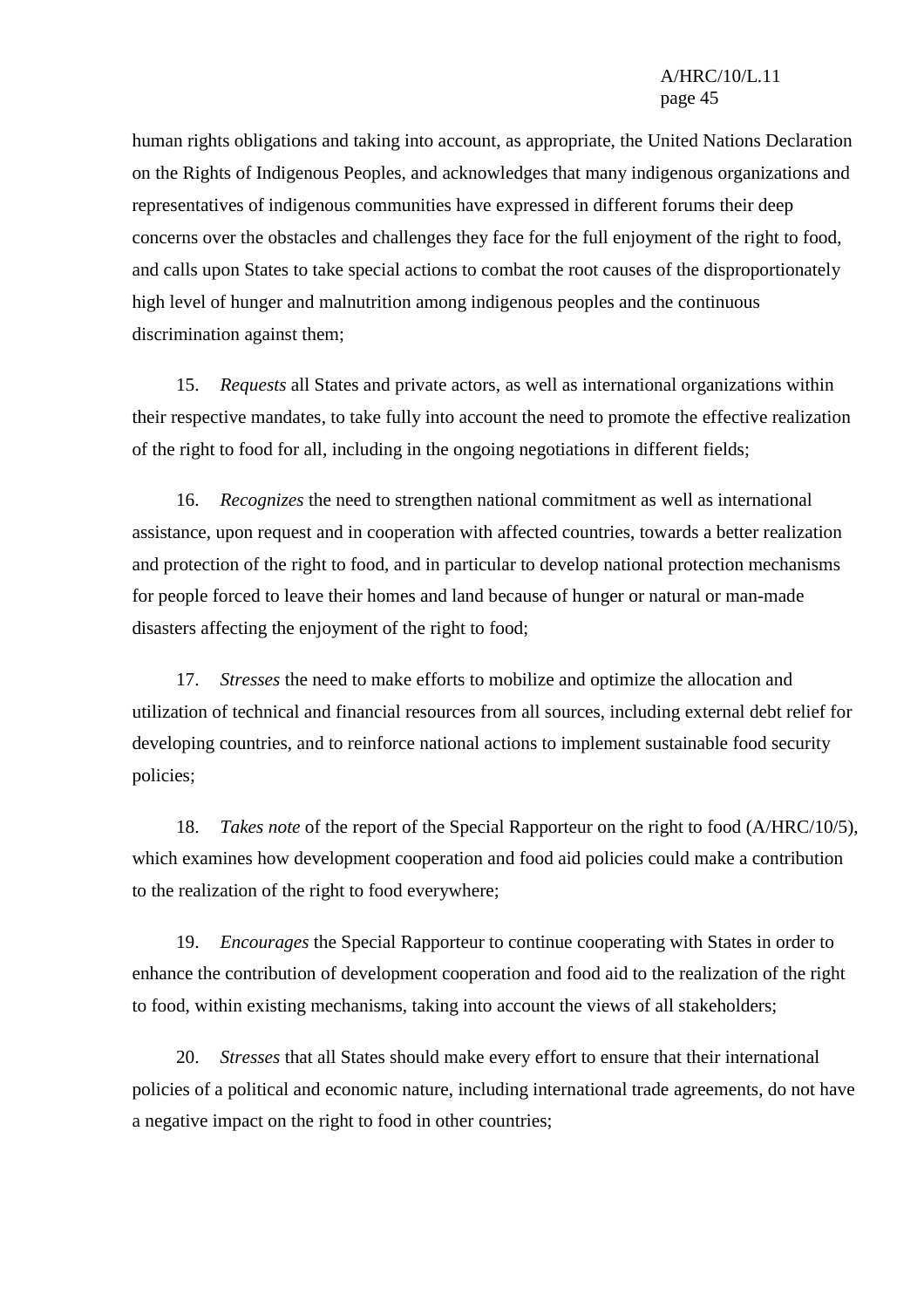human rights obligations and taking into account, as appropriate, the United Nations Declaration on the Rights of Indigenous Peoples, and acknowledges that many indigenous organizations and representatives of indigenous communities have expressed in different forums their deep concerns over the obstacles and challenges they face for the full enjoyment of the right to food, and calls upon States to take special actions to combat the root causes of the disproportionately high level of hunger and malnutrition among indigenous peoples and the continuous discrimination against them;

15. *Requests* all States and private actors, as well as international organizations within their respective mandates, to take fully into account the need to promote the effective realization of the right to food for all, including in the ongoing negotiations in different fields;

16. *Recognizes* the need to strengthen national commitment as well as international assistance, upon request and in cooperation with affected countries, towards a better realization and protection of the right to food, and in particular to develop national protection mechanisms for people forced to leave their homes and land because of hunger or natural or man-made disasters affecting the enjoyment of the right to food;

17. *Stresses* the need to make efforts to mobilize and optimize the allocation and utilization of technical and financial resources from all sources, including external debt relief for developing countries, and to reinforce national actions to implement sustainable food security policies;

18. *Takes note* of the report of the Special Rapporteur on the right to food (A/HRC/10/5), which examines how development cooperation and food aid policies could make a contribution to the realization of the right to food everywhere;

19. *Encourages* the Special Rapporteur to continue cooperating with States in order to enhance the contribution of development cooperation and food aid to the realization of the right to food, within existing mechanisms, taking into account the views of all stakeholders;

20. *Stresses* that all States should make every effort to ensure that their international policies of a political and economic nature, including international trade agreements, do not have a negative impact on the right to food in other countries;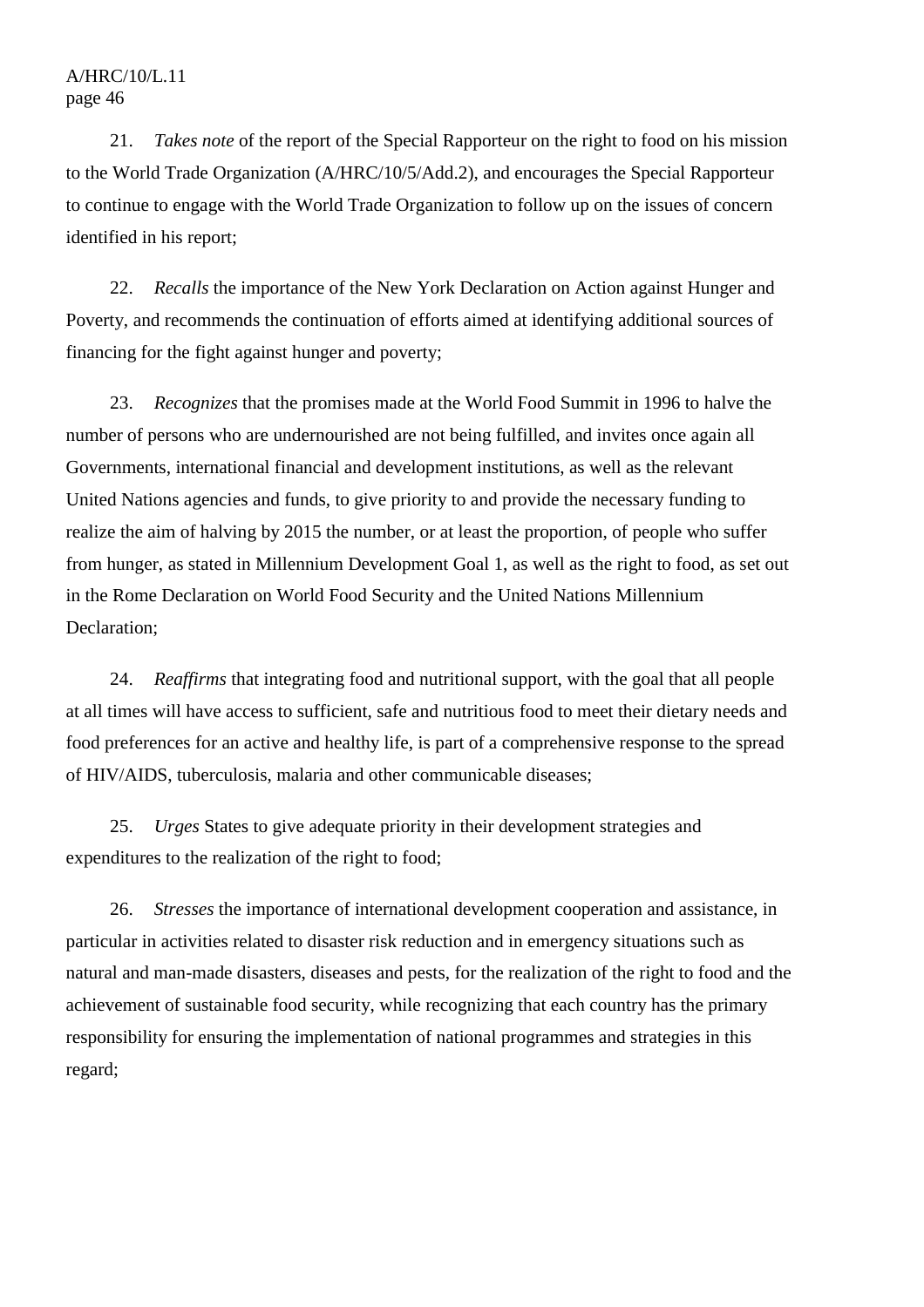21. *Takes note* of the report of the Special Rapporteur on the right to food on his mission to the World Trade Organization (A/HRC/10/5/Add.2), and encourages the Special Rapporteur to continue to engage with the World Trade Organization to follow up on the issues of concern identified in his report;

22. *Recalls* the importance of the New York Declaration on Action against Hunger and Poverty, and recommends the continuation of efforts aimed at identifying additional sources of financing for the fight against hunger and poverty;

23. *Recognizes* that the promises made at the World Food Summit in 1996 to halve the number of persons who are undernourished are not being fulfilled, and invites once again all Governments, international financial and development institutions, as well as the relevant United Nations agencies and funds, to give priority to and provide the necessary funding to realize the aim of halving by 2015 the number, or at least the proportion, of people who suffer from hunger, as stated in Millennium Development Goal 1, as well as the right to food, as set out in the Rome Declaration on World Food Security and the United Nations Millennium Declaration;

24. *Reaffirms* that integrating food and nutritional support, with the goal that all people at all times will have access to sufficient, safe and nutritious food to meet their dietary needs and food preferences for an active and healthy life, is part of a comprehensive response to the spread of HIV/AIDS, tuberculosis, malaria and other communicable diseases;

25. *Urges* States to give adequate priority in their development strategies and expenditures to the realization of the right to food;

26. *Stresses* the importance of international development cooperation and assistance, in particular in activities related to disaster risk reduction and in emergency situations such as natural and man-made disasters, diseases and pests, for the realization of the right to food and the achievement of sustainable food security, while recognizing that each country has the primary responsibility for ensuring the implementation of national programmes and strategies in this regard;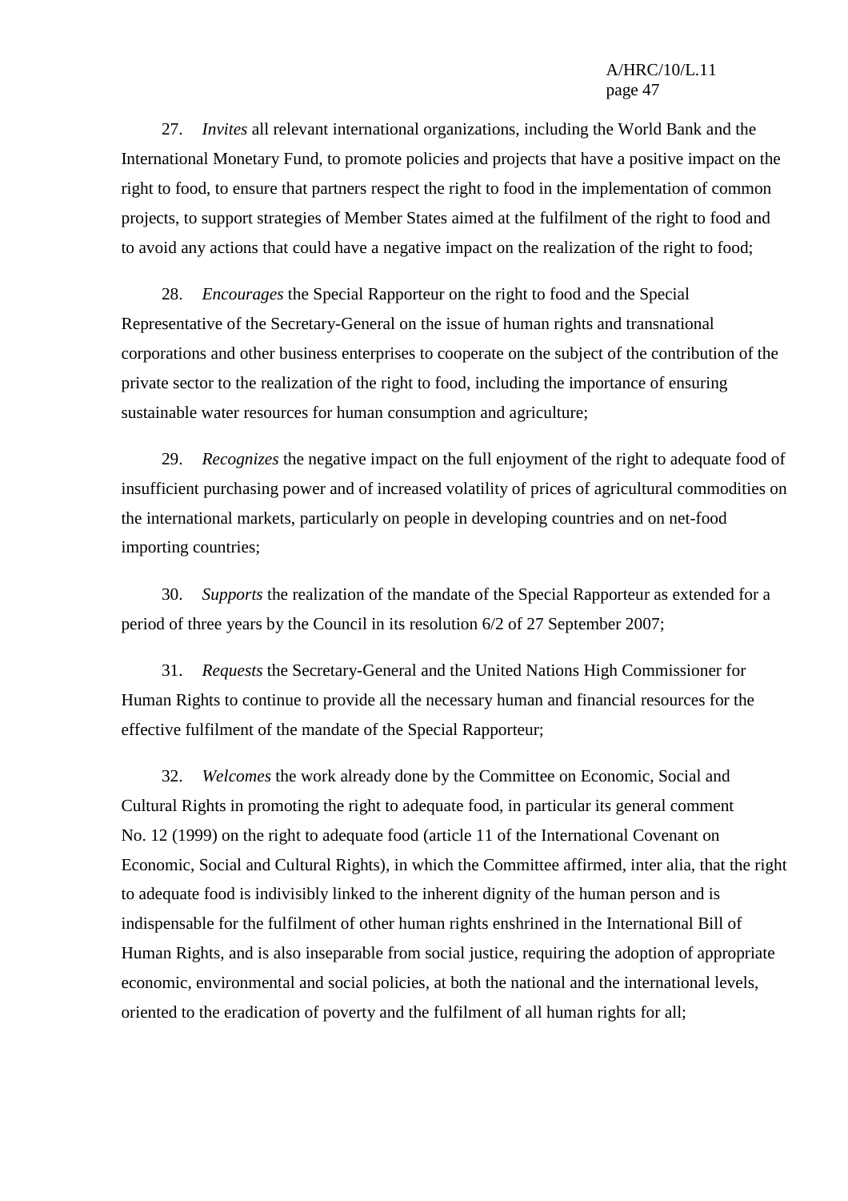27. *Invites* all relevant international organizations, including the World Bank and the International Monetary Fund, to promote policies and projects that have a positive impact on the right to food, to ensure that partners respect the right to food in the implementation of common projects, to support strategies of Member States aimed at the fulfilment of the right to food and to avoid any actions that could have a negative impact on the realization of the right to food;

28. *Encourages* the Special Rapporteur on the right to food and the Special Representative of the Secretary-General on the issue of human rights and transnational corporations and other business enterprises to cooperate on the subject of the contribution of the private sector to the realization of the right to food, including the importance of ensuring sustainable water resources for human consumption and agriculture;

29. *Recognizes* the negative impact on the full enjoyment of the right to adequate food of insufficient purchasing power and of increased volatility of prices of agricultural commodities on the international markets, particularly on people in developing countries and on net-food importing countries;

30. *Supports* the realization of the mandate of the Special Rapporteur as extended for a period of three years by the Council in its resolution 6/2 of 27 September 2007;

31. *Requests* the Secretary-General and the United Nations High Commissioner for Human Rights to continue to provide all the necessary human and financial resources for the effective fulfilment of the mandate of the Special Rapporteur;

32. *Welcomes* the work already done by the Committee on Economic, Social and Cultural Rights in promoting the right to adequate food, in particular its general comment No. 12 (1999) on the right to adequate food (article 11 of the International Covenant on Economic, Social and Cultural Rights), in which the Committee affirmed, inter alia, that the right to adequate food is indivisibly linked to the inherent dignity of the human person and is indispensable for the fulfilment of other human rights enshrined in the International Bill of Human Rights, and is also inseparable from social justice, requiring the adoption of appropriate economic, environmental and social policies, at both the national and the international levels, oriented to the eradication of poverty and the fulfilment of all human rights for all;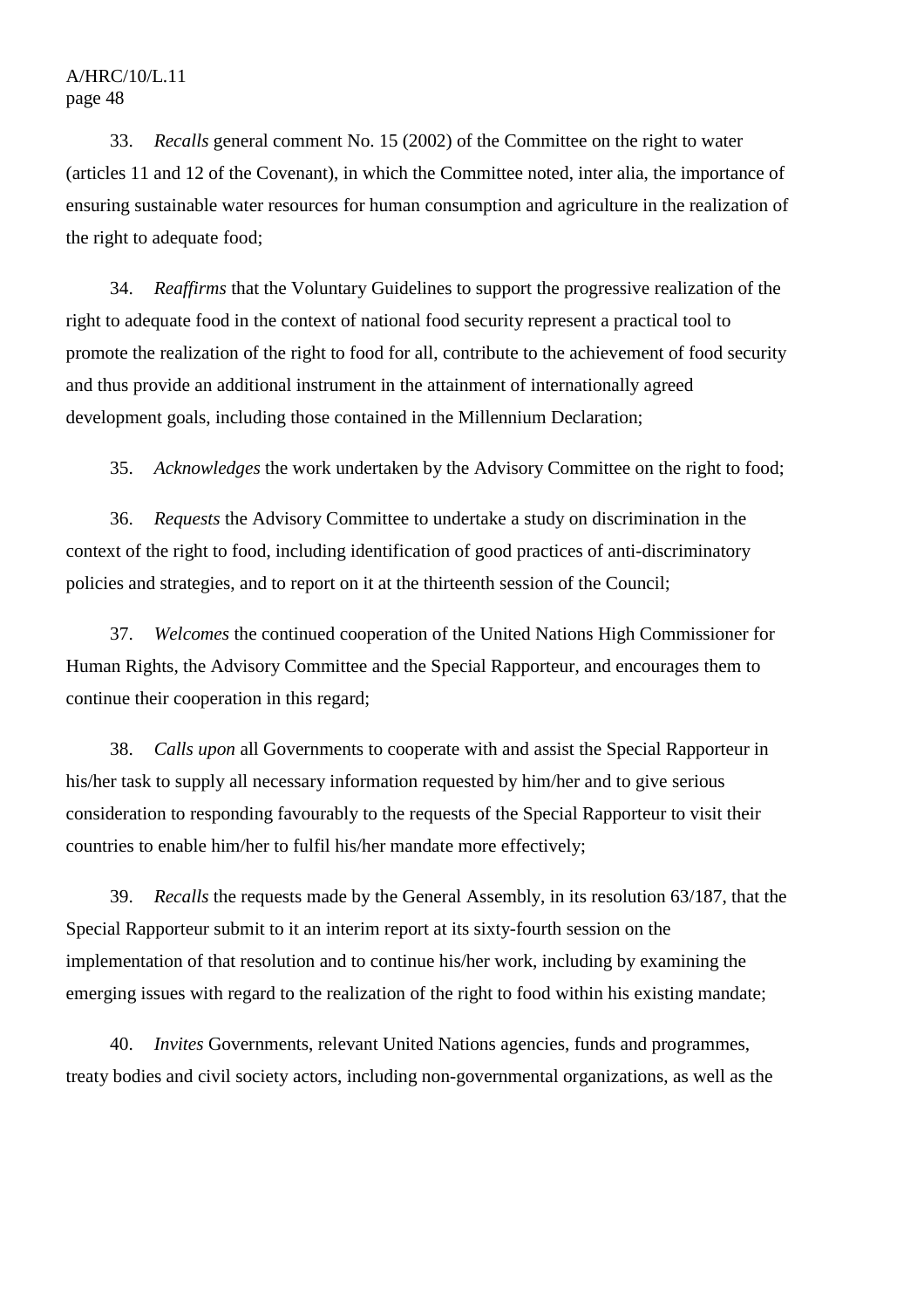33. *Recalls* general comment No. 15 (2002) of the Committee on the right to water (articles 11 and 12 of the Covenant), in which the Committee noted, inter alia, the importance of ensuring sustainable water resources for human consumption and agriculture in the realization of the right to adequate food;

34. *Reaffirms* that the Voluntary Guidelines to support the progressive realization of the right to adequate food in the context of national food security represent a practical tool to promote the realization of the right to food for all, contribute to the achievement of food security and thus provide an additional instrument in the attainment of internationally agreed development goals, including those contained in the Millennium Declaration;

35. *Acknowledges* the work undertaken by the Advisory Committee on the right to food;

36. *Requests* the Advisory Committee to undertake a study on discrimination in the context of the right to food, including identification of good practices of anti-discriminatory policies and strategies, and to report on it at the thirteenth session of the Council;

37. *Welcomes* the continued cooperation of the United Nations High Commissioner for Human Rights, the Advisory Committee and the Special Rapporteur, and encourages them to continue their cooperation in this regard;

38. *Calls upon* all Governments to cooperate with and assist the Special Rapporteur in his/her task to supply all necessary information requested by him/her and to give serious consideration to responding favourably to the requests of the Special Rapporteur to visit their countries to enable him/her to fulfil his/her mandate more effectively;

39. *Recalls* the requests made by the General Assembly, in its resolution 63/187, that the Special Rapporteur submit to it an interim report at its sixty-fourth session on the implementation of that resolution and to continue his/her work, including by examining the emerging issues with regard to the realization of the right to food within his existing mandate;

40. *Invites* Governments, relevant United Nations agencies, funds and programmes, treaty bodies and civil society actors, including non-governmental organizations, as well as the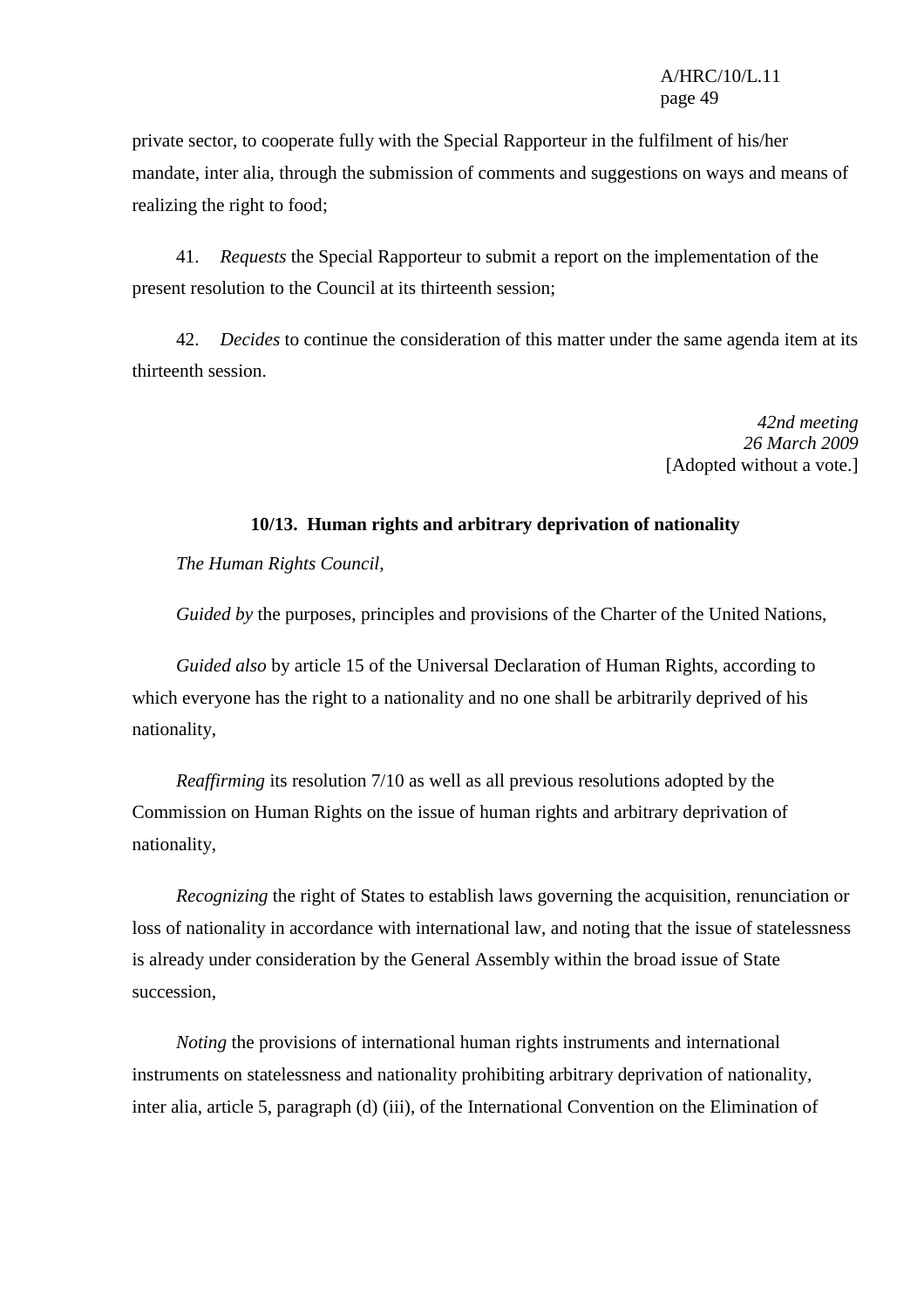private sector, to cooperate fully with the Special Rapporteur in the fulfilment of his/her mandate, inter alia, through the submission of comments and suggestions on ways and means of realizing the right to food;

41. *Requests* the Special Rapporteur to submit a report on the implementation of the present resolution to the Council at its thirteenth session;

42. *Decides* to continue the consideration of this matter under the same agenda item at its thirteenth session.

*42nd meeting*
*26 March 2009*
[Adopted without a vote.]

### 10/13. Human rights and arbitrary deprivation of nationality

*The Human Rights Council*,

*Guided by* the purposes, principles and provisions of the Charter of the United Nations,

*Guided also* by article 15 of the Universal Declaration of Human Rights, according to which everyone has the right to a nationality and no one shall be arbitrarily deprived of his nationality,

*Reaffirming* its resolution 7/10 as well as all previous resolutions adopted by the Commission on Human Rights on the issue of human rights and arbitrary deprivation of nationality,

*Recognizing* the right of States to establish laws governing the acquisition, renunciation or loss of nationality in accordance with international law, and noting that the issue of statelessness is already under consideration by the General Assembly within the broad issue of State succession,

*Noting* the provisions of international human rights instruments and international instruments on statelessness and nationality prohibiting arbitrary deprivation of nationality, inter alia, article 5, paragraph (d) (iii), of the International Convention on the Elimination of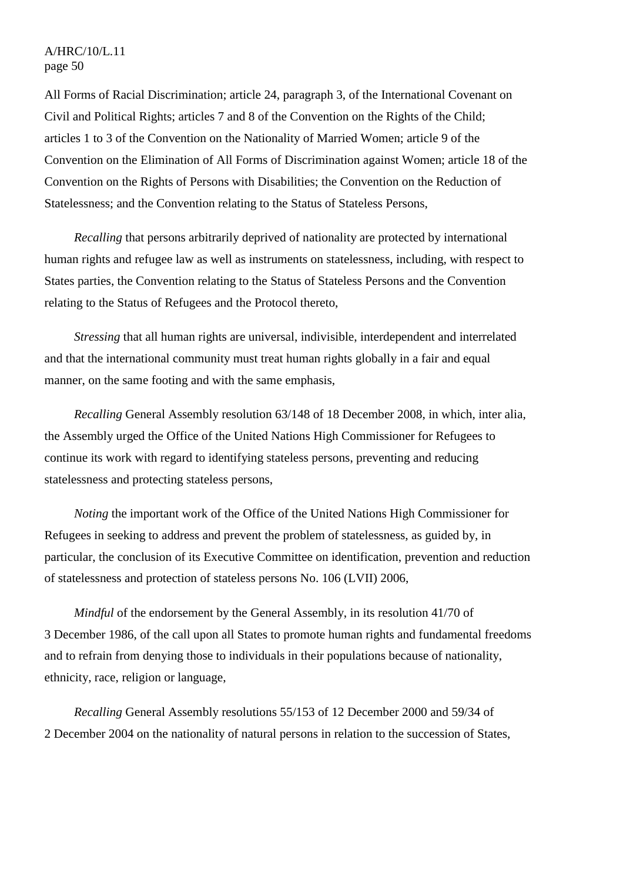All Forms of Racial Discrimination; article 24, paragraph 3, of the International Covenant on Civil and Political Rights; articles 7 and 8 of the Convention on the Rights of the Child; articles 1 to 3 of the Convention on the Nationality of Married Women; article 9 of the Convention on the Elimination of All Forms of Discrimination against Women; article 18 of the Convention on the Rights of Persons with Disabilities; the Convention on the Reduction of Statelessness; and the Convention relating to the Status of Stateless Persons,

*Recalling* that persons arbitrarily deprived of nationality are protected by international human rights and refugee law as well as instruments on statelessness, including, with respect to States parties, the Convention relating to the Status of Stateless Persons and the Convention relating to the Status of Refugees and the Protocol thereto,

*Stressing* that all human rights are universal, indivisible, interdependent and interrelated and that the international community must treat human rights globally in a fair and equal manner, on the same footing and with the same emphasis,

*Recalling* General Assembly resolution 63/148 of 18 December 2008, in which, inter alia, the Assembly urged the Office of the United Nations High Commissioner for Refugees to continue its work with regard to identifying stateless persons, preventing and reducing statelessness and protecting stateless persons,

*Noting* the important work of the Office of the United Nations High Commissioner for Refugees in seeking to address and prevent the problem of statelessness, as guided by, in particular, the conclusion of its Executive Committee on identification, prevention and reduction of statelessness and protection of stateless persons No. 106 (LVII) 2006,

*Mindful* of the endorsement by the General Assembly, in its resolution 41/70 of 3 December 1986, of the call upon all States to promote human rights and fundamental freedoms and to refrain from denying those to individuals in their populations because of nationality, ethnicity, race, religion or language,

*Recalling* General Assembly resolutions 55/153 of 12 December 2000 and 59/34 of 2 December 2004 on the nationality of natural persons in relation to the succession of States,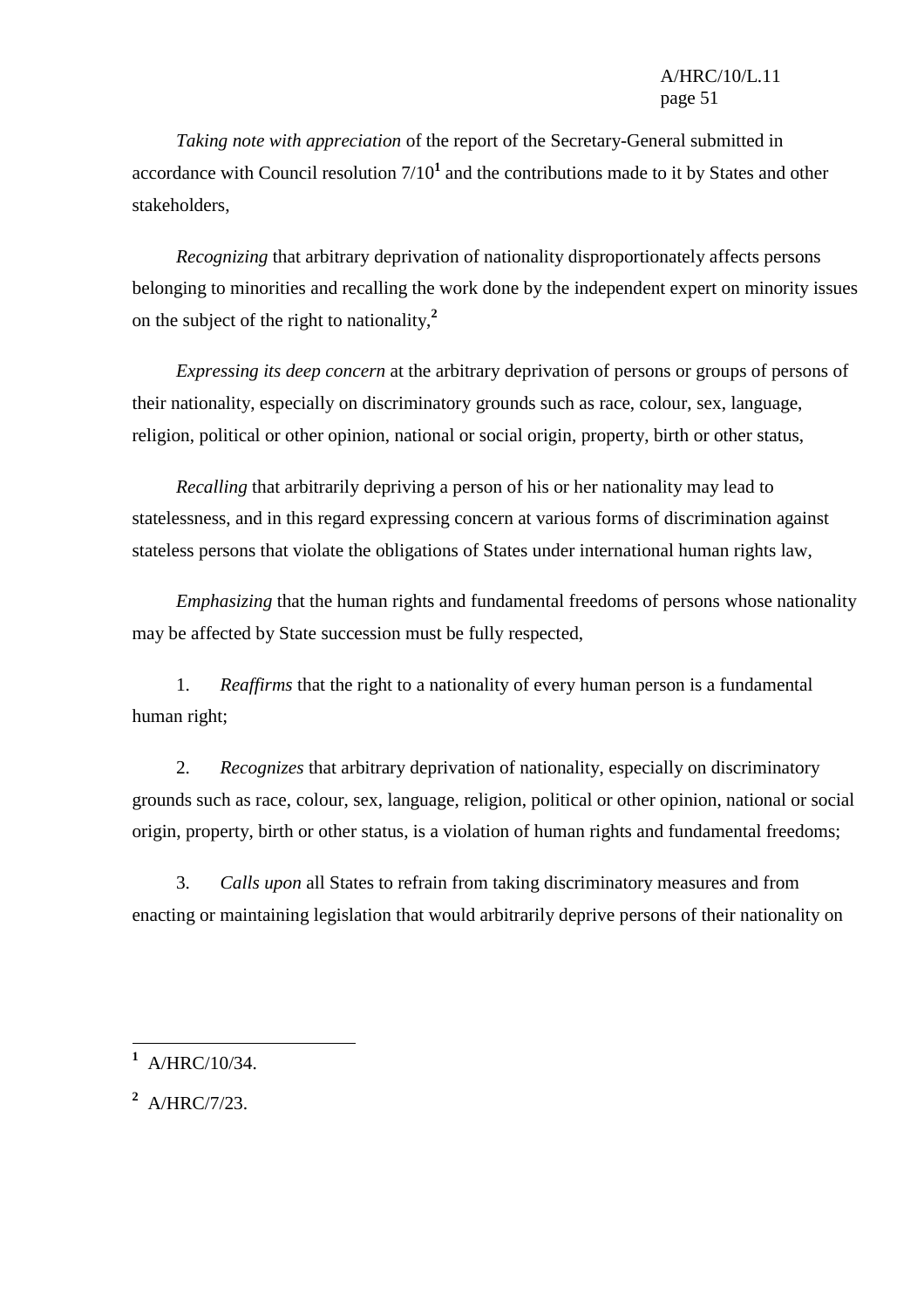*Taking note with appreciation* of the report of the Secretary-General submitted in accordance with Council resolution 7/10[1] and the contributions made to it by States and other stakeholders,

*Recognizing* that arbitrary deprivation of nationality disproportionately affects persons belonging to minorities and recalling the work done by the independent expert on minority issues on the subject of the right to nationality,[2]

*Expressing its deep concern* at the arbitrary deprivation of persons or groups of persons of their nationality, especially on discriminatory grounds such as race, colour, sex, language, religion, political or other opinion, national or social origin, property, birth or other status,

*Recalling* that arbitrarily depriving a person of his or her nationality may lead to statelessness, and in this regard expressing concern at various forms of discrimination against stateless persons that violate the obligations of States under international human rights law,

*Emphasizing* that the human rights and fundamental freedoms of persons whose nationality may be affected by State succession must be fully respected,

1. *Reaffirms* that the right to a nationality of every human person is a fundamental human right;

2. *Recognizes* that arbitrary deprivation of nationality, especially on discriminatory grounds such as race, colour, sex, language, religion, political or other opinion, national or social origin, property, birth or other status, is a violation of human rights and fundamental freedoms;

3. *Calls upon* all States to refrain from taking discriminatory measures and from enacting or maintaining legislation that would arbitrarily deprive persons of their nationality on

---

[1] A/HRC/10/34.

[2] A/HRC/7/23.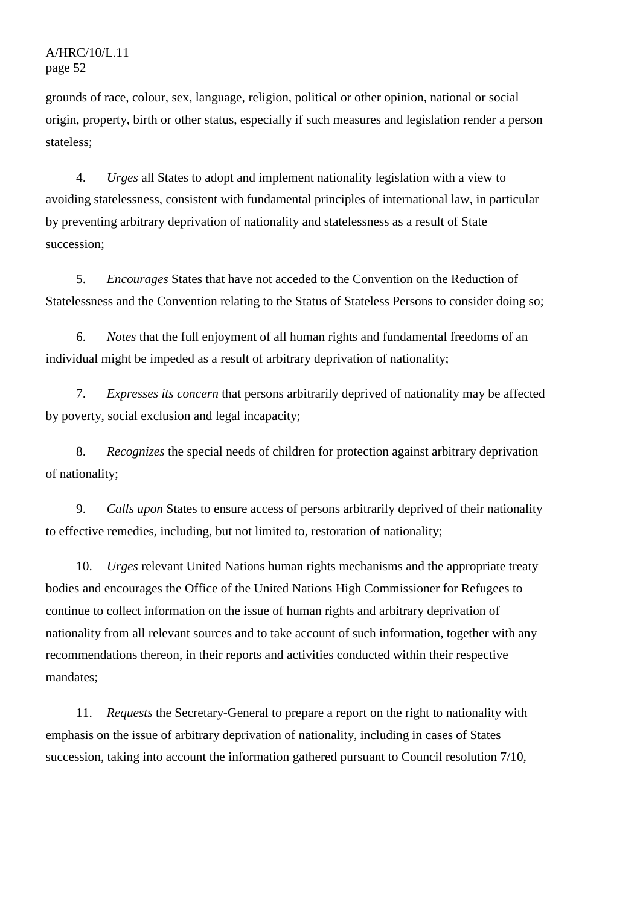grounds of race, colour, sex, language, religion, political or other opinion, national or social origin, property, birth or other status, especially if such measures and legislation render a person stateless;

4. *Urges* all States to adopt and implement nationality legislation with a view to avoiding statelessness, consistent with fundamental principles of international law, in particular by preventing arbitrary deprivation of nationality and statelessness as a result of State succession;

5. *Encourages* States that have not acceded to the Convention on the Reduction of Statelessness and the Convention relating to the Status of Stateless Persons to consider doing so;

6. *Notes* that the full enjoyment of all human rights and fundamental freedoms of an individual might be impeded as a result of arbitrary deprivation of nationality;

7. *Expresses its concern* that persons arbitrarily deprived of nationality may be affected by poverty, social exclusion and legal incapacity;

8. *Recognizes* the special needs of children for protection against arbitrary deprivation of nationality;

9. *Calls upon* States to ensure access of persons arbitrarily deprived of their nationality to effective remedies, including, but not limited to, restoration of nationality;

10. *Urges* relevant United Nations human rights mechanisms and the appropriate treaty bodies and encourages the Office of the United Nations High Commissioner for Refugees to continue to collect information on the issue of human rights and arbitrary deprivation of nationality from all relevant sources and to take account of such information, together with any recommendations thereon, in their reports and activities conducted within their respective mandates;

11. *Requests* the Secretary-General to prepare a report on the right to nationality with emphasis on the issue of arbitrary deprivation of nationality, including in cases of States succession, taking into account the information gathered pursuant to Council resolution 7/10,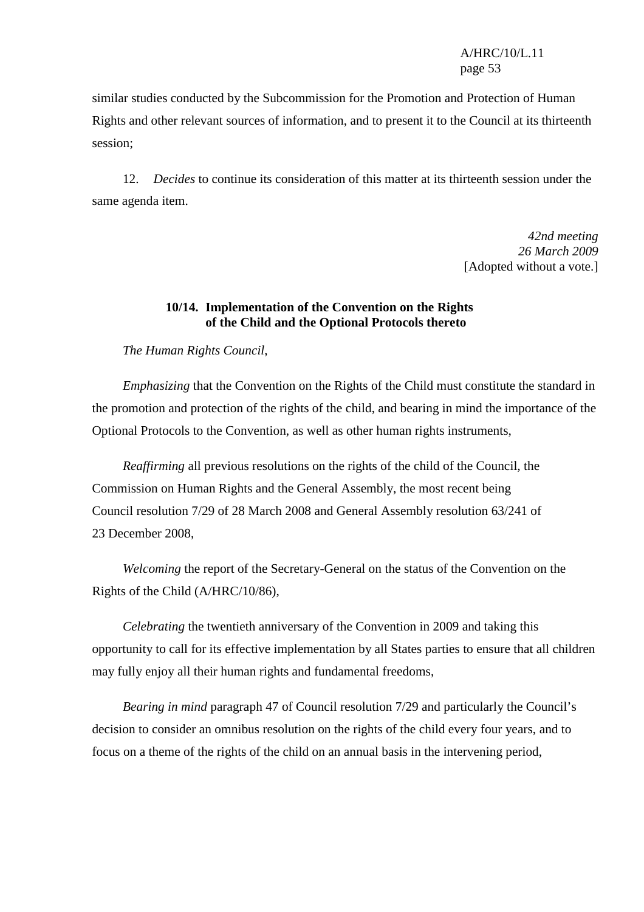similar studies conducted by the Subcommission for the Promotion and Protection of Human Rights and other relevant sources of information, and to present it to the Council at its thirteenth session;

12. *Decides* to continue its consideration of this matter at its thirteenth session under the same agenda item.

*42nd meeting*
*26 March 2009*
[Adopted without a vote.]

### 10/14. Implementation of the Convention on the Rights of the Child and the Optional Protocols thereto

*The Human Rights Council*,

*Emphasizing* that the Convention on the Rights of the Child must constitute the standard in the promotion and protection of the rights of the child, and bearing in mind the importance of the Optional Protocols to the Convention, as well as other human rights instruments,

*Reaffirming* all previous resolutions on the rights of the child of the Council, the Commission on Human Rights and the General Assembly, the most recent being Council resolution 7/29 of 28 March 2008 and General Assembly resolution 63/241 of 23 December 2008,

*Welcoming* the report of the Secretary-General on the status of the Convention on the Rights of the Child (A/HRC/10/86),

*Celebrating* the twentieth anniversary of the Convention in 2009 and taking this opportunity to call for its effective implementation by all States parties to ensure that all children may fully enjoy all their human rights and fundamental freedoms,

*Bearing in mind* paragraph 47 of Council resolution 7/29 and particularly the Council's decision to consider an omnibus resolution on the rights of the child every four years, and to focus on a theme of the rights of the child on an annual basis in the intervening period,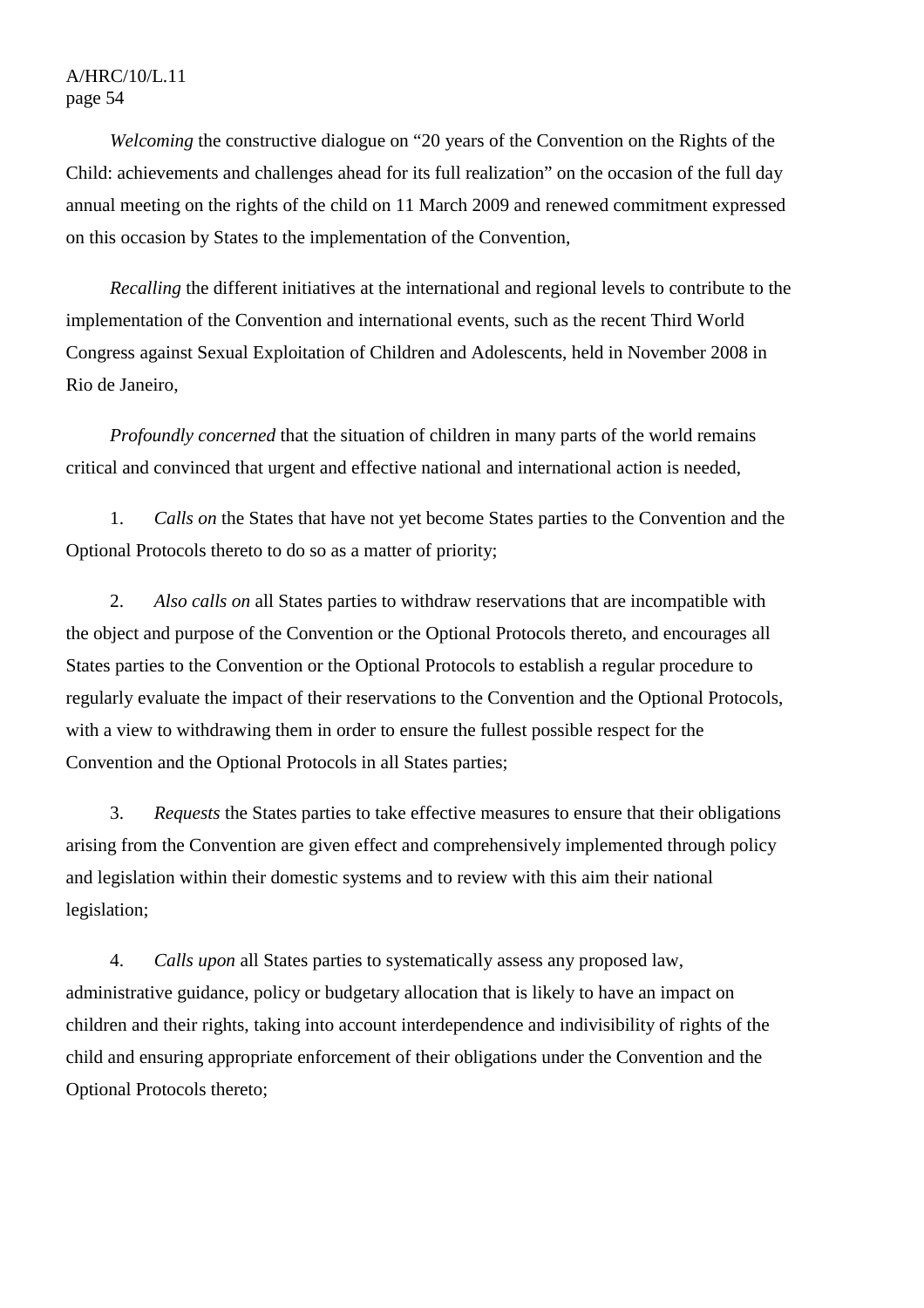*Welcoming* the constructive dialogue on “20 years of the Convention on the Rights of the Child: achievements and challenges ahead for its full realization” on the occasion of the full day annual meeting on the rights of the child on 11 March 2009 and renewed commitment expressed on this occasion by States to the implementation of the Convention,

*Recalling* the different initiatives at the international and regional levels to contribute to the implementation of the Convention and international events, such as the recent Third World Congress against Sexual Exploitation of Children and Adolescents, held in November 2008 in Rio de Janeiro,

*Profoundly concerned* that the situation of children in many parts of the world remains critical and convinced that urgent and effective national and international action is needed,

1. *Calls on* the States that have not yet become States parties to the Convention and the Optional Protocols thereto to do so as a matter of priority;

2. *Also calls on* all States parties to withdraw reservations that are incompatible with the object and purpose of the Convention or the Optional Protocols thereto, and encourages all States parties to the Convention or the Optional Protocols to establish a regular procedure to regularly evaluate the impact of their reservations to the Convention and the Optional Protocols, with a view to withdrawing them in order to ensure the fullest possible respect for the Convention and the Optional Protocols in all States parties;

3. *Requests* the States parties to take effective measures to ensure that their obligations arising from the Convention are given effect and comprehensively implemented through policy and legislation within their domestic systems and to review with this aim their national legislation;

4. *Calls upon* all States parties to systematically assess any proposed law, administrative guidance, policy or budgetary allocation that is likely to have an impact on children and their rights, taking into account interdependence and indivisibility of rights of the child and ensuring appropriate enforcement of their obligations under the Convention and the Optional Protocols thereto;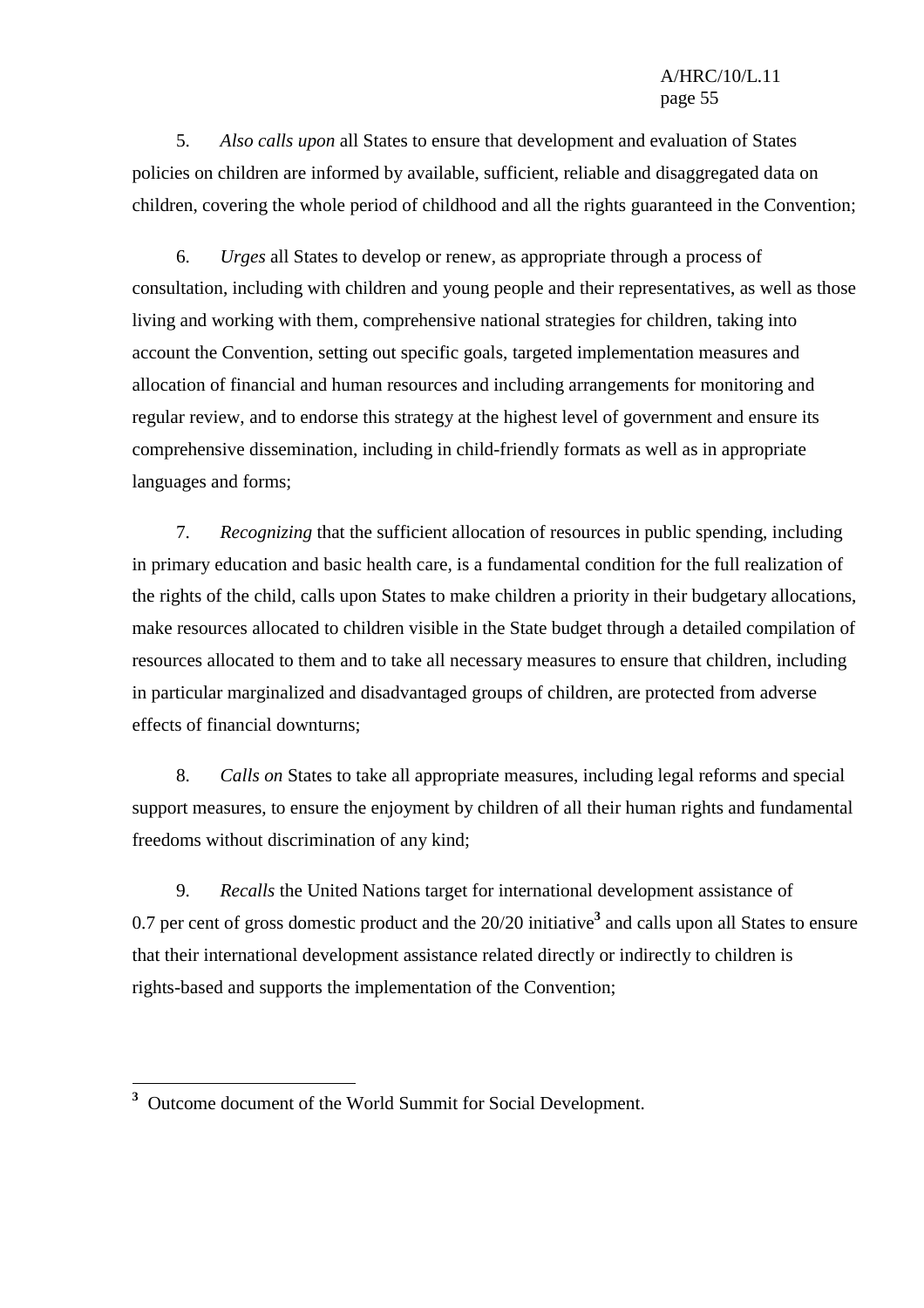5. *Also calls upon* all States to ensure that development and evaluation of States policies on children are informed by available, sufficient, reliable and disaggregated data on children, covering the whole period of childhood and all the rights guaranteed in the Convention;

6. *Urges* all States to develop or renew, as appropriate through a process of consultation, including with children and young people and their representatives, as well as those living and working with them, comprehensive national strategies for children, taking into account the Convention, setting out specific goals, targeted implementation measures and allocation of financial and human resources and including arrangements for monitoring and regular review, and to endorse this strategy at the highest level of government and ensure its comprehensive dissemination, including in child-friendly formats as well as in appropriate languages and forms;

7. *Recognizing* that the sufficient allocation of resources in public spending, including in primary education and basic health care, is a fundamental condition for the full realization of the rights of the child, calls upon States to make children a priority in their budgetary allocations, make resources allocated to children visible in the State budget through a detailed compilation of resources allocated to them and to take all necessary measures to ensure that children, including in particular marginalized and disadvantaged groups of children, are protected from adverse effects of financial downturns;

8. *Calls on* States to take all appropriate measures, including legal reforms and special support measures, to ensure the enjoyment by children of all their human rights and fundamental freedoms without discrimination of any kind;

9. *Recalls* the United Nations target for international development assistance of 0.7 per cent of gross domestic product and the 20/20 initiative[3] and calls upon all States to ensure that their international development assistance related directly or indirectly to children is rights-based and supports the implementation of the Convention;

---

[3] Outcome document of the World Summit for Social Development.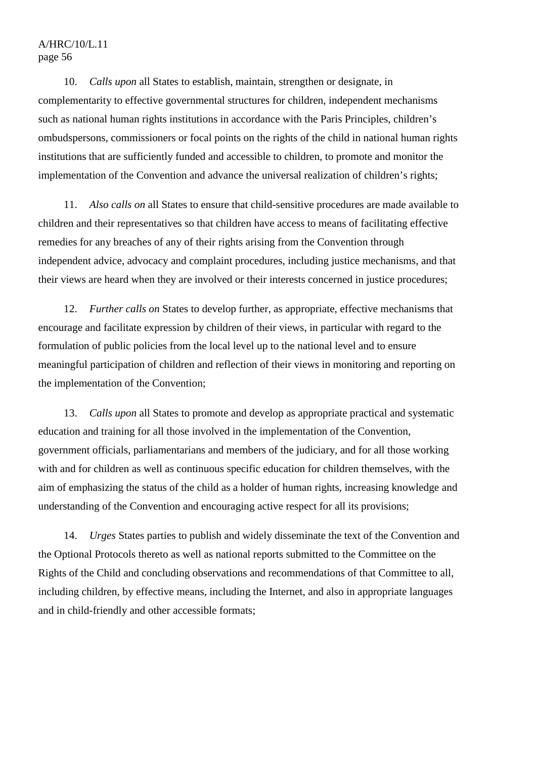10. *Calls upon* all States to establish, maintain, strengthen or designate, in complementarity to effective governmental structures for children, independent mechanisms such as national human rights institutions in accordance with the Paris Principles, children's ombudspersons, commissioners or focal points on the rights of the child in national human rights institutions that are sufficiently funded and accessible to children, to promote and monitor the implementation of the Convention and advance the universal realization of children's rights;

11. *Also calls on* all States to ensure that child-sensitive procedures are made available to children and their representatives so that children have access to means of facilitating effective remedies for any breaches of any of their rights arising from the Convention through independent advice, advocacy and complaint procedures, including justice mechanisms, and that their views are heard when they are involved or their interests concerned in justice procedures;

12. *Further calls on* States to develop further, as appropriate, effective mechanisms that encourage and facilitate expression by children of their views, in particular with regard to the formulation of public policies from the local level up to the national level and to ensure meaningful participation of children and reflection of their views in monitoring and reporting on the implementation of the Convention;

13. *Calls upon* all States to promote and develop as appropriate practical and systematic education and training for all those involved in the implementation of the Convention, government officials, parliamentarians and members of the judiciary, and for all those working with and for children as well as continuous specific education for children themselves, with the aim of emphasizing the status of the child as a holder of human rights, increasing knowledge and understanding of the Convention and encouraging active respect for all its provisions;

14. *Urges* States parties to publish and widely disseminate the text of the Convention and the Optional Protocols thereto as well as national reports submitted to the Committee on the Rights of the Child and concluding observations and recommendations of that Committee to all, including children, by effective means, including the Internet, and also in appropriate languages and in child-friendly and other accessible formats;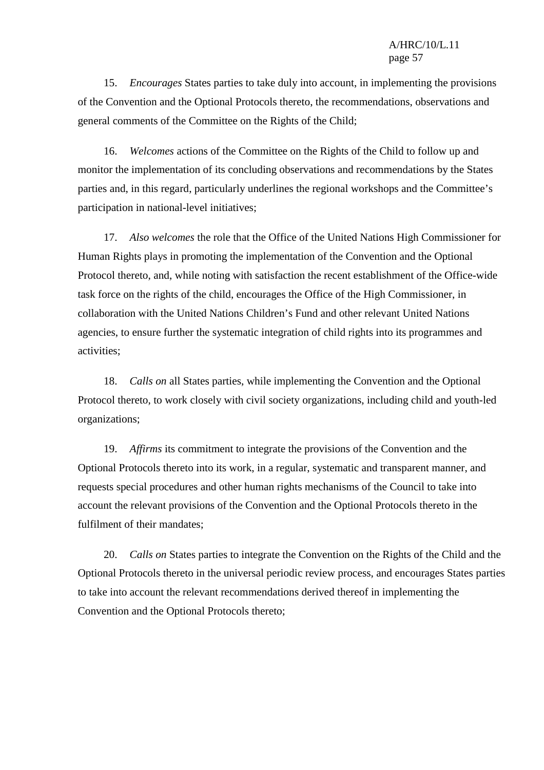15. *Encourages* States parties to take duly into account, in implementing the provisions of the Convention and the Optional Protocols thereto, the recommendations, observations and general comments of the Committee on the Rights of the Child;

16. *Welcomes* actions of the Committee on the Rights of the Child to follow up and monitor the implementation of its concluding observations and recommendations by the States parties and, in this regard, particularly underlines the regional workshops and the Committee's participation in national-level initiatives;

17. *Also welcomes* the role that the Office of the United Nations High Commissioner for Human Rights plays in promoting the implementation of the Convention and the Optional Protocol thereto, and, while noting with satisfaction the recent establishment of the Office-wide task force on the rights of the child, encourages the Office of the High Commissioner, in collaboration with the United Nations Children's Fund and other relevant United Nations agencies, to ensure further the systematic integration of child rights into its programmes and activities;

18. *Calls on* all States parties, while implementing the Convention and the Optional Protocol thereto, to work closely with civil society organizations, including child and youth-led organizations;

19. *Affirms* its commitment to integrate the provisions of the Convention and the Optional Protocols thereto into its work, in a regular, systematic and transparent manner, and requests special procedures and other human rights mechanisms of the Council to take into account the relevant provisions of the Convention and the Optional Protocols thereto in the fulfilment of their mandates;

20. *Calls on* States parties to integrate the Convention on the Rights of the Child and the Optional Protocols thereto in the universal periodic review process, and encourages States parties to take into account the relevant recommendations derived thereof in implementing the Convention and the Optional Protocols thereto;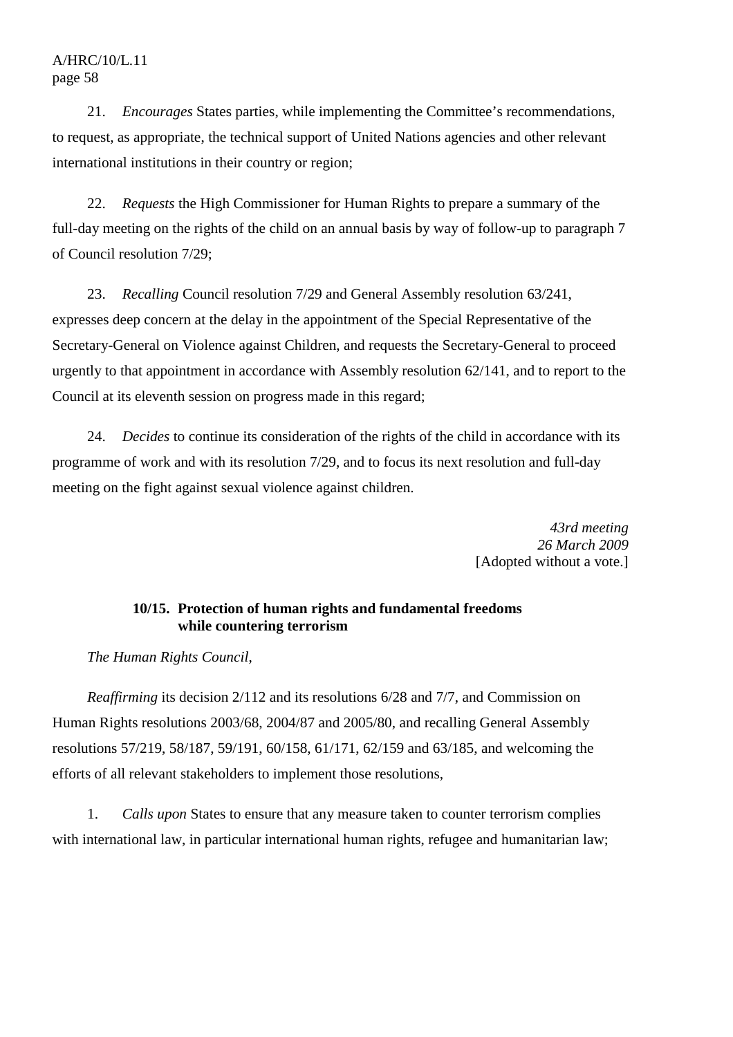21. *Encourages* States parties, while implementing the Committee's recommendations, to request, as appropriate, the technical support of United Nations agencies and other relevant international institutions in their country or region;

22. *Requests* the High Commissioner for Human Rights to prepare a summary of the full-day meeting on the rights of the child on an annual basis by way of follow-up to paragraph 7 of Council resolution 7/29;

23. *Recalling* Council resolution 7/29 and General Assembly resolution 63/241, expresses deep concern at the delay in the appointment of the Special Representative of the Secretary-General on Violence against Children, and requests the Secretary-General to proceed urgently to that appointment in accordance with Assembly resolution 62/141, and to report to the Council at its eleventh session on progress made in this regard;

24. *Decides* to continue its consideration of the rights of the child in accordance with its programme of work and with its resolution 7/29, and to focus its next resolution and full-day meeting on the fight against sexual violence against children.

*43rd meeting*
*26 March 2009*
[Adopted without a vote.]

### 10/15. Protection of human rights and fundamental freedoms while countering terrorism

*The Human Rights Council*,

*Reaffirming* its decision 2/112 and its resolutions 6/28 and 7/7, and Commission on Human Rights resolutions 2003/68, 2004/87 and 2005/80, and recalling General Assembly resolutions 57/219, 58/187, 59/191, 60/158, 61/171, 62/159 and 63/185, and welcoming the efforts of all relevant stakeholders to implement those resolutions,

1. *Calls upon* States to ensure that any measure taken to counter terrorism complies with international law, in particular international human rights, refugee and humanitarian law;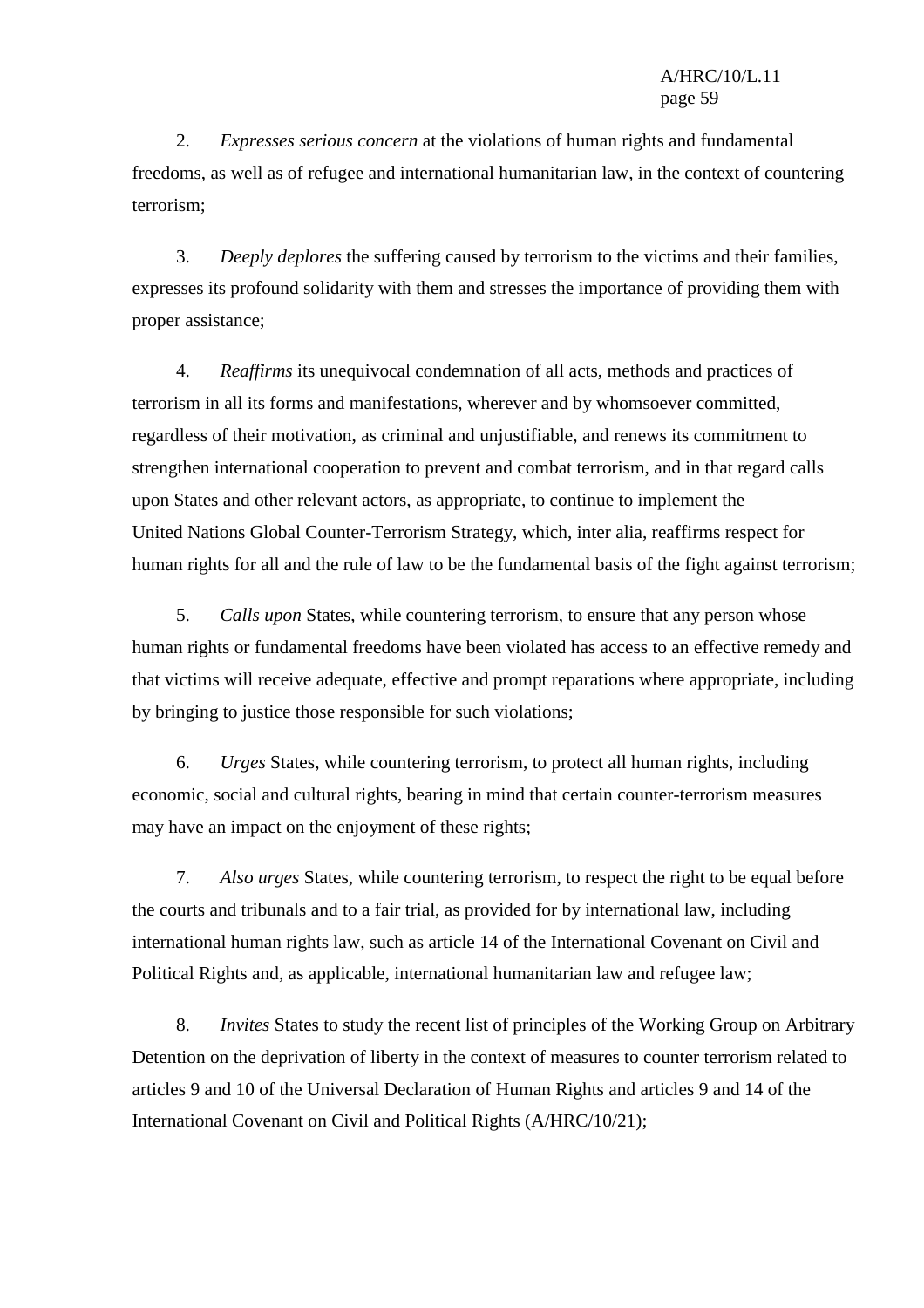2. *Expresses serious concern* at the violations of human rights and fundamental freedoms, as well as of refugee and international humanitarian law, in the context of countering terrorism;

3. *Deeply deplores* the suffering caused by terrorism to the victims and their families, expresses its profound solidarity with them and stresses the importance of providing them with proper assistance;

4. *Reaffirms* its unequivocal condemnation of all acts, methods and practices of terrorism in all its forms and manifestations, wherever and by whomsoever committed, regardless of their motivation, as criminal and unjustifiable, and renews its commitment to strengthen international cooperation to prevent and combat terrorism, and in that regard calls upon States and other relevant actors, as appropriate, to continue to implement the United Nations Global Counter-Terrorism Strategy, which, inter alia, reaffirms respect for human rights for all and the rule of law to be the fundamental basis of the fight against terrorism;

5. *Calls upon* States, while countering terrorism, to ensure that any person whose human rights or fundamental freedoms have been violated has access to an effective remedy and that victims will receive adequate, effective and prompt reparations where appropriate, including by bringing to justice those responsible for such violations;

6. *Urges* States, while countering terrorism, to protect all human rights, including economic, social and cultural rights, bearing in mind that certain counter-terrorism measures may have an impact on the enjoyment of these rights;

7. *Also urges* States, while countering terrorism, to respect the right to be equal before the courts and tribunals and to a fair trial, as provided for by international law, including international human rights law, such as article 14 of the International Covenant on Civil and Political Rights and, as applicable, international humanitarian law and refugee law;

8. *Invites* States to study the recent list of principles of the Working Group on Arbitrary Detention on the deprivation of liberty in the context of measures to counter terrorism related to articles 9 and 10 of the Universal Declaration of Human Rights and articles 9 and 14 of the International Covenant on Civil and Political Rights (A/HRC/10/21);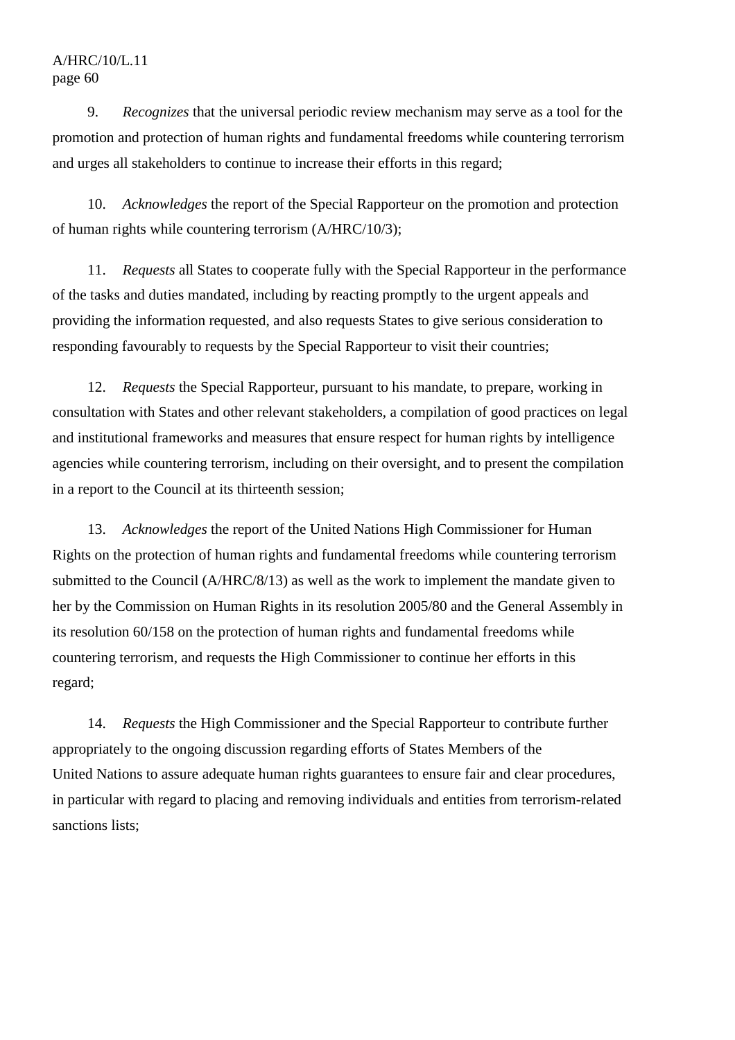9. *Recognizes* that the universal periodic review mechanism may serve as a tool for the promotion and protection of human rights and fundamental freedoms while countering terrorism and urges all stakeholders to continue to increase their efforts in this regard;

10. *Acknowledges* the report of the Special Rapporteur on the promotion and protection of human rights while countering terrorism (A/HRC/10/3);

11. *Requests* all States to cooperate fully with the Special Rapporteur in the performance of the tasks and duties mandated, including by reacting promptly to the urgent appeals and providing the information requested, and also requests States to give serious consideration to responding favourably to requests by the Special Rapporteur to visit their countries;

12. *Requests* the Special Rapporteur, pursuant to his mandate, to prepare, working in consultation with States and other relevant stakeholders, a compilation of good practices on legal and institutional frameworks and measures that ensure respect for human rights by intelligence agencies while countering terrorism, including on their oversight, and to present the compilation in a report to the Council at its thirteenth session;

13. *Acknowledges* the report of the United Nations High Commissioner for Human Rights on the protection of human rights and fundamental freedoms while countering terrorism submitted to the Council (A/HRC/8/13) as well as the work to implement the mandate given to her by the Commission on Human Rights in its resolution 2005/80 and the General Assembly in its resolution 60/158 on the protection of human rights and fundamental freedoms while countering terrorism, and requests the High Commissioner to continue her efforts in this regard;

14. *Requests* the High Commissioner and the Special Rapporteur to contribute further appropriately to the ongoing discussion regarding efforts of States Members of the United Nations to assure adequate human rights guarantees to ensure fair and clear procedures, in particular with regard to placing and removing individuals and entities from terrorism-related sanctions lists;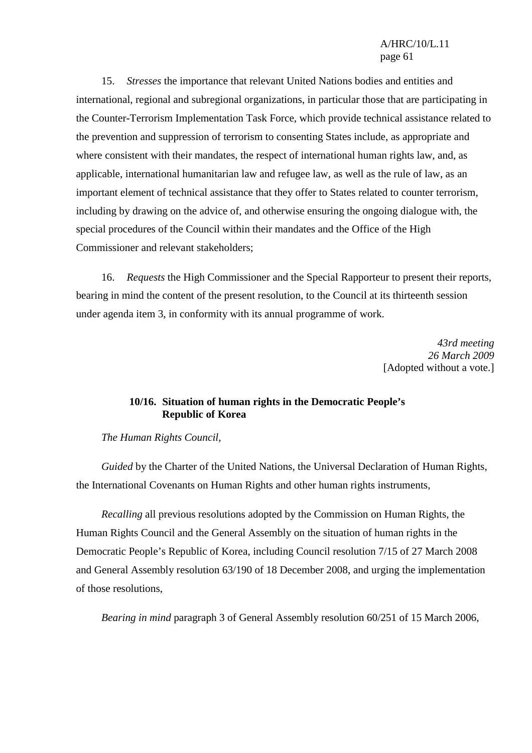15. *Stresses* the importance that relevant United Nations bodies and entities and international, regional and subregional organizations, in particular those that are participating in the Counter-Terrorism Implementation Task Force, which provide technical assistance related to the prevention and suppression of terrorism to consenting States include, as appropriate and where consistent with their mandates, the respect of international human rights law, and, as applicable, international humanitarian law and refugee law, as well as the rule of law, as an important element of technical assistance that they offer to States related to counter terrorism, including by drawing on the advice of, and otherwise ensuring the ongoing dialogue with, the special procedures of the Council within their mandates and the Office of the High Commissioner and relevant stakeholders;

16. *Requests* the High Commissioner and the Special Rapporteur to present their reports, bearing in mind the content of the present resolution, to the Council at its thirteenth session under agenda item 3, in conformity with its annual programme of work.

*43rd meeting*
*26 March 2009*
[Adopted without a vote.]

### 10/16. Situation of human rights in the Democratic People's Republic of Korea

*The Human Rights Council*,

*Guided* by the Charter of the United Nations, the Universal Declaration of Human Rights, the International Covenants on Human Rights and other human rights instruments,

*Recalling* all previous resolutions adopted by the Commission on Human Rights, the Human Rights Council and the General Assembly on the situation of human rights in the Democratic People's Republic of Korea, including Council resolution 7/15 of 27 March 2008 and General Assembly resolution 63/190 of 18 December 2008, and urging the implementation of those resolutions,

*Bearing in mind* paragraph 3 of General Assembly resolution 60/251 of 15 March 2006,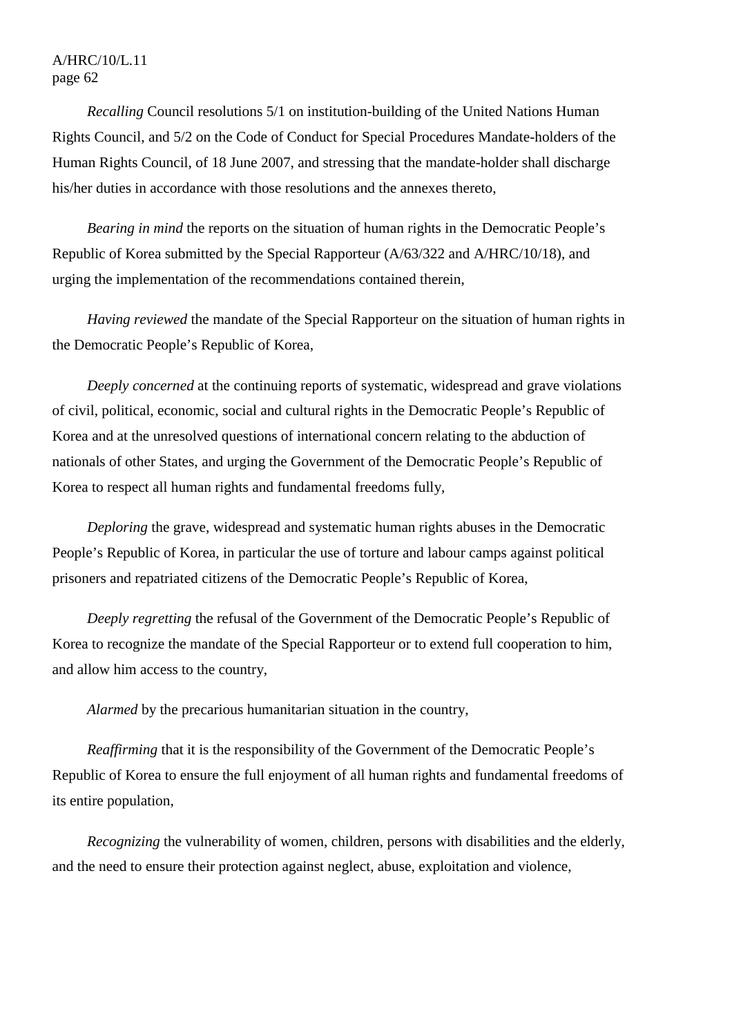*Recalling* Council resolutions 5/1 on institution-building of the United Nations Human Rights Council, and 5/2 on the Code of Conduct for Special Procedures Mandate-holders of the Human Rights Council, of 18 June 2007, and stressing that the mandate-holder shall discharge his/her duties in accordance with those resolutions and the annexes thereto,

*Bearing in mind* the reports on the situation of human rights in the Democratic People's Republic of Korea submitted by the Special Rapporteur (A/63/322 and A/HRC/10/18), and urging the implementation of the recommendations contained therein,

*Having reviewed* the mandate of the Special Rapporteur on the situation of human rights in the Democratic People's Republic of Korea,

*Deeply concerned* at the continuing reports of systematic, widespread and grave violations of civil, political, economic, social and cultural rights in the Democratic People's Republic of Korea and at the unresolved questions of international concern relating to the abduction of nationals of other States, and urging the Government of the Democratic People's Republic of Korea to respect all human rights and fundamental freedoms fully,

*Deploring* the grave, widespread and systematic human rights abuses in the Democratic People's Republic of Korea, in particular the use of torture and labour camps against political prisoners and repatriated citizens of the Democratic People's Republic of Korea,

*Deeply regretting* the refusal of the Government of the Democratic People's Republic of Korea to recognize the mandate of the Special Rapporteur or to extend full cooperation to him, and allow him access to the country,

*Alarmed* by the precarious humanitarian situation in the country,

*Reaffirming* that it is the responsibility of the Government of the Democratic People's Republic of Korea to ensure the full enjoyment of all human rights and fundamental freedoms of its entire population,

*Recognizing* the vulnerability of women, children, persons with disabilities and the elderly, and the need to ensure their protection against neglect, abuse, exploitation and violence,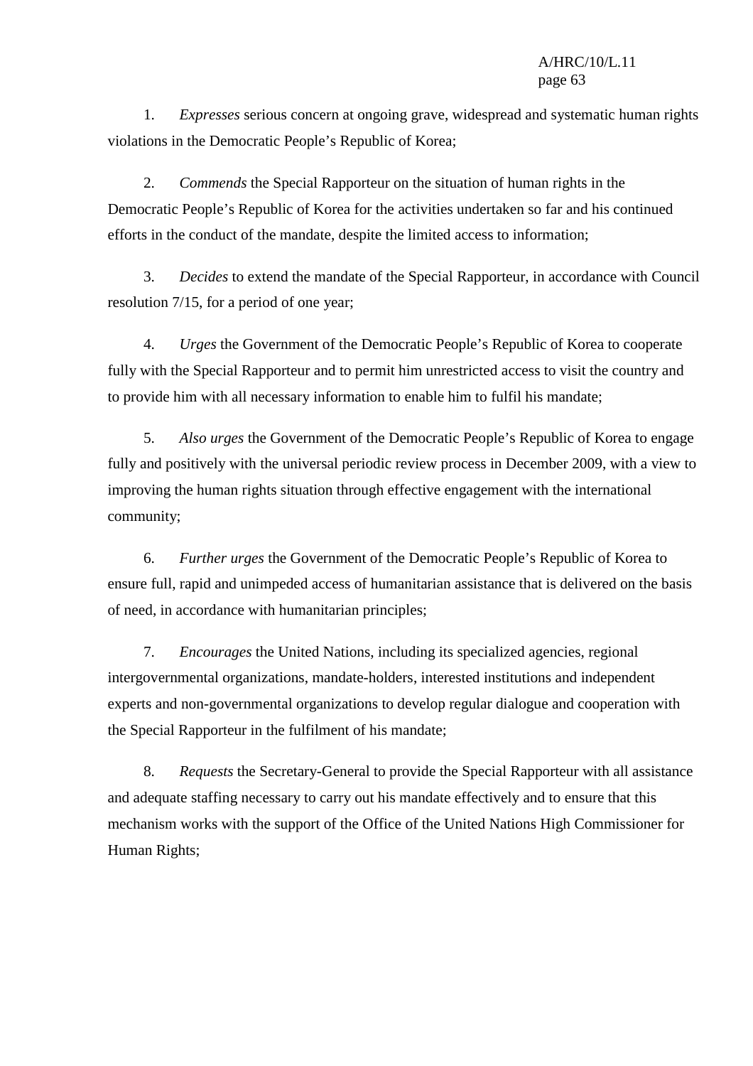1. *Expresses* serious concern at ongoing grave, widespread and systematic human rights violations in the Democratic People's Republic of Korea;

2. *Commends* the Special Rapporteur on the situation of human rights in the Democratic People's Republic of Korea for the activities undertaken so far and his continued efforts in the conduct of the mandate, despite the limited access to information;

3. *Decides* to extend the mandate of the Special Rapporteur, in accordance with Council resolution 7/15, for a period of one year;

4. *Urges* the Government of the Democratic People's Republic of Korea to cooperate fully with the Special Rapporteur and to permit him unrestricted access to visit the country and to provide him with all necessary information to enable him to fulfil his mandate;

5. *Also urges* the Government of the Democratic People's Republic of Korea to engage fully and positively with the universal periodic review process in December 2009, with a view to improving the human rights situation through effective engagement with the international community;

6. *Further urges* the Government of the Democratic People's Republic of Korea to ensure full, rapid and unimpeded access of humanitarian assistance that is delivered on the basis of need, in accordance with humanitarian principles;

7. *Encourages* the United Nations, including its specialized agencies, regional intergovernmental organizations, mandate-holders, interested institutions and independent experts and non-governmental organizations to develop regular dialogue and cooperation with the Special Rapporteur in the fulfilment of his mandate;

8. *Requests* the Secretary-General to provide the Special Rapporteur with all assistance and adequate staffing necessary to carry out his mandate effectively and to ensure that this mechanism works with the support of the Office of the United Nations High Commissioner for Human Rights;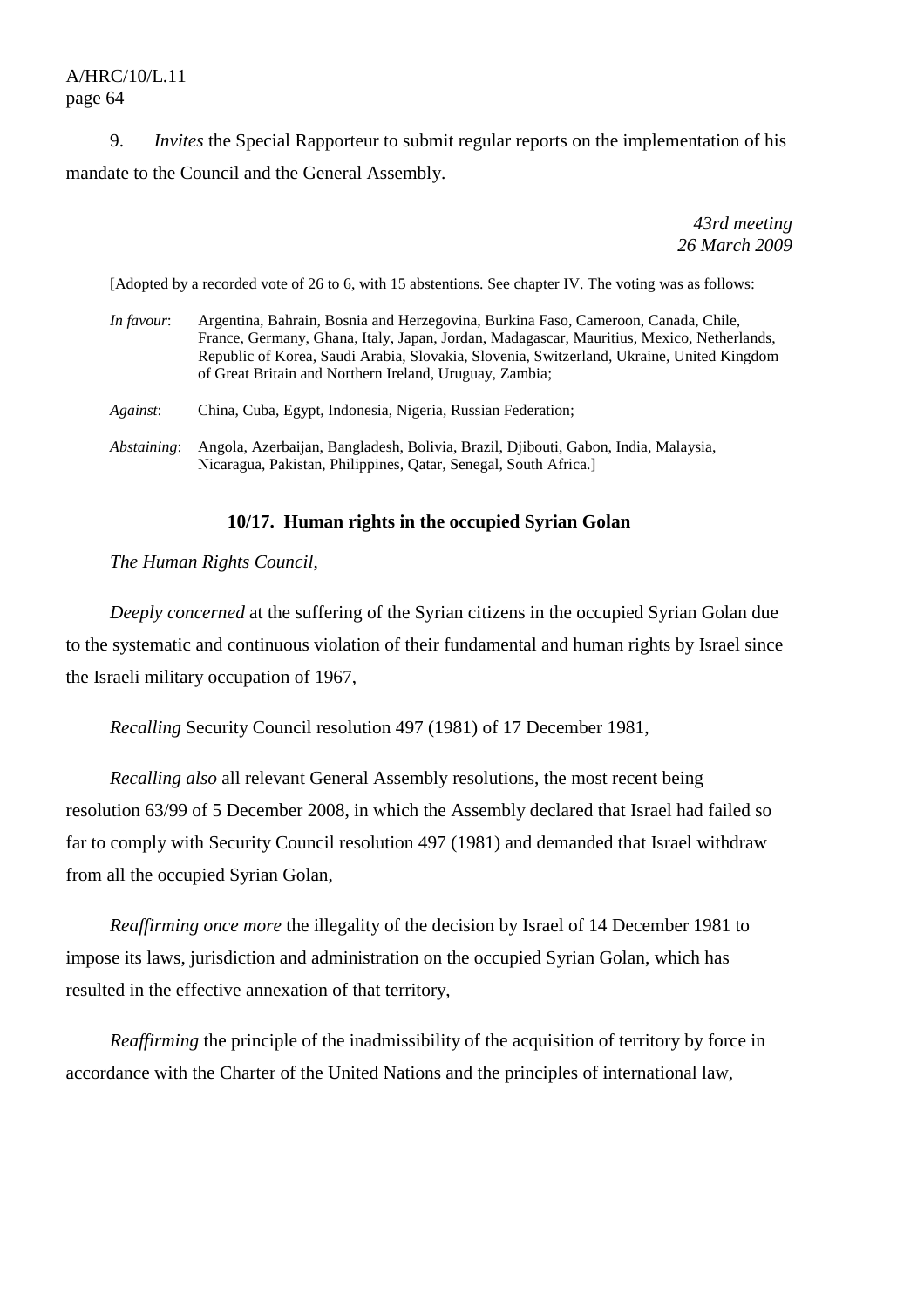9. *Invites* the Special Rapporteur to submit regular reports on the implementation of his mandate to the Council and the General Assembly.

*43rd meeting*
*26 March 2009*

[Adopted by a recorded vote of 26 to 6, with 15 abstentions. See chapter IV. The voting was as follows:

*In favour*: Argentina, Bahrain, Bosnia and Herzegovina, Burkina Faso, Cameroon, Canada, Chile, France, Germany, Ghana, Italy, Japan, Jordan, Madagascar, Mauritius, Mexico, Netherlands, Republic of Korea, Saudi Arabia, Slovakia, Slovenia, Switzerland, Ukraine, United Kingdom of Great Britain and Northern Ireland, Uruguay, Zambia;

*Against*: China, Cuba, Egypt, Indonesia, Nigeria, Russian Federation;

*Abstaining*: Angola, Azerbaijan, Bangladesh, Bolivia, Brazil, Djibouti, Gabon, India, Malaysia, Nicaragua, Pakistan, Philippines, Qatar, Senegal, South Africa.]

## 10/17. Human rights in the occupied Syrian Golan

*The Human Rights Council*,

*Deeply concerned* at the suffering of the Syrian citizens in the occupied Syrian Golan due to the systematic and continuous violation of their fundamental and human rights by Israel since the Israeli military occupation of 1967,

*Recalling* Security Council resolution 497 (1981) of 17 December 1981,

*Recalling also* all relevant General Assembly resolutions, the most recent being resolution 63/99 of 5 December 2008, in which the Assembly declared that Israel had failed so far to comply with Security Council resolution 497 (1981) and demanded that Israel withdraw from all the occupied Syrian Golan,

*Reaffirming once more* the illegality of the decision by Israel of 14 December 1981 to impose its laws, jurisdiction and administration on the occupied Syrian Golan, which has resulted in the effective annexation of that territory,

*Reaffirming* the principle of the inadmissibility of the acquisition of territory by force in accordance with the Charter of the United Nations and the principles of international law,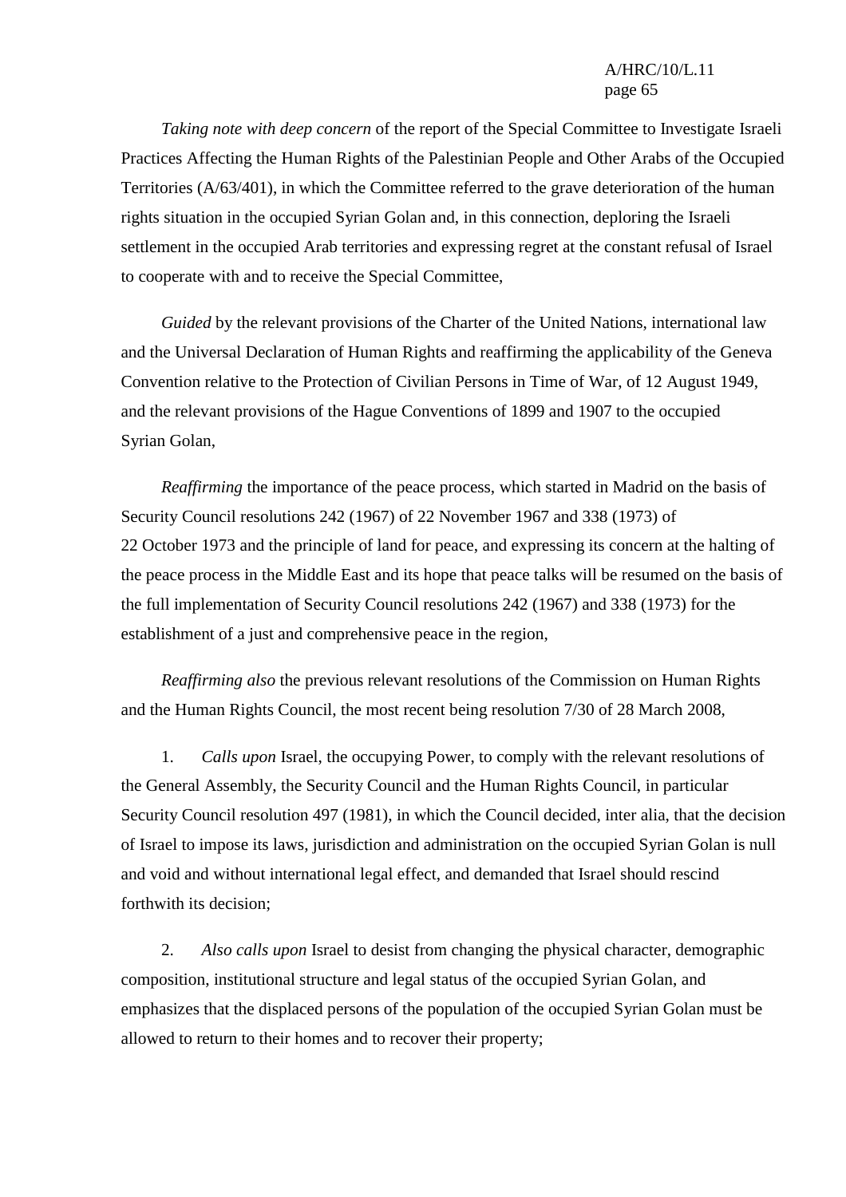*Taking note with deep concern* of the report of the Special Committee to Investigate Israeli Practices Affecting the Human Rights of the Palestinian People and Other Arabs of the Occupied Territories (A/63/401), in which the Committee referred to the grave deterioration of the human rights situation in the occupied Syrian Golan and, in this connection, deploring the Israeli settlement in the occupied Arab territories and expressing regret at the constant refusal of Israel to cooperate with and to receive the Special Committee,

*Guided* by the relevant provisions of the Charter of the United Nations, international law and the Universal Declaration of Human Rights and reaffirming the applicability of the Geneva Convention relative to the Protection of Civilian Persons in Time of War, of 12 August 1949, and the relevant provisions of the Hague Conventions of 1899 and 1907 to the occupied Syrian Golan,

*Reaffirming* the importance of the peace process, which started in Madrid on the basis of Security Council resolutions 242 (1967) of 22 November 1967 and 338 (1973) of 22 October 1973 and the principle of land for peace, and expressing its concern at the halting of the peace process in the Middle East and its hope that peace talks will be resumed on the basis of the full implementation of Security Council resolutions 242 (1967) and 338 (1973) for the establishment of a just and comprehensive peace in the region,

*Reaffirming also* the previous relevant resolutions of the Commission on Human Rights and the Human Rights Council, the most recent being resolution 7/30 of 28 March 2008,

1. *Calls upon* Israel, the occupying Power, to comply with the relevant resolutions of the General Assembly, the Security Council and the Human Rights Council, in particular Security Council resolution 497 (1981), in which the Council decided, inter alia, that the decision of Israel to impose its laws, jurisdiction and administration on the occupied Syrian Golan is null and void and without international legal effect, and demanded that Israel should rescind forthwith its decision;

2. *Also calls upon* Israel to desist from changing the physical character, demographic composition, institutional structure and legal status of the occupied Syrian Golan, and emphasizes that the displaced persons of the population of the occupied Syrian Golan must be allowed to return to their homes and to recover their property;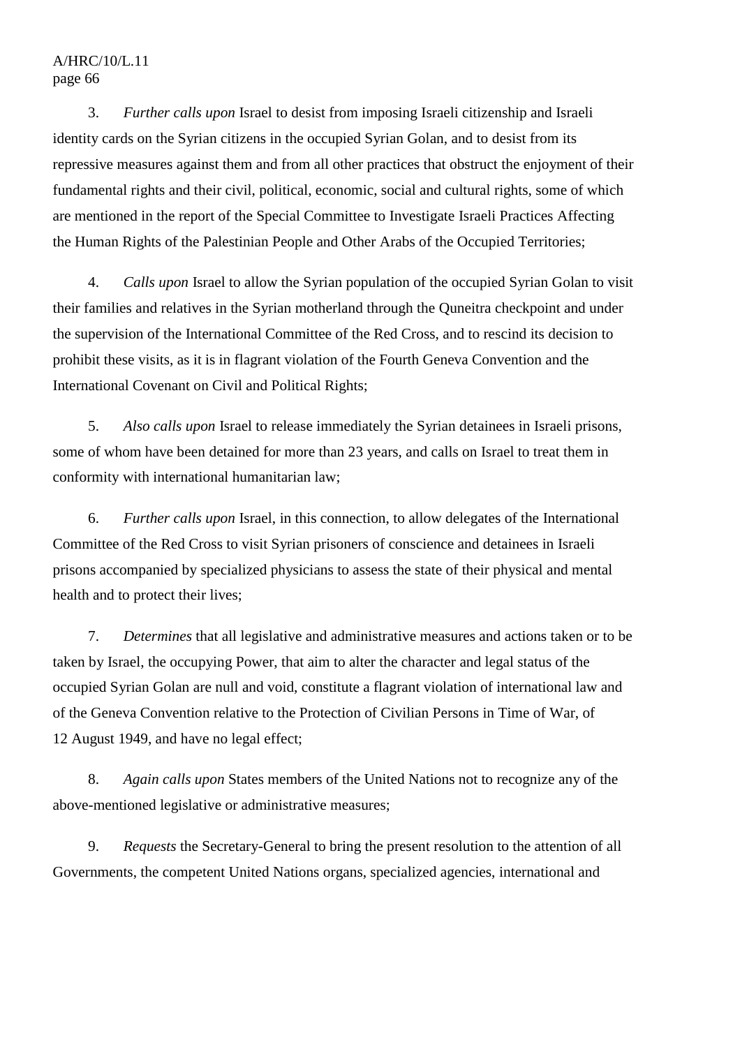3. *Further calls upon* Israel to desist from imposing Israeli citizenship and Israeli identity cards on the Syrian citizens in the occupied Syrian Golan, and to desist from its repressive measures against them and from all other practices that obstruct the enjoyment of their fundamental rights and their civil, political, economic, social and cultural rights, some of which are mentioned in the report of the Special Committee to Investigate Israeli Practices Affecting the Human Rights of the Palestinian People and Other Arabs of the Occupied Territories;

4. *Calls upon* Israel to allow the Syrian population of the occupied Syrian Golan to visit their families and relatives in the Syrian motherland through the Quneitra checkpoint and under the supervision of the International Committee of the Red Cross, and to rescind its decision to prohibit these visits, as it is in flagrant violation of the Fourth Geneva Convention and the International Covenant on Civil and Political Rights;

5. *Also calls upon* Israel to release immediately the Syrian detainees in Israeli prisons, some of whom have been detained for more than 23 years, and calls on Israel to treat them in conformity with international humanitarian law;

6. *Further calls upon* Israel, in this connection, to allow delegates of the International Committee of the Red Cross to visit Syrian prisoners of conscience and detainees in Israeli prisons accompanied by specialized physicians to assess the state of their physical and mental health and to protect their lives;

7. *Determines* that all legislative and administrative measures and actions taken or to be taken by Israel, the occupying Power, that aim to alter the character and legal status of the occupied Syrian Golan are null and void, constitute a flagrant violation of international law and of the Geneva Convention relative to the Protection of Civilian Persons in Time of War, of 12 August 1949, and have no legal effect;

8. *Again calls upon* States members of the United Nations not to recognize any of the above-mentioned legislative or administrative measures;

9. *Requests* the Secretary-General to bring the present resolution to the attention of all Governments, the competent United Nations organs, specialized agencies, international and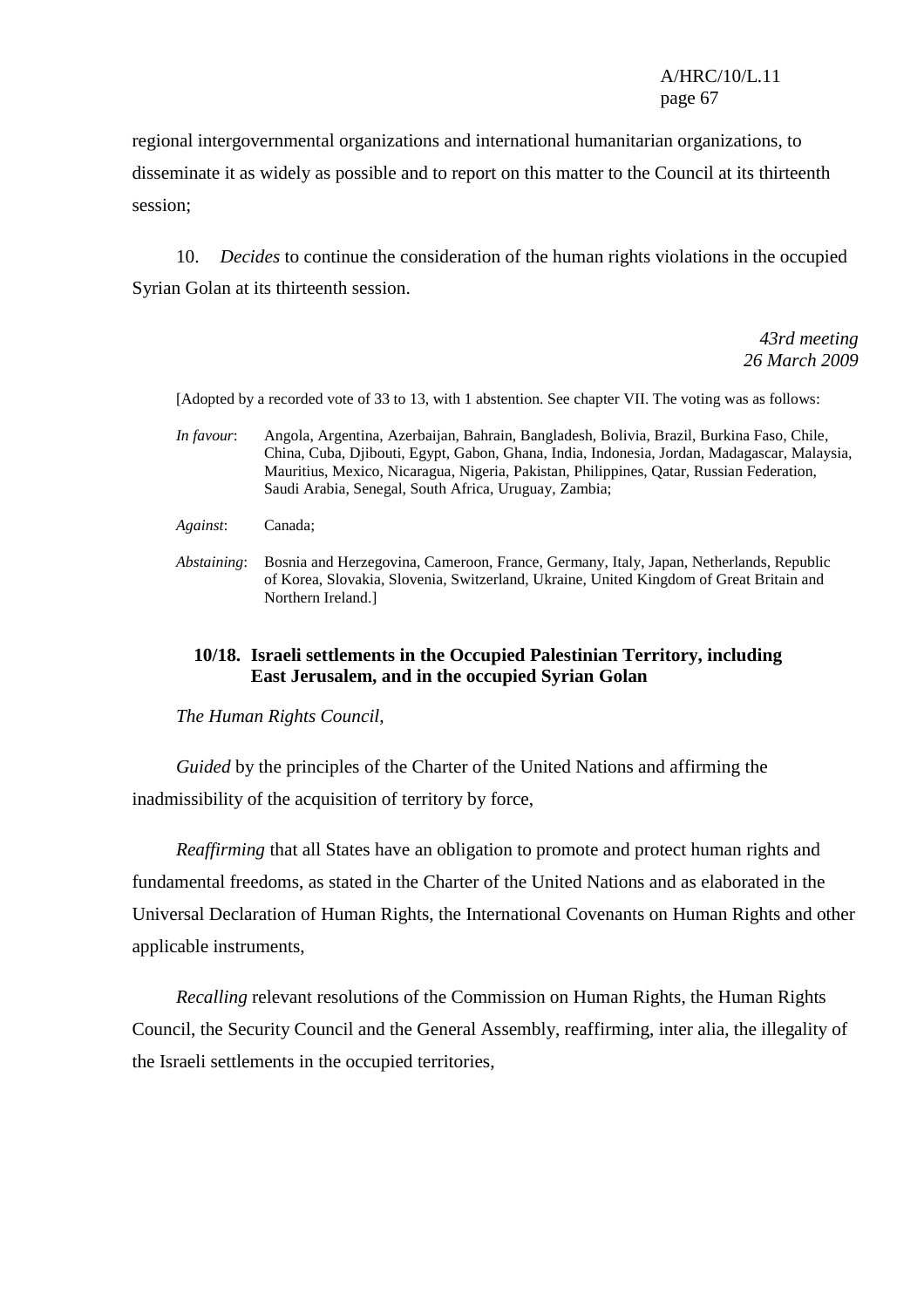regional intergovernmental organizations and international humanitarian organizations, to disseminate it as widely as possible and to report on this matter to the Council at its thirteenth session;

10. *Decides* to continue the consideration of the human rights violations in the occupied Syrian Golan at its thirteenth session.

*43rd meeting*
*26 March 2009*

[Adopted by a recorded vote of 33 to 13, with 1 abstention. See chapter VII. The voting was as follows:

*In favour*: Angola, Argentina, Azerbaijan, Bahrain, Bangladesh, Bolivia, Brazil, Burkina Faso, Chile, China, Cuba, Djibouti, Egypt, Gabon, Ghana, India, Indonesia, Jordan, Madagascar, Malaysia, Mauritius, Mexico, Nicaragua, Nigeria, Pakistan, Philippines, Qatar, Russian Federation, Saudi Arabia, Senegal, South Africa, Uruguay, Zambia;

*Against*: Canada;

*Abstaining*: Bosnia and Herzegovina, Cameroon, France, Germany, Italy, Japan, Netherlands, Republic of Korea, Slovakia, Slovenia, Switzerland, Ukraine, United Kingdom of Great Britain and Northern Ireland.]

### 10/18. Israeli settlements in the Occupied Palestinian Territory, including East Jerusalem, and in the occupied Syrian Golan

*The Human Rights Council*,

*Guided* by the principles of the Charter of the United Nations and affirming the inadmissibility of the acquisition of territory by force,

*Reaffirming* that all States have an obligation to promote and protect human rights and fundamental freedoms, as stated in the Charter of the United Nations and as elaborated in the Universal Declaration of Human Rights, the International Covenants on Human Rights and other applicable instruments,

*Recalling* relevant resolutions of the Commission on Human Rights, the Human Rights Council, the Security Council and the General Assembly, reaffirming, inter alia, the illegality of the Israeli settlements in the occupied territories,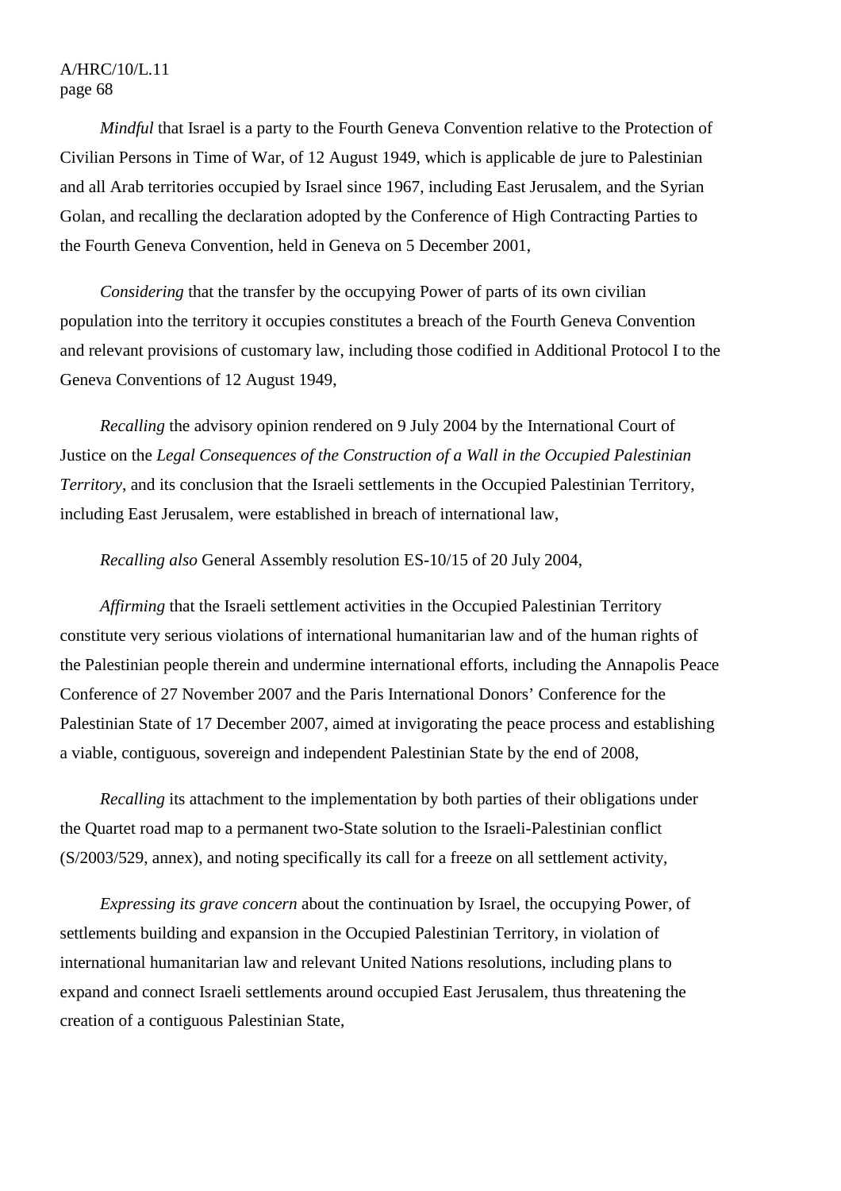*Mindful* that Israel is a party to the Fourth Geneva Convention relative to the Protection of Civilian Persons in Time of War, of 12 August 1949, which is applicable de jure to Palestinian and all Arab territories occupied by Israel since 1967, including East Jerusalem, and the Syrian Golan, and recalling the declaration adopted by the Conference of High Contracting Parties to the Fourth Geneva Convention, held in Geneva on 5 December 2001,

*Considering* that the transfer by the occupying Power of parts of its own civilian population into the territory it occupies constitutes a breach of the Fourth Geneva Convention and relevant provisions of customary law, including those codified in Additional Protocol I to the Geneva Conventions of 12 August 1949,

*Recalling* the advisory opinion rendered on 9 July 2004 by the International Court of Justice on the *Legal Consequences of the Construction of a Wall in the Occupied Palestinian Territory*, and its conclusion that the Israeli settlements in the Occupied Palestinian Territory, including East Jerusalem, were established in breach of international law,

*Recalling also* General Assembly resolution ES-10/15 of 20 July 2004,

*Affirming* that the Israeli settlement activities in the Occupied Palestinian Territory constitute very serious violations of international humanitarian law and of the human rights of the Palestinian people therein and undermine international efforts, including the Annapolis Peace Conference of 27 November 2007 and the Paris International Donors' Conference for the Palestinian State of 17 December 2007, aimed at invigorating the peace process and establishing a viable, contiguous, sovereign and independent Palestinian State by the end of 2008,

*Recalling* its attachment to the implementation by both parties of their obligations under the Quartet road map to a permanent two-State solution to the Israeli-Palestinian conflict (S/2003/529, annex), and noting specifically its call for a freeze on all settlement activity,

*Expressing its grave concern* about the continuation by Israel, the occupying Power, of settlements building and expansion in the Occupied Palestinian Territory, in violation of international humanitarian law and relevant United Nations resolutions, including plans to expand and connect Israeli settlements around occupied East Jerusalem, thus threatening the creation of a contiguous Palestinian State,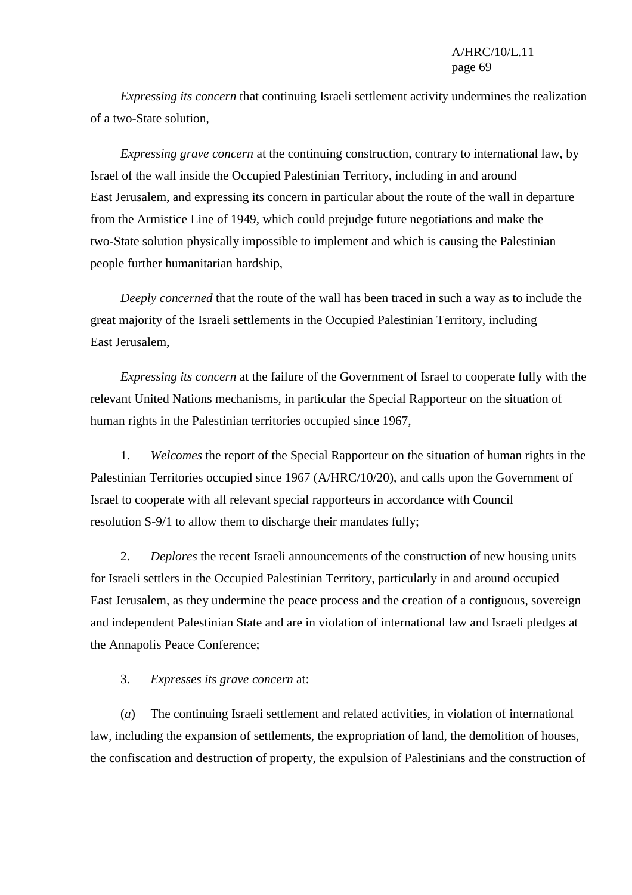*Expressing its concern* that continuing Israeli settlement activity undermines the realization of a two-State solution,

*Expressing grave concern* at the continuing construction, contrary to international law, by Israel of the wall inside the Occupied Palestinian Territory, including in and around East Jerusalem, and expressing its concern in particular about the route of the wall in departure from the Armistice Line of 1949, which could prejudge future negotiations and make the two-State solution physically impossible to implement and which is causing the Palestinian people further humanitarian hardship,

*Deeply concerned* that the route of the wall has been traced in such a way as to include the great majority of the Israeli settlements in the Occupied Palestinian Territory, including East Jerusalem,

*Expressing its concern* at the failure of the Government of Israel to cooperate fully with the relevant United Nations mechanisms, in particular the Special Rapporteur on the situation of human rights in the Palestinian territories occupied since 1967,

1. *Welcomes* the report of the Special Rapporteur on the situation of human rights in the Palestinian Territories occupied since 1967 (A/HRC/10/20), and calls upon the Government of Israel to cooperate with all relevant special rapporteurs in accordance with Council resolution S-9/1 to allow them to discharge their mandates fully;

2. *Deplores* the recent Israeli announcements of the construction of new housing units for Israeli settlers in the Occupied Palestinian Territory, particularly in and around occupied East Jerusalem, as they undermine the peace process and the creation of a contiguous, sovereign and independent Palestinian State and are in violation of international law and Israeli pledges at the Annapolis Peace Conference;

3. *Expresses its grave concern* at:

(*a*) The continuing Israeli settlement and related activities, in violation of international law, including the expansion of settlements, the expropriation of land, the demolition of houses, the confiscation and destruction of property, the expulsion of Palestinians and the construction of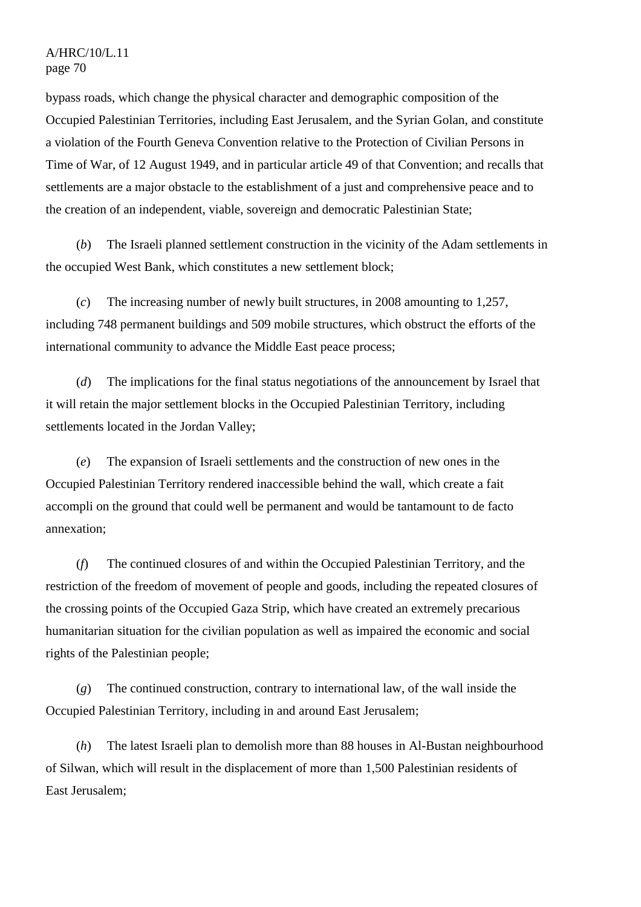bypass roads, which change the physical character and demographic composition of the Occupied Palestinian Territories, including East Jerusalem, and the Syrian Golan, and constitute a violation of the Fourth Geneva Convention relative to the Protection of Civilian Persons in Time of War, of 12 August 1949, and in particular article 49 of that Convention; and recalls that settlements are a major obstacle to the establishment of a just and comprehensive peace and to the creation of an independent, viable, sovereign and democratic Palestinian State;

(*b*) The Israeli planned settlement construction in the vicinity of the Adam settlements in the occupied West Bank, which constitutes a new settlement block;

(*c*) The increasing number of newly built structures, in 2008 amounting to 1,257, including 748 permanent buildings and 509 mobile structures, which obstruct the efforts of the international community to advance the Middle East peace process;

(*d*) The implications for the final status negotiations of the announcement by Israel that it will retain the major settlement blocks in the Occupied Palestinian Territory, including settlements located in the Jordan Valley;

(*e*) The expansion of Israeli settlements and the construction of new ones in the Occupied Palestinian Territory rendered inaccessible behind the wall, which create a fait accompli on the ground that could well be permanent and would be tantamount to de facto annexation;

(*f*) The continued closures of and within the Occupied Palestinian Territory, and the restriction of the freedom of movement of people and goods, including the repeated closures of the crossing points of the Occupied Gaza Strip, which have created an extremely precarious humanitarian situation for the civilian population as well as impaired the economic and social rights of the Palestinian people;

(*g*) The continued construction, contrary to international law, of the wall inside the Occupied Palestinian Territory, including in and around East Jerusalem;

(*h*) The latest Israeli plan to demolish more than 88 houses in Al-Bustan neighbourhood of Silwan, which will result in the displacement of more than 1,500 Palestinian residents of East Jerusalem;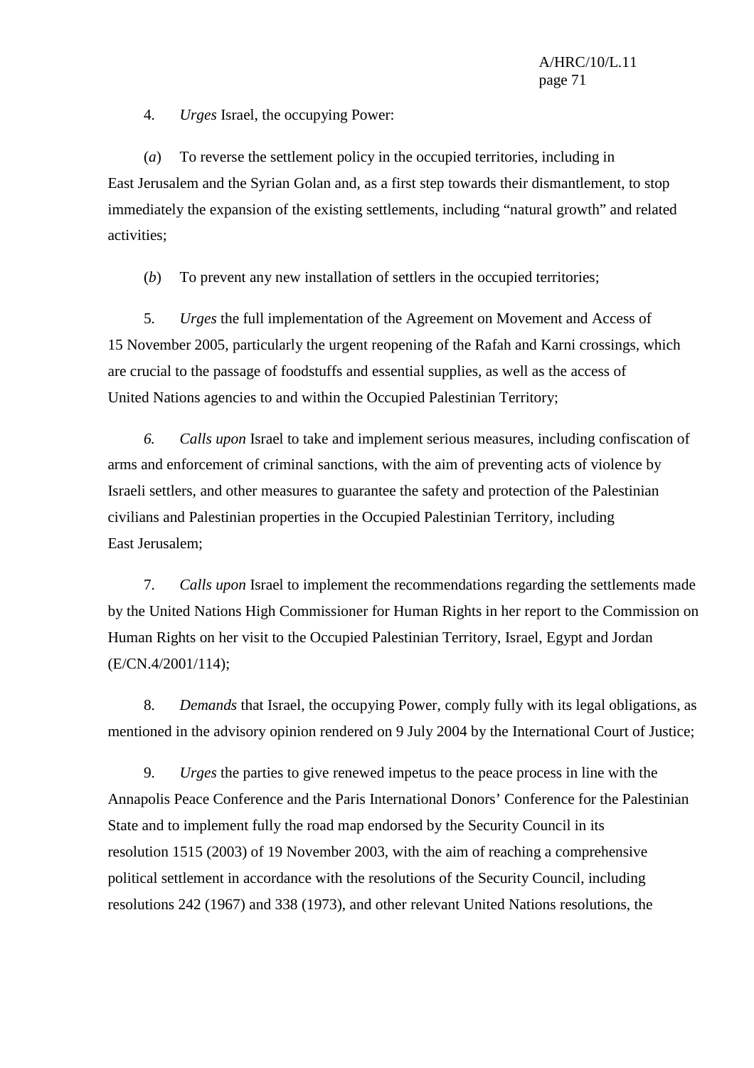4. *Urges* Israel, the occupying Power:

(*a*) To reverse the settlement policy in the occupied territories, including in East Jerusalem and the Syrian Golan and, as a first step towards their dismantlement, to stop immediately the expansion of the existing settlements, including "natural growth" and related activities;

(*b*) To prevent any new installation of settlers in the occupied territories;

5. *Urges* the full implementation of the Agreement on Movement and Access of 15 November 2005, particularly the urgent reopening of the Rafah and Karni crossings, which are crucial to the passage of foodstuffs and essential supplies, as well as the access of United Nations agencies to and within the Occupied Palestinian Territory;

*6. Calls upon* Israel to take and implement serious measures, including confiscation of arms and enforcement of criminal sanctions, with the aim of preventing acts of violence by Israeli settlers, and other measures to guarantee the safety and protection of the Palestinian civilians and Palestinian properties in the Occupied Palestinian Territory, including East Jerusalem;

7. *Calls upon* Israel to implement the recommendations regarding the settlements made by the United Nations High Commissioner for Human Rights in her report to the Commission on Human Rights on her visit to the Occupied Palestinian Territory, Israel, Egypt and Jordan (E/CN.4/2001/114);

8. *Demands* that Israel, the occupying Power, comply fully with its legal obligations, as mentioned in the advisory opinion rendered on 9 July 2004 by the International Court of Justice;

9. *Urges* the parties to give renewed impetus to the peace process in line with the Annapolis Peace Conference and the Paris International Donors' Conference for the Palestinian State and to implement fully the road map endorsed by the Security Council in its resolution 1515 (2003) of 19 November 2003, with the aim of reaching a comprehensive political settlement in accordance with the resolutions of the Security Council, including resolutions 242 (1967) and 338 (1973), and other relevant United Nations resolutions, the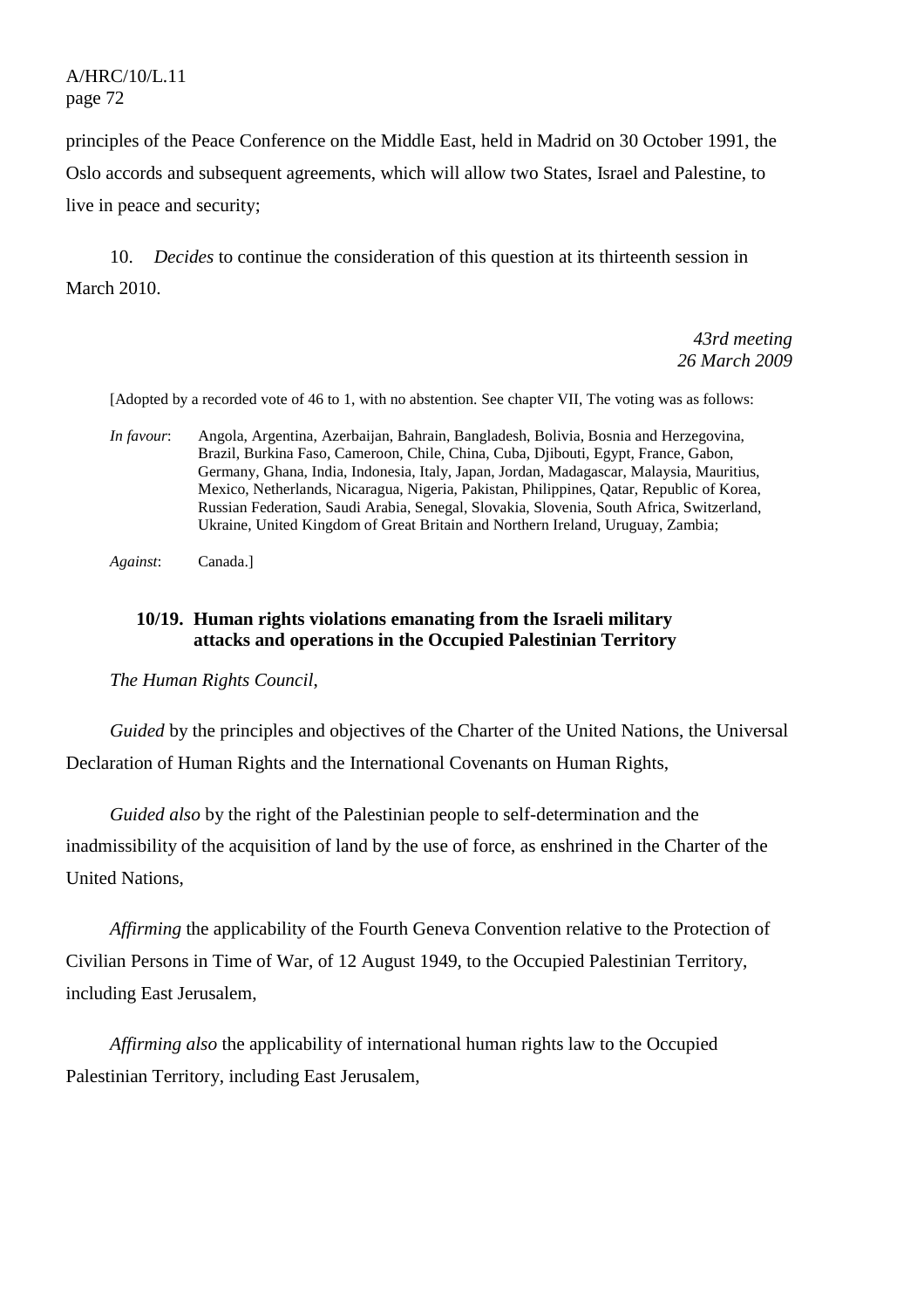principles of the Peace Conference on the Middle East, held in Madrid on 30 October 1991, the Oslo accords and subsequent agreements, which will allow two States, Israel and Palestine, to live in peace and security;

10. *Decides* to continue the consideration of this question at its thirteenth session in March 2010.

*43rd meeting*
*26 March 2009*

[Adopted by a recorded vote of 46 to 1, with no abstention. See chapter VII, The voting was as follows:

*In favour*: Angola, Argentina, Azerbaijan, Bahrain, Bangladesh, Bolivia, Bosnia and Herzegovina, Brazil, Burkina Faso, Cameroon, Chile, China, Cuba, Djibouti, Egypt, France, Gabon, Germany, Ghana, India, Indonesia, Italy, Japan, Jordan, Madagascar, Malaysia, Mauritius, Mexico, Netherlands, Nicaragua, Nigeria, Pakistan, Philippines, Qatar, Republic of Korea, Russian Federation, Saudi Arabia, Senegal, Slovakia, Slovenia, South Africa, Switzerland, Ukraine, United Kingdom of Great Britain and Northern Ireland, Uruguay, Zambia;

*Against*: Canada.]

### 10/19. Human rights violations emanating from the Israeli military attacks and operations in the Occupied Palestinian Territory

*The Human Rights Council*,

*Guided* by the principles and objectives of the Charter of the United Nations, the Universal Declaration of Human Rights and the International Covenants on Human Rights,

*Guided also* by the right of the Palestinian people to self-determination and the inadmissibility of the acquisition of land by the use of force, as enshrined in the Charter of the United Nations,

*Affirming* the applicability of the Fourth Geneva Convention relative to the Protection of Civilian Persons in Time of War, of 12 August 1949, to the Occupied Palestinian Territory, including East Jerusalem,

*Affirming also* the applicability of international human rights law to the Occupied Palestinian Territory, including East Jerusalem,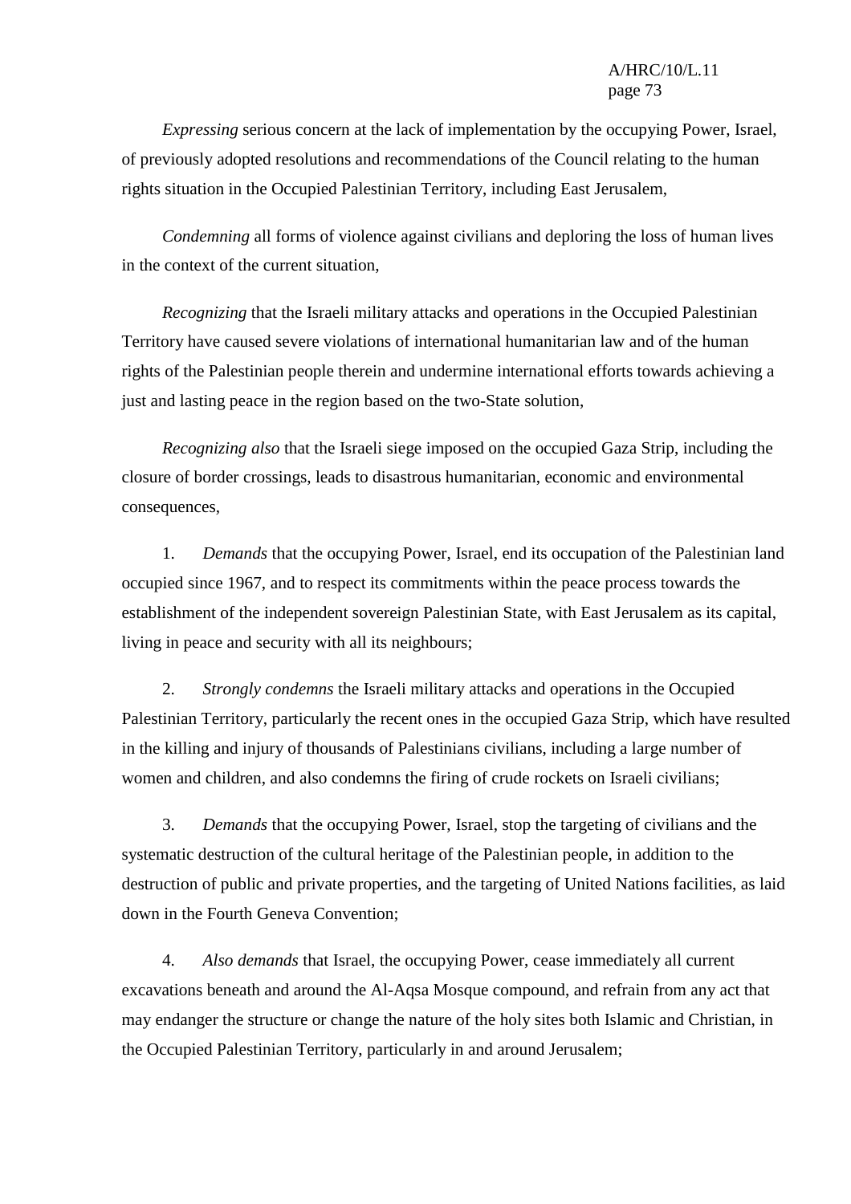*Expressing* serious concern at the lack of implementation by the occupying Power, Israel, of previously adopted resolutions and recommendations of the Council relating to the human rights situation in the Occupied Palestinian Territory, including East Jerusalem,

*Condemning* all forms of violence against civilians and deploring the loss of human lives in the context of the current situation,

*Recognizing* that the Israeli military attacks and operations in the Occupied Palestinian Territory have caused severe violations of international humanitarian law and of the human rights of the Palestinian people therein and undermine international efforts towards achieving a just and lasting peace in the region based on the two-State solution,

*Recognizing also* that the Israeli siege imposed on the occupied Gaza Strip, including the closure of border crossings, leads to disastrous humanitarian, economic and environmental consequences,

1. *Demands* that the occupying Power, Israel, end its occupation of the Palestinian land occupied since 1967, and to respect its commitments within the peace process towards the establishment of the independent sovereign Palestinian State, with East Jerusalem as its capital, living in peace and security with all its neighbours;

2. *Strongly condemns* the Israeli military attacks and operations in the Occupied Palestinian Territory, particularly the recent ones in the occupied Gaza Strip, which have resulted in the killing and injury of thousands of Palestinians civilians, including a large number of women and children, and also condemns the firing of crude rockets on Israeli civilians;

3. *Demands* that the occupying Power, Israel, stop the targeting of civilians and the systematic destruction of the cultural heritage of the Palestinian people, in addition to the destruction of public and private properties, and the targeting of United Nations facilities, as laid down in the Fourth Geneva Convention;

4. *Also demands* that Israel, the occupying Power, cease immediately all current excavations beneath and around the Al-Aqsa Mosque compound, and refrain from any act that may endanger the structure or change the nature of the holy sites both Islamic and Christian, in the Occupied Palestinian Territory, particularly in and around Jerusalem;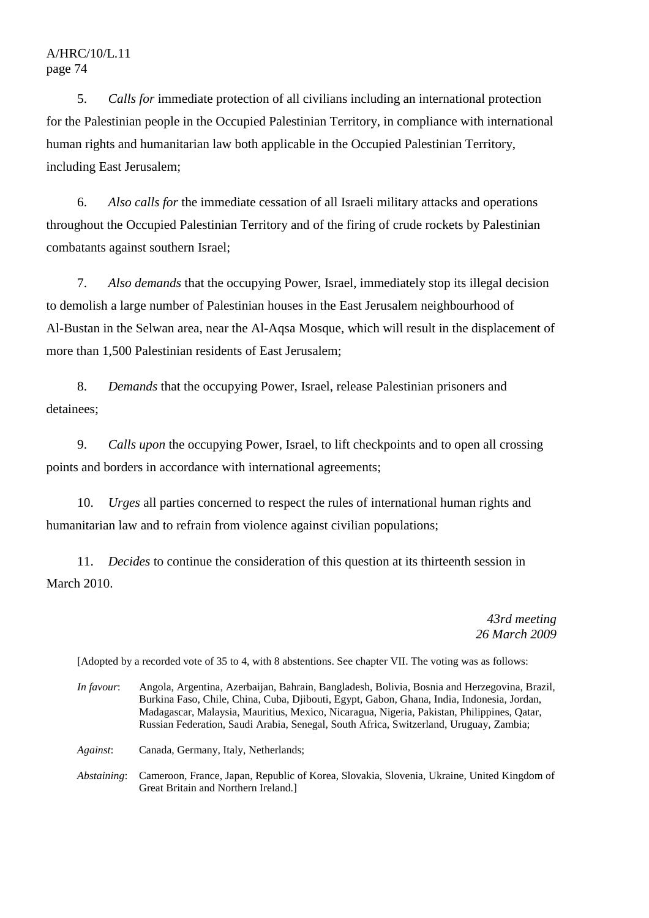5. *Calls for* immediate protection of all civilians including an international protection for the Palestinian people in the Occupied Palestinian Territory, in compliance with international human rights and humanitarian law both applicable in the Occupied Palestinian Territory, including East Jerusalem;

6. *Also calls for* the immediate cessation of all Israeli military attacks and operations throughout the Occupied Palestinian Territory and of the firing of crude rockets by Palestinian combatants against southern Israel;

7. *Also demands* that the occupying Power, Israel, immediately stop its illegal decision to demolish a large number of Palestinian houses in the East Jerusalem neighbourhood of Al-Bustan in the Selwan area, near the Al-Aqsa Mosque, which will result in the displacement of more than 1,500 Palestinian residents of East Jerusalem;

8. *Demands* that the occupying Power, Israel, release Palestinian prisoners and detainees;

9. *Calls upon* the occupying Power, Israel, to lift checkpoints and to open all crossing points and borders in accordance with international agreements;

10. *Urges* all parties concerned to respect the rules of international human rights and humanitarian law and to refrain from violence against civilian populations;

11. *Decides* to continue the consideration of this question at its thirteenth session in March 2010.

*43rd meeting*
*26 March 2009*

[Adopted by a recorded vote of 35 to 4, with 8 abstentions. See chapter VII. The voting was as follows:

*In favour*: Angola, Argentina, Azerbaijan, Bahrain, Bangladesh, Bolivia, Bosnia and Herzegovina, Brazil, Burkina Faso, Chile, China, Cuba, Djibouti, Egypt, Gabon, Ghana, India, Indonesia, Jordan, Madagascar, Malaysia, Mauritius, Mexico, Nicaragua, Nigeria, Pakistan, Philippines, Qatar, Russian Federation, Saudi Arabia, Senegal, South Africa, Switzerland, Uruguay, Zambia;

*Against*: Canada, Germany, Italy, Netherlands;

*Abstaining*: Cameroon, France, Japan, Republic of Korea, Slovakia, Slovenia, Ukraine, United Kingdom of Great Britain and Northern Ireland.]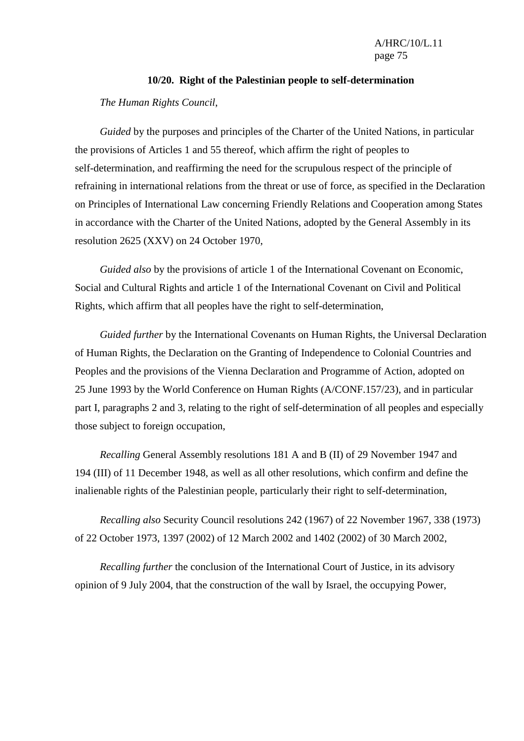**10/20. Right of the Palestinian people to self-determination**

*The Human Rights Council*,

*Guided* by the purposes and principles of the Charter of the United Nations, in particular the provisions of Articles 1 and 55 thereof, which affirm the right of peoples to self-determination, and reaffirming the need for the scrupulous respect of the principle of refraining in international relations from the threat or use of force, as specified in the Declaration on Principles of International Law concerning Friendly Relations and Cooperation among States in accordance with the Charter of the United Nations, adopted by the General Assembly in its resolution 2625 (XXV) on 24 October 1970,

*Guided also* by the provisions of article 1 of the International Covenant on Economic, Social and Cultural Rights and article 1 of the International Covenant on Civil and Political Rights, which affirm that all peoples have the right to self-determination,

*Guided further* by the International Covenants on Human Rights, the Universal Declaration of Human Rights, the Declaration on the Granting of Independence to Colonial Countries and Peoples and the provisions of the Vienna Declaration and Programme of Action, adopted on 25 June 1993 by the World Conference on Human Rights (A/CONF.157/23), and in particular part I, paragraphs 2 and 3, relating to the right of self-determination of all peoples and especially those subject to foreign occupation,

*Recalling* General Assembly resolutions 181 A and B (II) of 29 November 1947 and 194 (III) of 11 December 1948, as well as all other resolutions, which confirm and define the inalienable rights of the Palestinian people, particularly their right to self-determination,

*Recalling also* Security Council resolutions 242 (1967) of 22 November 1967, 338 (1973) of 22 October 1973, 1397 (2002) of 12 March 2002 and 1402 (2002) of 30 March 2002,

*Recalling further* the conclusion of the International Court of Justice, in its advisory opinion of 9 July 2004, that the construction of the wall by Israel, the occupying Power,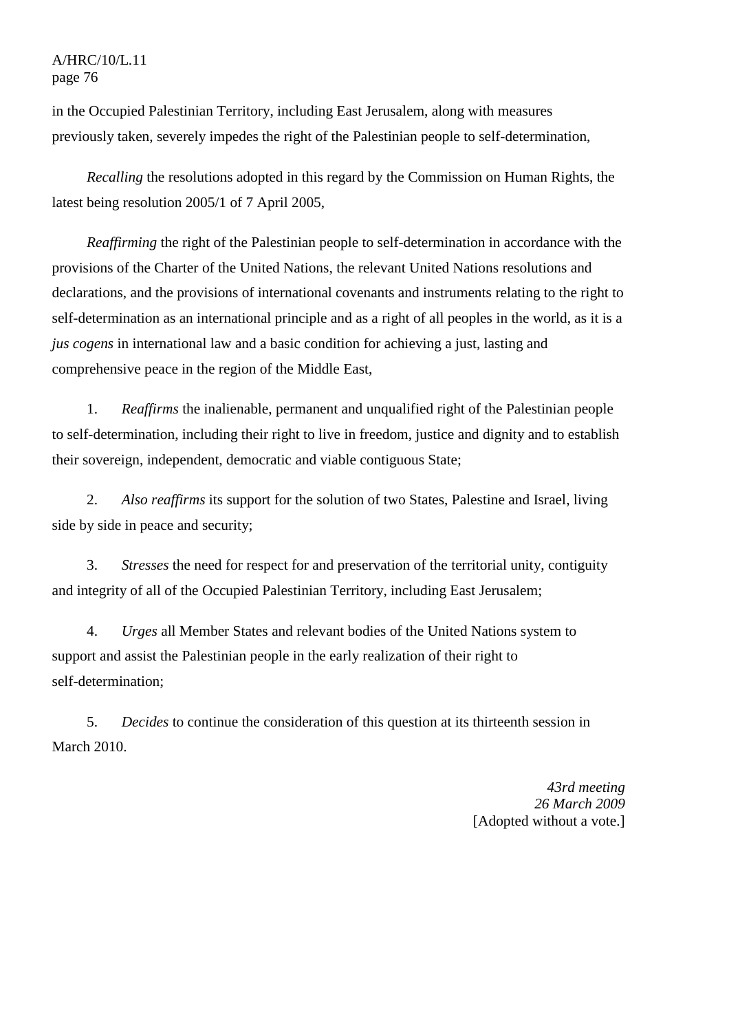in the Occupied Palestinian Territory, including East Jerusalem, along with measures previously taken, severely impedes the right of the Palestinian people to self-determination,

*Recalling* the resolutions adopted in this regard by the Commission on Human Rights, the latest being resolution 2005/1 of 7 April 2005,

*Reaffirming* the right of the Palestinian people to self-determination in accordance with the provisions of the Charter of the United Nations, the relevant United Nations resolutions and declarations, and the provisions of international covenants and instruments relating to the right to self-determination as an international principle and as a right of all peoples in the world, as it is a *jus cogens* in international law and a basic condition for achieving a just, lasting and comprehensive peace in the region of the Middle East,

1. *Reaffirms* the inalienable, permanent and unqualified right of the Palestinian people to self-determination, including their right to live in freedom, justice and dignity and to establish their sovereign, independent, democratic and viable contiguous State;

2. *Also reaffirms* its support for the solution of two States, Palestine and Israel, living side by side in peace and security;

3. *Stresses* the need for respect for and preservation of the territorial unity, contiguity and integrity of all of the Occupied Palestinian Territory, including East Jerusalem;

4. *Urges* all Member States and relevant bodies of the United Nations system to support and assist the Palestinian people in the early realization of their right to self-determination;

5. *Decides* to continue the consideration of this question at its thirteenth session in March 2010.

*43rd meeting*
*26 March 2009*
[Adopted without a vote.]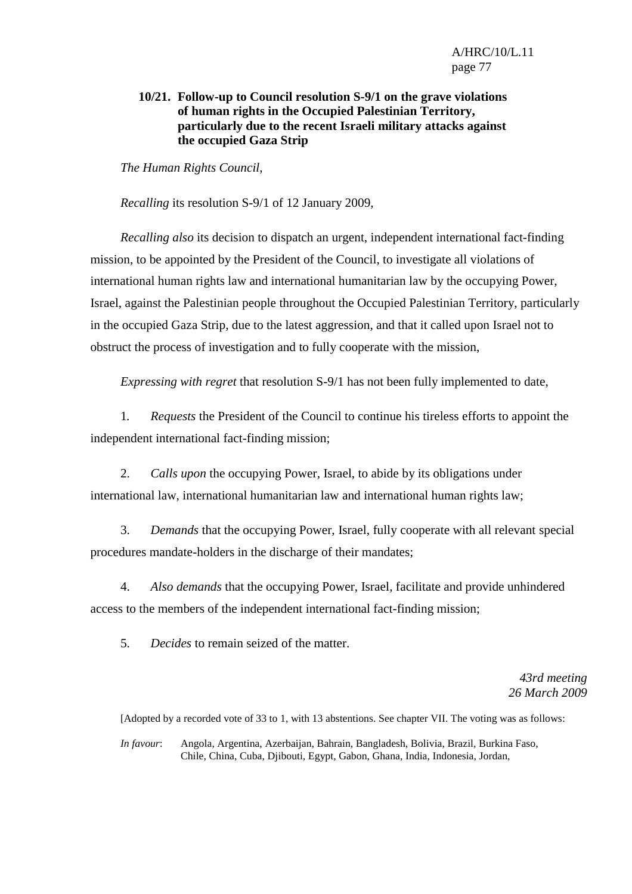### 10/21. Follow-up to Council resolution S-9/1 on the grave violations of human rights in the Occupied Palestinian Territory, particularly due to the recent Israeli military attacks against the occupied Gaza Strip

*The Human Rights Council*,

*Recalling* its resolution S-9/1 of 12 January 2009,

*Recalling also* its decision to dispatch an urgent, independent international fact-finding mission, to be appointed by the President of the Council, to investigate all violations of international human rights law and international humanitarian law by the occupying Power, Israel, against the Palestinian people throughout the Occupied Palestinian Territory, particularly in the occupied Gaza Strip, due to the latest aggression, and that it called upon Israel not to obstruct the process of investigation and to fully cooperate with the mission,

*Expressing with regret* that resolution S-9/1 has not been fully implemented to date,

1. *Requests* the President of the Council to continue his tireless efforts to appoint the independent international fact-finding mission;

2. *Calls upon* the occupying Power, Israel, to abide by its obligations under international law, international humanitarian law and international human rights law;

3. *Demands* that the occupying Power, Israel, fully cooperate with all relevant special procedures mandate-holders in the discharge of their mandates;

4. *Also demands* that the occupying Power, Israel, facilitate and provide unhindered access to the members of the independent international fact-finding mission;

5. *Decides* to remain seized of the matter.

*43rd meeting*
*26 March 2009*

[Adopted by a recorded vote of 33 to 1, with 13 abstentions. See chapter VII. The voting was as follows:

*In favour*: Angola, Argentina, Azerbaijan, Bahrain, Bangladesh, Bolivia, Brazil, Burkina Faso, Chile, China, Cuba, Djibouti, Egypt, Gabon, Ghana, India, Indonesia, Jordan,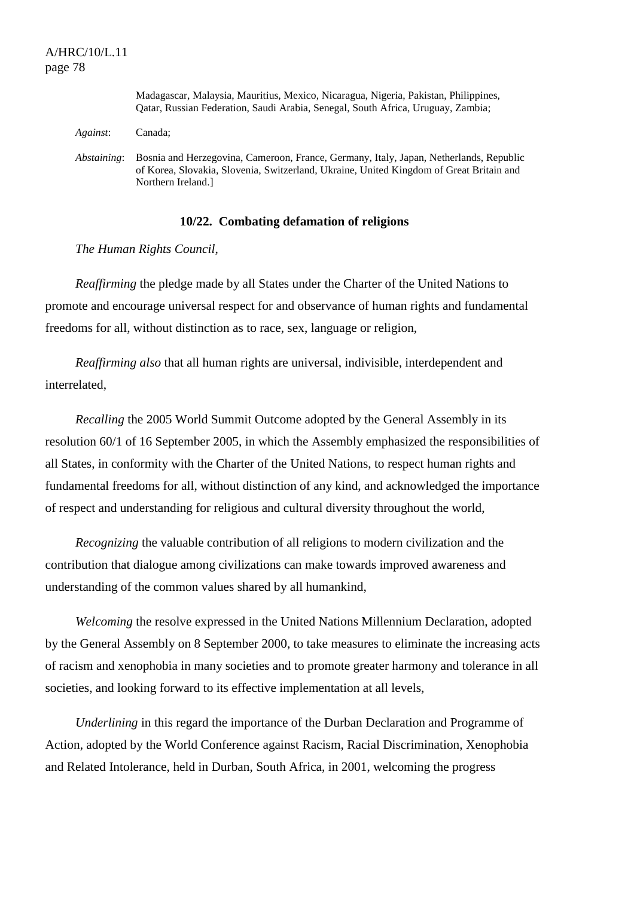Madagascar, Malaysia, Mauritius, Mexico, Nicaragua, Nigeria, Pakistan, Philippines, Qatar, Russian Federation, Saudi Arabia, Senegal, South Africa, Uruguay, Zambia;

*Against*: Canada;

*Abstaining*: Bosnia and Herzegovina, Cameroon, France, Germany, Italy, Japan, Netherlands, Republic of Korea, Slovakia, Slovenia, Switzerland, Ukraine, United Kingdom of Great Britain and Northern Ireland.]

**10/22. Combating defamation of religions**

*The Human Rights Council*,

*Reaffirming* the pledge made by all States under the Charter of the United Nations to promote and encourage universal respect for and observance of human rights and fundamental freedoms for all, without distinction as to race, sex, language or religion,

*Reaffirming also* that all human rights are universal, indivisible, interdependent and interrelated,

*Recalling* the 2005 World Summit Outcome adopted by the General Assembly in its resolution 60/1 of 16 September 2005, in which the Assembly emphasized the responsibilities of all States, in conformity with the Charter of the United Nations, to respect human rights and fundamental freedoms for all, without distinction of any kind, and acknowledged the importance of respect and understanding for religious and cultural diversity throughout the world,

*Recognizing* the valuable contribution of all religions to modern civilization and the contribution that dialogue among civilizations can make towards improved awareness and understanding of the common values shared by all humankind,

*Welcoming* the resolve expressed in the United Nations Millennium Declaration, adopted by the General Assembly on 8 September 2000, to take measures to eliminate the increasing acts of racism and xenophobia in many societies and to promote greater harmony and tolerance in all societies, and looking forward to its effective implementation at all levels,

*Underlining* in this regard the importance of the Durban Declaration and Programme of Action, adopted by the World Conference against Racism, Racial Discrimination, Xenophobia and Related Intolerance, held in Durban, South Africa, in 2001, welcoming the progress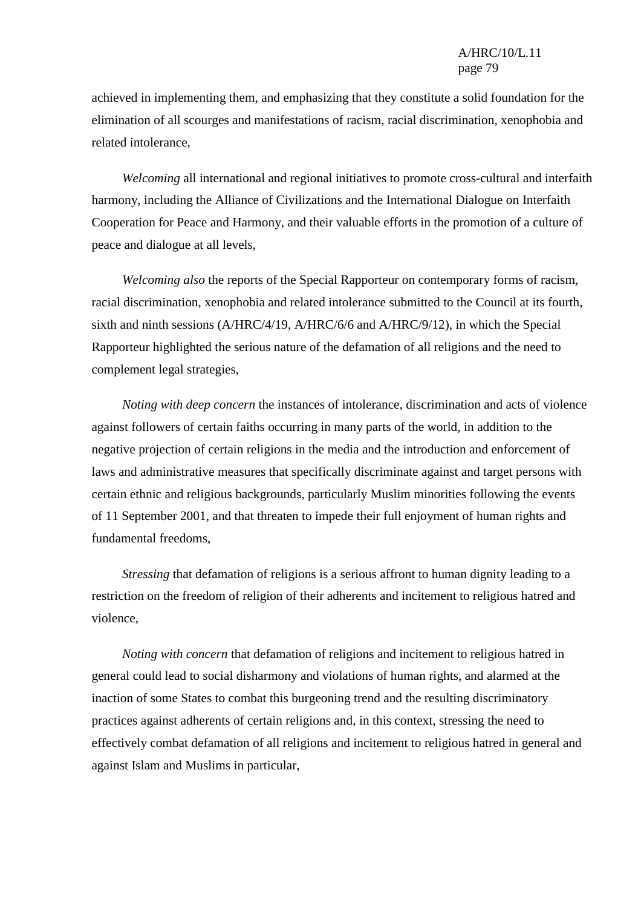achieved in implementing them, and emphasizing that they constitute a solid foundation for the elimination of all scourges and manifestations of racism, racial discrimination, xenophobia and related intolerance,

*Welcoming* all international and regional initiatives to promote cross-cultural and interfaith harmony, including the Alliance of Civilizations and the International Dialogue on Interfaith Cooperation for Peace and Harmony, and their valuable efforts in the promotion of a culture of peace and dialogue at all levels,

*Welcoming also* the reports of the Special Rapporteur on contemporary forms of racism, racial discrimination, xenophobia and related intolerance submitted to the Council at its fourth, sixth and ninth sessions (A/HRC/4/19, A/HRC/6/6 and A/HRC/9/12), in which the Special Rapporteur highlighted the serious nature of the defamation of all religions and the need to complement legal strategies,

*Noting with deep concern* the instances of intolerance, discrimination and acts of violence against followers of certain faiths occurring in many parts of the world, in addition to the negative projection of certain religions in the media and the introduction and enforcement of laws and administrative measures that specifically discriminate against and target persons with certain ethnic and religious backgrounds, particularly Muslim minorities following the events of 11 September 2001, and that threaten to impede their full enjoyment of human rights and fundamental freedoms,

*Stressing* that defamation of religions is a serious affront to human dignity leading to a restriction on the freedom of religion of their adherents and incitement to religious hatred and violence,

*Noting with concern* that defamation of religions and incitement to religious hatred in general could lead to social disharmony and violations of human rights, and alarmed at the inaction of some States to combat this burgeoning trend and the resulting discriminatory practices against adherents of certain religions and, in this context, stressing the need to effectively combat defamation of all religions and incitement to religious hatred in general and against Islam and Muslims in particular,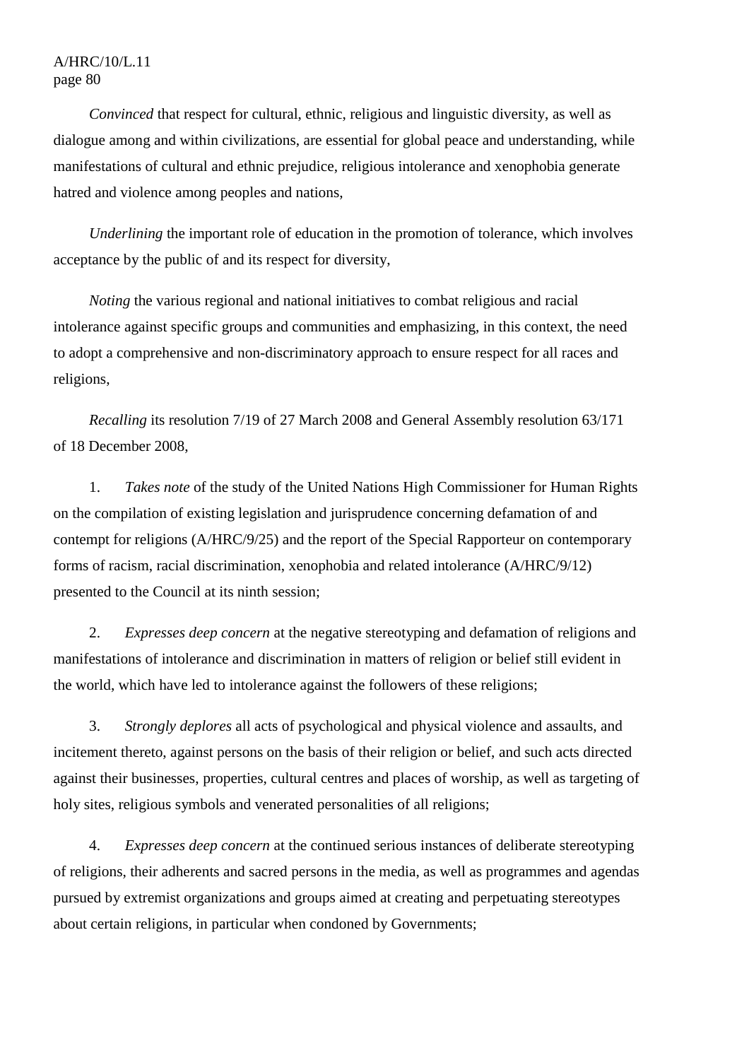*Convinced* that respect for cultural, ethnic, religious and linguistic diversity, as well as dialogue among and within civilizations, are essential for global peace and understanding, while manifestations of cultural and ethnic prejudice, religious intolerance and xenophobia generate hatred and violence among peoples and nations,

*Underlining* the important role of education in the promotion of tolerance, which involves acceptance by the public of and its respect for diversity,

*Noting* the various regional and national initiatives to combat religious and racial intolerance against specific groups and communities and emphasizing, in this context, the need to adopt a comprehensive and non-discriminatory approach to ensure respect for all races and religions,

*Recalling* its resolution 7/19 of 27 March 2008 and General Assembly resolution 63/171 of 18 December 2008,

1. *Takes note* of the study of the United Nations High Commissioner for Human Rights on the compilation of existing legislation and jurisprudence concerning defamation of and contempt for religions (A/HRC/9/25) and the report of the Special Rapporteur on contemporary forms of racism, racial discrimination, xenophobia and related intolerance (A/HRC/9/12) presented to the Council at its ninth session;

2. *Expresses deep concern* at the negative stereotyping and defamation of religions and manifestations of intolerance and discrimination in matters of religion or belief still evident in the world, which have led to intolerance against the followers of these religions;

3. *Strongly deplores* all acts of psychological and physical violence and assaults, and incitement thereto, against persons on the basis of their religion or belief, and such acts directed against their businesses, properties, cultural centres and places of worship, as well as targeting of holy sites, religious symbols and venerated personalities of all religions;

4. *Expresses deep concern* at the continued serious instances of deliberate stereotyping of religions, their adherents and sacred persons in the media, as well as programmes and agendas pursued by extremist organizations and groups aimed at creating and perpetuating stereotypes about certain religions, in particular when condoned by Governments;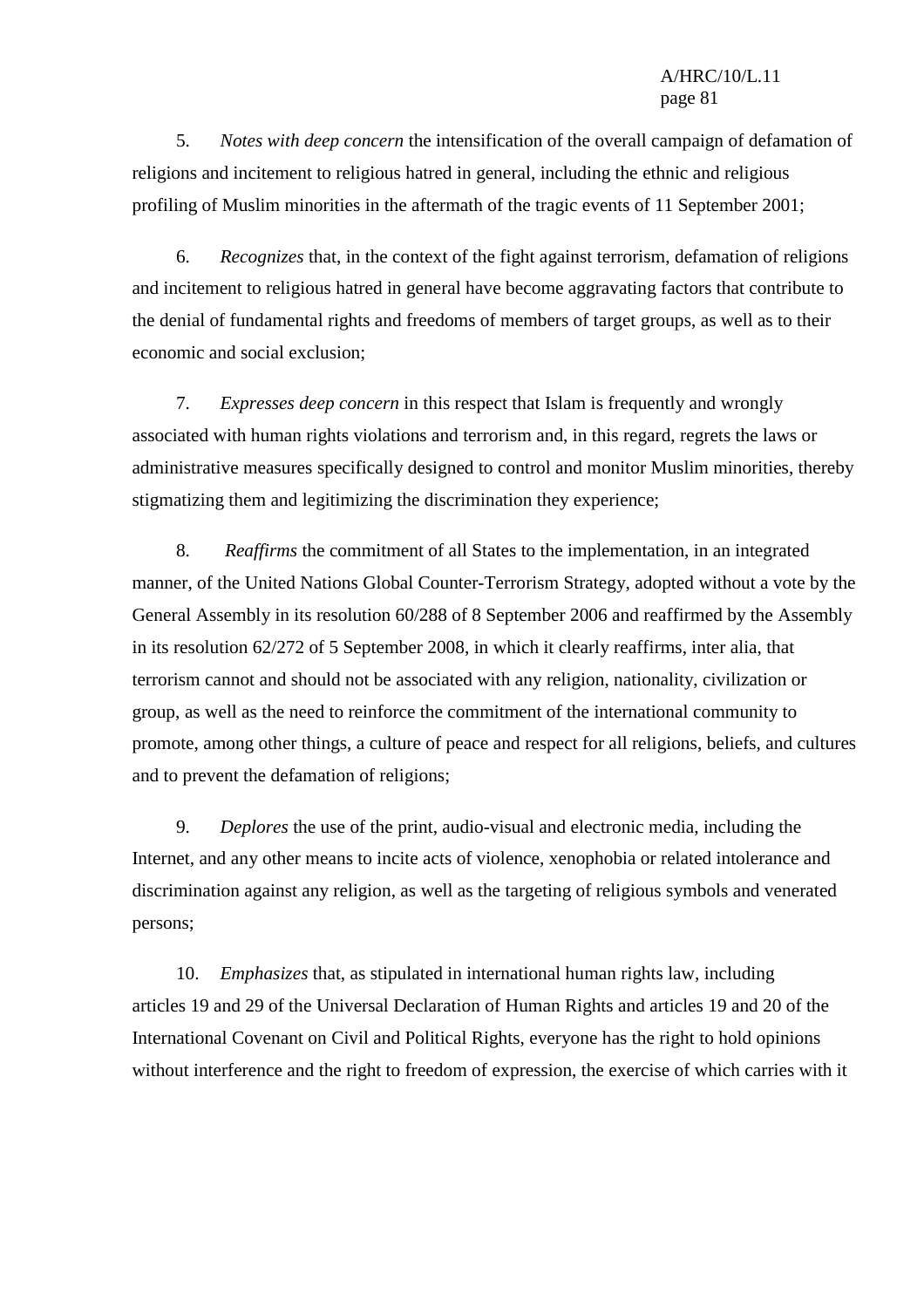5. *Notes with deep concern* the intensification of the overall campaign of defamation of religions and incitement to religious hatred in general, including the ethnic and religious profiling of Muslim minorities in the aftermath of the tragic events of 11 September 2001;

6. *Recognizes* that, in the context of the fight against terrorism, defamation of religions and incitement to religious hatred in general have become aggravating factors that contribute to the denial of fundamental rights and freedoms of members of target groups, as well as to their economic and social exclusion;

7. *Expresses deep concern* in this respect that Islam is frequently and wrongly associated with human rights violations and terrorism and, in this regard, regrets the laws or administrative measures specifically designed to control and monitor Muslim minorities, thereby stigmatizing them and legitimizing the discrimination they experience;

8. *Reaffirms* the commitment of all States to the implementation, in an integrated manner, of the United Nations Global Counter-Terrorism Strategy, adopted without a vote by the General Assembly in its resolution 60/288 of 8 September 2006 and reaffirmed by the Assembly in its resolution 62/272 of 5 September 2008, in which it clearly reaffirms, inter alia, that terrorism cannot and should not be associated with any religion, nationality, civilization or group, as well as the need to reinforce the commitment of the international community to promote, among other things, a culture of peace and respect for all religions, beliefs, and cultures and to prevent the defamation of religions;

9. *Deplores* the use of the print, audio-visual and electronic media, including the Internet, and any other means to incite acts of violence, xenophobia or related intolerance and discrimination against any religion, as well as the targeting of religious symbols and venerated persons;

10. *Emphasizes* that, as stipulated in international human rights law, including articles 19 and 29 of the Universal Declaration of Human Rights and articles 19 and 20 of the International Covenant on Civil and Political Rights, everyone has the right to hold opinions without interference and the right to freedom of expression, the exercise of which carries with it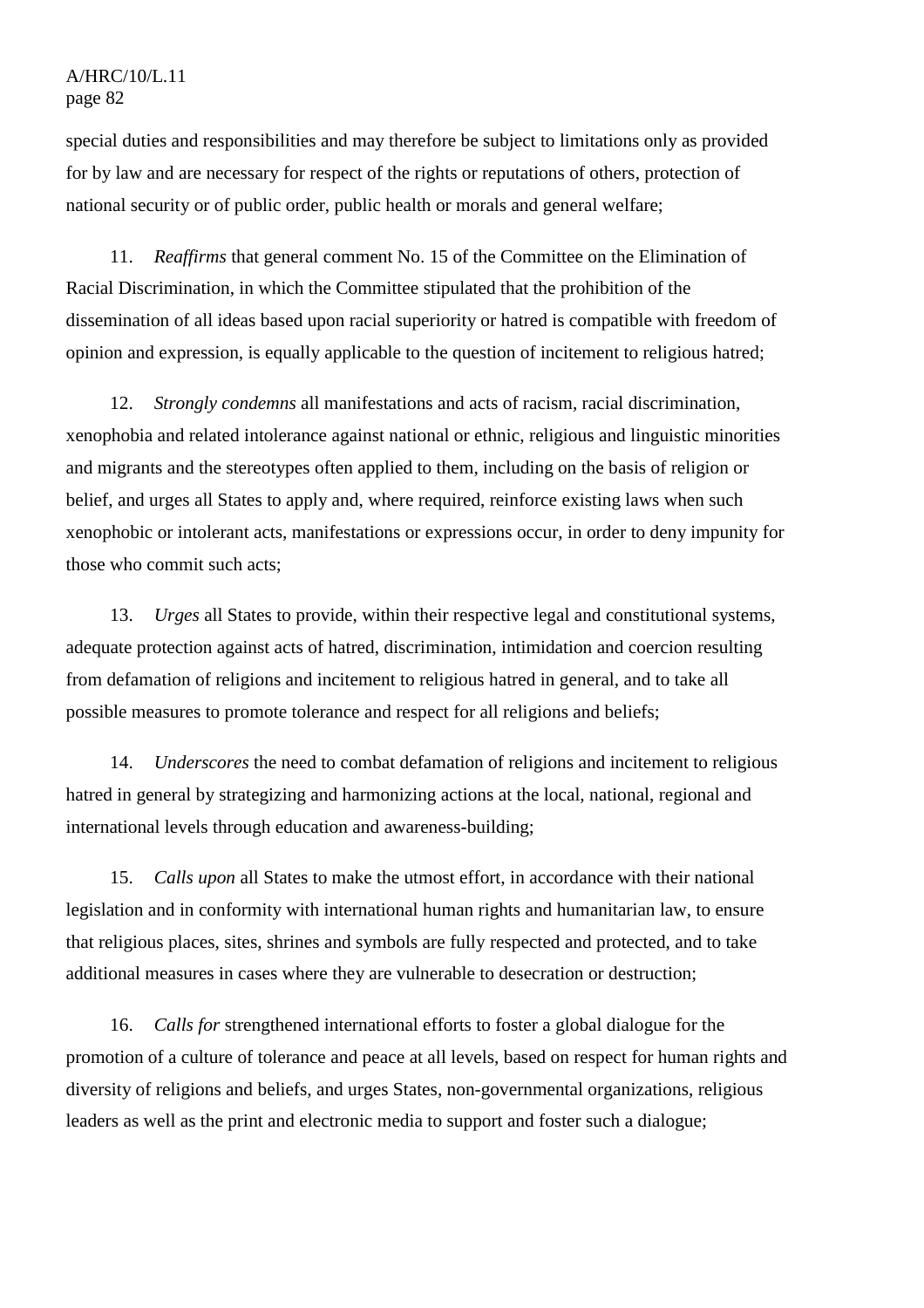special duties and responsibilities and may therefore be subject to limitations only as provided for by law and are necessary for respect of the rights or reputations of others, protection of national security or of public order, public health or morals and general welfare;

11. *Reaffirms* that general comment No. 15 of the Committee on the Elimination of Racial Discrimination, in which the Committee stipulated that the prohibition of the dissemination of all ideas based upon racial superiority or hatred is compatible with freedom of opinion and expression, is equally applicable to the question of incitement to religious hatred;

12. *Strongly condemns* all manifestations and acts of racism, racial discrimination, xenophobia and related intolerance against national or ethnic, religious and linguistic minorities and migrants and the stereotypes often applied to them, including on the basis of religion or belief, and urges all States to apply and, where required, reinforce existing laws when such xenophobic or intolerant acts, manifestations or expressions occur, in order to deny impunity for those who commit such acts;

13. *Urges* all States to provide, within their respective legal and constitutional systems, adequate protection against acts of hatred, discrimination, intimidation and coercion resulting from defamation of religions and incitement to religious hatred in general, and to take all possible measures to promote tolerance and respect for all religions and beliefs;

14. *Underscores* the need to combat defamation of religions and incitement to religious hatred in general by strategizing and harmonizing actions at the local, national, regional and international levels through education and awareness-building;

15. *Calls upon* all States to make the utmost effort, in accordance with their national legislation and in conformity with international human rights and humanitarian law, to ensure that religious places, sites, shrines and symbols are fully respected and protected, and to take additional measures in cases where they are vulnerable to desecration or destruction;

16. *Calls for* strengthened international efforts to foster a global dialogue for the promotion of a culture of tolerance and peace at all levels, based on respect for human rights and diversity of religions and beliefs, and urges States, non-governmental organizations, religious leaders as well as the print and electronic media to support and foster such a dialogue;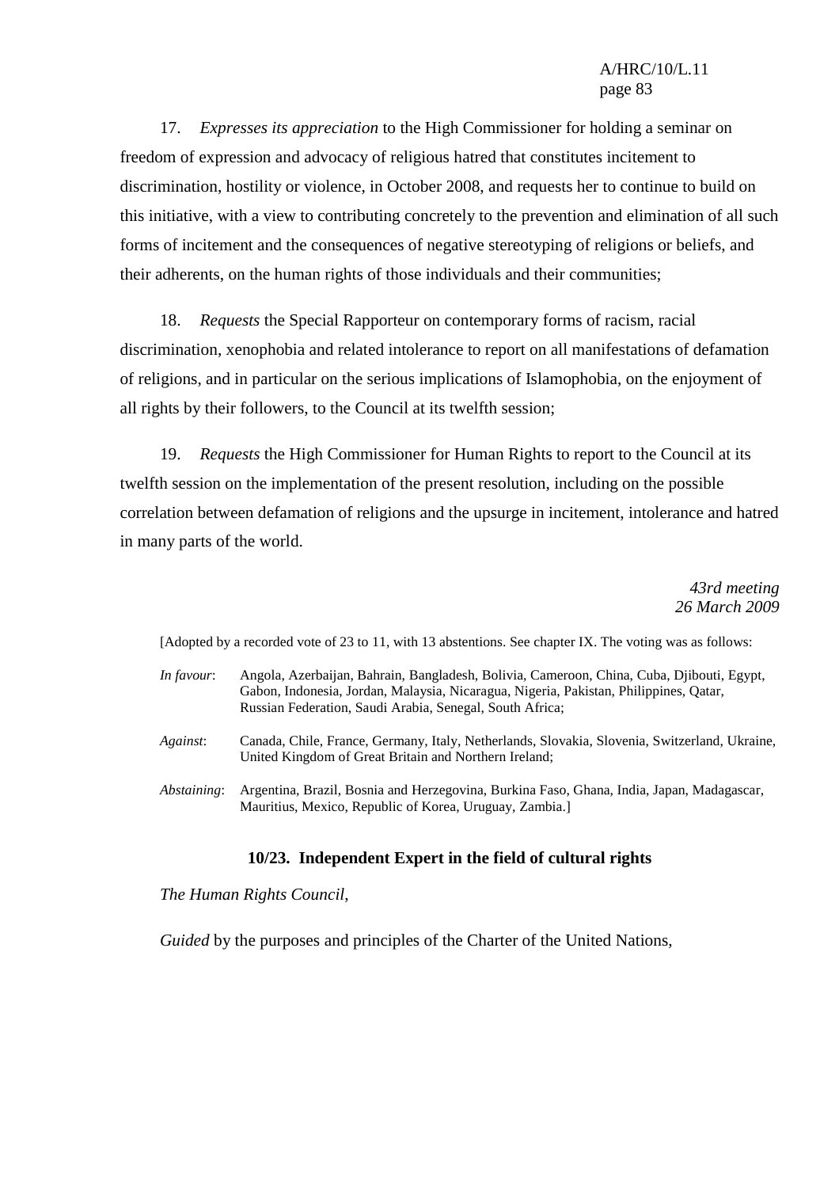17. *Expresses its appreciation* to the High Commissioner for holding a seminar on freedom of expression and advocacy of religious hatred that constitutes incitement to discrimination, hostility or violence, in October 2008, and requests her to continue to build on this initiative, with a view to contributing concretely to the prevention and elimination of all such forms of incitement and the consequences of negative stereotyping of religions or beliefs, and their adherents, on the human rights of those individuals and their communities;

18. *Requests* the Special Rapporteur on contemporary forms of racism, racial discrimination, xenophobia and related intolerance to report on all manifestations of defamation of religions, and in particular on the serious implications of Islamophobia, on the enjoyment of all rights by their followers, to the Council at its twelfth session;

19. *Requests* the High Commissioner for Human Rights to report to the Council at its twelfth session on the implementation of the present resolution, including on the possible correlation between defamation of religions and the upsurge in incitement, intolerance and hatred in many parts of the world.

*43rd meeting*
*26 March 2009*

[Adopted by a recorded vote of 23 to 11, with 13 abstentions. See chapter IX. The voting was as follows:

*In favour*: Angola, Azerbaijan, Bahrain, Bangladesh, Bolivia, Cameroon, China, Cuba, Djibouti, Egypt, Gabon, Indonesia, Jordan, Malaysia, Nicaragua, Nigeria, Pakistan, Philippines, Qatar, Russian Federation, Saudi Arabia, Senegal, South Africa;

*Against*: Canada, Chile, France, Germany, Italy, Netherlands, Slovakia, Slovenia, Switzerland, Ukraine, United Kingdom of Great Britain and Northern Ireland;

*Abstaining*: Argentina, Brazil, Bosnia and Herzegovina, Burkina Faso, Ghana, India, Japan, Madagascar, Mauritius, Mexico, Republic of Korea, Uruguay, Zambia.]

### 10/23. Independent Expert in the field of cultural rights

*The Human Rights Council*,

*Guided* by the purposes and principles of the Charter of the United Nations,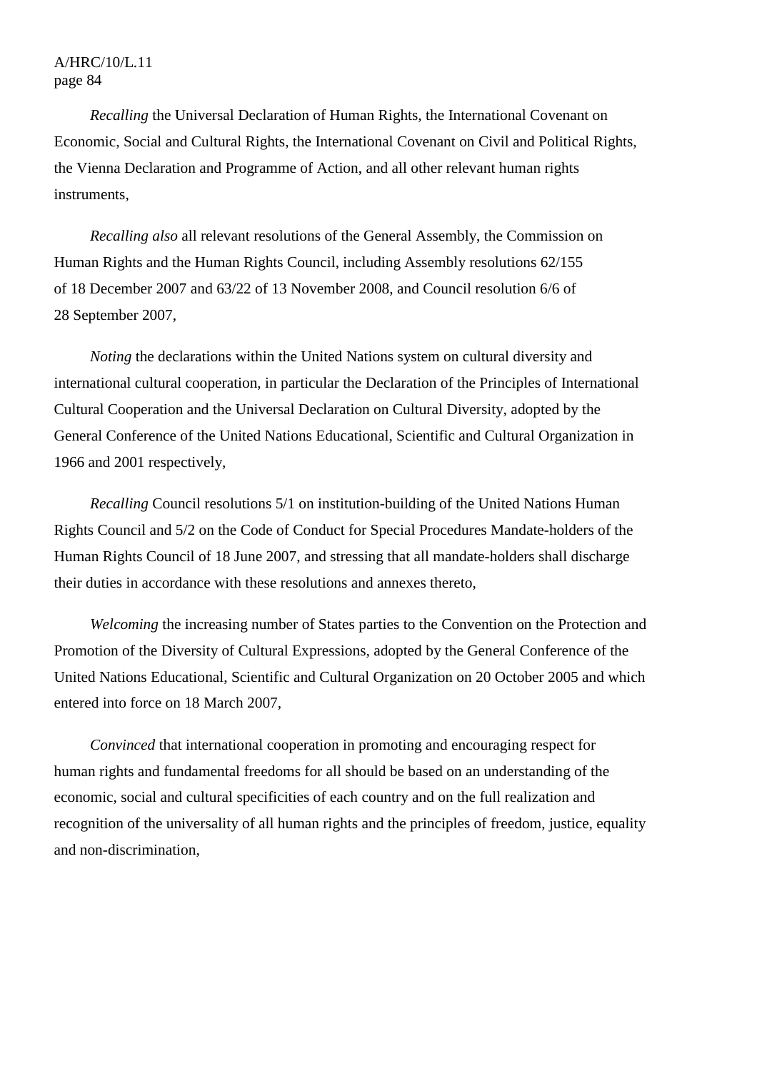*Recalling* the Universal Declaration of Human Rights, the International Covenant on Economic, Social and Cultural Rights, the International Covenant on Civil and Political Rights, the Vienna Declaration and Programme of Action, and all other relevant human rights instruments,

*Recalling also* all relevant resolutions of the General Assembly, the Commission on Human Rights and the Human Rights Council, including Assembly resolutions 62/155 of 18 December 2007 and 63/22 of 13 November 2008, and Council resolution 6/6 of 28 September 2007,

*Noting* the declarations within the United Nations system on cultural diversity and international cultural cooperation, in particular the Declaration of the Principles of International Cultural Cooperation and the Universal Declaration on Cultural Diversity, adopted by the General Conference of the United Nations Educational, Scientific and Cultural Organization in 1966 and 2001 respectively,

*Recalling* Council resolutions 5/1 on institution-building of the United Nations Human Rights Council and 5/2 on the Code of Conduct for Special Procedures Mandate-holders of the Human Rights Council of 18 June 2007, and stressing that all mandate-holders shall discharge their duties in accordance with these resolutions and annexes thereto,

*Welcoming* the increasing number of States parties to the Convention on the Protection and Promotion of the Diversity of Cultural Expressions, adopted by the General Conference of the United Nations Educational, Scientific and Cultural Organization on 20 October 2005 and which entered into force on 18 March 2007,

*Convinced* that international cooperation in promoting and encouraging respect for human rights and fundamental freedoms for all should be based on an understanding of the economic, social and cultural specificities of each country and on the full realization and recognition of the universality of all human rights and the principles of freedom, justice, equality and non-discrimination,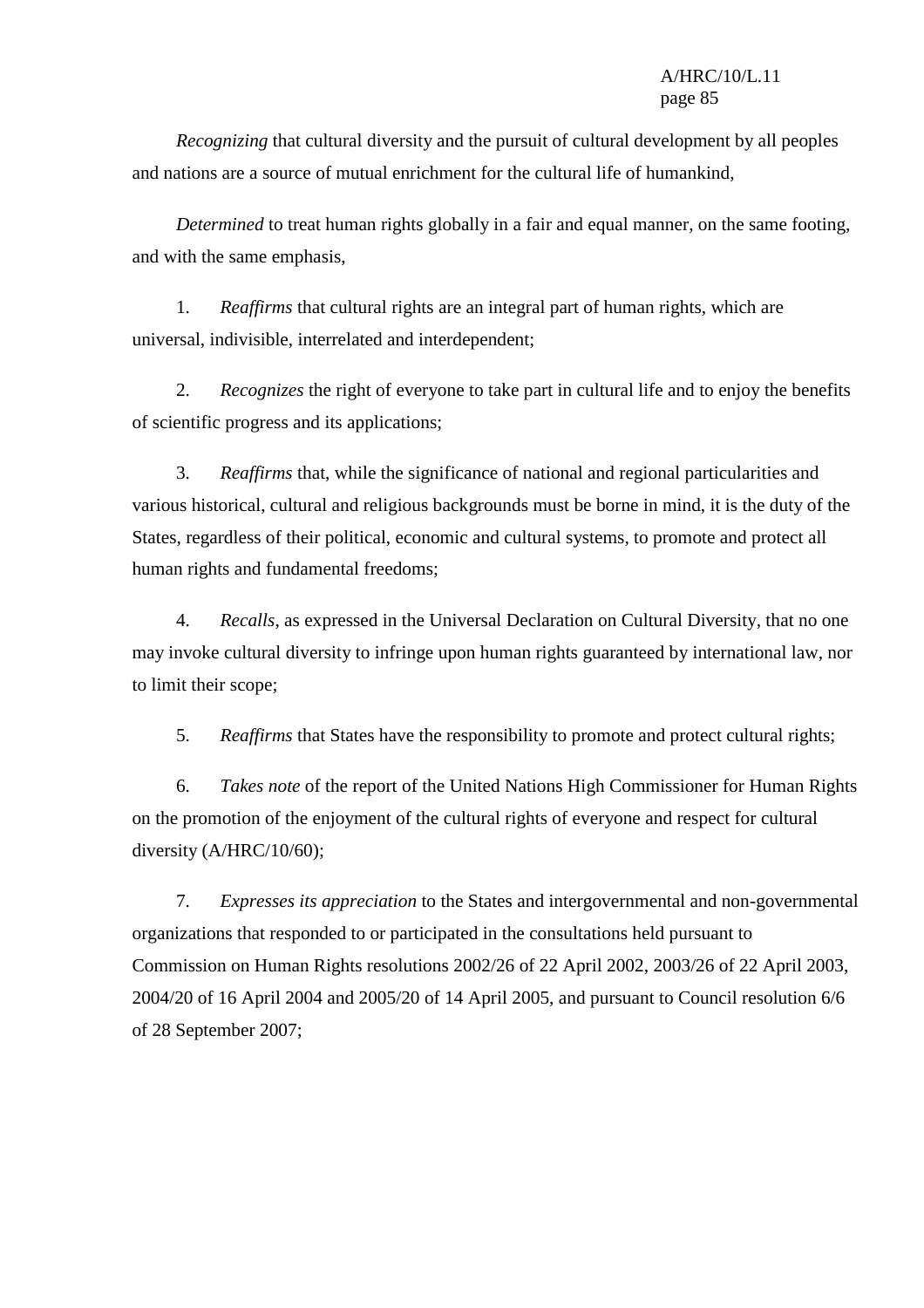*Recognizing* that cultural diversity and the pursuit of cultural development by all peoples and nations are a source of mutual enrichment for the cultural life of humankind,

*Determined* to treat human rights globally in a fair and equal manner, on the same footing, and with the same emphasis,

1. *Reaffirms* that cultural rights are an integral part of human rights, which are universal, indivisible, interrelated and interdependent;

2. *Recognizes* the right of everyone to take part in cultural life and to enjoy the benefits of scientific progress and its applications;

3. *Reaffirms* that, while the significance of national and regional particularities and various historical, cultural and religious backgrounds must be borne in mind, it is the duty of the States, regardless of their political, economic and cultural systems, to promote and protect all human rights and fundamental freedoms;

4. *Recalls*, as expressed in the Universal Declaration on Cultural Diversity, that no one may invoke cultural diversity to infringe upon human rights guaranteed by international law, nor to limit their scope;

5. *Reaffirms* that States have the responsibility to promote and protect cultural rights;

6. *Takes note* of the report of the United Nations High Commissioner for Human Rights on the promotion of the enjoyment of the cultural rights of everyone and respect for cultural diversity (A/HRC/10/60);

7. *Expresses its appreciation* to the States and intergovernmental and non-governmental organizations that responded to or participated in the consultations held pursuant to Commission on Human Rights resolutions 2002/26 of 22 April 2002, 2003/26 of 22 April 2003, 2004/20 of 16 April 2004 and 2005/20 of 14 April 2005, and pursuant to Council resolution 6/6 of 28 September 2007;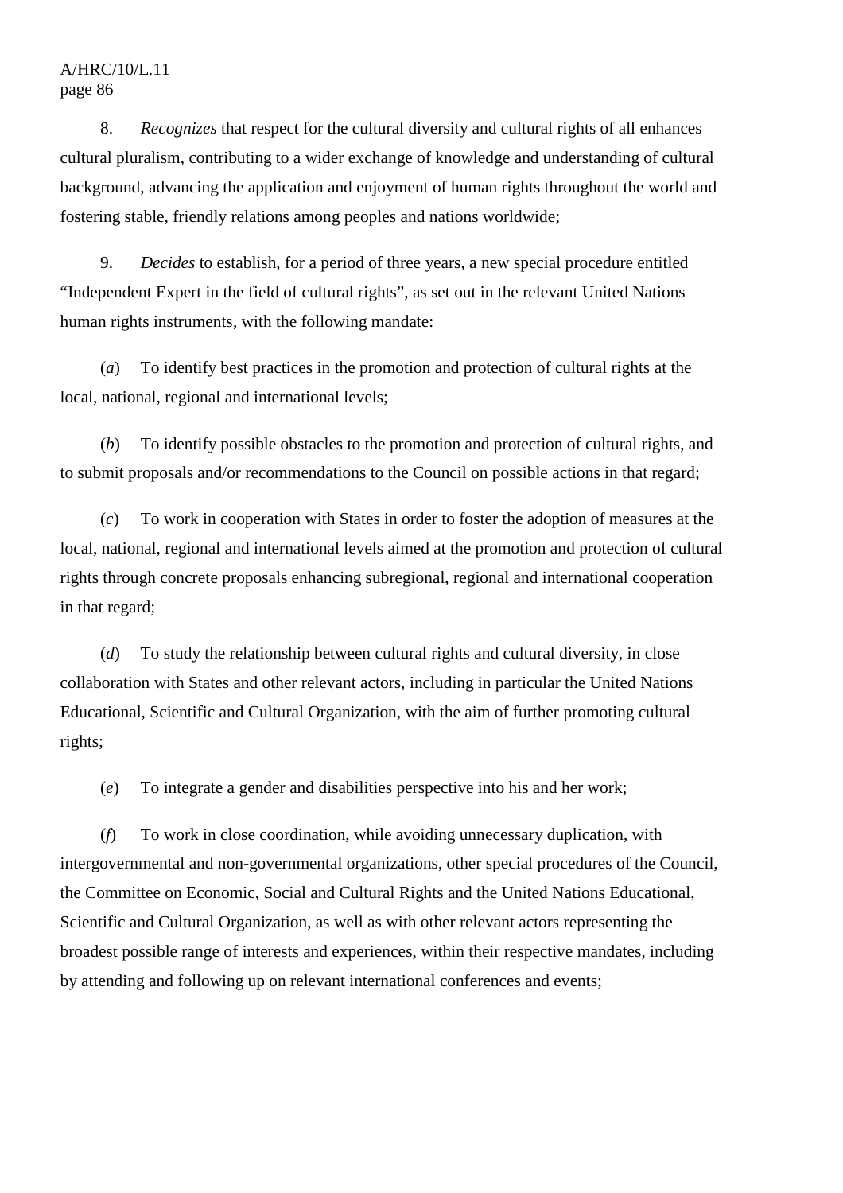8. *Recognizes* that respect for the cultural diversity and cultural rights of all enhances cultural pluralism, contributing to a wider exchange of knowledge and understanding of cultural background, advancing the application and enjoyment of human rights throughout the world and fostering stable, friendly relations among peoples and nations worldwide;

9. *Decides* to establish, for a period of three years, a new special procedure entitled "Independent Expert in the field of cultural rights", as set out in the relevant United Nations human rights instruments, with the following mandate:

(*a*) To identify best practices in the promotion and protection of cultural rights at the local, national, regional and international levels;

(*b*) To identify possible obstacles to the promotion and protection of cultural rights, and to submit proposals and/or recommendations to the Council on possible actions in that regard;

(*c*) To work in cooperation with States in order to foster the adoption of measures at the local, national, regional and international levels aimed at the promotion and protection of cultural rights through concrete proposals enhancing subregional, regional and international cooperation in that regard;

(*d*) To study the relationship between cultural rights and cultural diversity, in close collaboration with States and other relevant actors, including in particular the United Nations Educational, Scientific and Cultural Organization, with the aim of further promoting cultural rights;

(*e*) To integrate a gender and disabilities perspective into his and her work;

(*f*) To work in close coordination, while avoiding unnecessary duplication, with intergovernmental and non-governmental organizations, other special procedures of the Council, the Committee on Economic, Social and Cultural Rights and the United Nations Educational, Scientific and Cultural Organization, as well as with other relevant actors representing the broadest possible range of interests and experiences, within their respective mandates, including by attending and following up on relevant international conferences and events;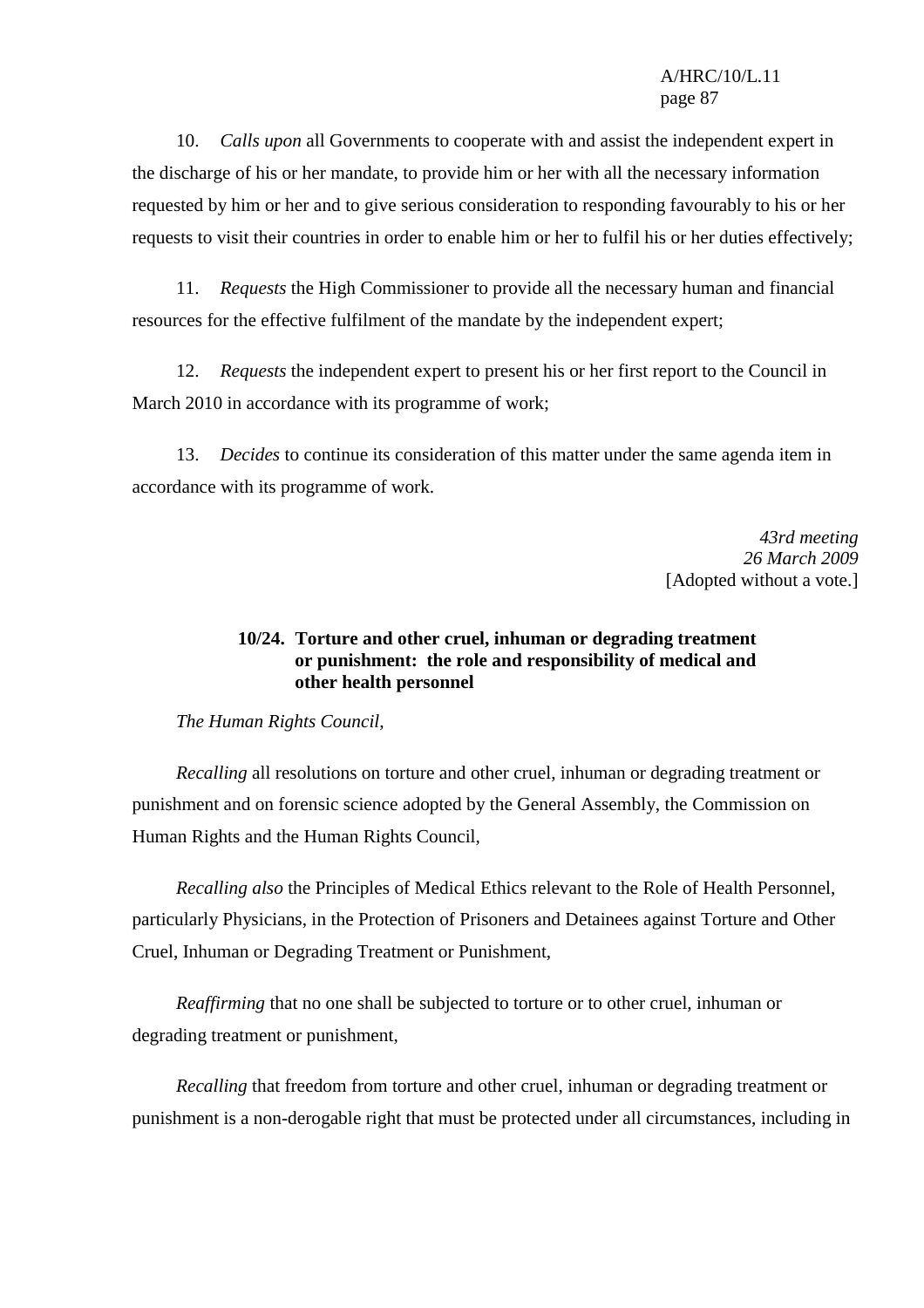10. *Calls upon* all Governments to cooperate with and assist the independent expert in the discharge of his or her mandate, to provide him or her with all the necessary information requested by him or her and to give serious consideration to responding favourably to his or her requests to visit their countries in order to enable him or her to fulfil his or her duties effectively;

11. *Requests* the High Commissioner to provide all the necessary human and financial resources for the effective fulfilment of the mandate by the independent expert;

12. *Requests* the independent expert to present his or her first report to the Council in March 2010 in accordance with its programme of work;

13. *Decides* to continue its consideration of this matter under the same agenda item in accordance with its programme of work.

*43rd meeting*
*26 March 2009*
[Adopted without a vote.]

**10/24. Torture and other cruel, inhuman or degrading treatment or punishment: the role and responsibility of medical and other health personnel**

*The Human Rights Council*,

*Recalling* all resolutions on torture and other cruel, inhuman or degrading treatment or punishment and on forensic science adopted by the General Assembly, the Commission on Human Rights and the Human Rights Council,

*Recalling also* the Principles of Medical Ethics relevant to the Role of Health Personnel, particularly Physicians, in the Protection of Prisoners and Detainees against Torture and Other Cruel, Inhuman or Degrading Treatment or Punishment,

*Reaffirming* that no one shall be subjected to torture or to other cruel, inhuman or degrading treatment or punishment,

*Recalling* that freedom from torture and other cruel, inhuman or degrading treatment or punishment is a non-derogable right that must be protected under all circumstances, including in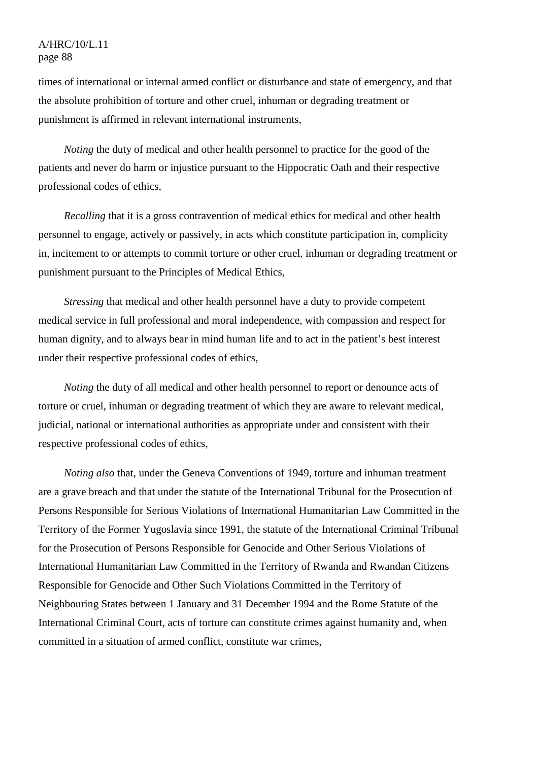times of international or internal armed conflict or disturbance and state of emergency, and that the absolute prohibition of torture and other cruel, inhuman or degrading treatment or punishment is affirmed in relevant international instruments,

*Noting* the duty of medical and other health personnel to practice for the good of the patients and never do harm or injustice pursuant to the Hippocratic Oath and their respective professional codes of ethics,

*Recalling* that it is a gross contravention of medical ethics for medical and other health personnel to engage, actively or passively, in acts which constitute participation in, complicity in, incitement to or attempts to commit torture or other cruel, inhuman or degrading treatment or punishment pursuant to the Principles of Medical Ethics,

*Stressing* that medical and other health personnel have a duty to provide competent medical service in full professional and moral independence, with compassion and respect for human dignity, and to always bear in mind human life and to act in the patient's best interest under their respective professional codes of ethics,

*Noting* the duty of all medical and other health personnel to report or denounce acts of torture or cruel, inhuman or degrading treatment of which they are aware to relevant medical, judicial, national or international authorities as appropriate under and consistent with their respective professional codes of ethics,

*Noting also* that, under the Geneva Conventions of 1949, torture and inhuman treatment are a grave breach and that under the statute of the International Tribunal for the Prosecution of Persons Responsible for Serious Violations of International Humanitarian Law Committed in the Territory of the Former Yugoslavia since 1991, the statute of the International Criminal Tribunal for the Prosecution of Persons Responsible for Genocide and Other Serious Violations of International Humanitarian Law Committed in the Territory of Rwanda and Rwandan Citizens Responsible for Genocide and Other Such Violations Committed in the Territory of Neighbouring States between 1 January and 31 December 1994 and the Rome Statute of the International Criminal Court, acts of torture can constitute crimes against humanity and, when committed in a situation of armed conflict, constitute war crimes,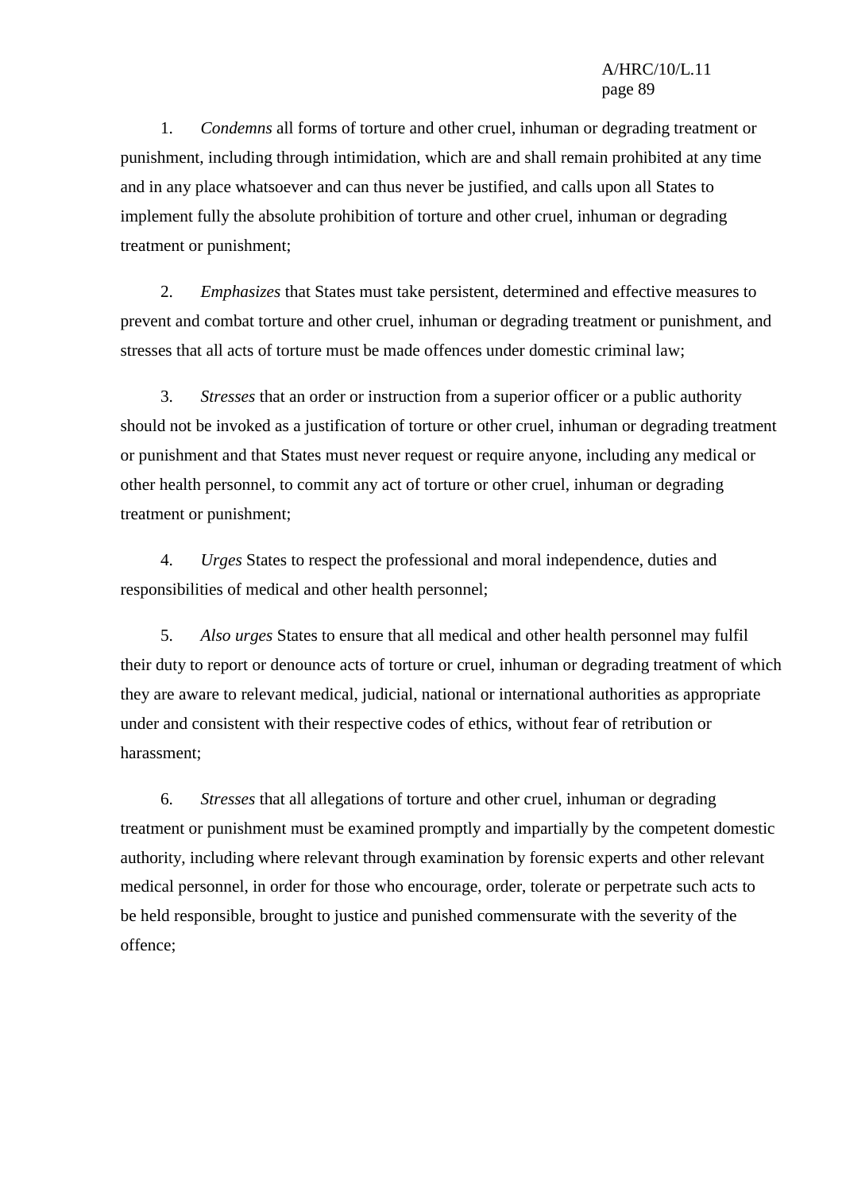1. *Condemns* all forms of torture and other cruel, inhuman or degrading treatment or punishment, including through intimidation, which are and shall remain prohibited at any time and in any place whatsoever and can thus never be justified, and calls upon all States to implement fully the absolute prohibition of torture and other cruel, inhuman or degrading treatment or punishment;

2. *Emphasizes* that States must take persistent, determined and effective measures to prevent and combat torture and other cruel, inhuman or degrading treatment or punishment, and stresses that all acts of torture must be made offences under domestic criminal law;

3. *Stresses* that an order or instruction from a superior officer or a public authority should not be invoked as a justification of torture or other cruel, inhuman or degrading treatment or punishment and that States must never request or require anyone, including any medical or other health personnel, to commit any act of torture or other cruel, inhuman or degrading treatment or punishment;

4. *Urges* States to respect the professional and moral independence, duties and responsibilities of medical and other health personnel;

5. *Also urges* States to ensure that all medical and other health personnel may fulfil their duty to report or denounce acts of torture or cruel, inhuman or degrading treatment of which they are aware to relevant medical, judicial, national or international authorities as appropriate under and consistent with their respective codes of ethics, without fear of retribution or harassment;

6. *Stresses* that all allegations of torture and other cruel, inhuman or degrading treatment or punishment must be examined promptly and impartially by the competent domestic authority, including where relevant through examination by forensic experts and other relevant medical personnel, in order for those who encourage, order, tolerate or perpetrate such acts to be held responsible, brought to justice and punished commensurate with the severity of the offence;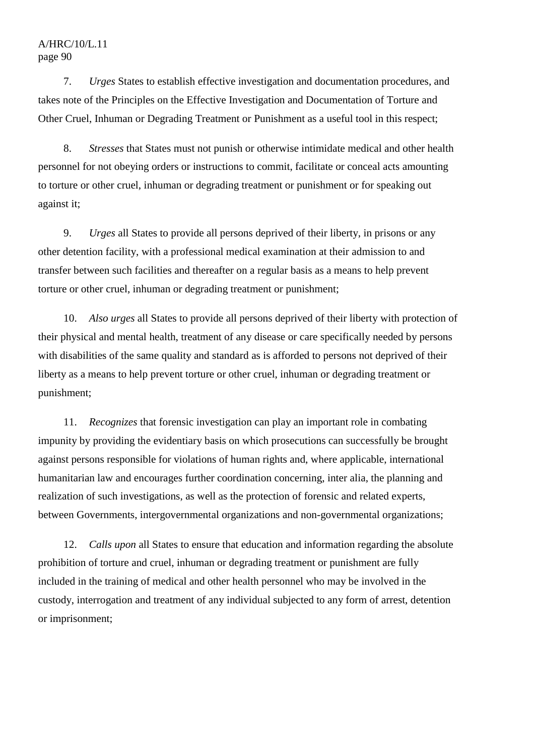7. *Urges* States to establish effective investigation and documentation procedures, and takes note of the Principles on the Effective Investigation and Documentation of Torture and Other Cruel, Inhuman or Degrading Treatment or Punishment as a useful tool in this respect;

8. *Stresses* that States must not punish or otherwise intimidate medical and other health personnel for not obeying orders or instructions to commit, facilitate or conceal acts amounting to torture or other cruel, inhuman or degrading treatment or punishment or for speaking out against it;

9. *Urges* all States to provide all persons deprived of their liberty, in prisons or any other detention facility, with a professional medical examination at their admission to and transfer between such facilities and thereafter on a regular basis as a means to help prevent torture or other cruel, inhuman or degrading treatment or punishment;

10. *Also urges* all States to provide all persons deprived of their liberty with protection of their physical and mental health, treatment of any disease or care specifically needed by persons with disabilities of the same quality and standard as is afforded to persons not deprived of their liberty as a means to help prevent torture or other cruel, inhuman or degrading treatment or punishment;

11. *Recognizes* that forensic investigation can play an important role in combating impunity by providing the evidentiary basis on which prosecutions can successfully be brought against persons responsible for violations of human rights and, where applicable, international humanitarian law and encourages further coordination concerning, inter alia, the planning and realization of such investigations, as well as the protection of forensic and related experts, between Governments, intergovernmental organizations and non-governmental organizations;

12. *Calls upon* all States to ensure that education and information regarding the absolute prohibition of torture and cruel, inhuman or degrading treatment or punishment are fully included in the training of medical and other health personnel who may be involved in the custody, interrogation and treatment of any individual subjected to any form of arrest, detention or imprisonment;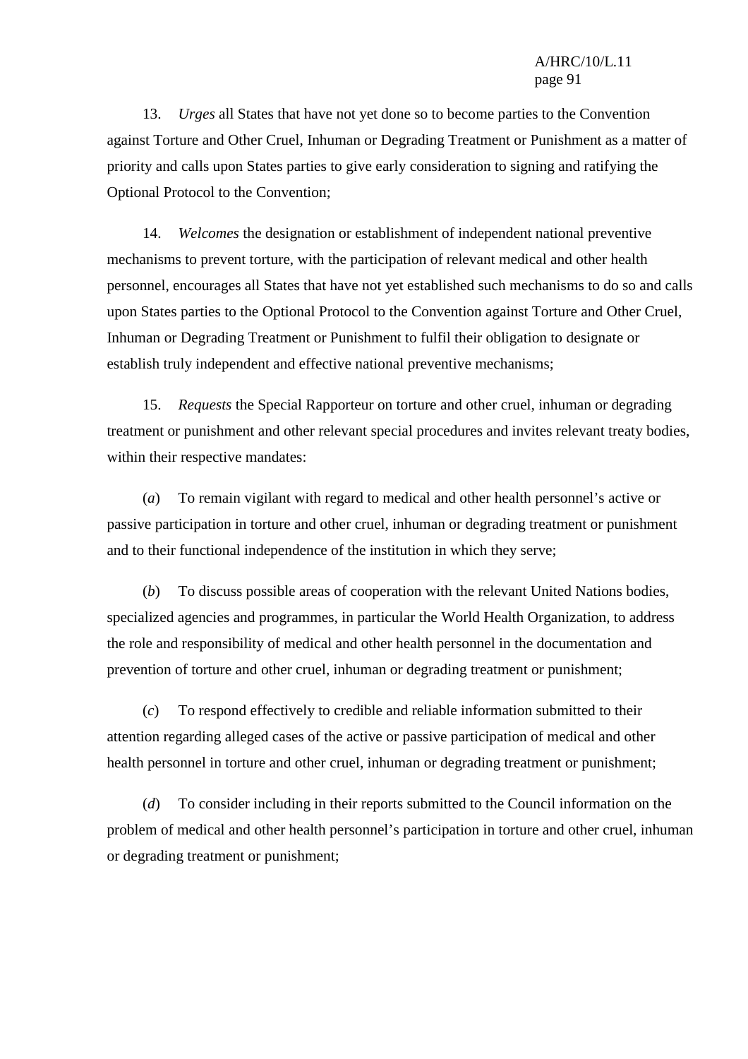13. *Urges* all States that have not yet done so to become parties to the Convention against Torture and Other Cruel, Inhuman or Degrading Treatment or Punishment as a matter of priority and calls upon States parties to give early consideration to signing and ratifying the Optional Protocol to the Convention;

14. *Welcomes* the designation or establishment of independent national preventive mechanisms to prevent torture, with the participation of relevant medical and other health personnel, encourages all States that have not yet established such mechanisms to do so and calls upon States parties to the Optional Protocol to the Convention against Torture and Other Cruel, Inhuman or Degrading Treatment or Punishment to fulfil their obligation to designate or establish truly independent and effective national preventive mechanisms;

15. *Requests* the Special Rapporteur on torture and other cruel, inhuman or degrading treatment or punishment and other relevant special procedures and invites relevant treaty bodies, within their respective mandates:

(*a*) To remain vigilant with regard to medical and other health personnel's active or passive participation in torture and other cruel, inhuman or degrading treatment or punishment and to their functional independence of the institution in which they serve;

(*b*) To discuss possible areas of cooperation with the relevant United Nations bodies, specialized agencies and programmes, in particular the World Health Organization, to address the role and responsibility of medical and other health personnel in the documentation and prevention of torture and other cruel, inhuman or degrading treatment or punishment;

(*c*) To respond effectively to credible and reliable information submitted to their attention regarding alleged cases of the active or passive participation of medical and other health personnel in torture and other cruel, inhuman or degrading treatment or punishment;

(*d*) To consider including in their reports submitted to the Council information on the problem of medical and other health personnel's participation in torture and other cruel, inhuman or degrading treatment or punishment;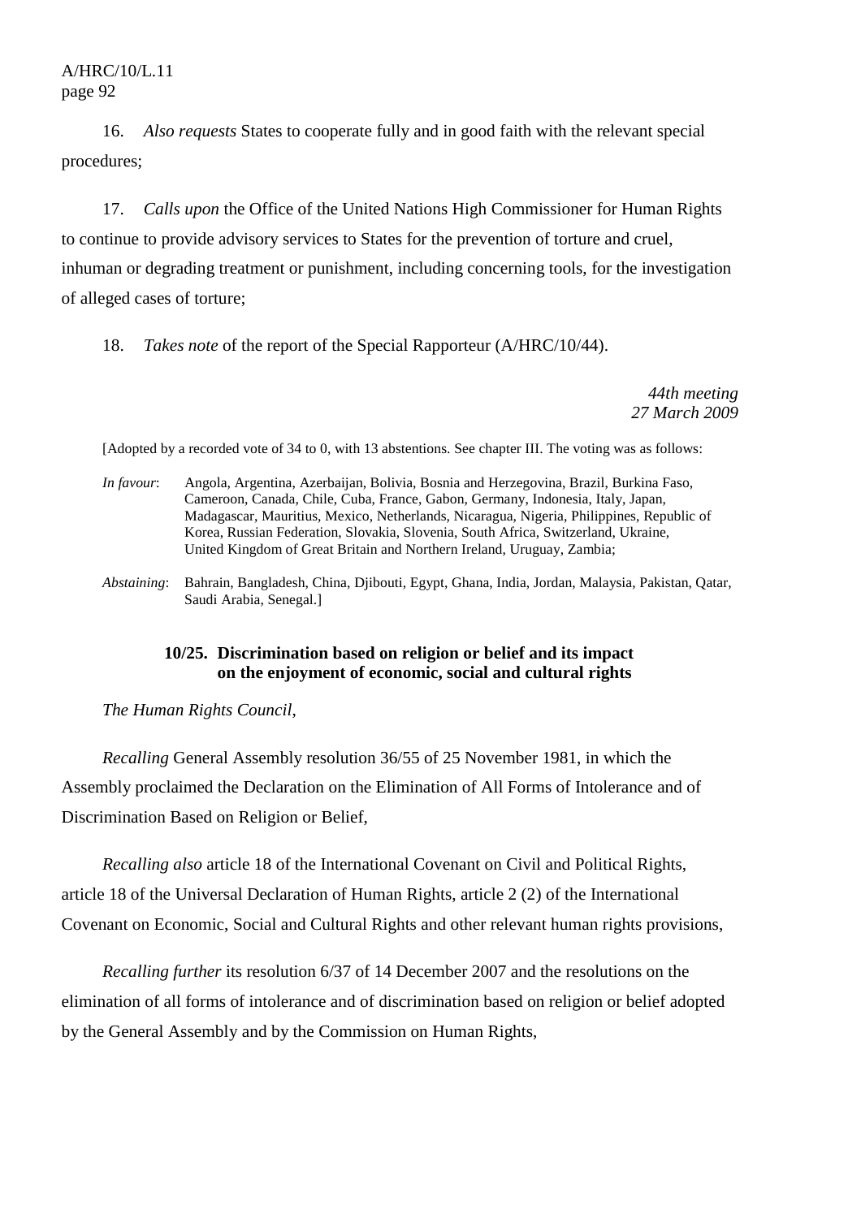16. *Also requests* States to cooperate fully and in good faith with the relevant special procedures;

17. *Calls upon* the Office of the United Nations High Commissioner for Human Rights to continue to provide advisory services to States for the prevention of torture and cruel, inhuman or degrading treatment or punishment, including concerning tools, for the investigation of alleged cases of torture;

18. *Takes note* of the report of the Special Rapporteur (A/HRC/10/44).

*44th meeting*
*27 March 2009*

[Adopted by a recorded vote of 34 to 0, with 13 abstentions. See chapter III. The voting was as follows:

*In favour*: Angola, Argentina, Azerbaijan, Bolivia, Bosnia and Herzegovina, Brazil, Burkina Faso, Cameroon, Canada, Chile, Cuba, France, Gabon, Germany, Indonesia, Italy, Japan, Madagascar, Mauritius, Mexico, Netherlands, Nicaragua, Nigeria, Philippines, Republic of Korea, Russian Federation, Slovakia, Slovenia, South Africa, Switzerland, Ukraine, United Kingdom of Great Britain and Northern Ireland, Uruguay, Zambia;

*Abstaining*: Bahrain, Bangladesh, China, Djibouti, Egypt, Ghana, India, Jordan, Malaysia, Pakistan, Qatar, Saudi Arabia, Senegal.]

### 10/25. Discrimination based on religion or belief and its impact on the enjoyment of economic, social and cultural rights

*The Human Rights Council*,

*Recalling* General Assembly resolution 36/55 of 25 November 1981, in which the Assembly proclaimed the Declaration on the Elimination of All Forms of Intolerance and of Discrimination Based on Religion or Belief,

*Recalling also* article 18 of the International Covenant on Civil and Political Rights, article 18 of the Universal Declaration of Human Rights, article 2 (2) of the International Covenant on Economic, Social and Cultural Rights and other relevant human rights provisions,

*Recalling further* its resolution 6/37 of 14 December 2007 and the resolutions on the elimination of all forms of intolerance and of discrimination based on religion or belief adopted by the General Assembly and by the Commission on Human Rights,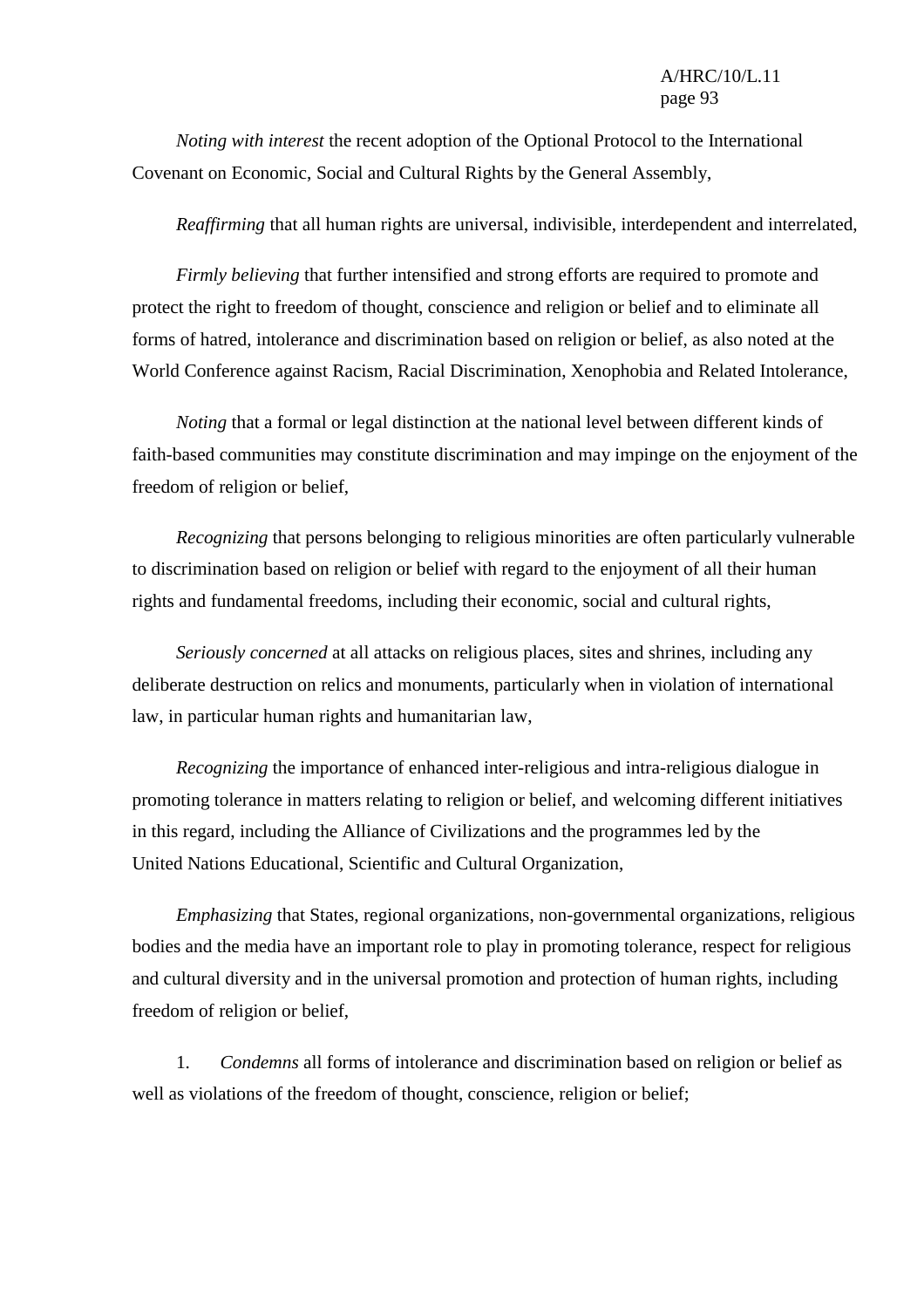*Noting with interest* the recent adoption of the Optional Protocol to the International Covenant on Economic, Social and Cultural Rights by the General Assembly,

*Reaffirming* that all human rights are universal, indivisible, interdependent and interrelated,

*Firmly believing* that further intensified and strong efforts are required to promote and protect the right to freedom of thought, conscience and religion or belief and to eliminate all forms of hatred, intolerance and discrimination based on religion or belief, as also noted at the World Conference against Racism, Racial Discrimination, Xenophobia and Related Intolerance,

*Noting* that a formal or legal distinction at the national level between different kinds of faith-based communities may constitute discrimination and may impinge on the enjoyment of the freedom of religion or belief,

*Recognizing* that persons belonging to religious minorities are often particularly vulnerable to discrimination based on religion or belief with regard to the enjoyment of all their human rights and fundamental freedoms, including their economic, social and cultural rights,

*Seriously concerned* at all attacks on religious places, sites and shrines, including any deliberate destruction on relics and monuments, particularly when in violation of international law, in particular human rights and humanitarian law,

*Recognizing* the importance of enhanced inter-religious and intra-religious dialogue in promoting tolerance in matters relating to religion or belief, and welcoming different initiatives in this regard, including the Alliance of Civilizations and the programmes led by the United Nations Educational, Scientific and Cultural Organization,

*Emphasizing* that States, regional organizations, non-governmental organizations, religious bodies and the media have an important role to play in promoting tolerance, respect for religious and cultural diversity and in the universal promotion and protection of human rights, including freedom of religion or belief,

1. *Condemns* all forms of intolerance and discrimination based on religion or belief as well as violations of the freedom of thought, conscience, religion or belief;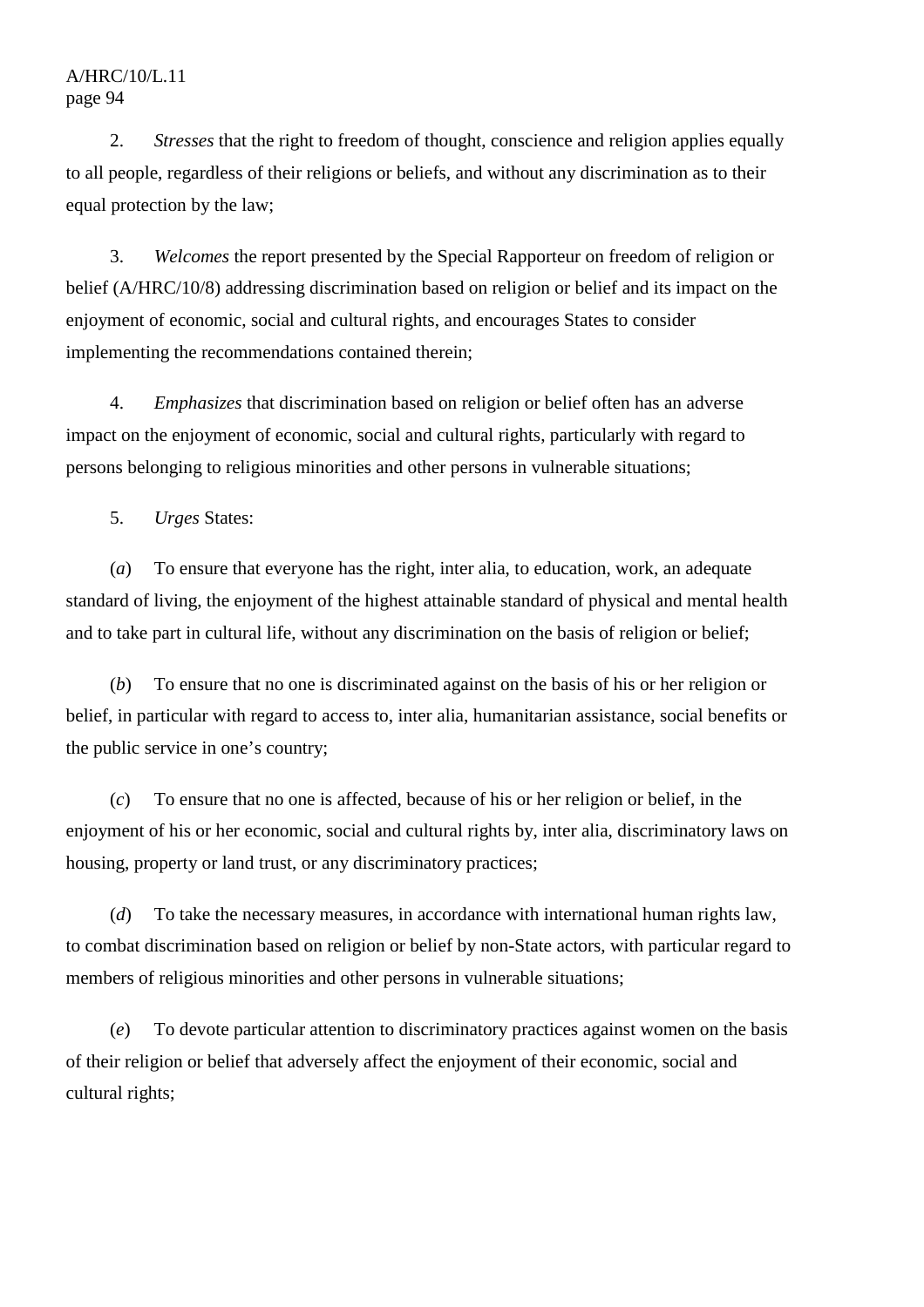2. *Stresses* that the right to freedom of thought, conscience and religion applies equally to all people, regardless of their religions or beliefs, and without any discrimination as to their equal protection by the law;

3. *Welcomes* the report presented by the Special Rapporteur on freedom of religion or belief (A/HRC/10/8) addressing discrimination based on religion or belief and its impact on the enjoyment of economic, social and cultural rights, and encourages States to consider implementing the recommendations contained therein;

4. *Emphasizes* that discrimination based on religion or belief often has an adverse impact on the enjoyment of economic, social and cultural rights, particularly with regard to persons belonging to religious minorities and other persons in vulnerable situations;

5. *Urges* States:

(*a*) To ensure that everyone has the right, inter alia, to education, work, an adequate standard of living, the enjoyment of the highest attainable standard of physical and mental health and to take part in cultural life, without any discrimination on the basis of religion or belief;

(*b*) To ensure that no one is discriminated against on the basis of his or her religion or belief, in particular with regard to access to, inter alia, humanitarian assistance, social benefits or the public service in one's country;

(*c*) To ensure that no one is affected, because of his or her religion or belief, in the enjoyment of his or her economic, social and cultural rights by, inter alia, discriminatory laws on housing, property or land trust, or any discriminatory practices;

(*d*) To take the necessary measures, in accordance with international human rights law, to combat discrimination based on religion or belief by non-State actors, with particular regard to members of religious minorities and other persons in vulnerable situations;

(*e*) To devote particular attention to discriminatory practices against women on the basis of their religion or belief that adversely affect the enjoyment of their economic, social and cultural rights;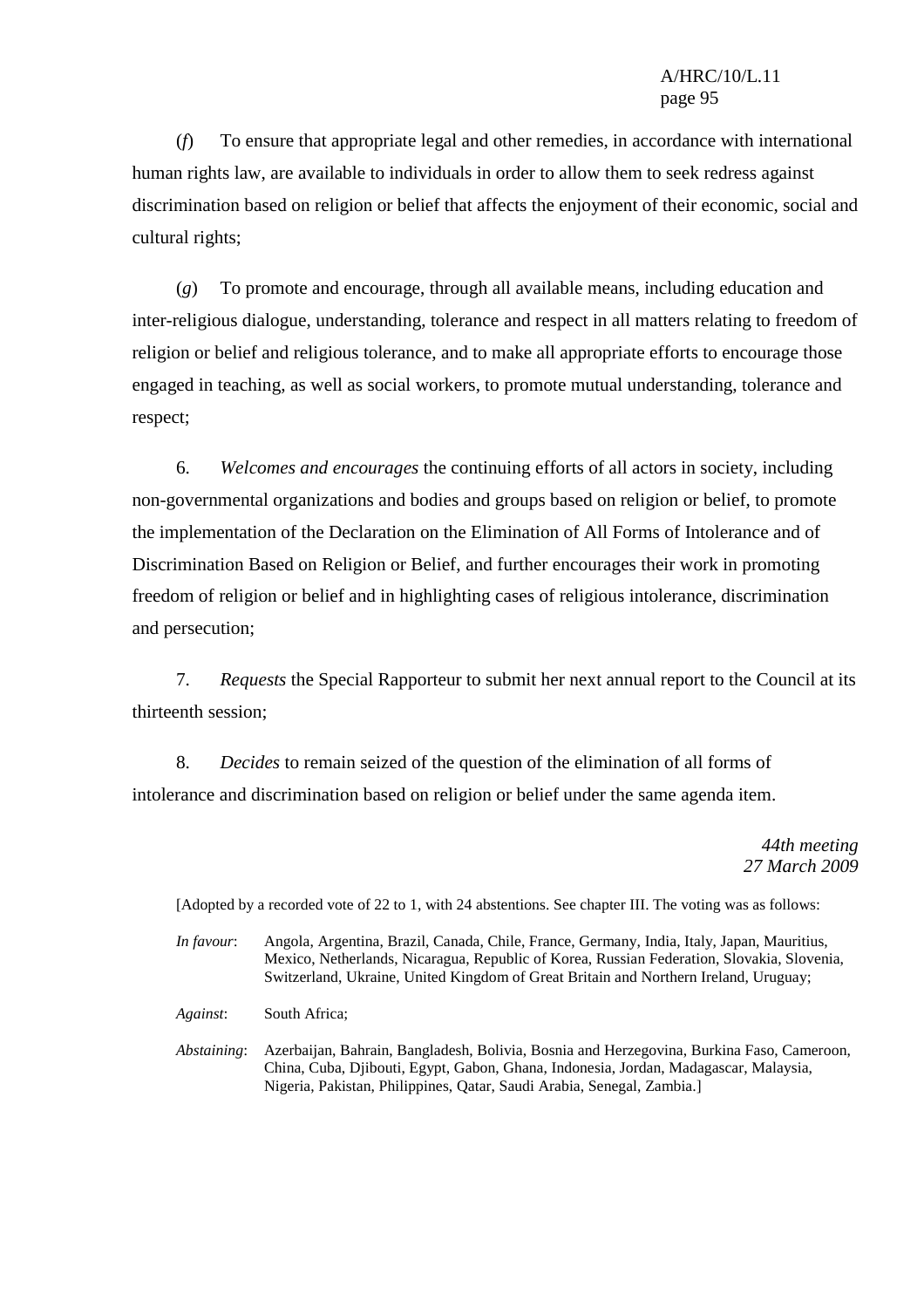(*f*) To ensure that appropriate legal and other remedies, in accordance with international human rights law, are available to individuals in order to allow them to seek redress against discrimination based on religion or belief that affects the enjoyment of their economic, social and cultural rights;

(*g*) To promote and encourage, through all available means, including education and inter-religious dialogue, understanding, tolerance and respect in all matters relating to freedom of religion or belief and religious tolerance, and to make all appropriate efforts to encourage those engaged in teaching, as well as social workers, to promote mutual understanding, tolerance and respect;

6. *Welcomes and encourages* the continuing efforts of all actors in society, including non-governmental organizations and bodies and groups based on religion or belief, to promote the implementation of the Declaration on the Elimination of All Forms of Intolerance and of Discrimination Based on Religion or Belief, and further encourages their work in promoting freedom of religion or belief and in highlighting cases of religious intolerance, discrimination and persecution;

7. *Requests* the Special Rapporteur to submit her next annual report to the Council at its thirteenth session;

8. *Decides* to remain seized of the question of the elimination of all forms of intolerance and discrimination based on religion or belief under the same agenda item.

*44th meeting*
*27 March 2009*

[Adopted by a recorded vote of 22 to 1, with 24 abstentions. See chapter III. The voting was as follows:

*In favour*: Angola, Argentina, Brazil, Canada, Chile, France, Germany, India, Italy, Japan, Mauritius, Mexico, Netherlands, Nicaragua, Republic of Korea, Russian Federation, Slovakia, Slovenia, Switzerland, Ukraine, United Kingdom of Great Britain and Northern Ireland, Uruguay;

*Against*: South Africa;

*Abstaining*: Azerbaijan, Bahrain, Bangladesh, Bolivia, Bosnia and Herzegovina, Burkina Faso, Cameroon, China, Cuba, Djibouti, Egypt, Gabon, Ghana, Indonesia, Jordan, Madagascar, Malaysia, Nigeria, Pakistan, Philippines, Qatar, Saudi Arabia, Senegal, Zambia.]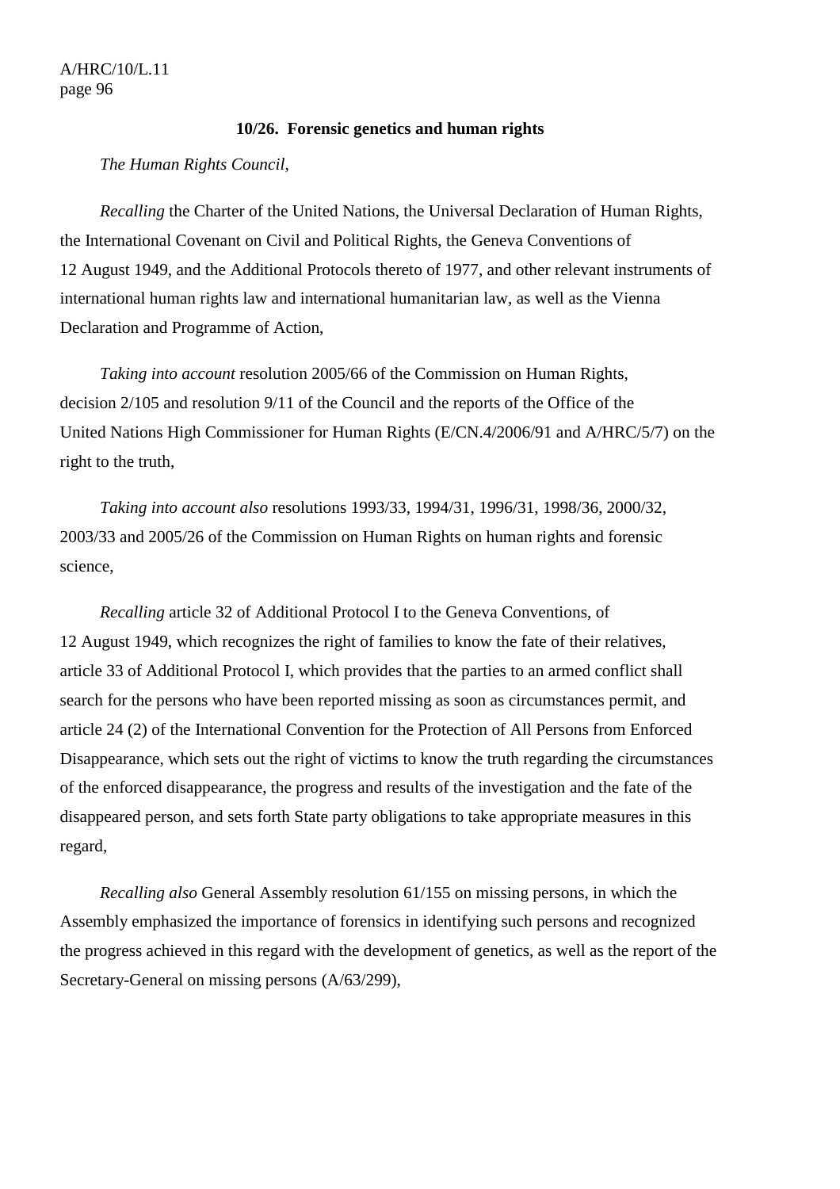**10/26. Forensic genetics and human rights**

*The Human Rights Council*,

*Recalling* the Charter of the United Nations, the Universal Declaration of Human Rights, the International Covenant on Civil and Political Rights, the Geneva Conventions of 12 August 1949, and the Additional Protocols thereto of 1977, and other relevant instruments of international human rights law and international humanitarian law, as well as the Vienna Declaration and Programme of Action,

*Taking into account* resolution 2005/66 of the Commission on Human Rights, decision 2/105 and resolution 9/11 of the Council and the reports of the Office of the United Nations High Commissioner for Human Rights (E/CN.4/2006/91 and A/HRC/5/7) on the right to the truth,

*Taking into account also* resolutions 1993/33, 1994/31, 1996/31, 1998/36, 2000/32, 2003/33 and 2005/26 of the Commission on Human Rights on human rights and forensic science,

*Recalling* article 32 of Additional Protocol I to the Geneva Conventions, of 12 August 1949, which recognizes the right of families to know the fate of their relatives, article 33 of Additional Protocol I, which provides that the parties to an armed conflict shall search for the persons who have been reported missing as soon as circumstances permit, and article 24 (2) of the International Convention for the Protection of All Persons from Enforced Disappearance, which sets out the right of victims to know the truth regarding the circumstances of the enforced disappearance, the progress and results of the investigation and the fate of the disappeared person, and sets forth State party obligations to take appropriate measures in this regard,

*Recalling also* General Assembly resolution 61/155 on missing persons, in which the Assembly emphasized the importance of forensics in identifying such persons and recognized the progress achieved in this regard with the development of genetics, as well as the report of the Secretary-General on missing persons (A/63/299),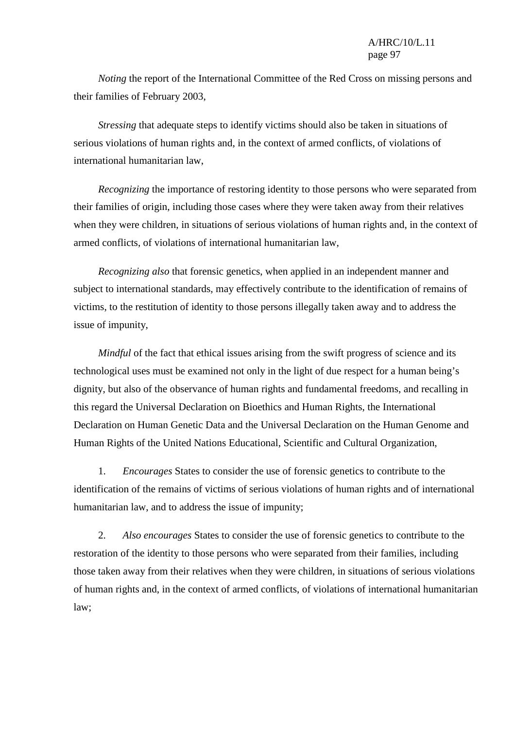*Noting* the report of the International Committee of the Red Cross on missing persons and their families of February 2003,

*Stressing* that adequate steps to identify victims should also be taken in situations of serious violations of human rights and, in the context of armed conflicts, of violations of international humanitarian law,

*Recognizing* the importance of restoring identity to those persons who were separated from their families of origin, including those cases where they were taken away from their relatives when they were children, in situations of serious violations of human rights and, in the context of armed conflicts, of violations of international humanitarian law,

*Recognizing also* that forensic genetics, when applied in an independent manner and subject to international standards, may effectively contribute to the identification of remains of victims, to the restitution of identity to those persons illegally taken away and to address the issue of impunity,

*Mindful* of the fact that ethical issues arising from the swift progress of science and its technological uses must be examined not only in the light of due respect for a human being's dignity, but also of the observance of human rights and fundamental freedoms, and recalling in this regard the Universal Declaration on Bioethics and Human Rights, the International Declaration on Human Genetic Data and the Universal Declaration on the Human Genome and Human Rights of the United Nations Educational, Scientific and Cultural Organization,

1. *Encourages* States to consider the use of forensic genetics to contribute to the identification of the remains of victims of serious violations of human rights and of international humanitarian law, and to address the issue of impunity;

2. *Also encourages* States to consider the use of forensic genetics to contribute to the restoration of the identity to those persons who were separated from their families, including those taken away from their relatives when they were children, in situations of serious violations of human rights and, in the context of armed conflicts, of violations of international humanitarian law;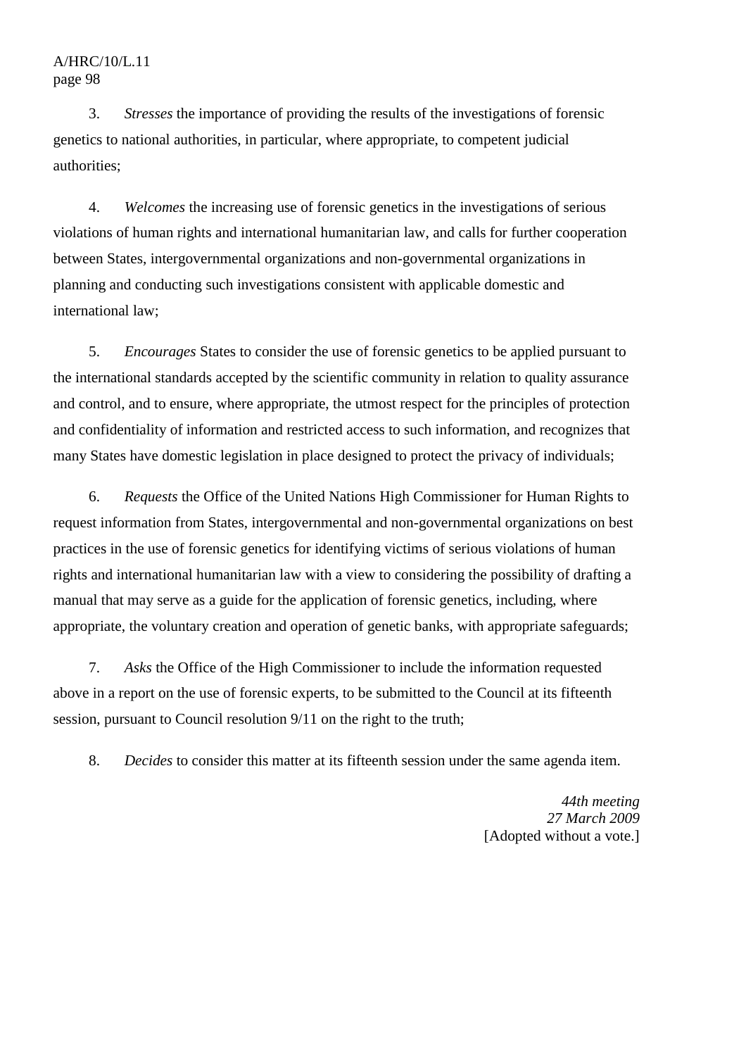3. *Stresses* the importance of providing the results of the investigations of forensic genetics to national authorities, in particular, where appropriate, to competent judicial authorities;

4. *Welcomes* the increasing use of forensic genetics in the investigations of serious violations of human rights and international humanitarian law, and calls for further cooperation between States, intergovernmental organizations and non-governmental organizations in planning and conducting such investigations consistent with applicable domestic and international law;

5. *Encourages* States to consider the use of forensic genetics to be applied pursuant to the international standards accepted by the scientific community in relation to quality assurance and control, and to ensure, where appropriate, the utmost respect for the principles of protection and confidentiality of information and restricted access to such information, and recognizes that many States have domestic legislation in place designed to protect the privacy of individuals;

6. *Requests* the Office of the United Nations High Commissioner for Human Rights to request information from States, intergovernmental and non-governmental organizations on best practices in the use of forensic genetics for identifying victims of serious violations of human rights and international humanitarian law with a view to considering the possibility of drafting a manual that may serve as a guide for the application of forensic genetics, including, where appropriate, the voluntary creation and operation of genetic banks, with appropriate safeguards;

7. *Asks* the Office of the High Commissioner to include the information requested above in a report on the use of forensic experts, to be submitted to the Council at its fifteenth session, pursuant to Council resolution 9/11 on the right to the truth;

8. *Decides* to consider this matter at its fifteenth session under the same agenda item.

*44th meeting*
*27 March 2009*
[Adopted without a vote.]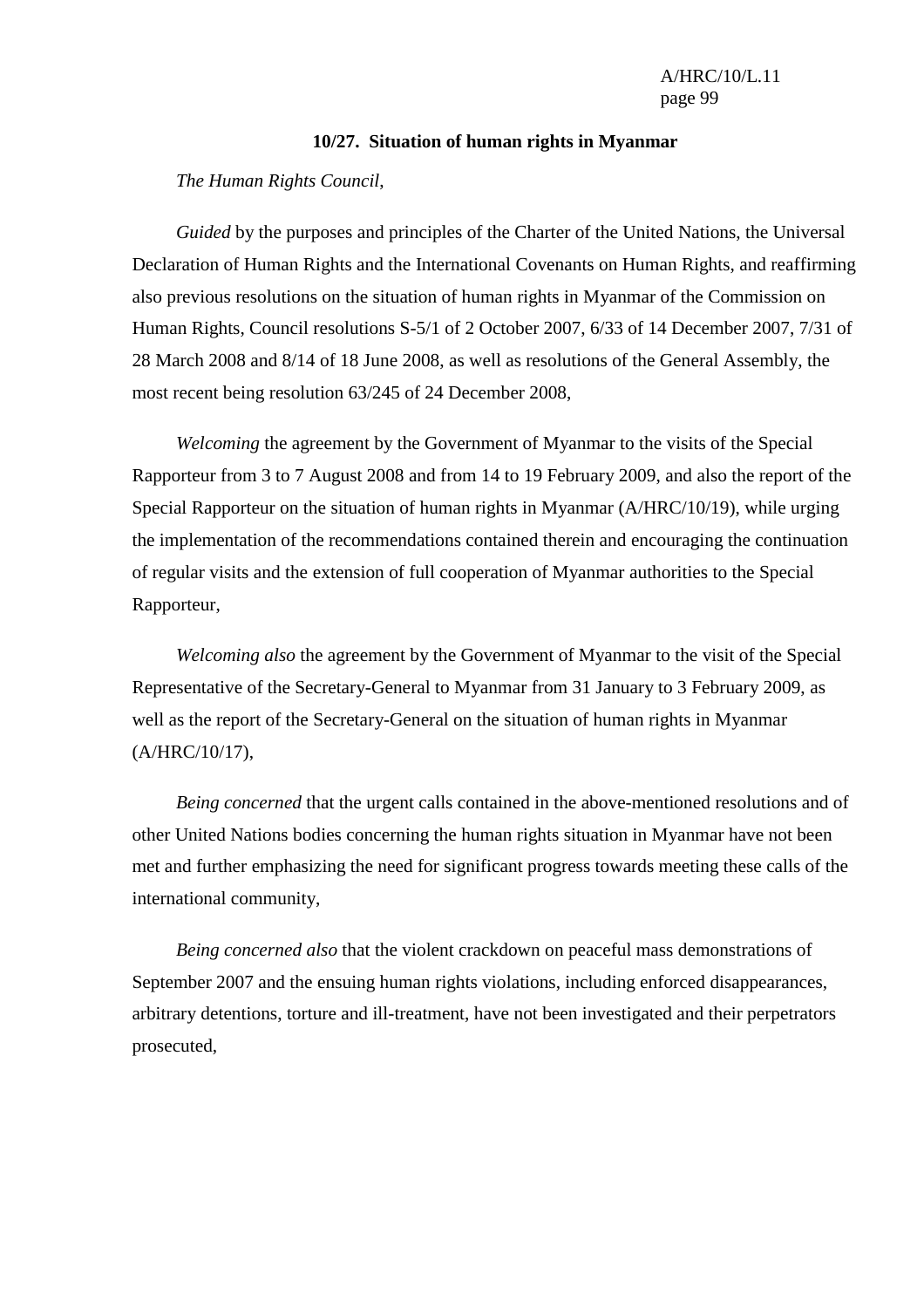### 10/27. Situation of human rights in Myanmar

*The Human Rights Council*,

*Guided* by the purposes and principles of the Charter of the United Nations, the Universal Declaration of Human Rights and the International Covenants on Human Rights, and reaffirming also previous resolutions on the situation of human rights in Myanmar of the Commission on Human Rights, Council resolutions S-5/1 of 2 October 2007, 6/33 of 14 December 2007, 7/31 of 28 March 2008 and 8/14 of 18 June 2008, as well as resolutions of the General Assembly, the most recent being resolution 63/245 of 24 December 2008,

*Welcoming* the agreement by the Government of Myanmar to the visits of the Special Rapporteur from 3 to 7 August 2008 and from 14 to 19 February 2009, and also the report of the Special Rapporteur on the situation of human rights in Myanmar (A/HRC/10/19), while urging the implementation of the recommendations contained therein and encouraging the continuation of regular visits and the extension of full cooperation of Myanmar authorities to the Special Rapporteur,

*Welcoming also* the agreement by the Government of Myanmar to the visit of the Special Representative of the Secretary-General to Myanmar from 31 January to 3 February 2009, as well as the report of the Secretary-General on the situation of human rights in Myanmar (A/HRC/10/17),

*Being concerned* that the urgent calls contained in the above-mentioned resolutions and of other United Nations bodies concerning the human rights situation in Myanmar have not been met and further emphasizing the need for significant progress towards meeting these calls of the international community,

*Being concerned also* that the violent crackdown on peaceful mass demonstrations of September 2007 and the ensuing human rights violations, including enforced disappearances, arbitrary detentions, torture and ill-treatment, have not been investigated and their perpetrators prosecuted,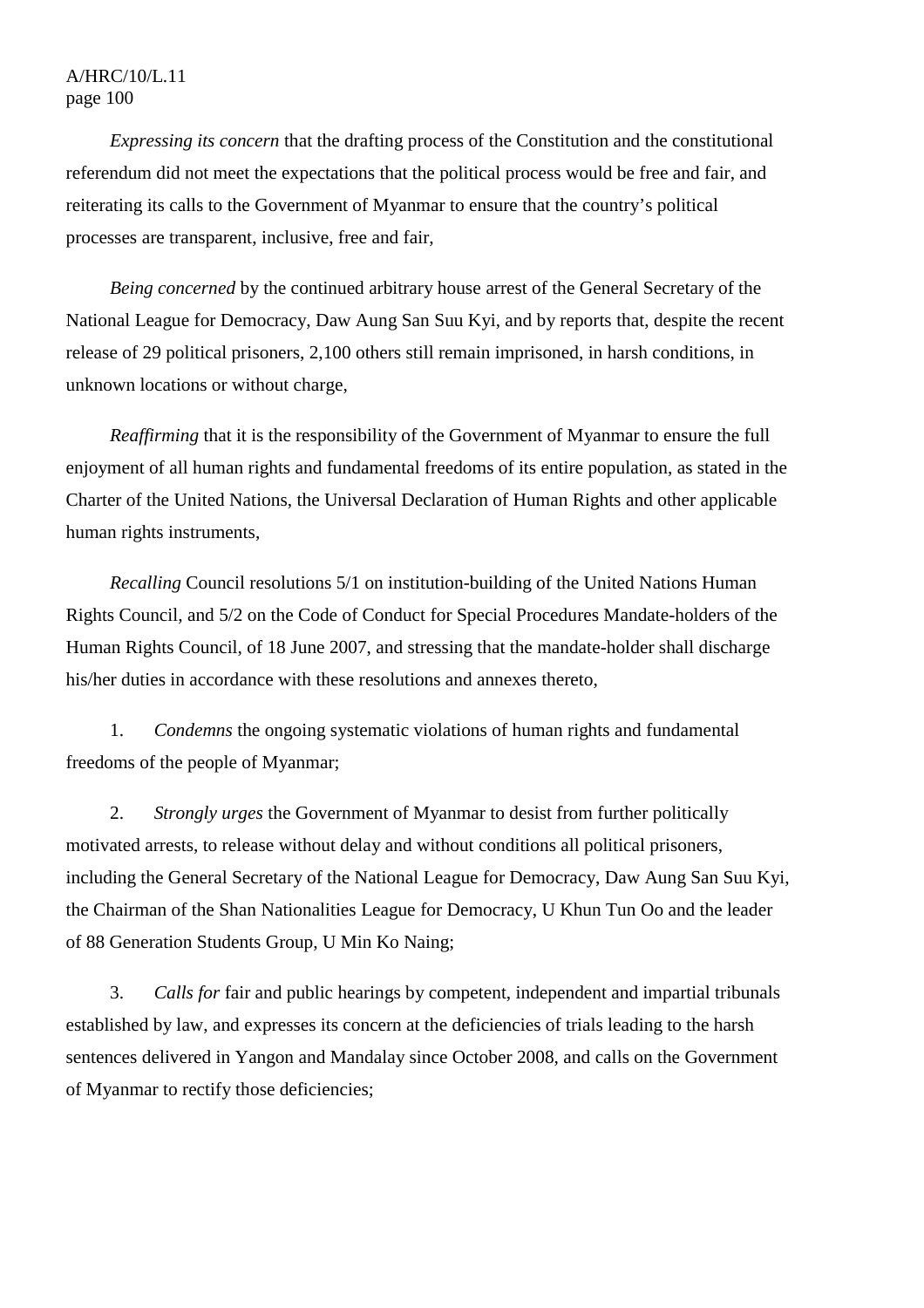*Expressing its concern* that the drafting process of the Constitution and the constitutional referendum did not meet the expectations that the political process would be free and fair, and reiterating its calls to the Government of Myanmar to ensure that the country's political processes are transparent, inclusive, free and fair,

*Being concerned* by the continued arbitrary house arrest of the General Secretary of the National League for Democracy, Daw Aung San Suu Kyi, and by reports that, despite the recent release of 29 political prisoners, 2,100 others still remain imprisoned, in harsh conditions, in unknown locations or without charge,

*Reaffirming* that it is the responsibility of the Government of Myanmar to ensure the full enjoyment of all human rights and fundamental freedoms of its entire population, as stated in the Charter of the United Nations, the Universal Declaration of Human Rights and other applicable human rights instruments,

*Recalling* Council resolutions 5/1 on institution-building of the United Nations Human Rights Council, and 5/2 on the Code of Conduct for Special Procedures Mandate-holders of the Human Rights Council, of 18 June 2007, and stressing that the mandate-holder shall discharge his/her duties in accordance with these resolutions and annexes thereto,

1. *Condemns* the ongoing systematic violations of human rights and fundamental freedoms of the people of Myanmar;

2. *Strongly urges* the Government of Myanmar to desist from further politically motivated arrests, to release without delay and without conditions all political prisoners, including the General Secretary of the National League for Democracy, Daw Aung San Suu Kyi, the Chairman of the Shan Nationalities League for Democracy, U Khun Tun Oo and the leader of 88 Generation Students Group, U Min Ko Naing;

3. *Calls for* fair and public hearings by competent, independent and impartial tribunals established by law, and expresses its concern at the deficiencies of trials leading to the harsh sentences delivered in Yangon and Mandalay since October 2008, and calls on the Government of Myanmar to rectify those deficiencies;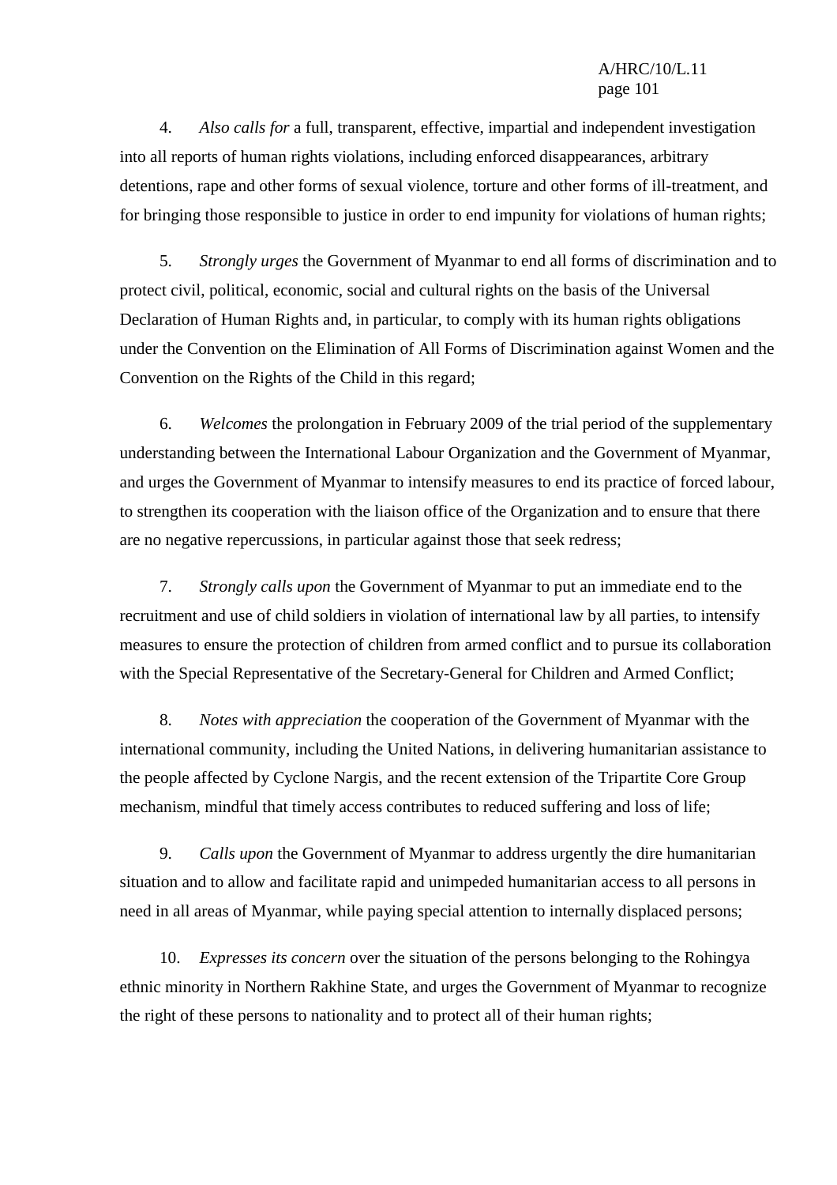4. *Also calls for* a full, transparent, effective, impartial and independent investigation into all reports of human rights violations, including enforced disappearances, arbitrary detentions, rape and other forms of sexual violence, torture and other forms of ill-treatment, and for bringing those responsible to justice in order to end impunity for violations of human rights;

5. *Strongly urges* the Government of Myanmar to end all forms of discrimination and to protect civil, political, economic, social and cultural rights on the basis of the Universal Declaration of Human Rights and, in particular, to comply with its human rights obligations under the Convention on the Elimination of All Forms of Discrimination against Women and the Convention on the Rights of the Child in this regard;

6. *Welcomes* the prolongation in February 2009 of the trial period of the supplementary understanding between the International Labour Organization and the Government of Myanmar, and urges the Government of Myanmar to intensify measures to end its practice of forced labour, to strengthen its cooperation with the liaison office of the Organization and to ensure that there are no negative repercussions, in particular against those that seek redress;

7. *Strongly calls upon* the Government of Myanmar to put an immediate end to the recruitment and use of child soldiers in violation of international law by all parties, to intensify measures to ensure the protection of children from armed conflict and to pursue its collaboration with the Special Representative of the Secretary-General for Children and Armed Conflict;

8. *Notes with appreciation* the cooperation of the Government of Myanmar with the international community, including the United Nations, in delivering humanitarian assistance to the people affected by Cyclone Nargis, and the recent extension of the Tripartite Core Group mechanism, mindful that timely access contributes to reduced suffering and loss of life;

9. *Calls upon* the Government of Myanmar to address urgently the dire humanitarian situation and to allow and facilitate rapid and unimpeded humanitarian access to all persons in need in all areas of Myanmar, while paying special attention to internally displaced persons;

10. *Expresses its concern* over the situation of the persons belonging to the Rohingya ethnic minority in Northern Rakhine State, and urges the Government of Myanmar to recognize the right of these persons to nationality and to protect all of their human rights;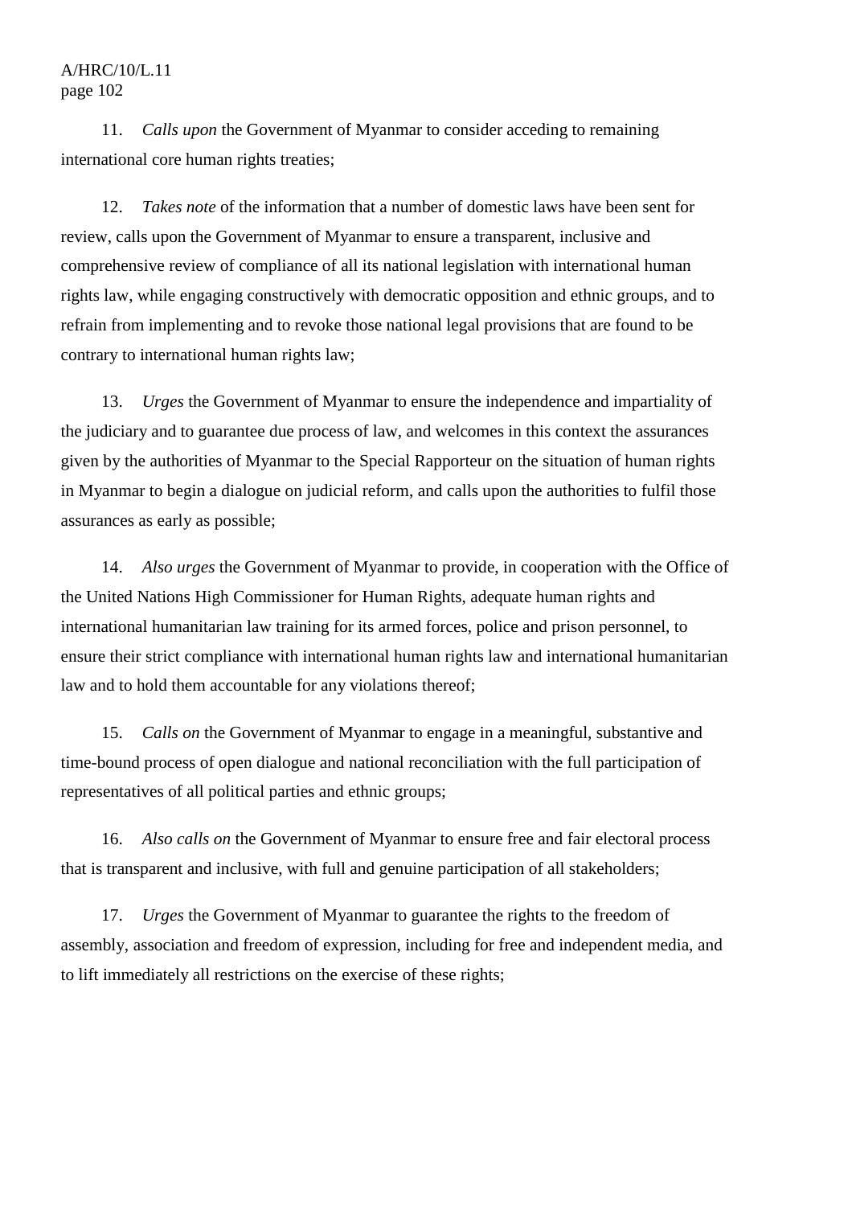11. *Calls upon* the Government of Myanmar to consider acceding to remaining international core human rights treaties;

12. *Takes note* of the information that a number of domestic laws have been sent for review, calls upon the Government of Myanmar to ensure a transparent, inclusive and comprehensive review of compliance of all its national legislation with international human rights law, while engaging constructively with democratic opposition and ethnic groups, and to refrain from implementing and to revoke those national legal provisions that are found to be contrary to international human rights law;

13. *Urges* the Government of Myanmar to ensure the independence and impartiality of the judiciary and to guarantee due process of law, and welcomes in this context the assurances given by the authorities of Myanmar to the Special Rapporteur on the situation of human rights in Myanmar to begin a dialogue on judicial reform, and calls upon the authorities to fulfil those assurances as early as possible;

14. *Also urges* the Government of Myanmar to provide, in cooperation with the Office of the United Nations High Commissioner for Human Rights, adequate human rights and international humanitarian law training for its armed forces, police and prison personnel, to ensure their strict compliance with international human rights law and international humanitarian law and to hold them accountable for any violations thereof;

15. *Calls on* the Government of Myanmar to engage in a meaningful, substantive and time-bound process of open dialogue and national reconciliation with the full participation of representatives of all political parties and ethnic groups;

16. *Also calls on* the Government of Myanmar to ensure free and fair electoral process that is transparent and inclusive, with full and genuine participation of all stakeholders;

17. *Urges* the Government of Myanmar to guarantee the rights to the freedom of assembly, association and freedom of expression, including for free and independent media, and to lift immediately all restrictions on the exercise of these rights;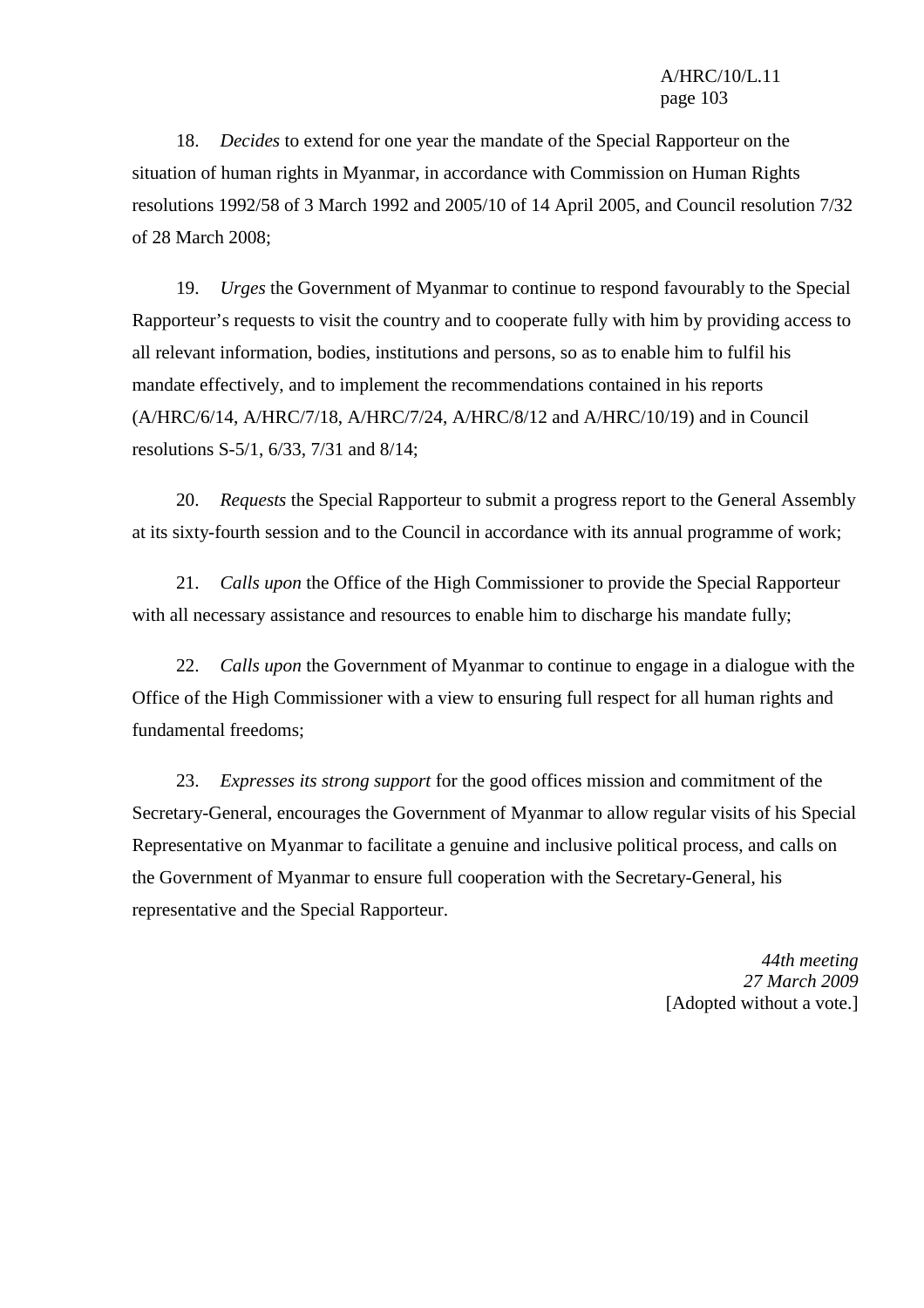18. *Decides* to extend for one year the mandate of the Special Rapporteur on the situation of human rights in Myanmar, in accordance with Commission on Human Rights resolutions 1992/58 of 3 March 1992 and 2005/10 of 14 April 2005, and Council resolution 7/32 of 28 March 2008;

19. *Urges* the Government of Myanmar to continue to respond favourably to the Special Rapporteur's requests to visit the country and to cooperate fully with him by providing access to all relevant information, bodies, institutions and persons, so as to enable him to fulfil his mandate effectively, and to implement the recommendations contained in his reports (A/HRC/6/14, A/HRC/7/18, A/HRC/7/24, A/HRC/8/12 and A/HRC/10/19) and in Council resolutions S-5/1, 6/33, 7/31 and 8/14;

20. *Requests* the Special Rapporteur to submit a progress report to the General Assembly at its sixty-fourth session and to the Council in accordance with its annual programme of work;

21. *Calls upon* the Office of the High Commissioner to provide the Special Rapporteur with all necessary assistance and resources to enable him to discharge his mandate fully;

22. *Calls upon* the Government of Myanmar to continue to engage in a dialogue with the Office of the High Commissioner with a view to ensuring full respect for all human rights and fundamental freedoms;

23. *Expresses its strong support* for the good offices mission and commitment of the Secretary-General, encourages the Government of Myanmar to allow regular visits of his Special Representative on Myanmar to facilitate a genuine and inclusive political process, and calls on the Government of Myanmar to ensure full cooperation with the Secretary-General, his representative and the Special Rapporteur.

*44th meeting*
*27 March 2009*
[Adopted without a vote.]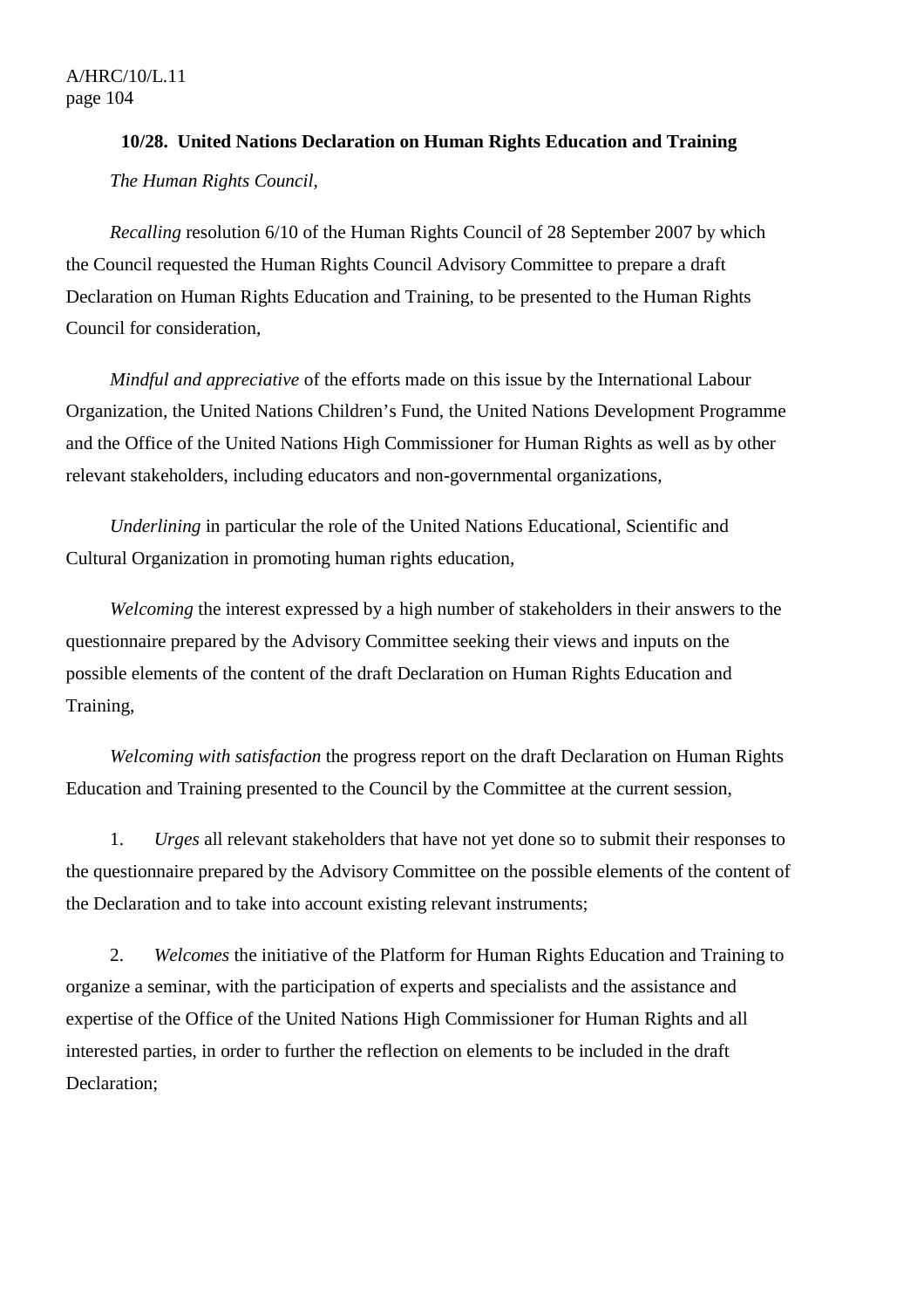### 10/28. United Nations Declaration on Human Rights Education and Training

*The Human Rights Council*,

*Recalling* resolution 6/10 of the Human Rights Council of 28 September 2007 by which the Council requested the Human Rights Council Advisory Committee to prepare a draft Declaration on Human Rights Education and Training, to be presented to the Human Rights Council for consideration,

*Mindful and appreciative* of the efforts made on this issue by the International Labour Organization, the United Nations Children's Fund, the United Nations Development Programme and the Office of the United Nations High Commissioner for Human Rights as well as by other relevant stakeholders, including educators and non-governmental organizations,

*Underlining* in particular the role of the United Nations Educational, Scientific and Cultural Organization in promoting human rights education,

*Welcoming* the interest expressed by a high number of stakeholders in their answers to the questionnaire prepared by the Advisory Committee seeking their views and inputs on the possible elements of the content of the draft Declaration on Human Rights Education and Training,

*Welcoming with satisfaction* the progress report on the draft Declaration on Human Rights Education and Training presented to the Council by the Committee at the current session,

1. *Urges* all relevant stakeholders that have not yet done so to submit their responses to the questionnaire prepared by the Advisory Committee on the possible elements of the content of the Declaration and to take into account existing relevant instruments;

2. *Welcomes* the initiative of the Platform for Human Rights Education and Training to organize a seminar, with the participation of experts and specialists and the assistance and expertise of the Office of the United Nations High Commissioner for Human Rights and all interested parties, in order to further the reflection on elements to be included in the draft Declaration;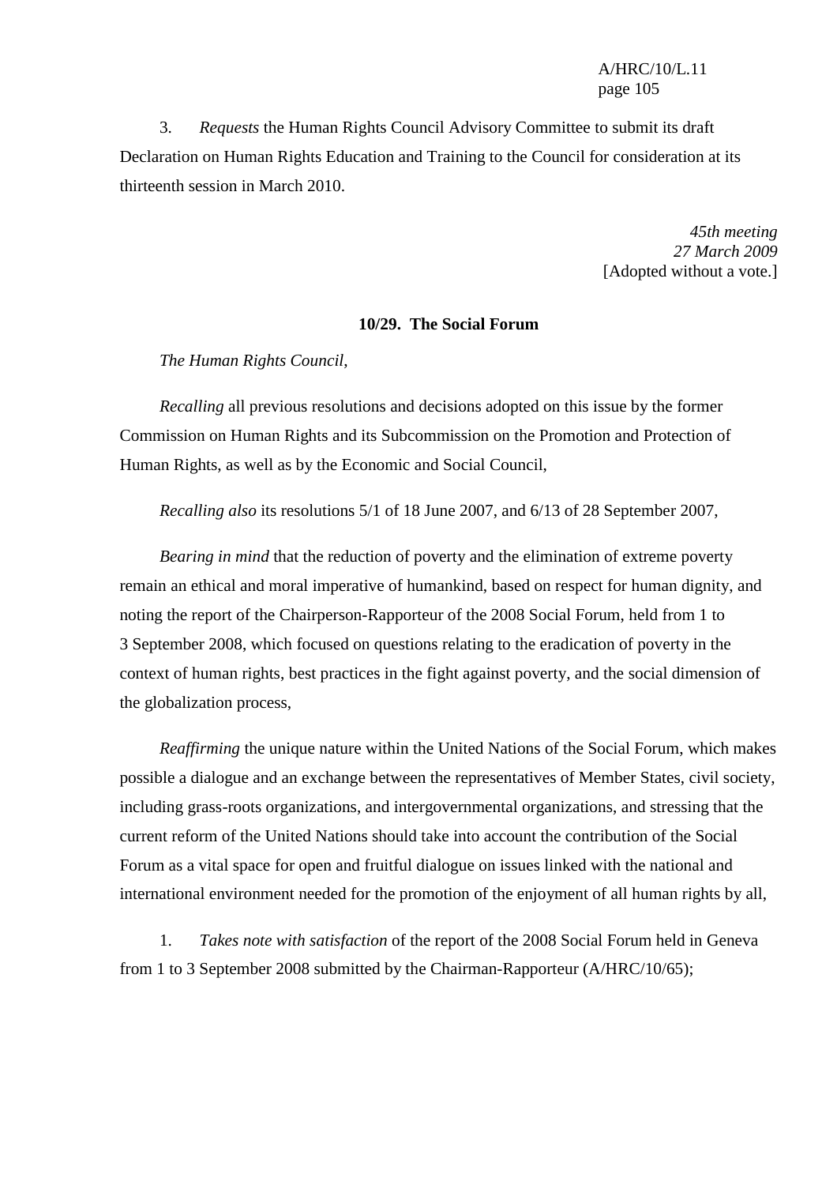3. *Requests* the Human Rights Council Advisory Committee to submit its draft Declaration on Human Rights Education and Training to the Council for consideration at its thirteenth session in March 2010.

*45th meeting*
*27 March 2009*
[Adopted without a vote.]

**10/29. The Social Forum**

*The Human Rights Council*,

*Recalling* all previous resolutions and decisions adopted on this issue by the former Commission on Human Rights and its Subcommission on the Promotion and Protection of Human Rights, as well as by the Economic and Social Council,

*Recalling also* its resolutions 5/1 of 18 June 2007, and 6/13 of 28 September 2007,

*Bearing in mind* that the reduction of poverty and the elimination of extreme poverty remain an ethical and moral imperative of humankind, based on respect for human dignity, and noting the report of the Chairperson-Rapporteur of the 2008 Social Forum, held from 1 to 3 September 2008, which focused on questions relating to the eradication of poverty in the context of human rights, best practices in the fight against poverty, and the social dimension of the globalization process,

*Reaffirming* the unique nature within the United Nations of the Social Forum, which makes possible a dialogue and an exchange between the representatives of Member States, civil society, including grass-roots organizations, and intergovernmental organizations, and stressing that the current reform of the United Nations should take into account the contribution of the Social Forum as a vital space for open and fruitful dialogue on issues linked with the national and international environment needed for the promotion of the enjoyment of all human rights by all,

1. *Takes note with satisfaction* of the report of the 2008 Social Forum held in Geneva from 1 to 3 September 2008 submitted by the Chairman-Rapporteur (A/HRC/10/65);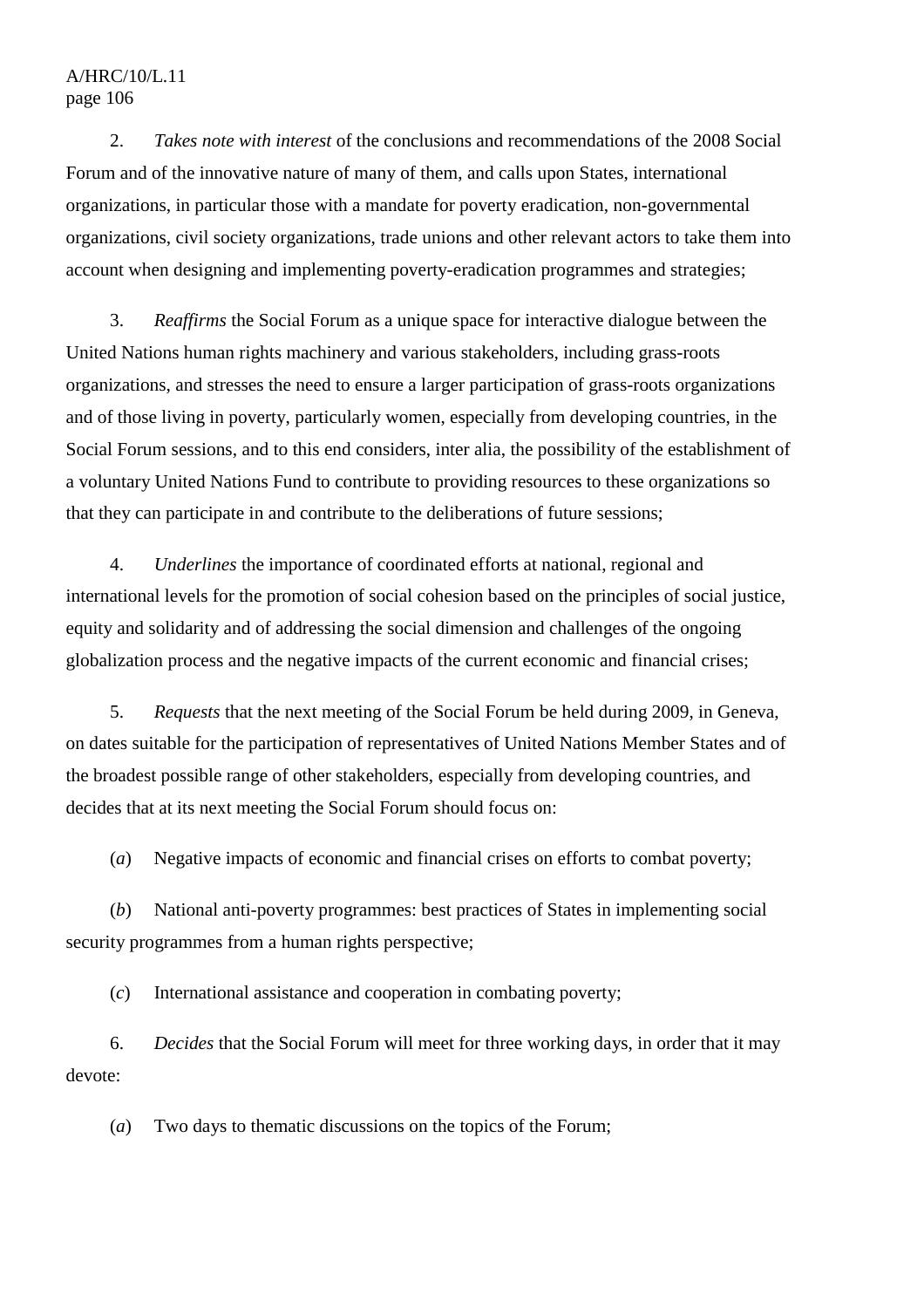2. *Takes note with interest* of the conclusions and recommendations of the 2008 Social Forum and of the innovative nature of many of them, and calls upon States, international organizations, in particular those with a mandate for poverty eradication, non-governmental organizations, civil society organizations, trade unions and other relevant actors to take them into account when designing and implementing poverty-eradication programmes and strategies;

3. *Reaffirms* the Social Forum as a unique space for interactive dialogue between the United Nations human rights machinery and various stakeholders, including grass-roots organizations, and stresses the need to ensure a larger participation of grass-roots organizations and of those living in poverty, particularly women, especially from developing countries, in the Social Forum sessions, and to this end considers, inter alia, the possibility of the establishment of a voluntary United Nations Fund to contribute to providing resources to these organizations so that they can participate in and contribute to the deliberations of future sessions;

4. *Underlines* the importance of coordinated efforts at national, regional and international levels for the promotion of social cohesion based on the principles of social justice, equity and solidarity and of addressing the social dimension and challenges of the ongoing globalization process and the negative impacts of the current economic and financial crises;

5. *Requests* that the next meeting of the Social Forum be held during 2009, in Geneva, on dates suitable for the participation of representatives of United Nations Member States and of the broadest possible range of other stakeholders, especially from developing countries, and decides that at its next meeting the Social Forum should focus on:

(*a*) Negative impacts of economic and financial crises on efforts to combat poverty;

(*b*) National anti-poverty programmes: best practices of States in implementing social security programmes from a human rights perspective;

(*c*) International assistance and cooperation in combating poverty;

6. *Decides* that the Social Forum will meet for three working days, in order that it may devote:

(*a*) Two days to thematic discussions on the topics of the Forum;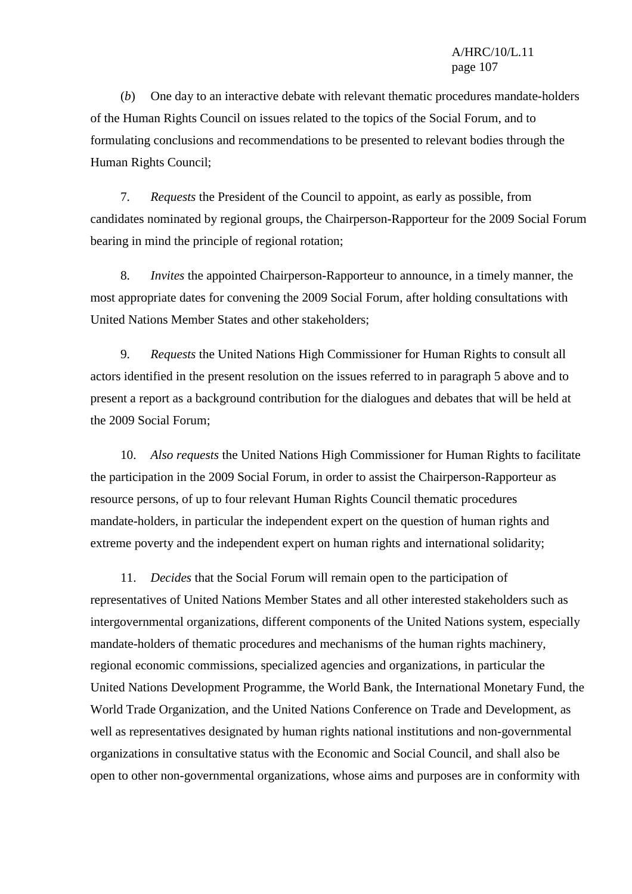(*b*) One day to an interactive debate with relevant thematic procedures mandate-holders of the Human Rights Council on issues related to the topics of the Social Forum, and to formulating conclusions and recommendations to be presented to relevant bodies through the Human Rights Council;

7. *Requests* the President of the Council to appoint, as early as possible, from candidates nominated by regional groups, the Chairperson-Rapporteur for the 2009 Social Forum bearing in mind the principle of regional rotation;

8. *Invites* the appointed Chairperson-Rapporteur to announce, in a timely manner, the most appropriate dates for convening the 2009 Social Forum, after holding consultations with United Nations Member States and other stakeholders;

9. *Requests* the United Nations High Commissioner for Human Rights to consult all actors identified in the present resolution on the issues referred to in paragraph 5 above and to present a report as a background contribution for the dialogues and debates that will be held at the 2009 Social Forum;

10. *Also requests* the United Nations High Commissioner for Human Rights to facilitate the participation in the 2009 Social Forum, in order to assist the Chairperson-Rapporteur as resource persons, of up to four relevant Human Rights Council thematic procedures mandate-holders, in particular the independent expert on the question of human rights and extreme poverty and the independent expert on human rights and international solidarity;

11. *Decides* that the Social Forum will remain open to the participation of representatives of United Nations Member States and all other interested stakeholders such as intergovernmental organizations, different components of the United Nations system, especially mandate-holders of thematic procedures and mechanisms of the human rights machinery, regional economic commissions, specialized agencies and organizations, in particular the United Nations Development Programme, the World Bank, the International Monetary Fund, the World Trade Organization, and the United Nations Conference on Trade and Development, as well as representatives designated by human rights national institutions and non-governmental organizations in consultative status with the Economic and Social Council, and shall also be open to other non-governmental organizations, whose aims and purposes are in conformity with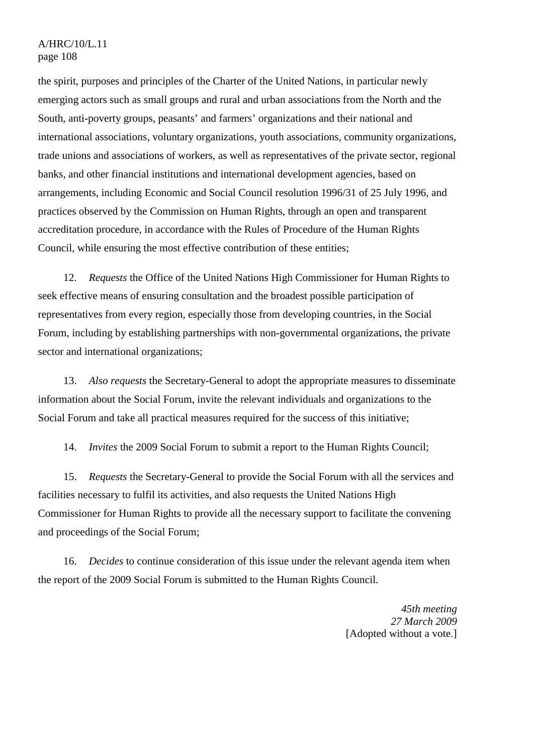the spirit, purposes and principles of the Charter of the United Nations, in particular newly emerging actors such as small groups and rural and urban associations from the North and the South, anti-poverty groups, peasants' and farmers' organizations and their national and international associations, voluntary organizations, youth associations, community organizations, trade unions and associations of workers, as well as representatives of the private sector, regional banks, and other financial institutions and international development agencies, based on arrangements, including Economic and Social Council resolution 1996/31 of 25 July 1996, and practices observed by the Commission on Human Rights, through an open and transparent accreditation procedure, in accordance with the Rules of Procedure of the Human Rights Council, while ensuring the most effective contribution of these entities;

12. *Requests* the Office of the United Nations High Commissioner for Human Rights to seek effective means of ensuring consultation and the broadest possible participation of representatives from every region, especially those from developing countries, in the Social Forum, including by establishing partnerships with non-governmental organizations, the private sector and international organizations;

13. *Also requests* the Secretary-General to adopt the appropriate measures to disseminate information about the Social Forum, invite the relevant individuals and organizations to the Social Forum and take all practical measures required for the success of this initiative;

14. *Invites* the 2009 Social Forum to submit a report to the Human Rights Council;

15. *Requests* the Secretary-General to provide the Social Forum with all the services and facilities necessary to fulfil its activities, and also requests the United Nations High Commissioner for Human Rights to provide all the necessary support to facilitate the convening and proceedings of the Social Forum;

16. *Decides* to continue consideration of this issue under the relevant agenda item when the report of the 2009 Social Forum is submitted to the Human Rights Council.

*45th meeting*
*27 March 2009*
[Adopted without a vote.]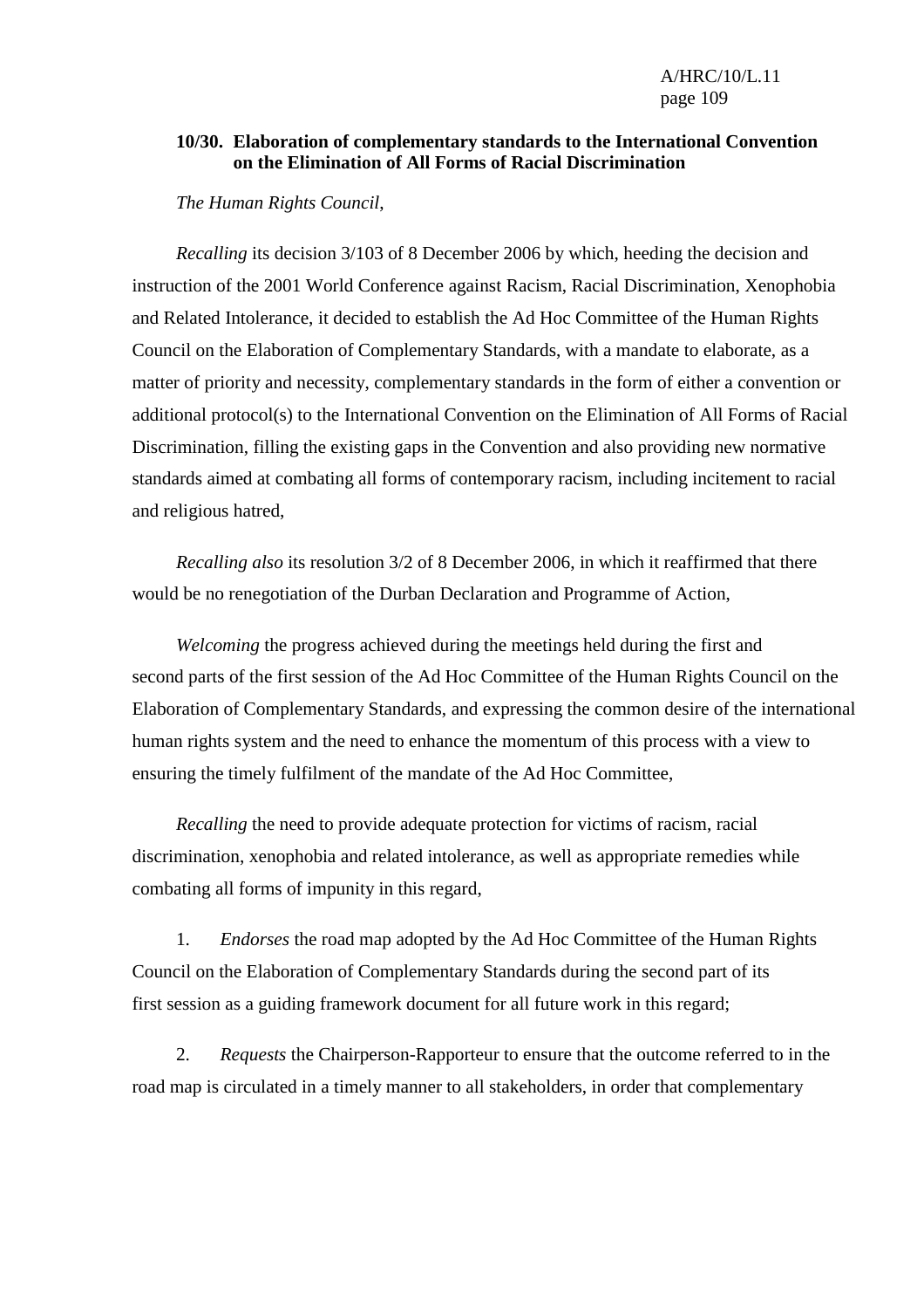**10/30. Elaboration of complementary standards to the International Convention on the Elimination of All Forms of Racial Discrimination**

*The Human Rights Council*,

*Recalling* its decision 3/103 of 8 December 2006 by which, heeding the decision and instruction of the 2001 World Conference against Racism, Racial Discrimination, Xenophobia and Related Intolerance, it decided to establish the Ad Hoc Committee of the Human Rights Council on the Elaboration of Complementary Standards, with a mandate to elaborate, as a matter of priority and necessity, complementary standards in the form of either a convention or additional protocol(s) to the International Convention on the Elimination of All Forms of Racial Discrimination, filling the existing gaps in the Convention and also providing new normative standards aimed at combating all forms of contemporary racism, including incitement to racial and religious hatred,

*Recalling also* its resolution 3/2 of 8 December 2006, in which it reaffirmed that there would be no renegotiation of the Durban Declaration and Programme of Action,

*Welcoming* the progress achieved during the meetings held during the first and second parts of the first session of the Ad Hoc Committee of the Human Rights Council on the Elaboration of Complementary Standards, and expressing the common desire of the international human rights system and the need to enhance the momentum of this process with a view to ensuring the timely fulfilment of the mandate of the Ad Hoc Committee,

*Recalling* the need to provide adequate protection for victims of racism, racial discrimination, xenophobia and related intolerance, as well as appropriate remedies while combating all forms of impunity in this regard,

1. *Endorses* the road map adopted by the Ad Hoc Committee of the Human Rights Council on the Elaboration of Complementary Standards during the second part of its first session as a guiding framework document for all future work in this regard;

2. *Requests* the Chairperson-Rapporteur to ensure that the outcome referred to in the road map is circulated in a timely manner to all stakeholders, in order that complementary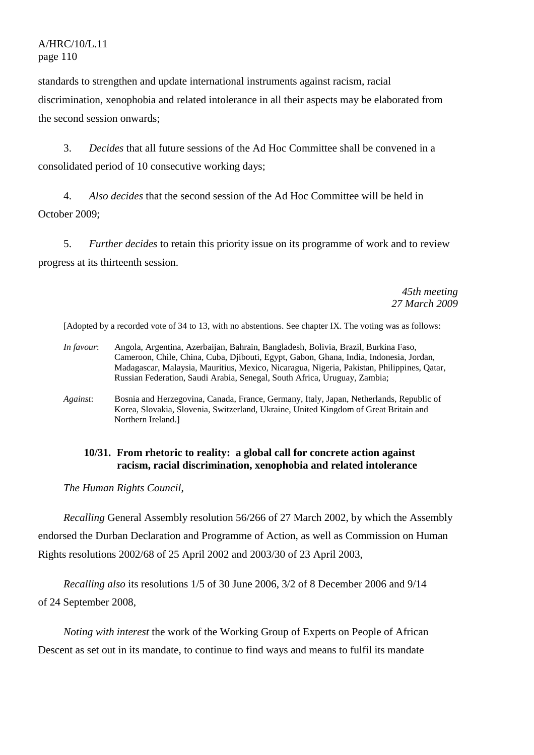standards to strengthen and update international instruments against racism, racial discrimination, xenophobia and related intolerance in all their aspects may be elaborated from the second session onwards;

3. *Decides* that all future sessions of the Ad Hoc Committee shall be convened in a consolidated period of 10 consecutive working days;

4. *Also decides* that the second session of the Ad Hoc Committee will be held in October 2009;

5. *Further decides* to retain this priority issue on its programme of work and to review progress at its thirteenth session.

*45th meeting*
*27 March 2009*

[Adopted by a recorded vote of 34 to 13, with no abstentions. See chapter IX. The voting was as follows:

*In favour*: Angola, Argentina, Azerbaijan, Bahrain, Bangladesh, Bolivia, Brazil, Burkina Faso, Cameroon, Chile, China, Cuba, Djibouti, Egypt, Gabon, Ghana, India, Indonesia, Jordan, Madagascar, Malaysia, Mauritius, Mexico, Nicaragua, Nigeria, Pakistan, Philippines, Qatar, Russian Federation, Saudi Arabia, Senegal, South Africa, Uruguay, Zambia;

*Against*: Bosnia and Herzegovina, Canada, France, Germany, Italy, Japan, Netherlands, Republic of Korea, Slovakia, Slovenia, Switzerland, Ukraine, United Kingdom of Great Britain and Northern Ireland.]

### 10/31. From rhetoric to reality: a global call for concrete action against racism, racial discrimination, xenophobia and related intolerance

*The Human Rights Council*,

*Recalling* General Assembly resolution 56/266 of 27 March 2002, by which the Assembly endorsed the Durban Declaration and Programme of Action, as well as Commission on Human Rights resolutions 2002/68 of 25 April 2002 and 2003/30 of 23 April 2003,

*Recalling also* its resolutions 1/5 of 30 June 2006, 3/2 of 8 December 2006 and 9/14 of 24 September 2008,

*Noting with interest* the work of the Working Group of Experts on People of African Descent as set out in its mandate, to continue to find ways and means to fulfil its mandate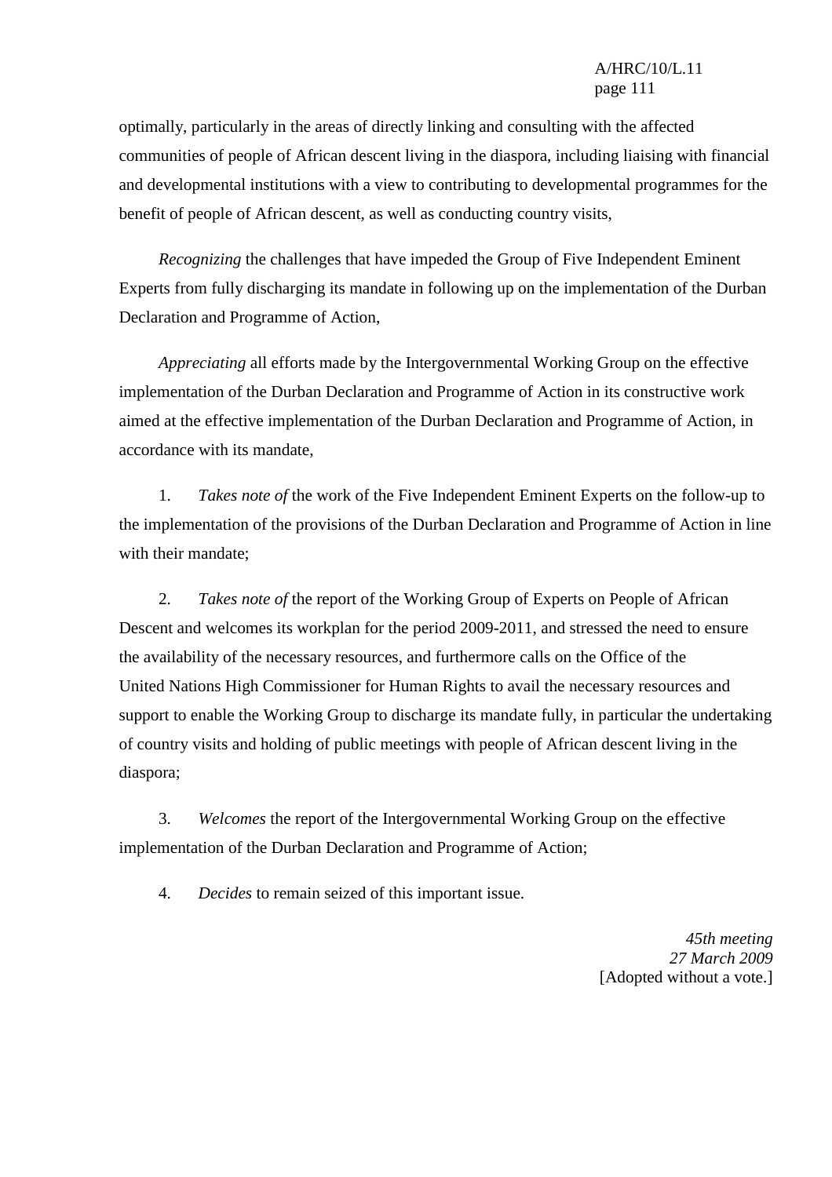optimally, particularly in the areas of directly linking and consulting with the affected communities of people of African descent living in the diaspora, including liaising with financial and developmental institutions with a view to contributing to developmental programmes for the benefit of people of African descent, as well as conducting country visits,

*Recognizing* the challenges that have impeded the Group of Five Independent Eminent Experts from fully discharging its mandate in following up on the implementation of the Durban Declaration and Programme of Action,

*Appreciating* all efforts made by the Intergovernmental Working Group on the effective implementation of the Durban Declaration and Programme of Action in its constructive work aimed at the effective implementation of the Durban Declaration and Programme of Action, in accordance with its mandate,

1. *Takes note of* the work of the Five Independent Eminent Experts on the follow-up to the implementation of the provisions of the Durban Declaration and Programme of Action in line with their mandate;

2. *Takes note of* the report of the Working Group of Experts on People of African Descent and welcomes its workplan for the period 2009-2011, and stressed the need to ensure the availability of the necessary resources, and furthermore calls on the Office of the United Nations High Commissioner for Human Rights to avail the necessary resources and support to enable the Working Group to discharge its mandate fully, in particular the undertaking of country visits and holding of public meetings with people of African descent living in the diaspora;

3. *Welcomes* the report of the Intergovernmental Working Group on the effective implementation of the Durban Declaration and Programme of Action;

4. *Decides* to remain seized of this important issue.

*45th meeting*
*27 March 2009*
[Adopted without a vote.]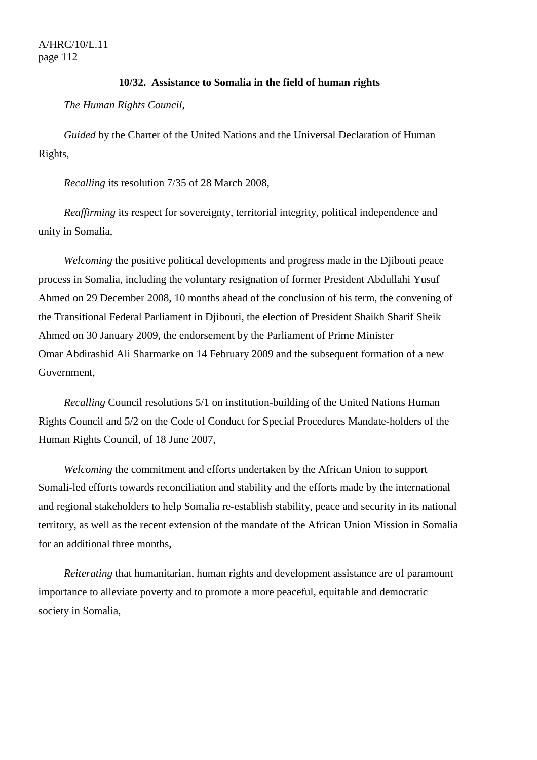**10/32. Assistance to Somalia in the field of human rights**

*The Human Rights Council*,

*Guided* by the Charter of the United Nations and the Universal Declaration of Human Rights,

*Recalling* its resolution 7/35 of 28 March 2008,

*Reaffirming* its respect for sovereignty, territorial integrity, political independence and unity in Somalia,

*Welcoming* the positive political developments and progress made in the Djibouti peace process in Somalia, including the voluntary resignation of former President Abdullahi Yusuf Ahmed on 29 December 2008, 10 months ahead of the conclusion of his term, the convening of the Transitional Federal Parliament in Djibouti, the election of President Shaikh Sharif Sheik Ahmed on 30 January 2009, the endorsement by the Parliament of Prime Minister Omar Abdirashid Ali Sharmarke on 14 February 2009 and the subsequent formation of a new Government,

*Recalling* Council resolutions 5/1 on institution-building of the United Nations Human Rights Council and 5/2 on the Code of Conduct for Special Procedures Mandate-holders of the Human Rights Council, of 18 June 2007,

*Welcoming* the commitment and efforts undertaken by the African Union to support Somali-led efforts towards reconciliation and stability and the efforts made by the international and regional stakeholders to help Somalia re-establish stability, peace and security in its national territory, as well as the recent extension of the mandate of the African Union Mission in Somalia for an additional three months,

*Reiterating* that humanitarian, human rights and development assistance are of paramount importance to alleviate poverty and to promote a more peaceful, equitable and democratic society in Somalia,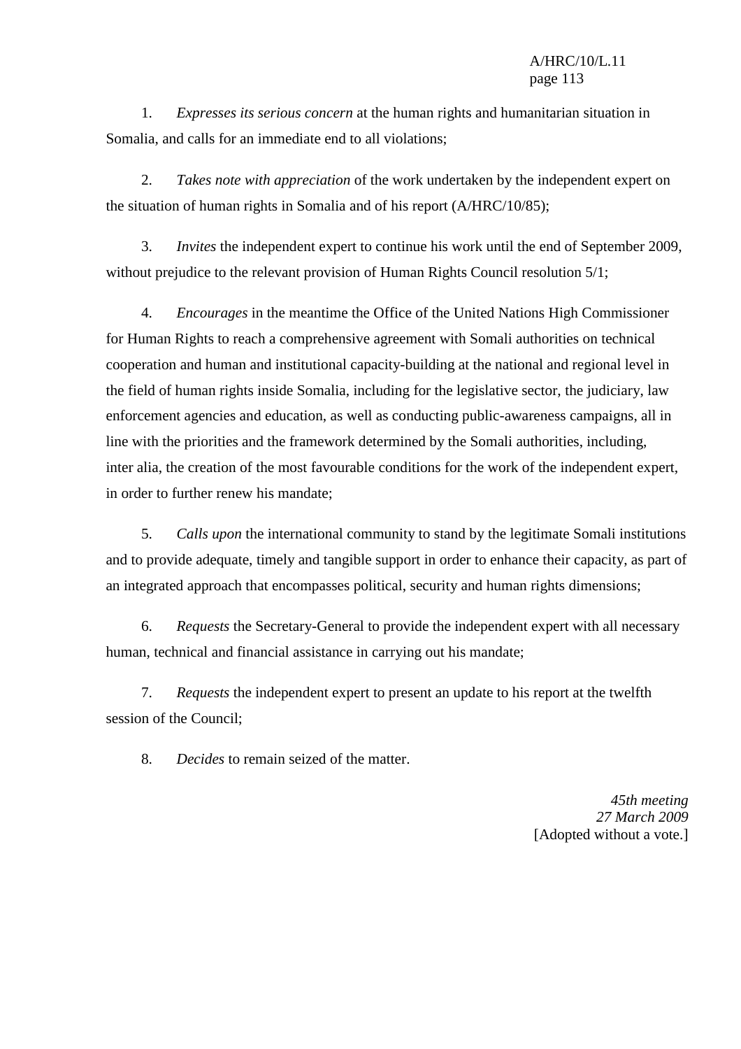1. *Expresses its serious concern* at the human rights and humanitarian situation in Somalia, and calls for an immediate end to all violations;

2. *Takes note with appreciation* of the work undertaken by the independent expert on the situation of human rights in Somalia and of his report (A/HRC/10/85);

3. *Invites* the independent expert to continue his work until the end of September 2009, without prejudice to the relevant provision of Human Rights Council resolution 5/1;

4. *Encourages* in the meantime the Office of the United Nations High Commissioner for Human Rights to reach a comprehensive agreement with Somali authorities on technical cooperation and human and institutional capacity-building at the national and regional level in the field of human rights inside Somalia, including for the legislative sector, the judiciary, law enforcement agencies and education, as well as conducting public-awareness campaigns, all in line with the priorities and the framework determined by the Somali authorities, including, inter alia, the creation of the most favourable conditions for the work of the independent expert, in order to further renew his mandate;

5. *Calls upon* the international community to stand by the legitimate Somali institutions and to provide adequate, timely and tangible support in order to enhance their capacity, as part of an integrated approach that encompasses political, security and human rights dimensions;

6. *Requests* the Secretary-General to provide the independent expert with all necessary human, technical and financial assistance in carrying out his mandate;

7. *Requests* the independent expert to present an update to his report at the twelfth session of the Council;

8. *Decides* to remain seized of the matter.

*45th meeting*
*27 March 2009*
[Adopted without a vote.]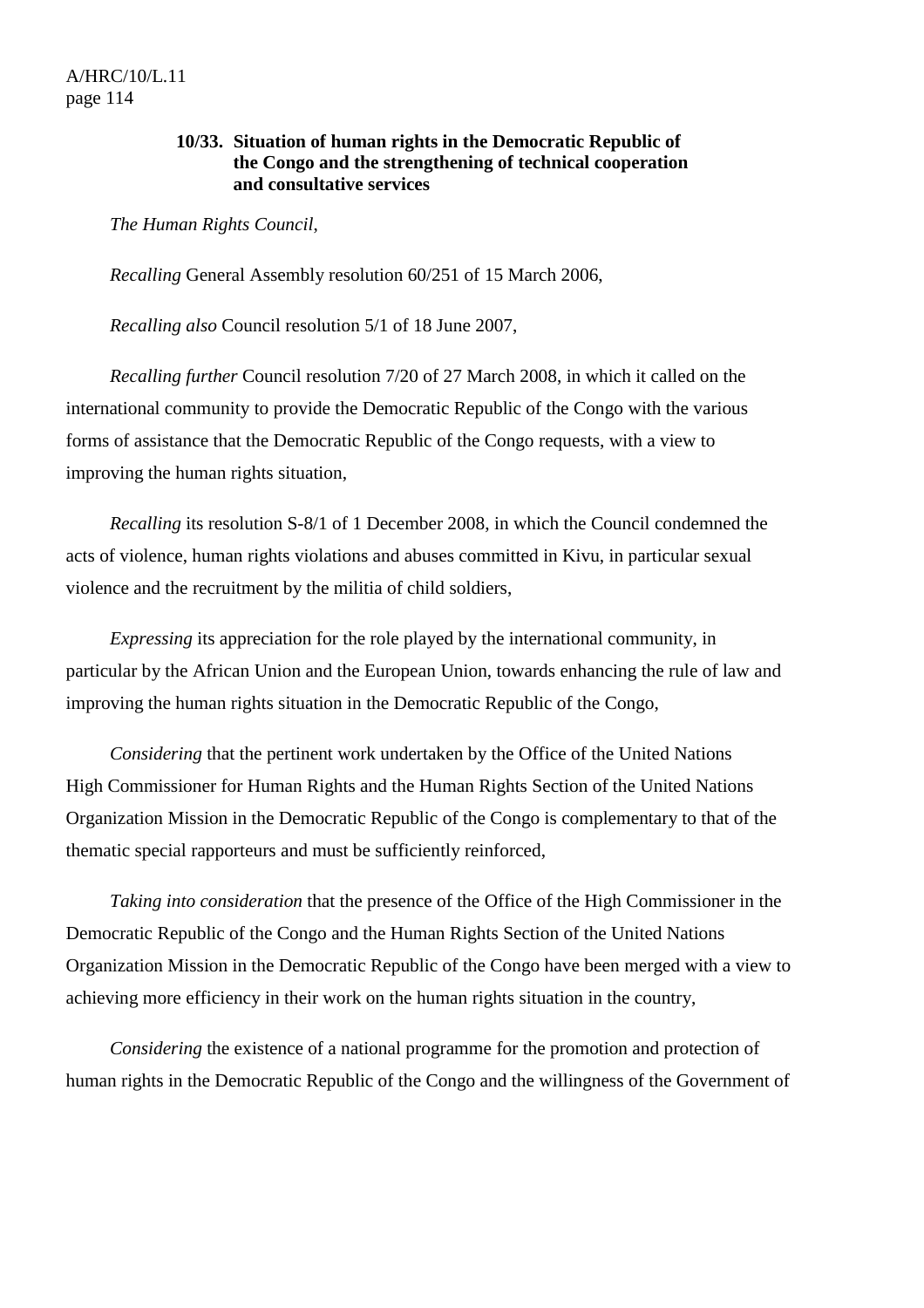### 10/33. Situation of human rights in the Democratic Republic of the Congo and the strengthening of technical cooperation and consultative services

*The Human Rights Council*,

*Recalling* General Assembly resolution 60/251 of 15 March 2006,

*Recalling also* Council resolution 5/1 of 18 June 2007,

*Recalling further* Council resolution 7/20 of 27 March 2008, in which it called on the international community to provide the Democratic Republic of the Congo with the various forms of assistance that the Democratic Republic of the Congo requests, with a view to improving the human rights situation,

*Recalling* its resolution S-8/1 of 1 December 2008, in which the Council condemned the acts of violence, human rights violations and abuses committed in Kivu, in particular sexual violence and the recruitment by the militia of child soldiers,

*Expressing* its appreciation for the role played by the international community, in particular by the African Union and the European Union, towards enhancing the rule of law and improving the human rights situation in the Democratic Republic of the Congo,

*Considering* that the pertinent work undertaken by the Office of the United Nations High Commissioner for Human Rights and the Human Rights Section of the United Nations Organization Mission in the Democratic Republic of the Congo is complementary to that of the thematic special rapporteurs and must be sufficiently reinforced,

*Taking into consideration* that the presence of the Office of the High Commissioner in the Democratic Republic of the Congo and the Human Rights Section of the United Nations Organization Mission in the Democratic Republic of the Congo have been merged with a view to achieving more efficiency in their work on the human rights situation in the country,

*Considering* the existence of a national programme for the promotion and protection of human rights in the Democratic Republic of the Congo and the willingness of the Government of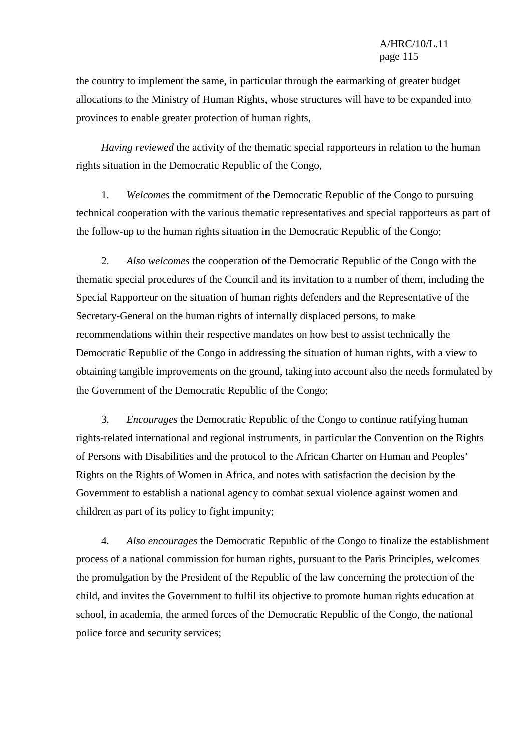the country to implement the same, in particular through the earmarking of greater budget allocations to the Ministry of Human Rights, whose structures will have to be expanded into provinces to enable greater protection of human rights,

*Having reviewed* the activity of the thematic special rapporteurs in relation to the human rights situation in the Democratic Republic of the Congo,

1. *Welcomes* the commitment of the Democratic Republic of the Congo to pursuing technical cooperation with the various thematic representatives and special rapporteurs as part of the follow-up to the human rights situation in the Democratic Republic of the Congo;

2. *Also welcomes* the cooperation of the Democratic Republic of the Congo with the thematic special procedures of the Council and its invitation to a number of them, including the Special Rapporteur on the situation of human rights defenders and the Representative of the Secretary-General on the human rights of internally displaced persons, to make recommendations within their respective mandates on how best to assist technically the Democratic Republic of the Congo in addressing the situation of human rights, with a view to obtaining tangible improvements on the ground, taking into account also the needs formulated by the Government of the Democratic Republic of the Congo;

3. *Encourages* the Democratic Republic of the Congo to continue ratifying human rights-related international and regional instruments, in particular the Convention on the Rights of Persons with Disabilities and the protocol to the African Charter on Human and Peoples' Rights on the Rights of Women in Africa, and notes with satisfaction the decision by the Government to establish a national agency to combat sexual violence against women and children as part of its policy to fight impunity;

4. *Also encourages* the Democratic Republic of the Congo to finalize the establishment process of a national commission for human rights, pursuant to the Paris Principles, welcomes the promulgation by the President of the Republic of the law concerning the protection of the child, and invites the Government to fulfil its objective to promote human rights education at school, in academia, the armed forces of the Democratic Republic of the Congo, the national police force and security services;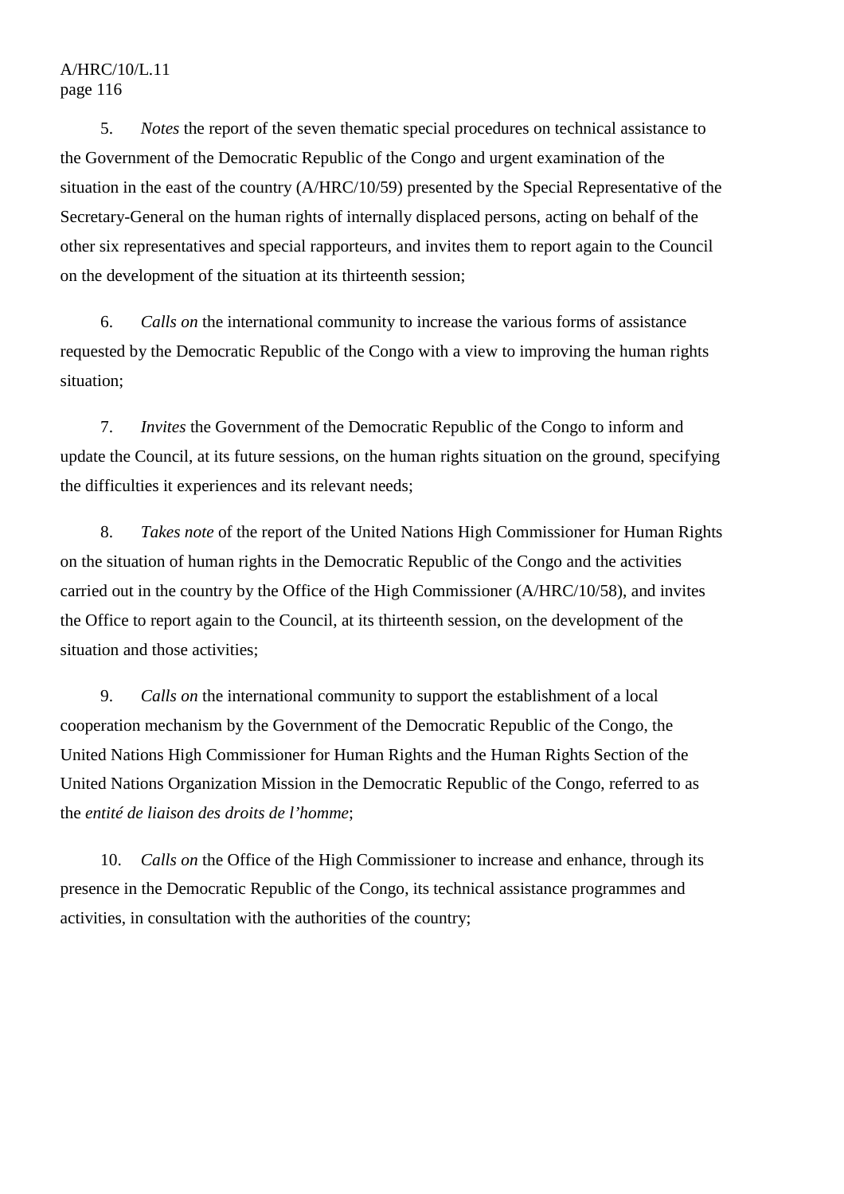5. *Notes* the report of the seven thematic special procedures on technical assistance to the Government of the Democratic Republic of the Congo and urgent examination of the situation in the east of the country (A/HRC/10/59) presented by the Special Representative of the Secretary-General on the human rights of internally displaced persons, acting on behalf of the other six representatives and special rapporteurs, and invites them to report again to the Council on the development of the situation at its thirteenth session;

6. *Calls on* the international community to increase the various forms of assistance requested by the Democratic Republic of the Congo with a view to improving the human rights situation;

7. *Invites* the Government of the Democratic Republic of the Congo to inform and update the Council, at its future sessions, on the human rights situation on the ground, specifying the difficulties it experiences and its relevant needs;

8. *Takes note* of the report of the United Nations High Commissioner for Human Rights on the situation of human rights in the Democratic Republic of the Congo and the activities carried out in the country by the Office of the High Commissioner (A/HRC/10/58), and invites the Office to report again to the Council, at its thirteenth session, on the development of the situation and those activities;

9. *Calls on* the international community to support the establishment of a local cooperation mechanism by the Government of the Democratic Republic of the Congo, the United Nations High Commissioner for Human Rights and the Human Rights Section of the United Nations Organization Mission in the Democratic Republic of the Congo, referred to as the *entité de liaison des droits de l'homme*;

10. *Calls on* the Office of the High Commissioner to increase and enhance, through its presence in the Democratic Republic of the Congo, its technical assistance programmes and activities, in consultation with the authorities of the country;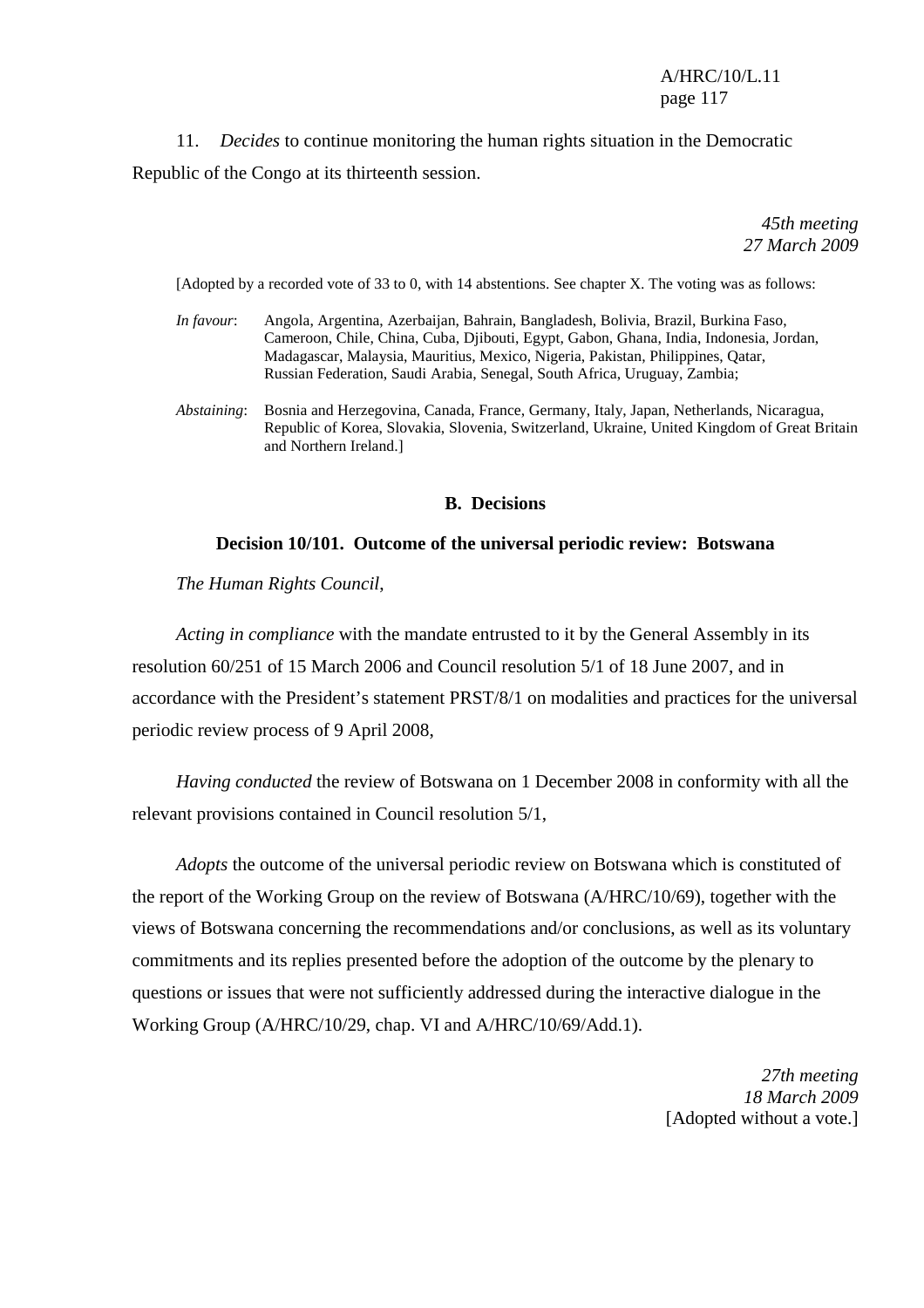11. *Decides* to continue monitoring the human rights situation in the Democratic Republic of the Congo at its thirteenth session.

*45th meeting*
*27 March 2009*

[Adopted by a recorded vote of 33 to 0, with 14 abstentions. See chapter X. The voting was as follows:

*In favour*: Angola, Argentina, Azerbaijan, Bahrain, Bangladesh, Bolivia, Brazil, Burkina Faso, Cameroon, Chile, China, Cuba, Djibouti, Egypt, Gabon, Ghana, India, Indonesia, Jordan, Madagascar, Malaysia, Mauritius, Mexico, Nigeria, Pakistan, Philippines, Qatar, Russian Federation, Saudi Arabia, Senegal, South Africa, Uruguay, Zambia;

*Abstaining*: Bosnia and Herzegovina, Canada, France, Germany, Italy, Japan, Netherlands, Nicaragua, Republic of Korea, Slovakia, Slovenia, Switzerland, Ukraine, United Kingdom of Great Britain and Northern Ireland.]

## B. Decisions

### Decision 10/101. Outcome of the universal periodic review: Botswana

*The Human Rights Council*,

*Acting in compliance* with the mandate entrusted to it by the General Assembly in its resolution 60/251 of 15 March 2006 and Council resolution 5/1 of 18 June 2007, and in accordance with the President's statement PRST/8/1 on modalities and practices for the universal periodic review process of 9 April 2008,

*Having conducted* the review of Botswana on 1 December 2008 in conformity with all the relevant provisions contained in Council resolution 5/1,

*Adopts* the outcome of the universal periodic review on Botswana which is constituted of the report of the Working Group on the review of Botswana (A/HRC/10/69), together with the views of Botswana concerning the recommendations and/or conclusions, as well as its voluntary commitments and its replies presented before the adoption of the outcome by the plenary to questions or issues that were not sufficiently addressed during the interactive dialogue in the Working Group (A/HRC/10/29, chap. VI and A/HRC/10/69/Add.1).

*27th meeting*
*18 March 2009*
[Adopted without a vote.]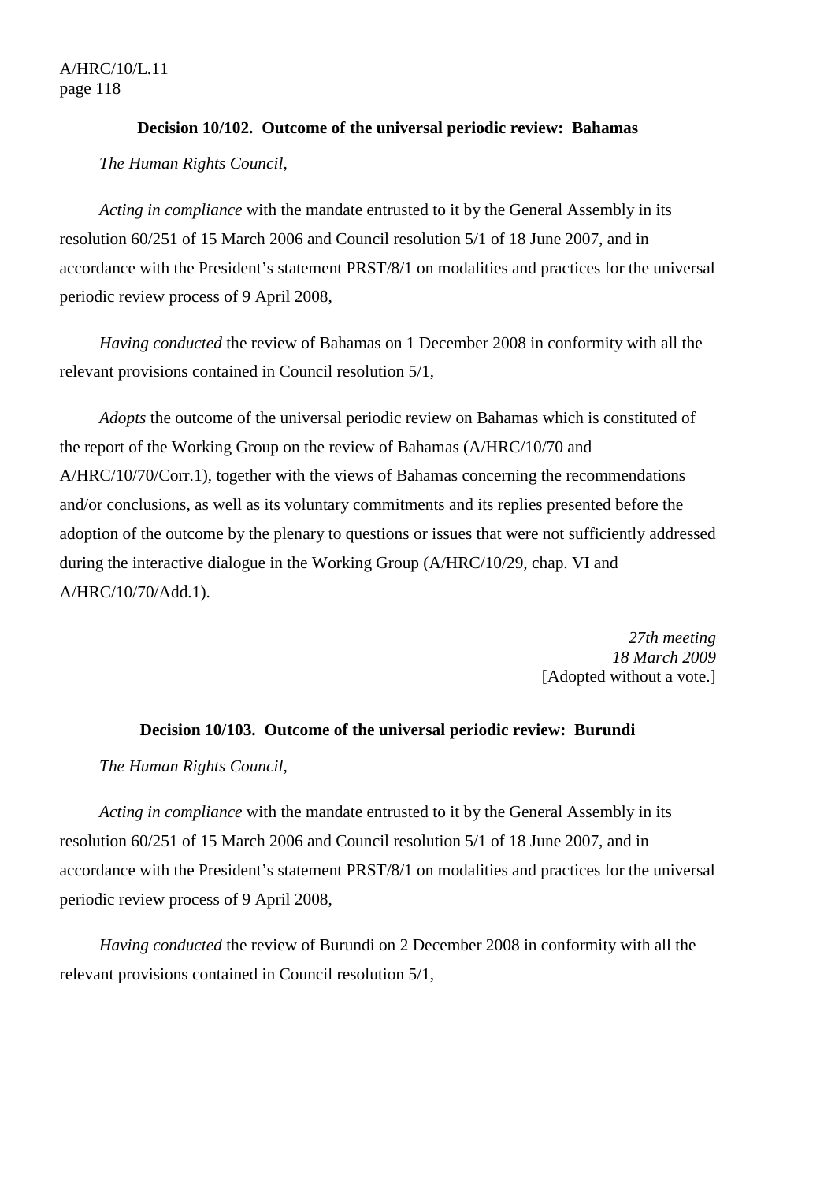### Decision 10/102. Outcome of the universal periodic review: Bahamas

*The Human Rights Council*,

*Acting in compliance* with the mandate entrusted to it by the General Assembly in its resolution 60/251 of 15 March 2006 and Council resolution 5/1 of 18 June 2007, and in accordance with the President's statement PRST/8/1 on modalities and practices for the universal periodic review process of 9 April 2008,

*Having conducted* the review of Bahamas on 1 December 2008 in conformity with all the relevant provisions contained in Council resolution 5/1,

*Adopts* the outcome of the universal periodic review on Bahamas which is constituted of the report of the Working Group on the review of Bahamas (A/HRC/10/70 and A/HRC/10/70/Corr.1), together with the views of Bahamas concerning the recommendations and/or conclusions, as well as its voluntary commitments and its replies presented before the adoption of the outcome by the plenary to questions or issues that were not sufficiently addressed during the interactive dialogue in the Working Group (A/HRC/10/29, chap. VI and A/HRC/10/70/Add.1).

*27th meeting*
*18 March 2009*
[Adopted without a vote.]

### Decision 10/103. Outcome of the universal periodic review: Burundi

*The Human Rights Council*,

*Acting in compliance* with the mandate entrusted to it by the General Assembly in its resolution 60/251 of 15 March 2006 and Council resolution 5/1 of 18 June 2007, and in accordance with the President's statement PRST/8/1 on modalities and practices for the universal periodic review process of 9 April 2008,

*Having conducted* the review of Burundi on 2 December 2008 in conformity with all the relevant provisions contained in Council resolution 5/1,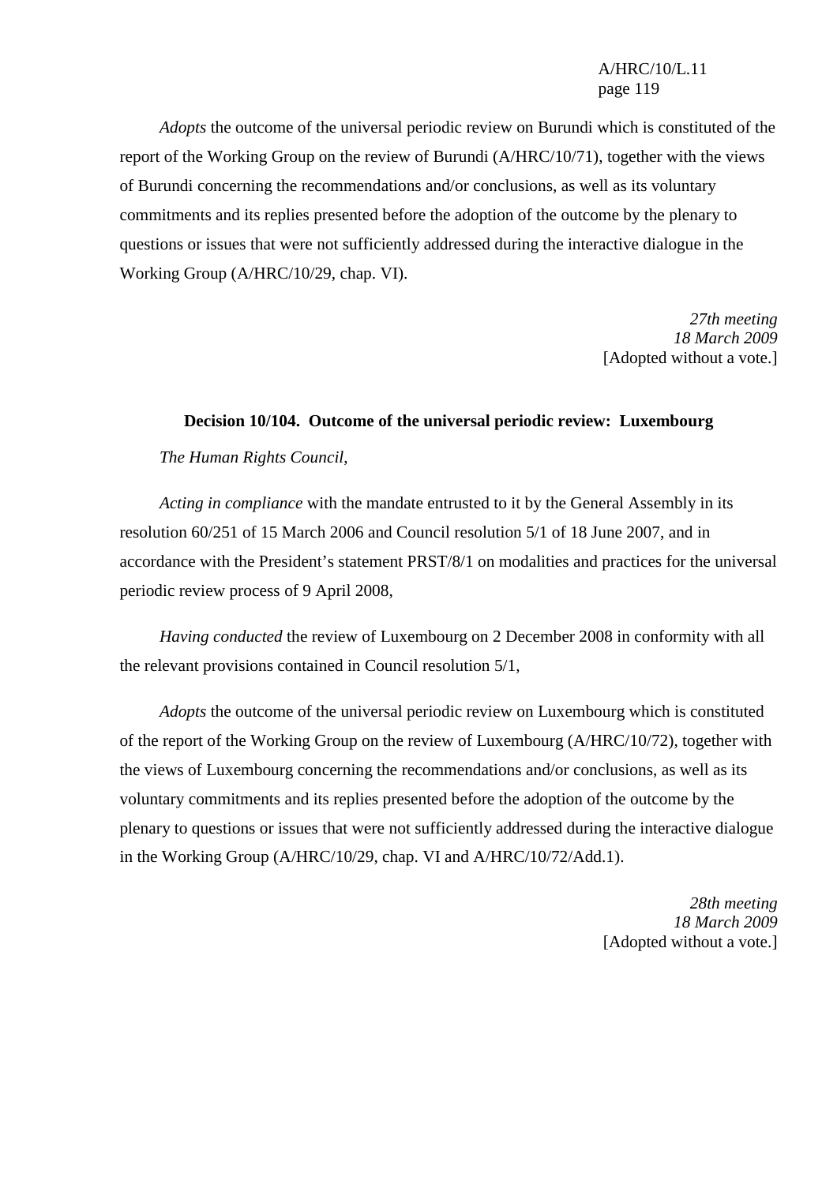*Adopts* the outcome of the universal periodic review on Burundi which is constituted of the report of the Working Group on the review of Burundi (A/HRC/10/71), together with the views of Burundi concerning the recommendations and/or conclusions, as well as its voluntary commitments and its replies presented before the adoption of the outcome by the plenary to questions or issues that were not sufficiently addressed during the interactive dialogue in the Working Group (A/HRC/10/29, chap. VI).

*27th meeting*
*18 March 2009*
[Adopted without a vote.]

### Decision 10/104. Outcome of the universal periodic review: Luxembourg

*The Human Rights Council*,

*Acting in compliance* with the mandate entrusted to it by the General Assembly in its resolution 60/251 of 15 March 2006 and Council resolution 5/1 of 18 June 2007, and in accordance with the President's statement PRST/8/1 on modalities and practices for the universal periodic review process of 9 April 2008,

*Having conducted* the review of Luxembourg on 2 December 2008 in conformity with all the relevant provisions contained in Council resolution 5/1,

*Adopts* the outcome of the universal periodic review on Luxembourg which is constituted of the report of the Working Group on the review of Luxembourg (A/HRC/10/72), together with the views of Luxembourg concerning the recommendations and/or conclusions, as well as its voluntary commitments and its replies presented before the adoption of the outcome by the plenary to questions or issues that were not sufficiently addressed during the interactive dialogue in the Working Group (A/HRC/10/29, chap. VI and A/HRC/10/72/Add.1).

*28th meeting*
*18 March 2009*
[Adopted without a vote.]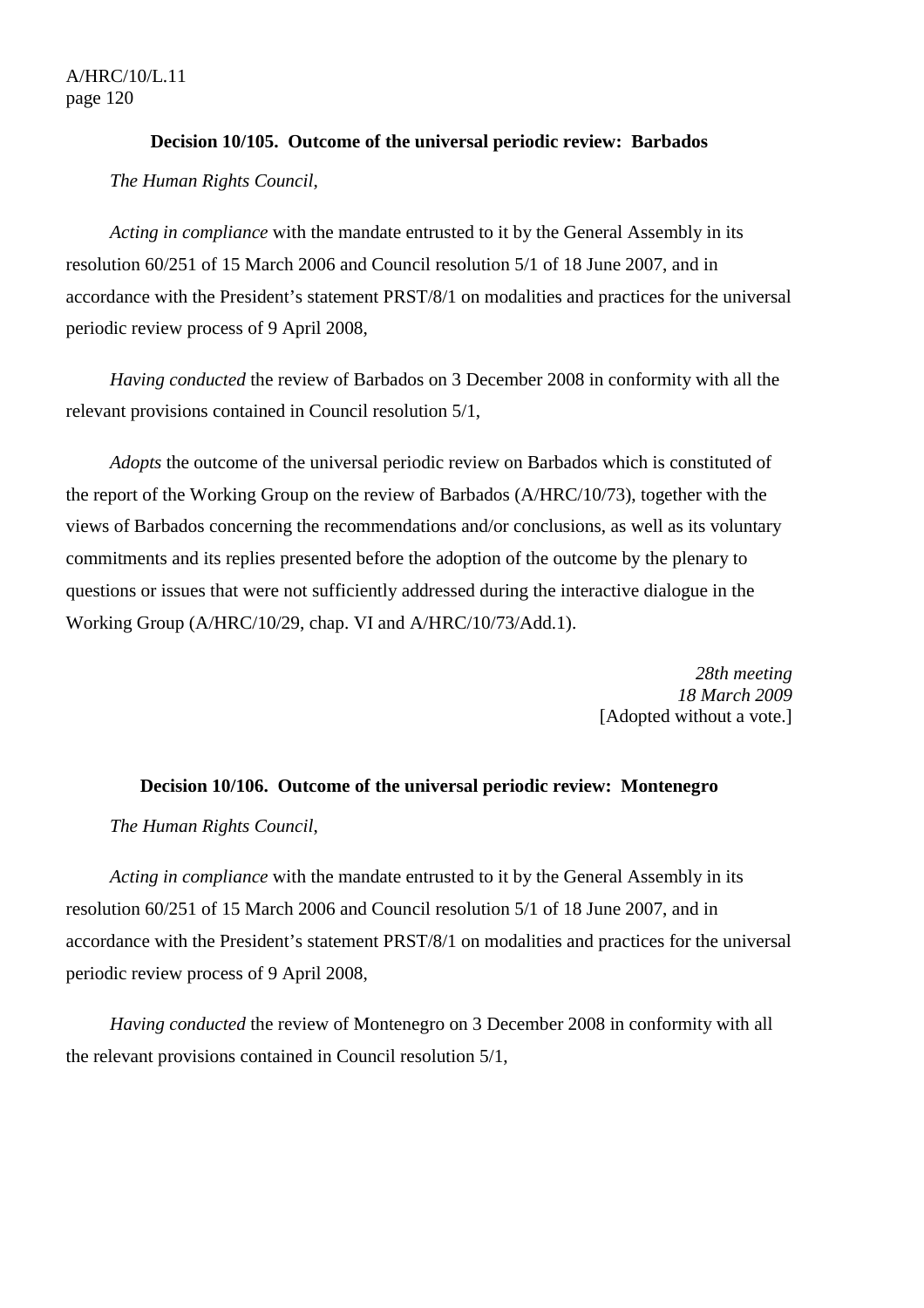**Decision 10/105. Outcome of the universal periodic review: Barbados**

*The Human Rights Council*,

*Acting in compliance* with the mandate entrusted to it by the General Assembly in its resolution 60/251 of 15 March 2006 and Council resolution 5/1 of 18 June 2007, and in accordance with the President's statement PRST/8/1 on modalities and practices for the universal periodic review process of 9 April 2008,

*Having conducted* the review of Barbados on 3 December 2008 in conformity with all the relevant provisions contained in Council resolution 5/1,

*Adopts* the outcome of the universal periodic review on Barbados which is constituted of the report of the Working Group on the review of Barbados (A/HRC/10/73), together with the views of Barbados concerning the recommendations and/or conclusions, as well as its voluntary commitments and its replies presented before the adoption of the outcome by the plenary to questions or issues that were not sufficiently addressed during the interactive dialogue in the Working Group (A/HRC/10/29, chap. VI and A/HRC/10/73/Add.1).

*28th meeting*
*18 March 2009*
[Adopted without a vote.]

**Decision 10/106. Outcome of the universal periodic review: Montenegro**

*The Human Rights Council*,

*Acting in compliance* with the mandate entrusted to it by the General Assembly in its resolution 60/251 of 15 March 2006 and Council resolution 5/1 of 18 June 2007, and in accordance with the President's statement PRST/8/1 on modalities and practices for the universal periodic review process of 9 April 2008,

*Having conducted* the review of Montenegro on 3 December 2008 in conformity with all the relevant provisions contained in Council resolution 5/1,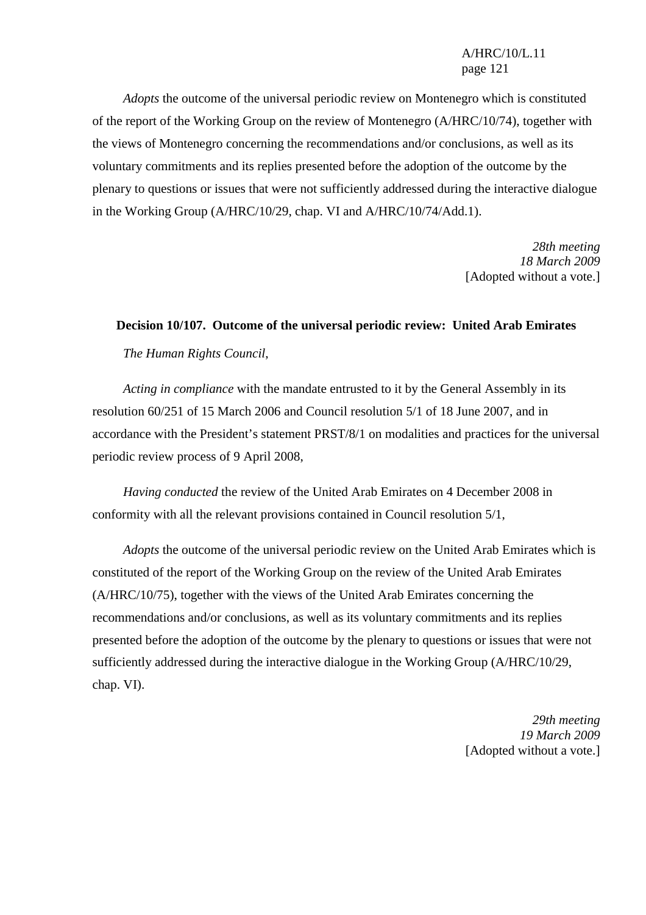*Adopts* the outcome of the universal periodic review on Montenegro which is constituted of the report of the Working Group on the review of Montenegro (A/HRC/10/74), together with the views of Montenegro concerning the recommendations and/or conclusions, as well as its voluntary commitments and its replies presented before the adoption of the outcome by the plenary to questions or issues that were not sufficiently addressed during the interactive dialogue in the Working Group (A/HRC/10/29, chap. VI and A/HRC/10/74/Add.1).

*28th meeting*
*18 March 2009*
[Adopted without a vote.]

**Decision 10/107. Outcome of the universal periodic review: United Arab Emirates**

*The Human Rights Council*,

*Acting in compliance* with the mandate entrusted to it by the General Assembly in its resolution 60/251 of 15 March 2006 and Council resolution 5/1 of 18 June 2007, and in accordance with the President's statement PRST/8/1 on modalities and practices for the universal periodic review process of 9 April 2008,

*Having conducted* the review of the United Arab Emirates on 4 December 2008 in conformity with all the relevant provisions contained in Council resolution 5/1,

*Adopts* the outcome of the universal periodic review on the United Arab Emirates which is constituted of the report of the Working Group on the review of the United Arab Emirates (A/HRC/10/75), together with the views of the United Arab Emirates concerning the recommendations and/or conclusions, as well as its voluntary commitments and its replies presented before the adoption of the outcome by the plenary to questions or issues that were not sufficiently addressed during the interactive dialogue in the Working Group (A/HRC/10/29, chap. VI).

*29th meeting*
*19 March 2009*
[Adopted without a vote.]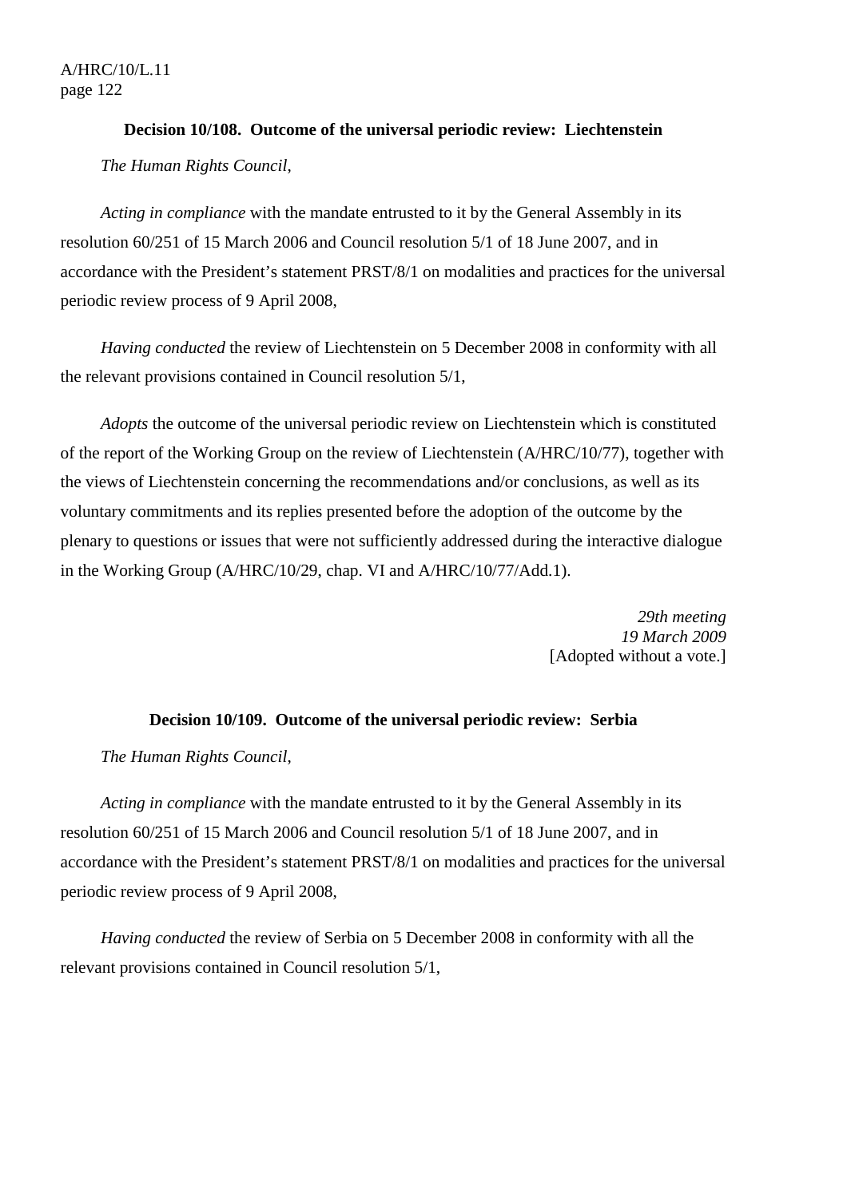**Decision 10/108. Outcome of the universal periodic review: Liechtenstein**

*The Human Rights Council*,

*Acting in compliance* with the mandate entrusted to it by the General Assembly in its resolution 60/251 of 15 March 2006 and Council resolution 5/1 of 18 June 2007, and in accordance with the President's statement PRST/8/1 on modalities and practices for the universal periodic review process of 9 April 2008,

*Having conducted* the review of Liechtenstein on 5 December 2008 in conformity with all the relevant provisions contained in Council resolution 5/1,

*Adopts* the outcome of the universal periodic review on Liechtenstein which is constituted of the report of the Working Group on the review of Liechtenstein (A/HRC/10/77), together with the views of Liechtenstein concerning the recommendations and/or conclusions, as well as its voluntary commitments and its replies presented before the adoption of the outcome by the plenary to questions or issues that were not sufficiently addressed during the interactive dialogue in the Working Group (A/HRC/10/29, chap. VI and A/HRC/10/77/Add.1).

*29th meeting*
*19 March 2009*
[Adopted without a vote.]

**Decision 10/109. Outcome of the universal periodic review: Serbia**

*The Human Rights Council*,

*Acting in compliance* with the mandate entrusted to it by the General Assembly in its resolution 60/251 of 15 March 2006 and Council resolution 5/1 of 18 June 2007, and in accordance with the President's statement PRST/8/1 on modalities and practices for the universal periodic review process of 9 April 2008,

*Having conducted* the review of Serbia on 5 December 2008 in conformity with all the relevant provisions contained in Council resolution 5/1,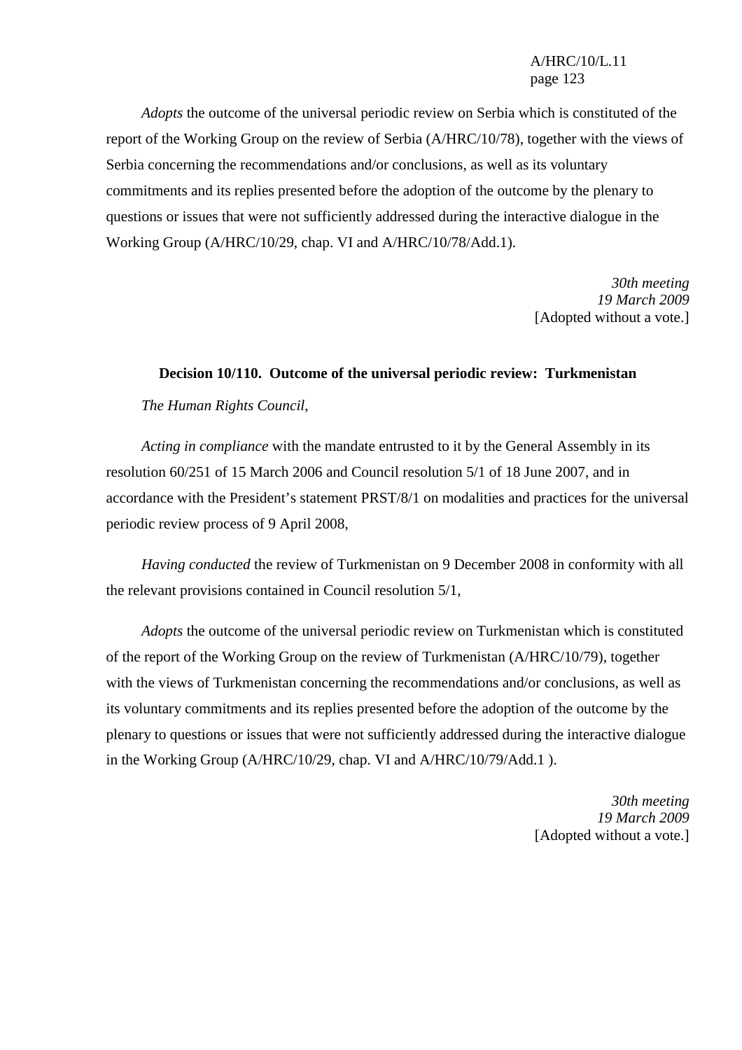*Adopts* the outcome of the universal periodic review on Serbia which is constituted of the report of the Working Group on the review of Serbia (A/HRC/10/78), together with the views of Serbia concerning the recommendations and/or conclusions, as well as its voluntary commitments and its replies presented before the adoption of the outcome by the plenary to questions or issues that were not sufficiently addressed during the interactive dialogue in the Working Group (A/HRC/10/29, chap. VI and A/HRC/10/78/Add.1).

*30th meeting*
*19 March 2009*
[Adopted without a vote.]

**Decision 10/110. Outcome of the universal periodic review: Turkmenistan**

*The Human Rights Council*,

*Acting in compliance* with the mandate entrusted to it by the General Assembly in its resolution 60/251 of 15 March 2006 and Council resolution 5/1 of 18 June 2007, and in accordance with the President's statement PRST/8/1 on modalities and practices for the universal periodic review process of 9 April 2008,

*Having conducted* the review of Turkmenistan on 9 December 2008 in conformity with all the relevant provisions contained in Council resolution 5/1,

*Adopts* the outcome of the universal periodic review on Turkmenistan which is constituted of the report of the Working Group on the review of Turkmenistan (A/HRC/10/79), together with the views of Turkmenistan concerning the recommendations and/or conclusions, as well as its voluntary commitments and its replies presented before the adoption of the outcome by the plenary to questions or issues that were not sufficiently addressed during the interactive dialogue in the Working Group (A/HRC/10/29, chap. VI and A/HRC/10/79/Add.1 ).

*30th meeting*
*19 March 2009*
[Adopted without a vote.]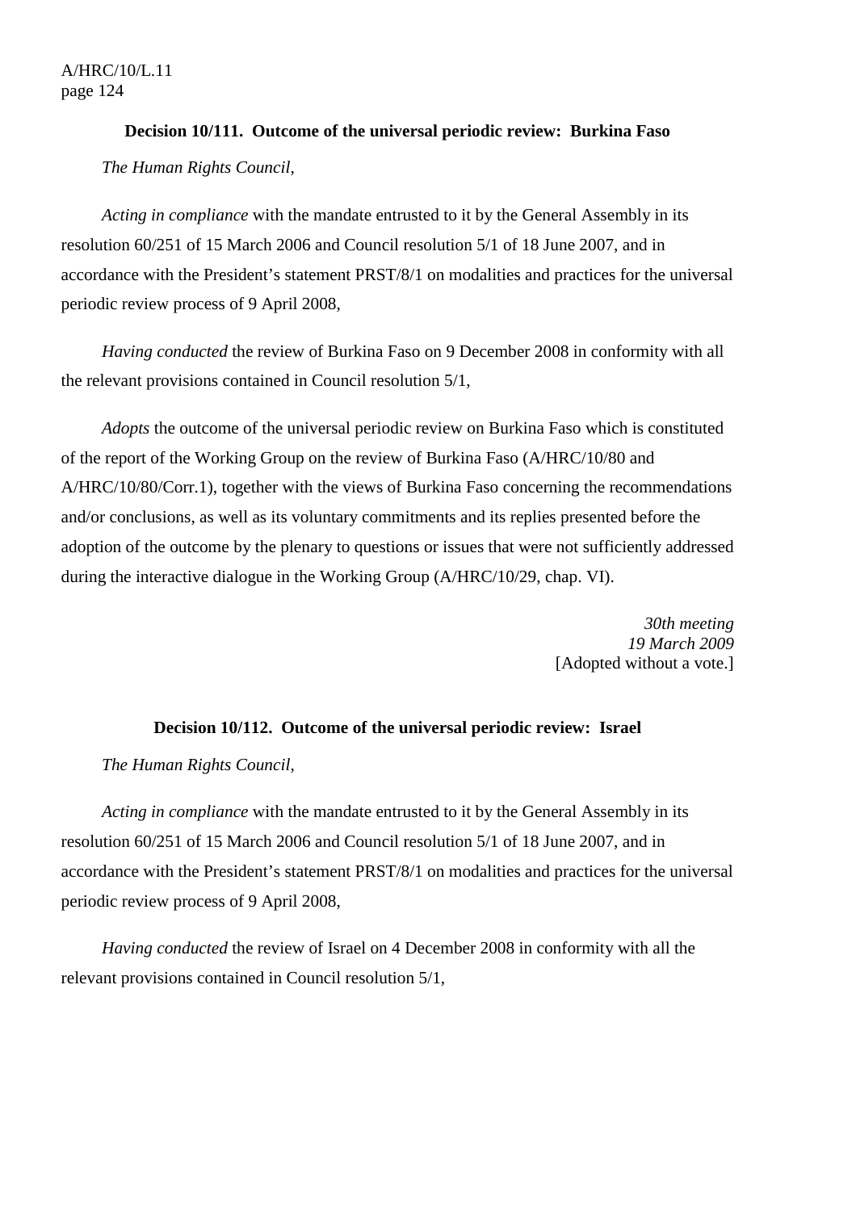### Decision 10/111. Outcome of the universal periodic review: Burkina Faso

*The Human Rights Council*,

*Acting in compliance* with the mandate entrusted to it by the General Assembly in its resolution 60/251 of 15 March 2006 and Council resolution 5/1 of 18 June 2007, and in accordance with the President's statement PRST/8/1 on modalities and practices for the universal periodic review process of 9 April 2008,

*Having conducted* the review of Burkina Faso on 9 December 2008 in conformity with all the relevant provisions contained in Council resolution 5/1,

*Adopts* the outcome of the universal periodic review on Burkina Faso which is constituted of the report of the Working Group on the review of Burkina Faso (A/HRC/10/80 and A/HRC/10/80/Corr.1), together with the views of Burkina Faso concerning the recommendations and/or conclusions, as well as its voluntary commitments and its replies presented before the adoption of the outcome by the plenary to questions or issues that were not sufficiently addressed during the interactive dialogue in the Working Group (A/HRC/10/29, chap. VI).

*30th meeting*
*19 March 2009*
[Adopted without a vote.]

### Decision 10/112. Outcome of the universal periodic review: Israel

*The Human Rights Council*,

*Acting in compliance* with the mandate entrusted to it by the General Assembly in its resolution 60/251 of 15 March 2006 and Council resolution 5/1 of 18 June 2007, and in accordance with the President's statement PRST/8/1 on modalities and practices for the universal periodic review process of 9 April 2008,

*Having conducted* the review of Israel on 4 December 2008 in conformity with all the relevant provisions contained in Council resolution 5/1,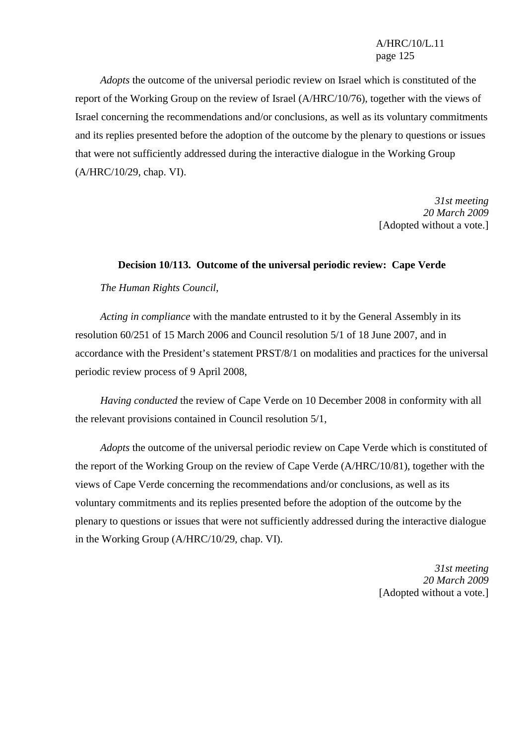*Adopts* the outcome of the universal periodic review on Israel which is constituted of the report of the Working Group on the review of Israel (A/HRC/10/76), together with the views of Israel concerning the recommendations and/or conclusions, as well as its voluntary commitments and its replies presented before the adoption of the outcome by the plenary to questions or issues that were not sufficiently addressed during the interactive dialogue in the Working Group (A/HRC/10/29, chap. VI).

*31st meeting*
*20 March 2009*
[Adopted without a vote.]

### Decision 10/113. Outcome of the universal periodic review: Cape Verde

*The Human Rights Council*,

*Acting in compliance* with the mandate entrusted to it by the General Assembly in its resolution 60/251 of 15 March 2006 and Council resolution 5/1 of 18 June 2007, and in accordance with the President's statement PRST/8/1 on modalities and practices for the universal periodic review process of 9 April 2008,

*Having conducted* the review of Cape Verde on 10 December 2008 in conformity with all the relevant provisions contained in Council resolution 5/1,

*Adopts* the outcome of the universal periodic review on Cape Verde which is constituted of the report of the Working Group on the review of Cape Verde (A/HRC/10/81), together with the views of Cape Verde concerning the recommendations and/or conclusions, as well as its voluntary commitments and its replies presented before the adoption of the outcome by the plenary to questions or issues that were not sufficiently addressed during the interactive dialogue in the Working Group (A/HRC/10/29, chap. VI).

*31st meeting*
*20 March 2009*
[Adopted without a vote.]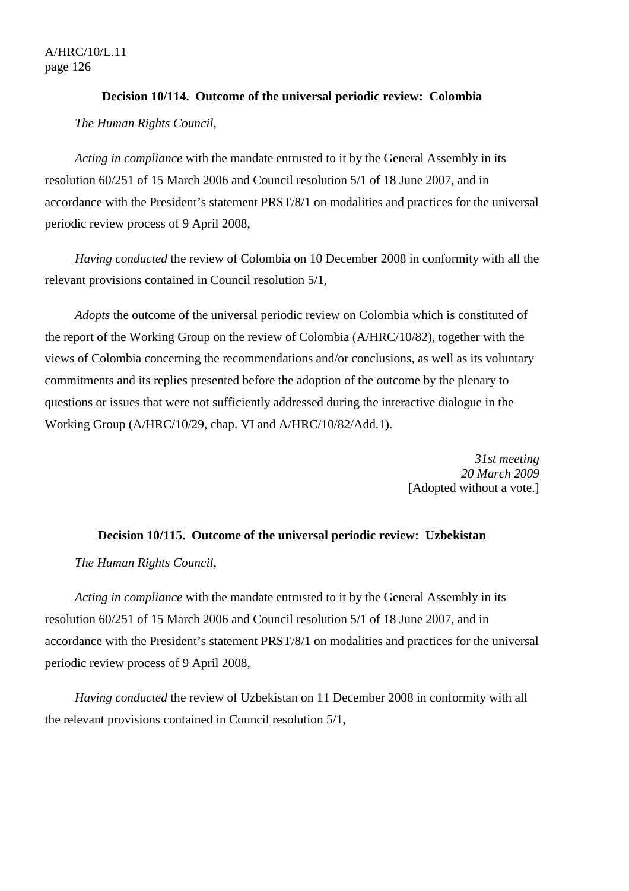### Decision 10/114. Outcome of the universal periodic review: Colombia

*The Human Rights Council*,

*Acting in compliance* with the mandate entrusted to it by the General Assembly in its resolution 60/251 of 15 March 2006 and Council resolution 5/1 of 18 June 2007, and in accordance with the President's statement PRST/8/1 on modalities and practices for the universal periodic review process of 9 April 2008,

*Having conducted* the review of Colombia on 10 December 2008 in conformity with all the relevant provisions contained in Council resolution 5/1,

*Adopts* the outcome of the universal periodic review on Colombia which is constituted of the report of the Working Group on the review of Colombia (A/HRC/10/82), together with the views of Colombia concerning the recommendations and/or conclusions, as well as its voluntary commitments and its replies presented before the adoption of the outcome by the plenary to questions or issues that were not sufficiently addressed during the interactive dialogue in the Working Group (A/HRC/10/29, chap. VI and A/HRC/10/82/Add.1).

*31st meeting*
*20 March 2009*
[Adopted without a vote.]

### Decision 10/115. Outcome of the universal periodic review: Uzbekistan

*The Human Rights Council*,

*Acting in compliance* with the mandate entrusted to it by the General Assembly in its resolution 60/251 of 15 March 2006 and Council resolution 5/1 of 18 June 2007, and in accordance with the President's statement PRST/8/1 on modalities and practices for the universal periodic review process of 9 April 2008,

*Having conducted* the review of Uzbekistan on 11 December 2008 in conformity with all the relevant provisions contained in Council resolution 5/1,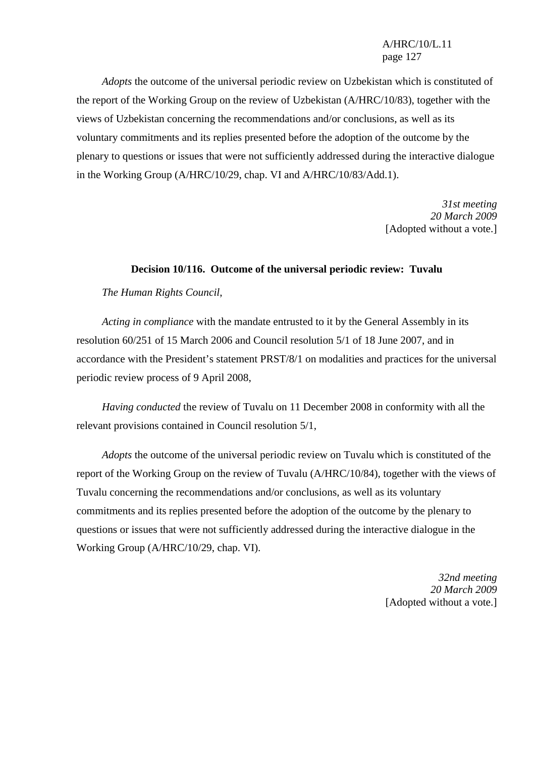*Adopts* the outcome of the universal periodic review on Uzbekistan which is constituted of the report of the Working Group on the review of Uzbekistan (A/HRC/10/83), together with the views of Uzbekistan concerning the recommendations and/or conclusions, as well as its voluntary commitments and its replies presented before the adoption of the outcome by the plenary to questions or issues that were not sufficiently addressed during the interactive dialogue in the Working Group (A/HRC/10/29, chap. VI and A/HRC/10/83/Add.1).

*31st meeting*
*20 March 2009*
[Adopted without a vote.]

**Decision 10/116. Outcome of the universal periodic review: Tuvalu**

*The Human Rights Council*,

*Acting in compliance* with the mandate entrusted to it by the General Assembly in its resolution 60/251 of 15 March 2006 and Council resolution 5/1 of 18 June 2007, and in accordance with the President's statement PRST/8/1 on modalities and practices for the universal periodic review process of 9 April 2008,

*Having conducted* the review of Tuvalu on 11 December 2008 in conformity with all the relevant provisions contained in Council resolution 5/1,

*Adopts* the outcome of the universal periodic review on Tuvalu which is constituted of the report of the Working Group on the review of Tuvalu (A/HRC/10/84), together with the views of Tuvalu concerning the recommendations and/or conclusions, as well as its voluntary commitments and its replies presented before the adoption of the outcome by the plenary to questions or issues that were not sufficiently addressed during the interactive dialogue in the Working Group (A/HRC/10/29, chap. VI).

*32nd meeting*
*20 March 2009*
[Adopted without a vote.]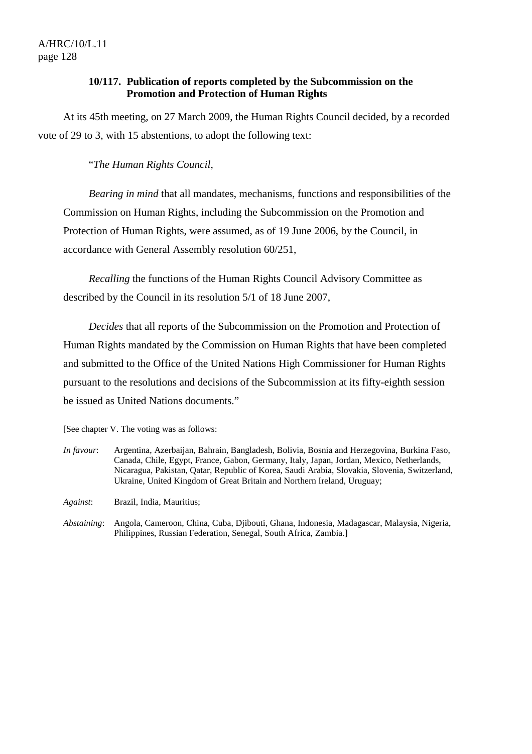### 10/117. Publication of reports completed by the Subcommission on the Promotion and Protection of Human Rights

At its 45th meeting, on 27 March 2009, the Human Rights Council decided, by a recorded vote of 29 to 3, with 15 abstentions, to adopt the following text:

"*The Human Rights Council*,

*Bearing in mind* that all mandates, mechanisms, functions and responsibilities of the Commission on Human Rights, including the Subcommission on the Promotion and Protection of Human Rights, were assumed, as of 19 June 2006, by the Council, in accordance with General Assembly resolution 60/251,

*Recalling* the functions of the Human Rights Council Advisory Committee as described by the Council in its resolution 5/1 of 18 June 2007,

*Decides* that all reports of the Subcommission on the Promotion and Protection of Human Rights mandated by the Commission on Human Rights that have been completed and submitted to the Office of the United Nations High Commissioner for Human Rights pursuant to the resolutions and decisions of the Subcommission at its fifty-eighth session be issued as United Nations documents."

[See chapter V. The voting was as follows:

*In favour*: Argentina, Azerbaijan, Bahrain, Bangladesh, Bolivia, Bosnia and Herzegovina, Burkina Faso, Canada, Chile, Egypt, France, Gabon, Germany, Italy, Japan, Jordan, Mexico, Netherlands, Nicaragua, Pakistan, Qatar, Republic of Korea, Saudi Arabia, Slovakia, Slovenia, Switzerland, Ukraine, United Kingdom of Great Britain and Northern Ireland, Uruguay;

*Against*: Brazil, India, Mauritius;

*Abstaining*: Angola, Cameroon, China, Cuba, Djibouti, Ghana, Indonesia, Madagascar, Malaysia, Nigeria, Philippines, Russian Federation, Senegal, South Africa, Zambia.]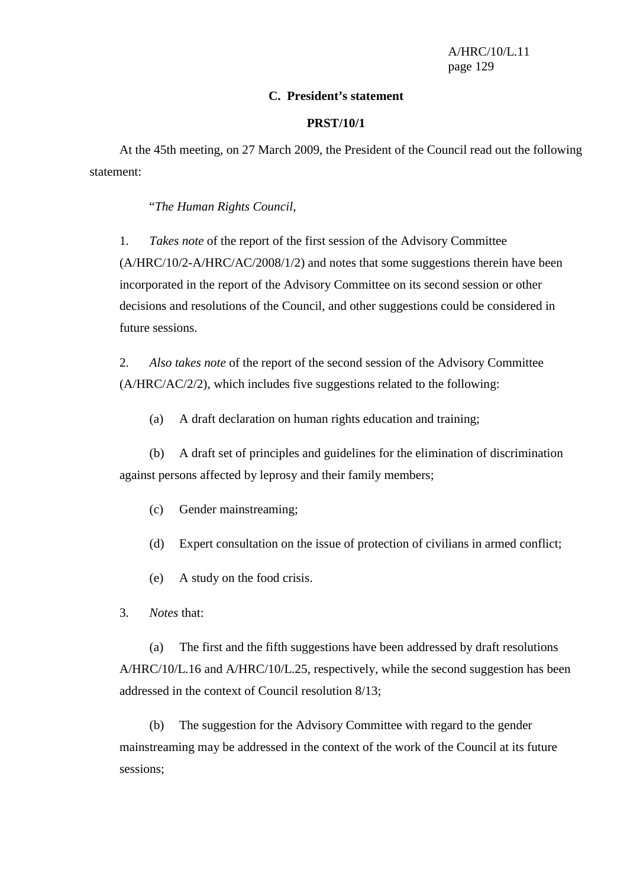### C. President's statement

**PRST/10/1**

At the 45th meeting, on 27 March 2009, the President of the Council read out the following statement:

"*The Human Rights Council*,

1. *Takes note* of the report of the first session of the Advisory Committee (A/HRC/10/2-A/HRC/AC/2008/1/2) and notes that some suggestions therein have been incorporated in the report of the Advisory Committee on its second session or other decisions and resolutions of the Council, and other suggestions could be considered in future sessions.

2. *Also takes note* of the report of the second session of the Advisory Committee (A/HRC/AC/2/2), which includes five suggestions related to the following:

(a) A draft declaration on human rights education and training;

(b) A draft set of principles and guidelines for the elimination of discrimination against persons affected by leprosy and their family members;

(c) Gender mainstreaming;

(d) Expert consultation on the issue of protection of civilians in armed conflict;

(e) A study on the food crisis.

3. *Notes* that:

(a) The first and the fifth suggestions have been addressed by draft resolutions A/HRC/10/L.16 and A/HRC/10/L.25, respectively, while the second suggestion has been addressed in the context of Council resolution 8/13;

(b) The suggestion for the Advisory Committee with regard to the gender mainstreaming may be addressed in the context of the work of the Council at its future sessions;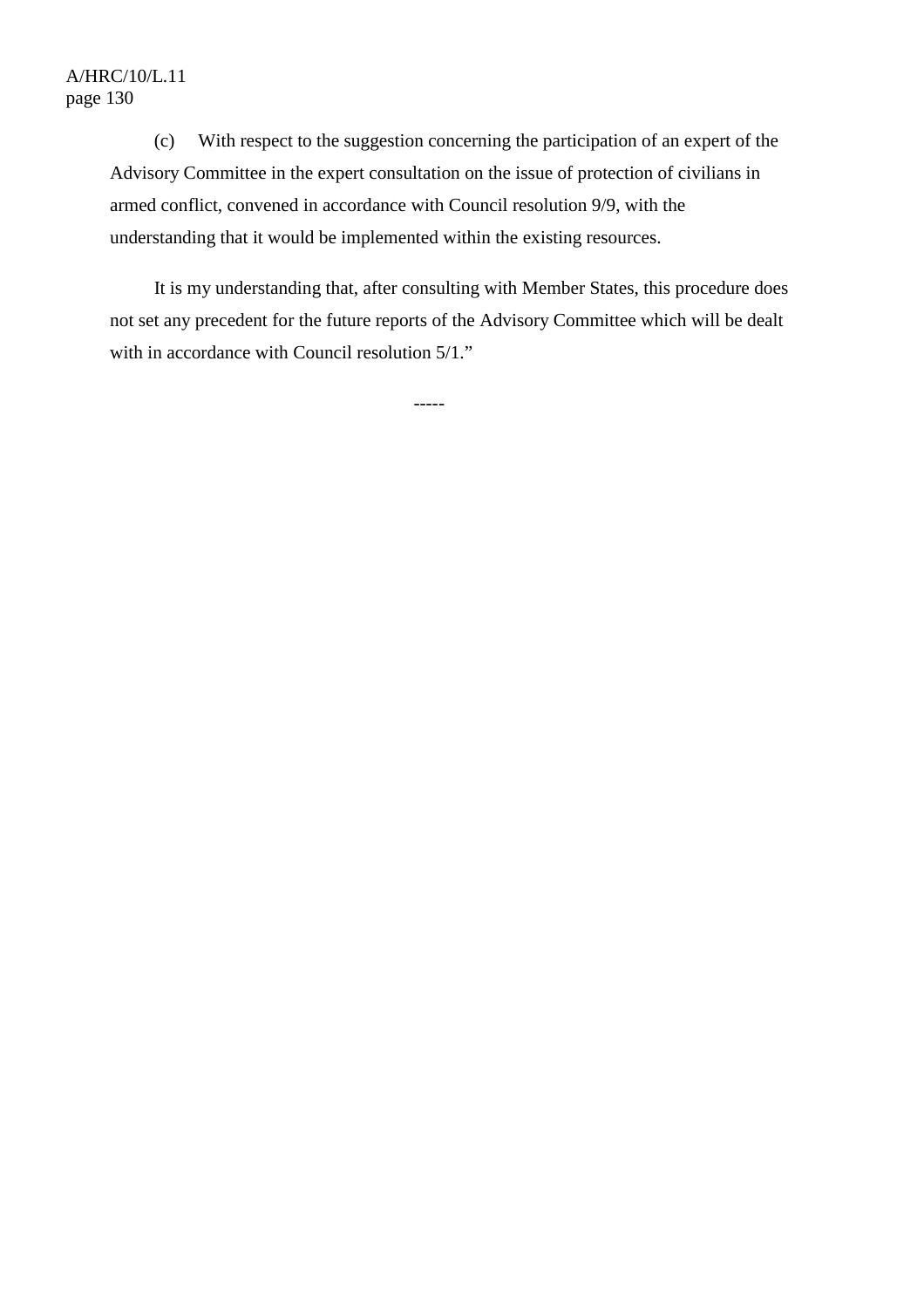(c) With respect to the suggestion concerning the participation of an expert of the Advisory Committee in the expert consultation on the issue of protection of civilians in armed conflict, convened in accordance with Council resolution 9/9, with the understanding that it would be implemented within the existing resources.

It is my understanding that, after consulting with Member States, this procedure does not set any precedent for the future reports of the Advisory Committee which will be dealt with in accordance with Council resolution 5/1."

-----